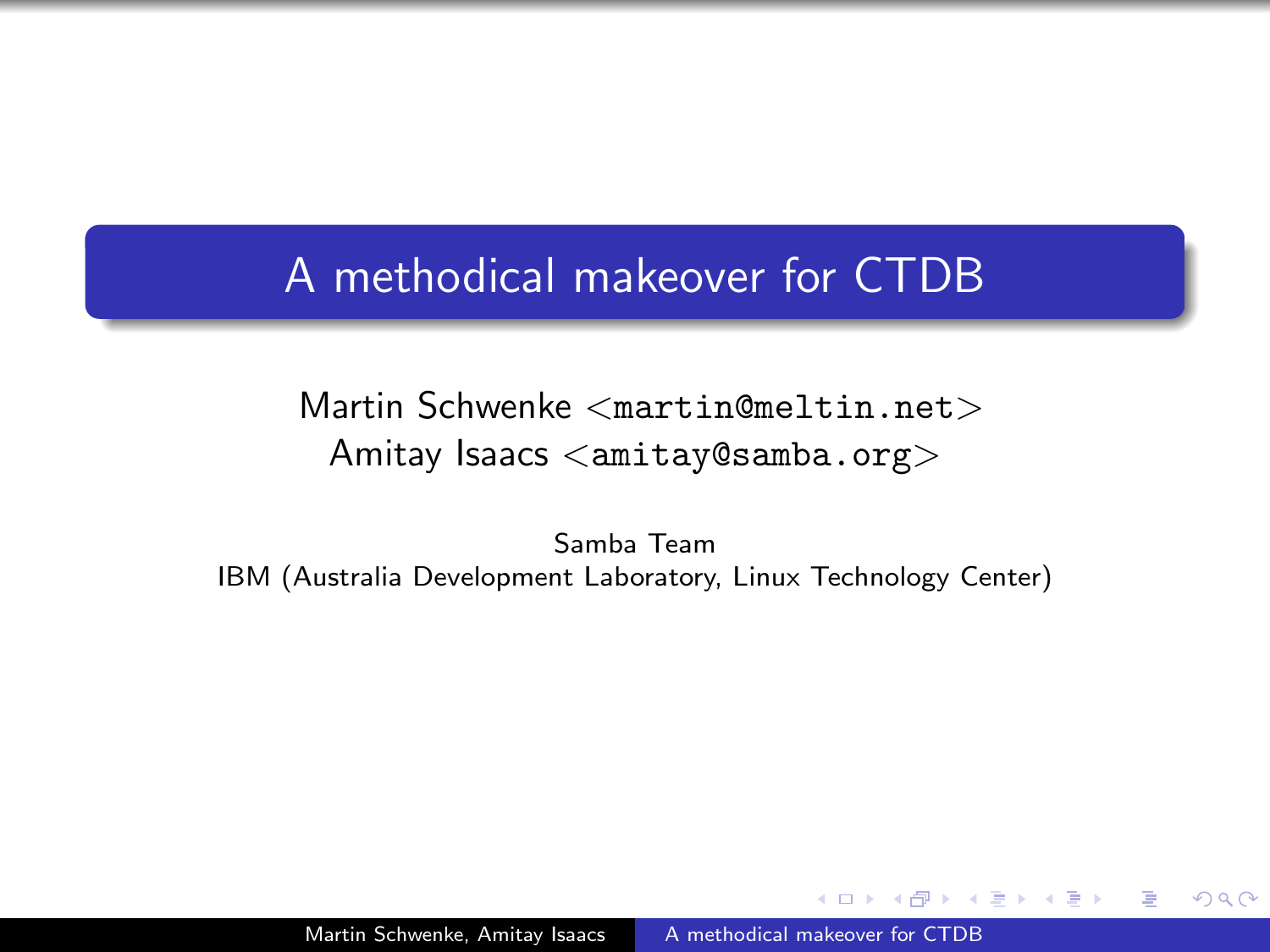# A methodical makeover for CTDB

Martin Schwenke <martin@meltin.net>
Amitay Isaacs <amitay@samba.org>

Samba Team
IBM (Australia Development Laboratory, Linux Technology Center)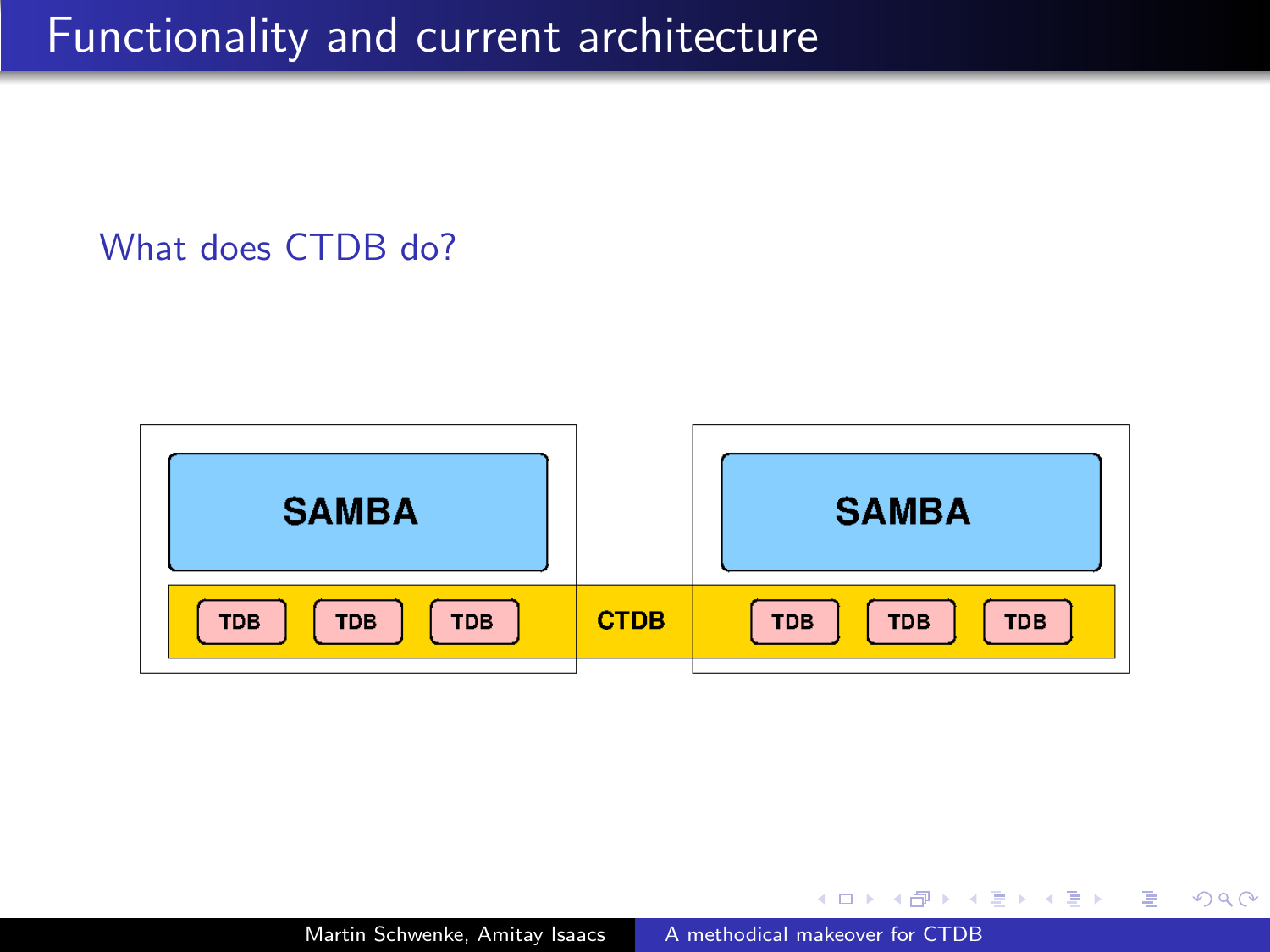# Functionality and current architecture

What does CTDB do?

SAMBA

TDB TDB TDB

CTDB

SAMBA

TDB TDB TDB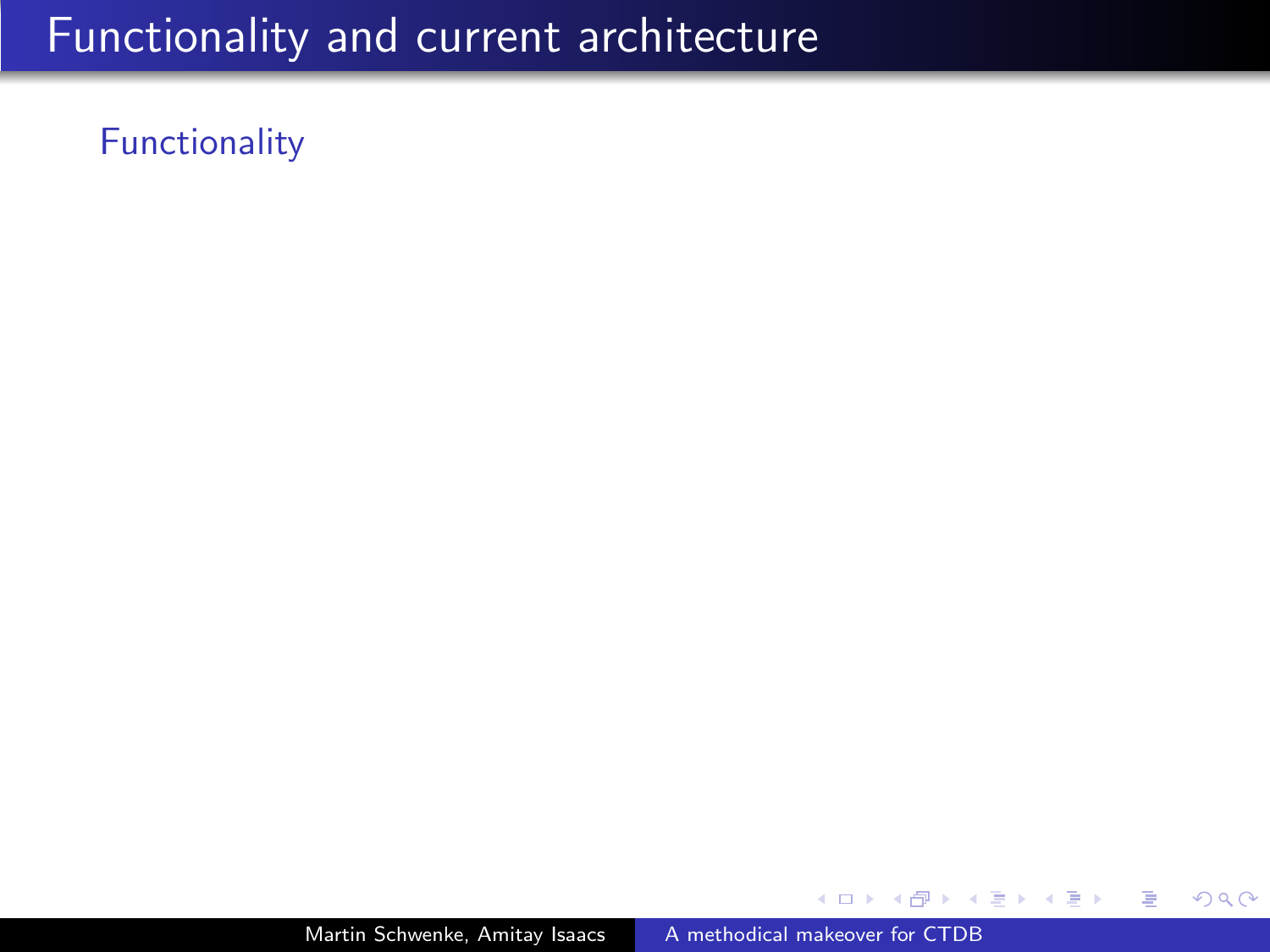# Functionality and current architecture

## Functionality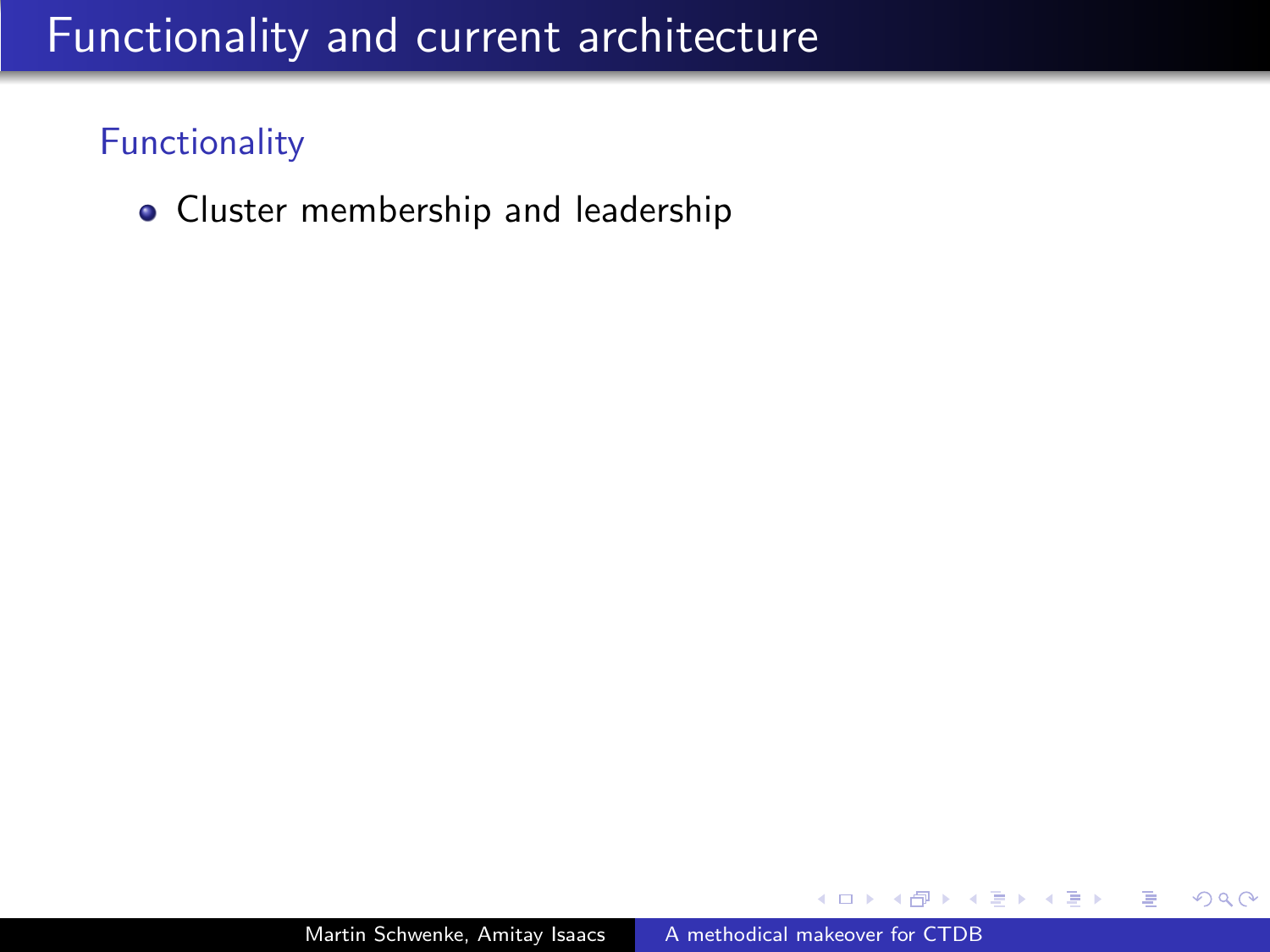# Functionality and current architecture

## Functionality

- Cluster membership and leadership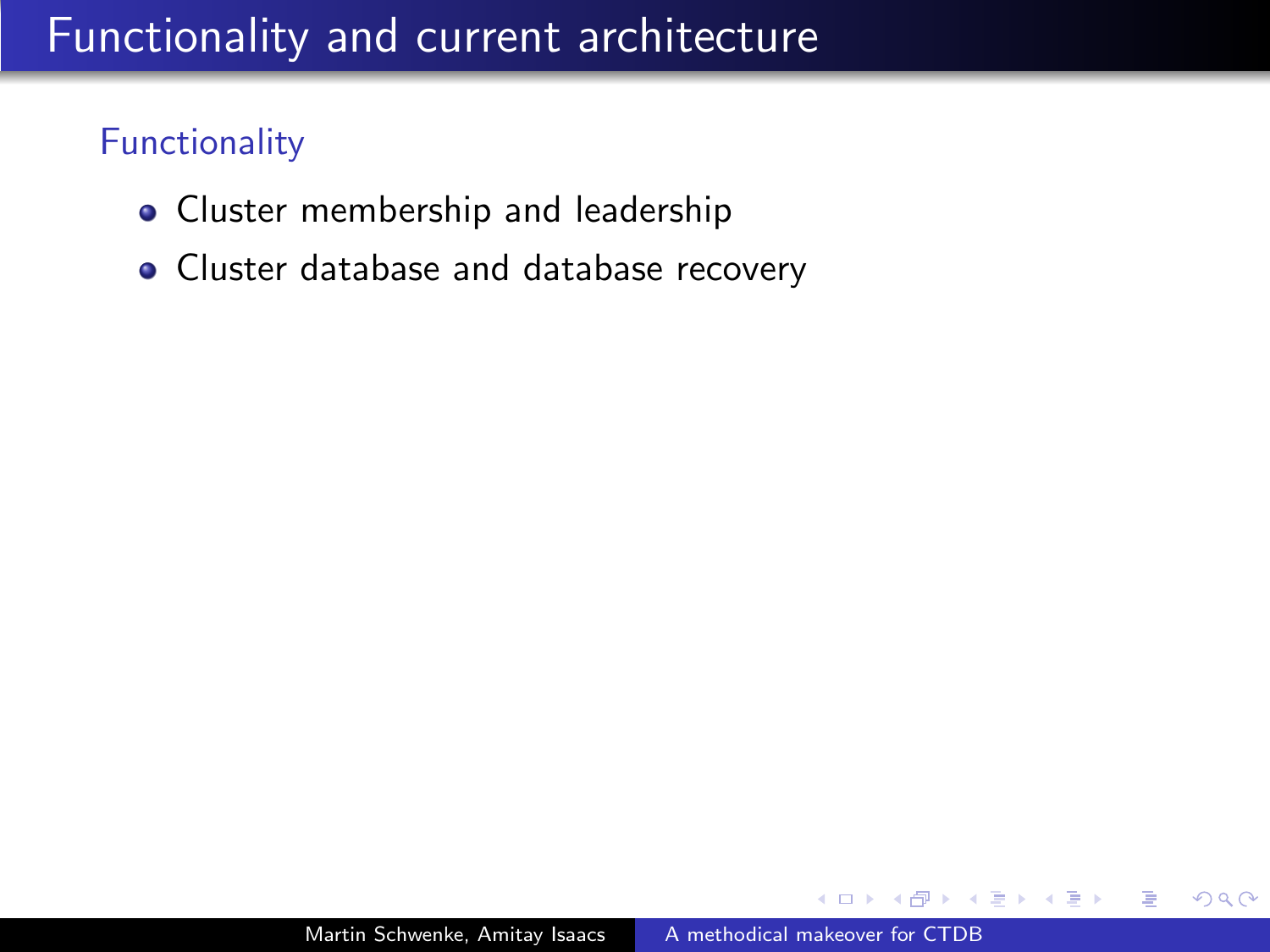# Functionality and current architecture

## Functionality

- Cluster membership and leadership
- Cluster database and database recovery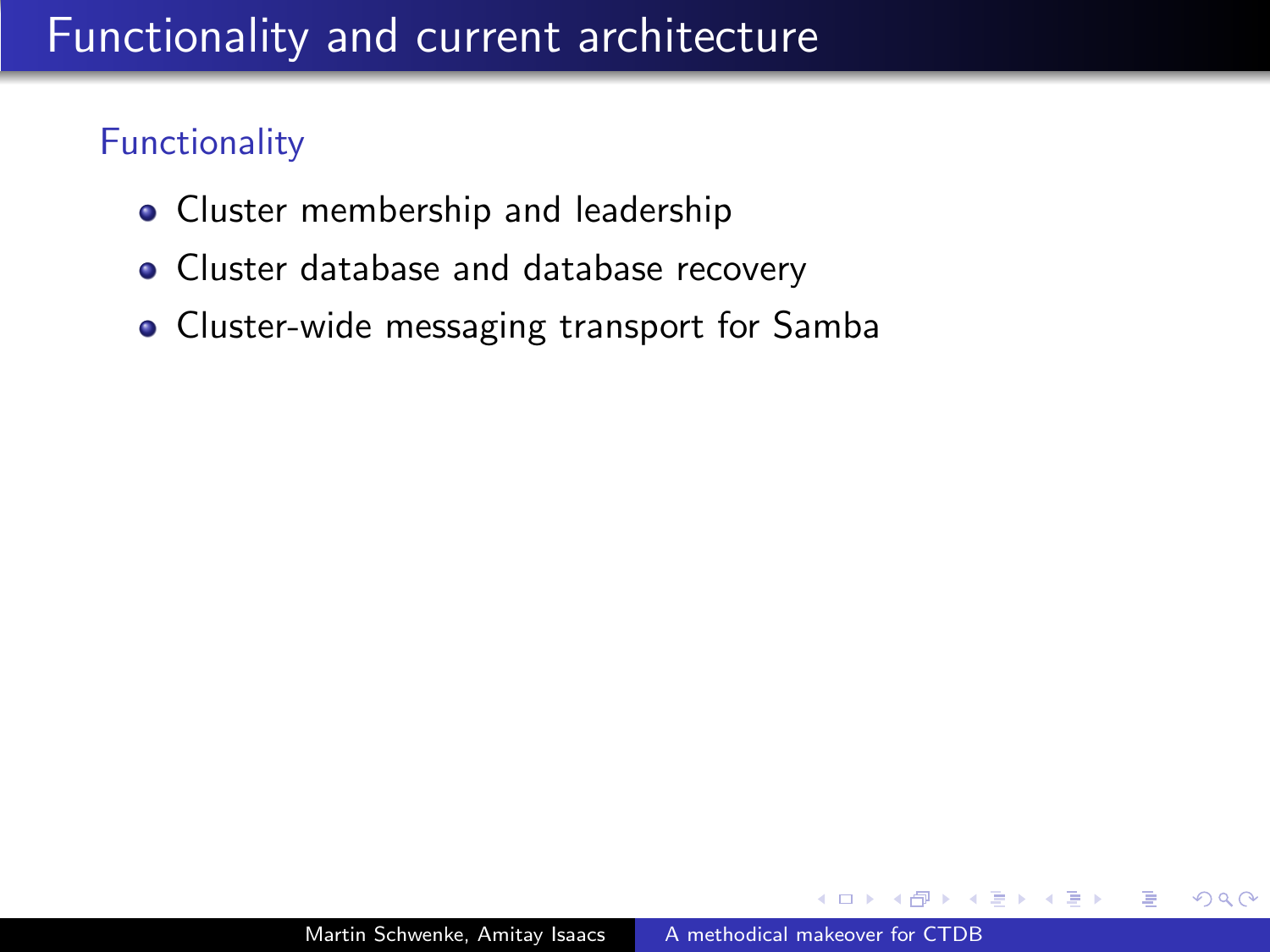# Functionality and current architecture

## Functionality

- Cluster membership and leadership
- Cluster database and database recovery
- Cluster-wide messaging transport for Samba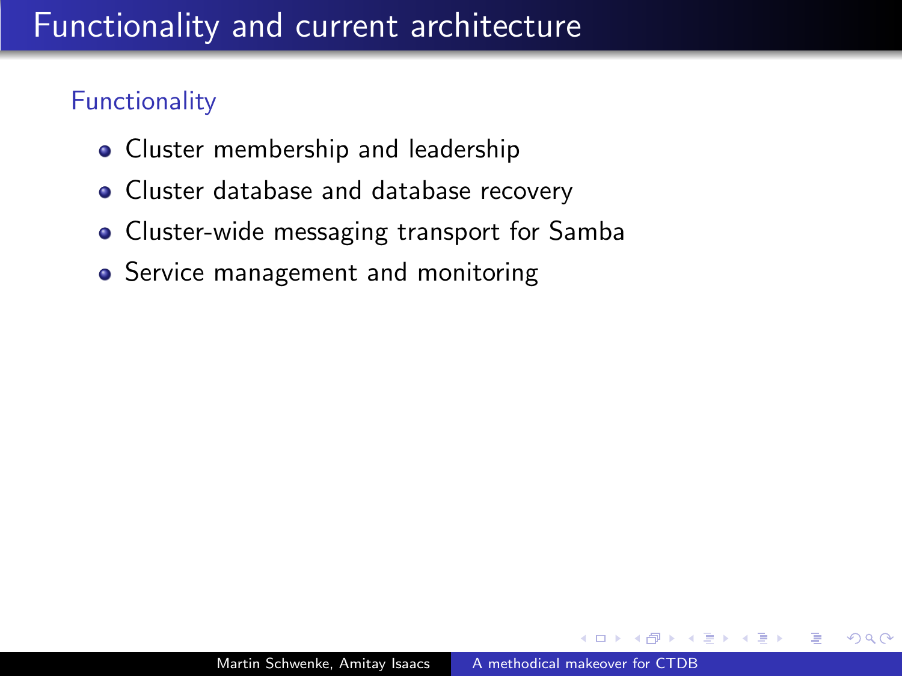# Functionality and current architecture

## Functionality

- Cluster membership and leadership
- Cluster database and database recovery
- Cluster-wide messaging transport for Samba
- Service management and monitoring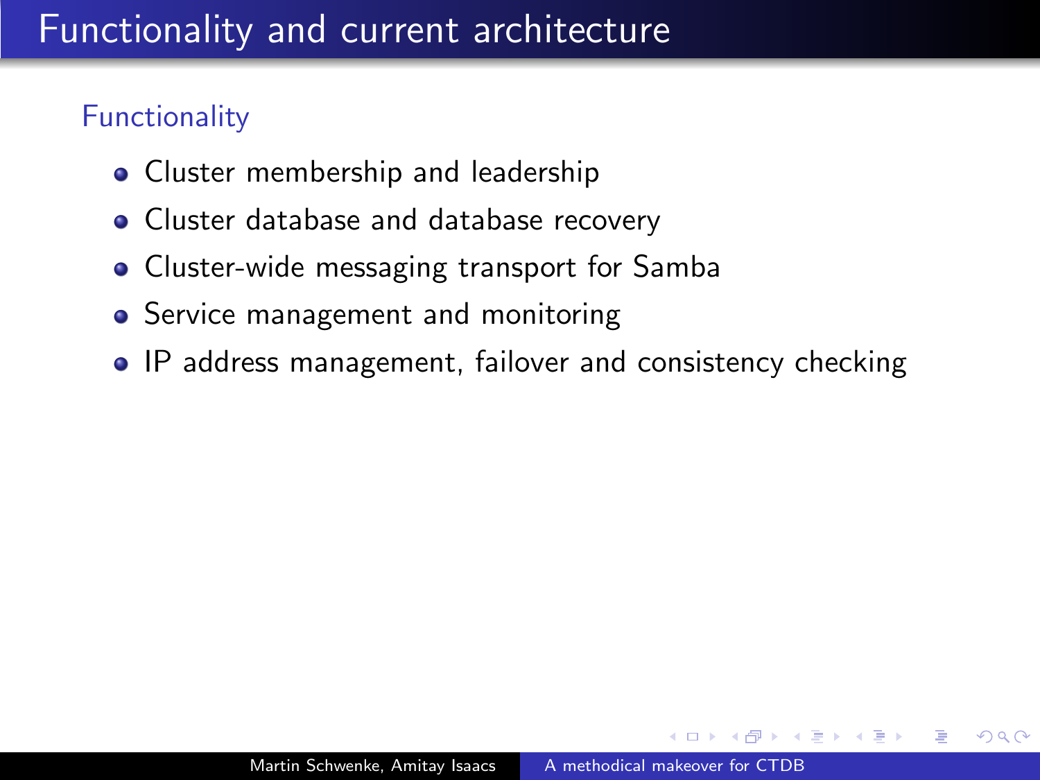# Functionality and current architecture

## Functionality

- Cluster membership and leadership
- Cluster database and database recovery
- Cluster-wide messaging transport for Samba
- Service management and monitoring
- IP address management, failover and consistency checking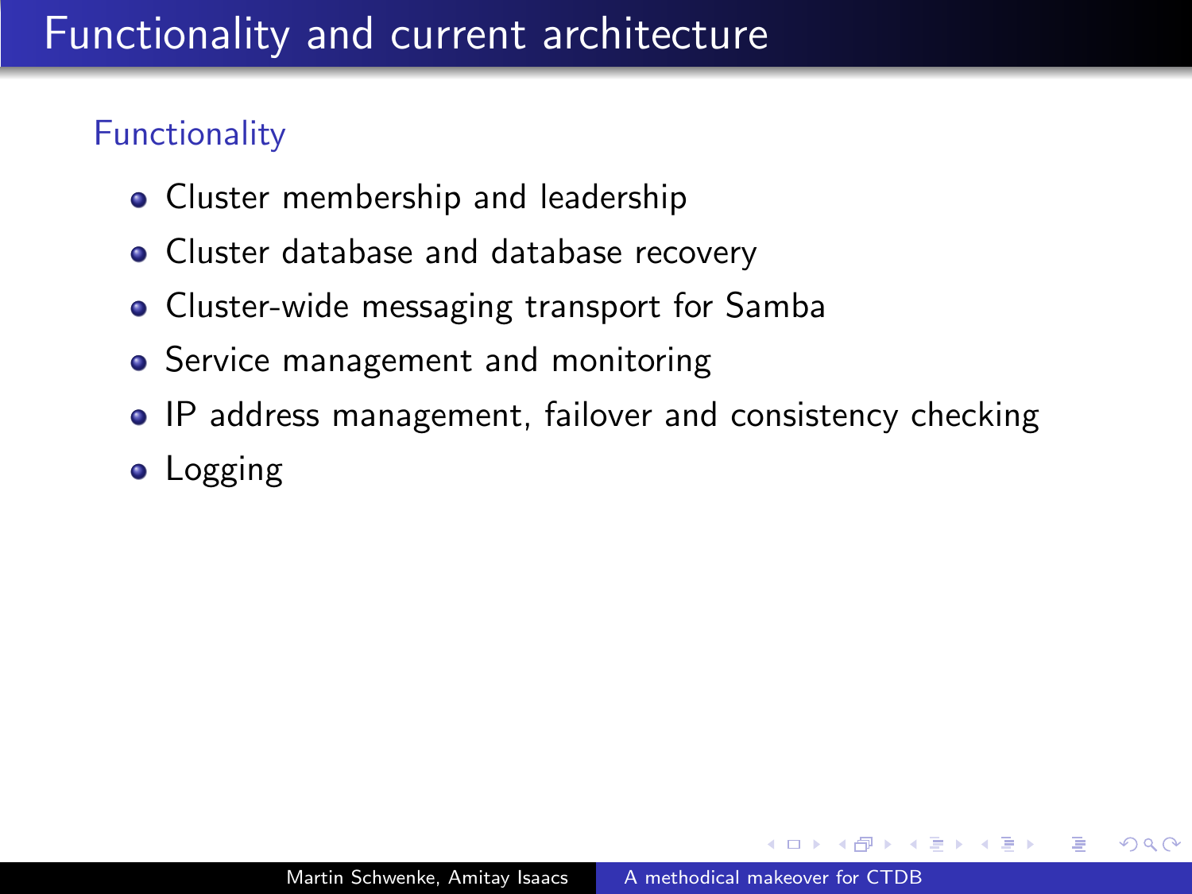# Functionality and current architecture

## Functionality

- Cluster membership and leadership
- Cluster database and database recovery
- Cluster-wide messaging transport for Samba
- Service management and monitoring
- IP address management, failover and consistency checking
- Logging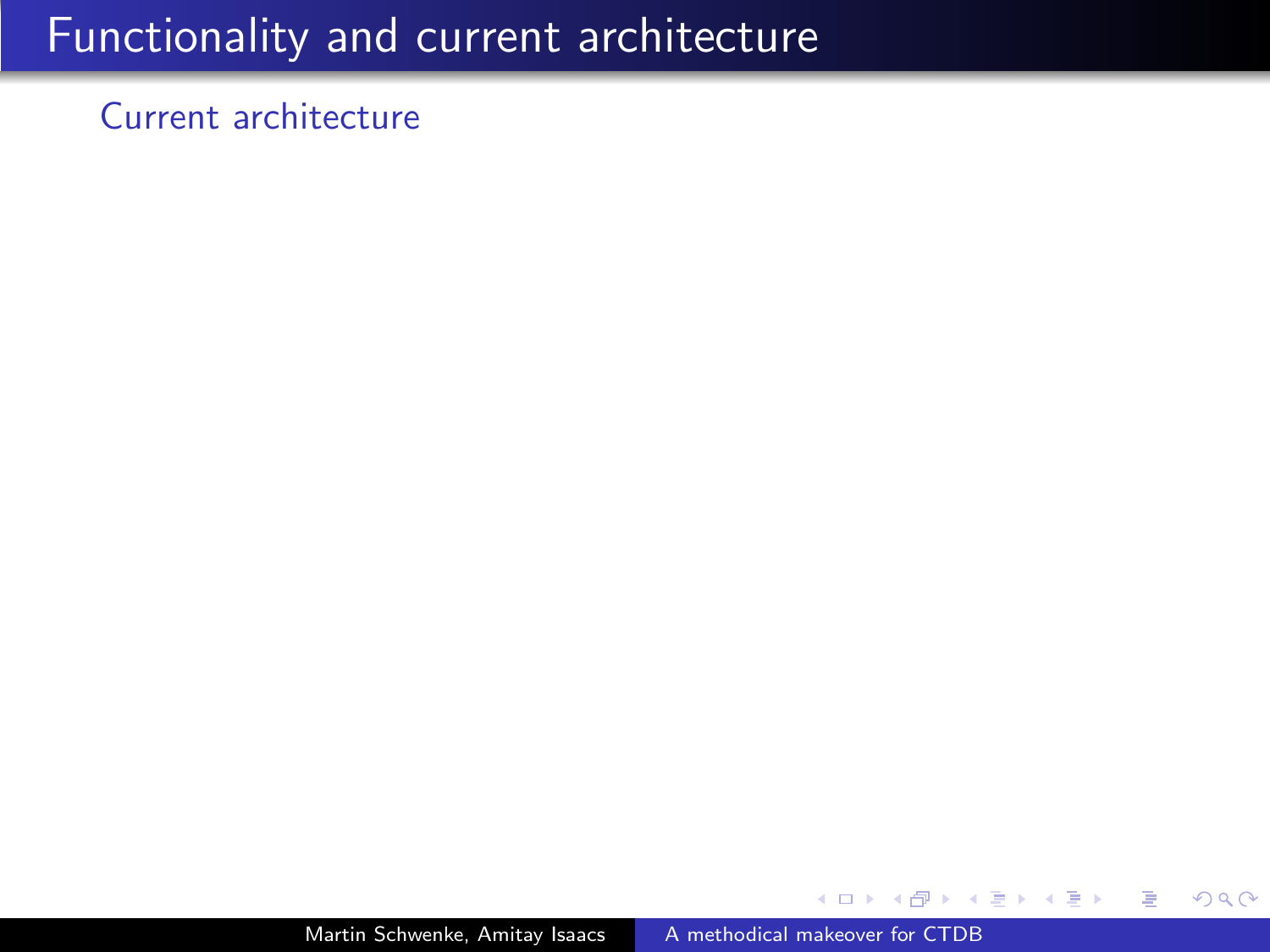# Functionality and current architecture

## Current architecture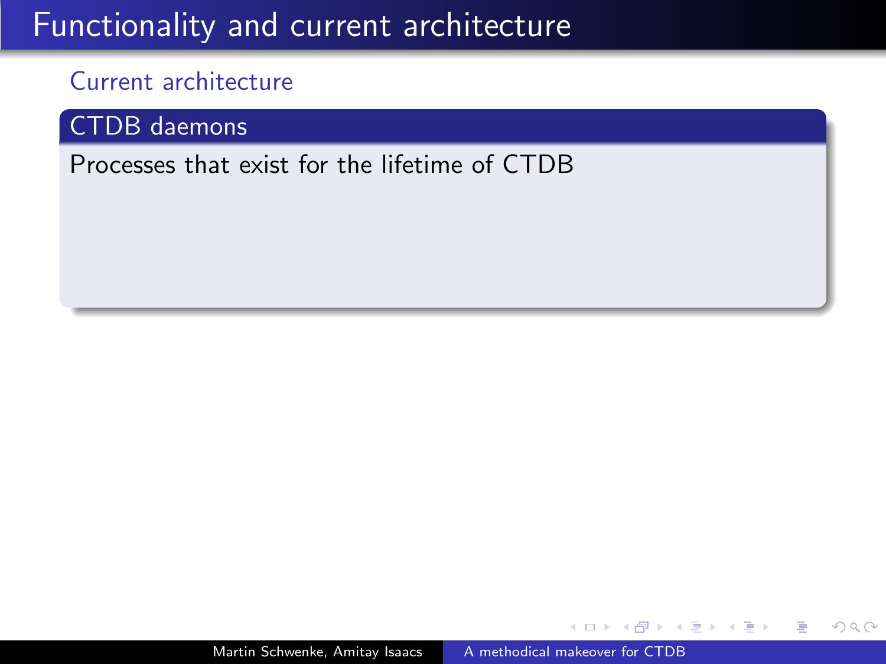# Functionality and current architecture

## Current architecture

### CTDB daemons

Processes that exist for the lifetime of CTDB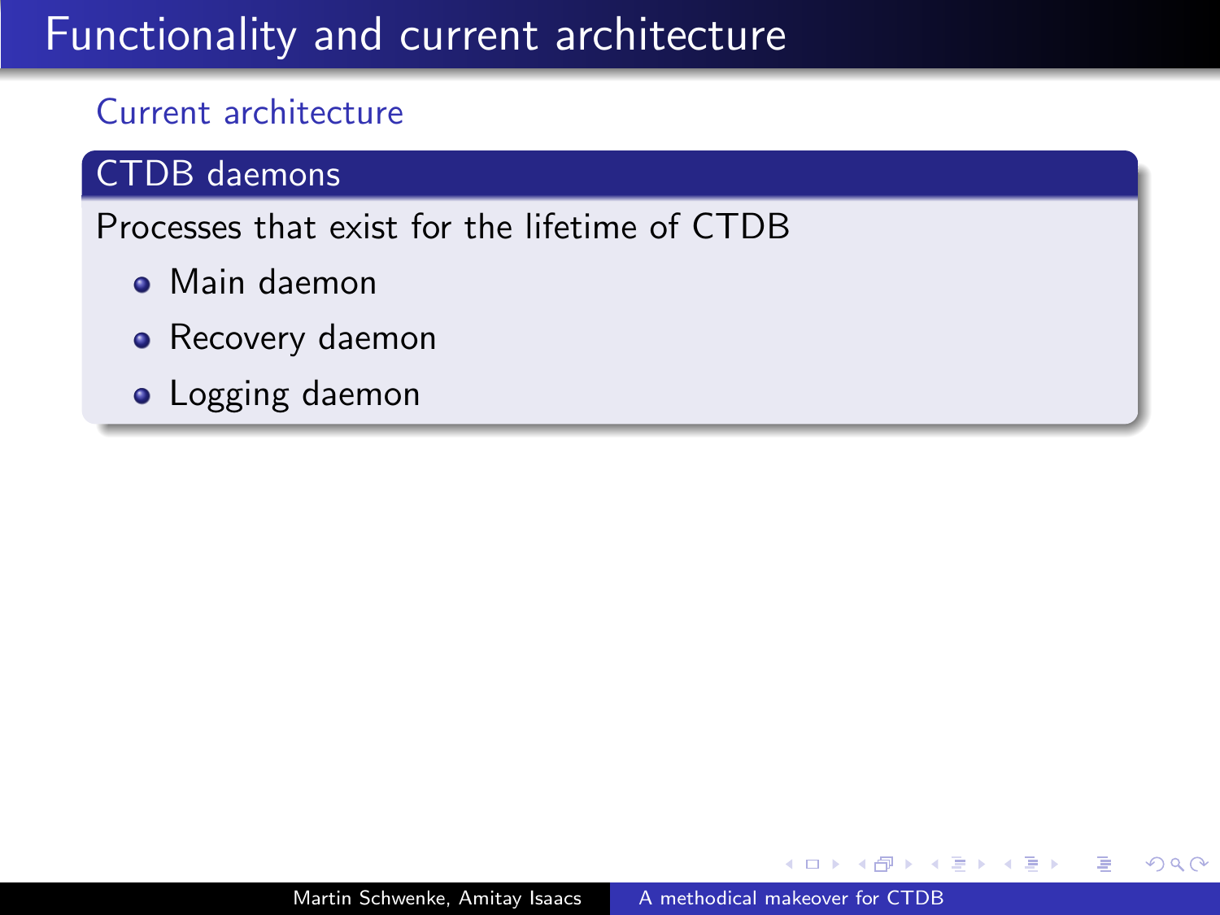# Functionality and current architecture

## Current architecture

### CTDB daemons

Processes that exist for the lifetime of CTDB

- Main daemon
- Recovery daemon
- Logging daemon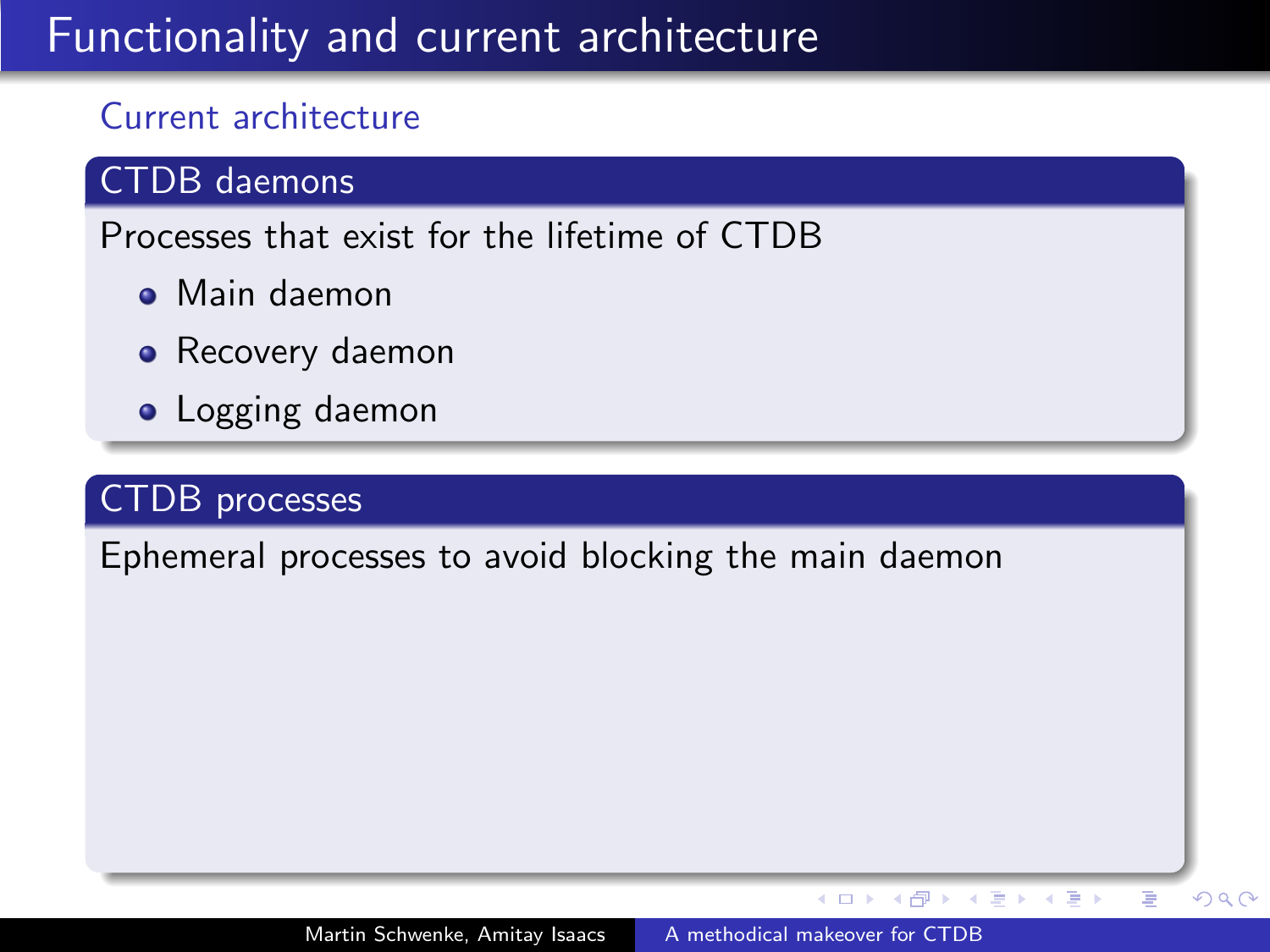# Functionality and current architecture

## Current architecture

### CTDB daemons

Processes that exist for the lifetime of CTDB

- Main daemon
- Recovery daemon
- Logging daemon

### CTDB processes

Ephemeral processes to avoid blocking the main daemon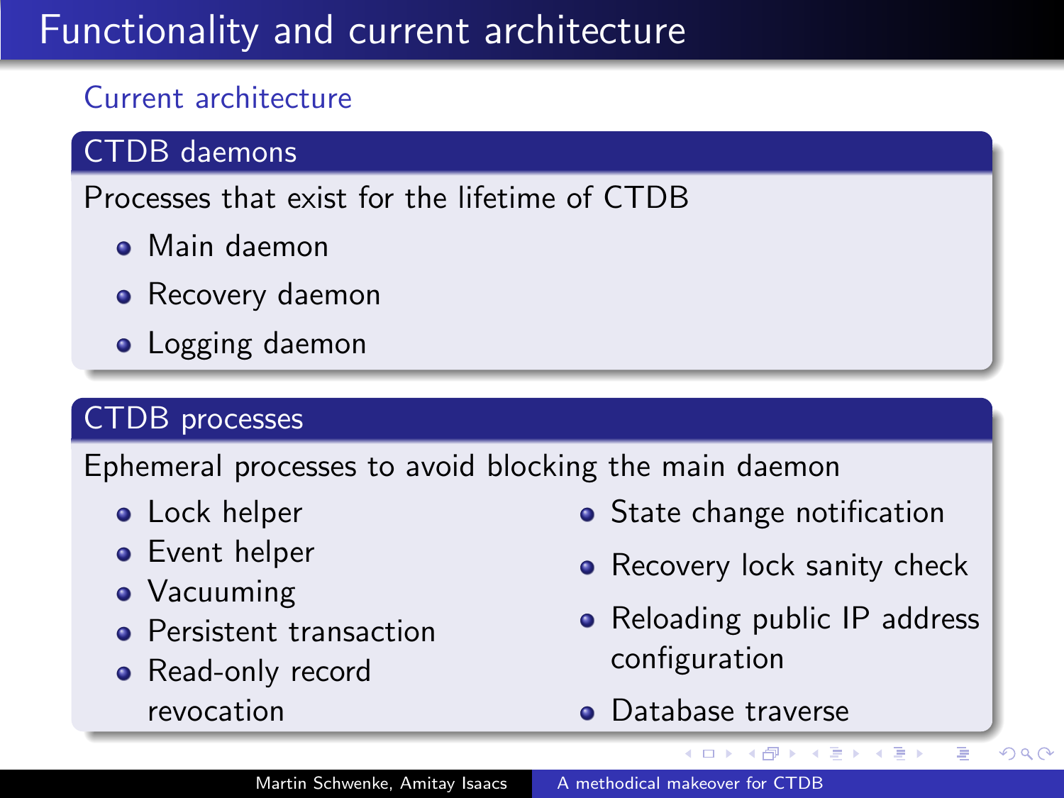# Functionality and current architecture

## Current architecture

### CTDB daemons

Processes that exist for the lifetime of CTDB

- Main daemon
- Recovery daemon
- Logging daemon

### CTDB processes

Ephemeral processes to avoid blocking the main daemon

- Lock helper
- Event helper
- Vacuuming
- Persistent transaction
- Read-only record revocation
- State change notification
- Recovery lock sanity check
- Reloading public IP address configuration
- Database traverse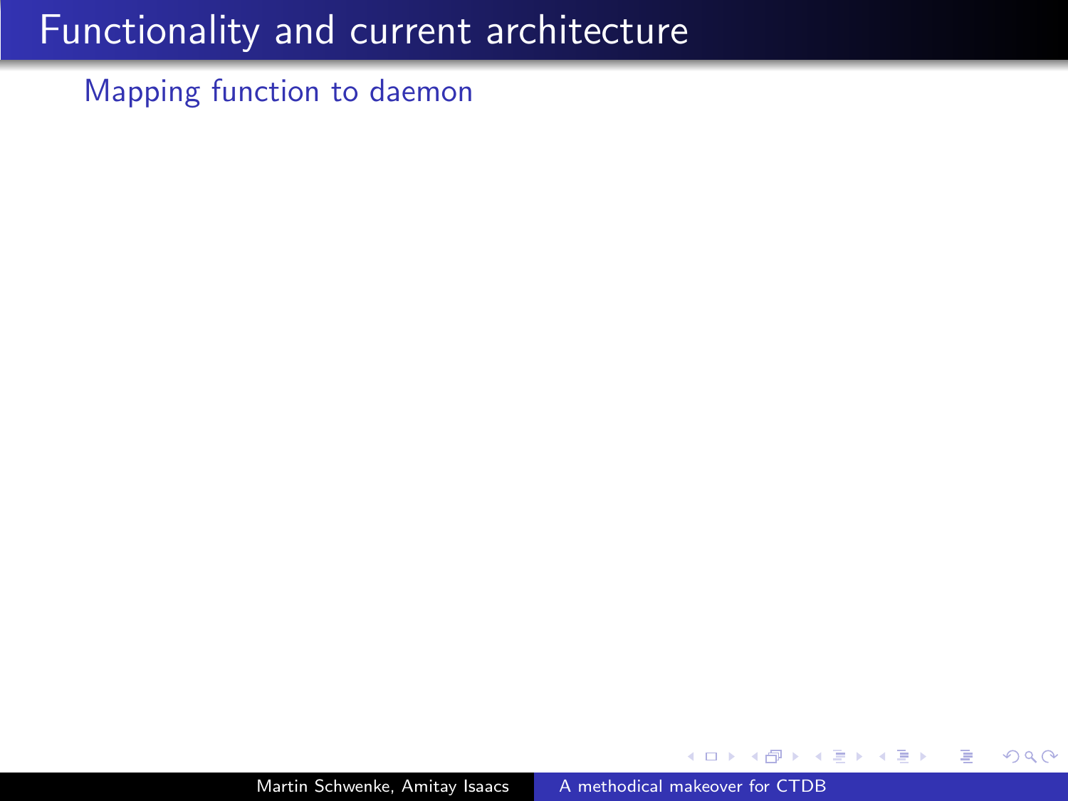# Functionality and current architecture

## Mapping function to daemon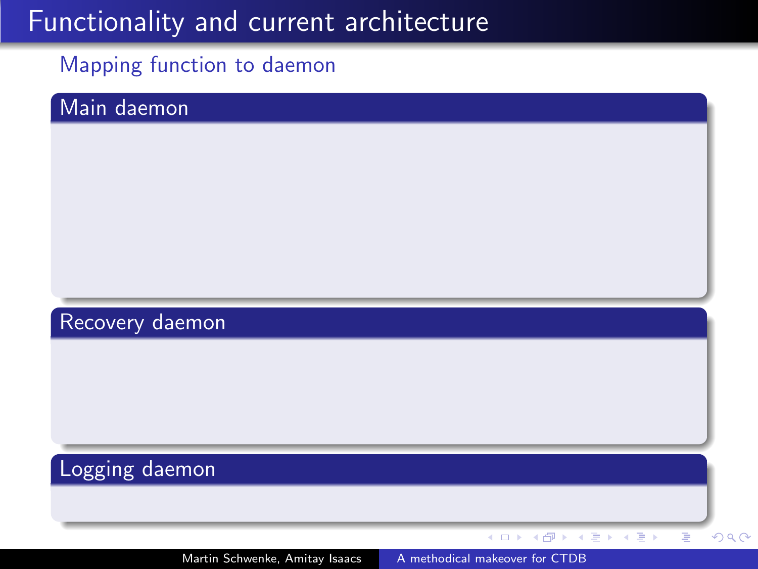# Functionality and current architecture

## Mapping function to daemon

### Main daemon

### Recovery daemon

### Logging daemon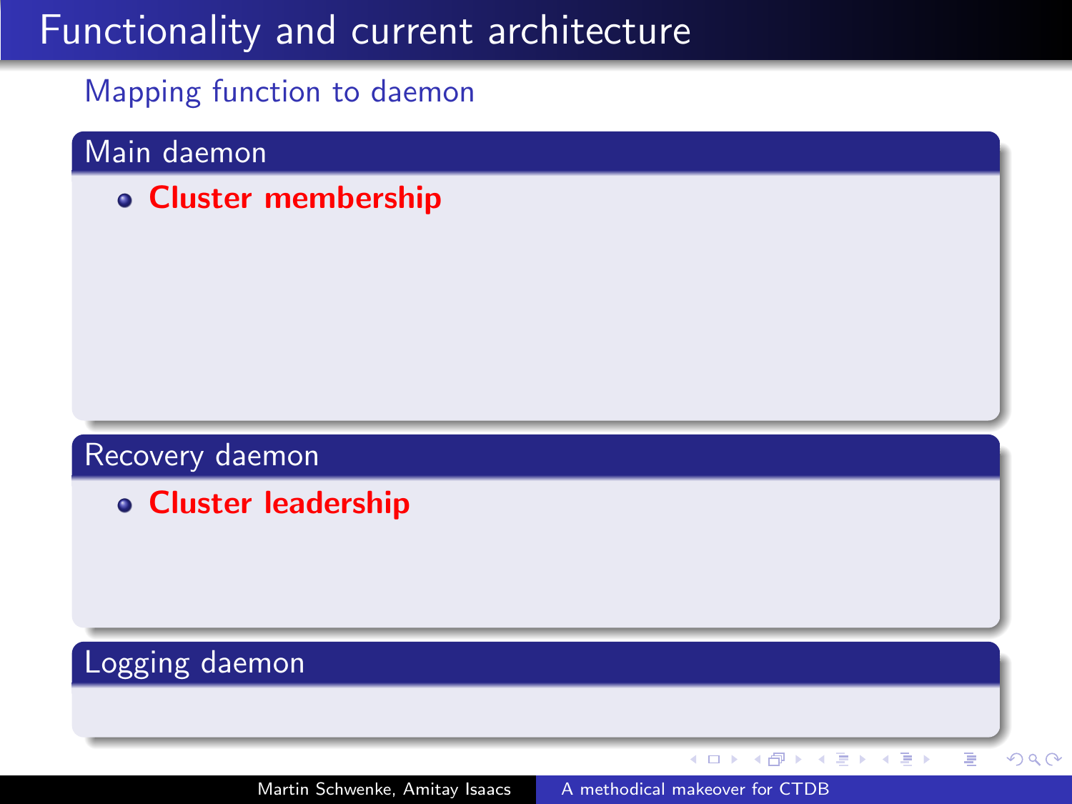# Functionality and current architecture

## Mapping function to daemon

### Main daemon

- **Cluster membership**

### Recovery daemon

- **Cluster leadership**

### Logging daemon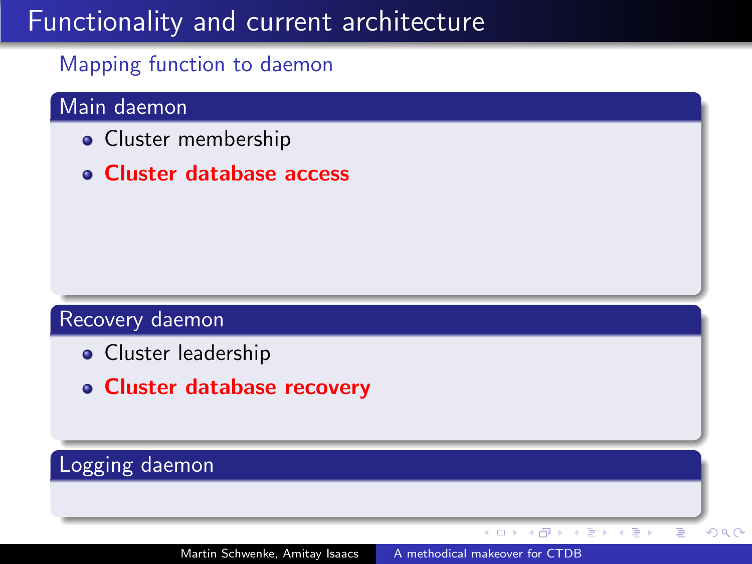# Functionality and current architecture

## Mapping function to daemon

### Main daemon

- Cluster membership
- **Cluster database access**

### Recovery daemon

- Cluster leadership
- **Cluster database recovery**

### Logging daemon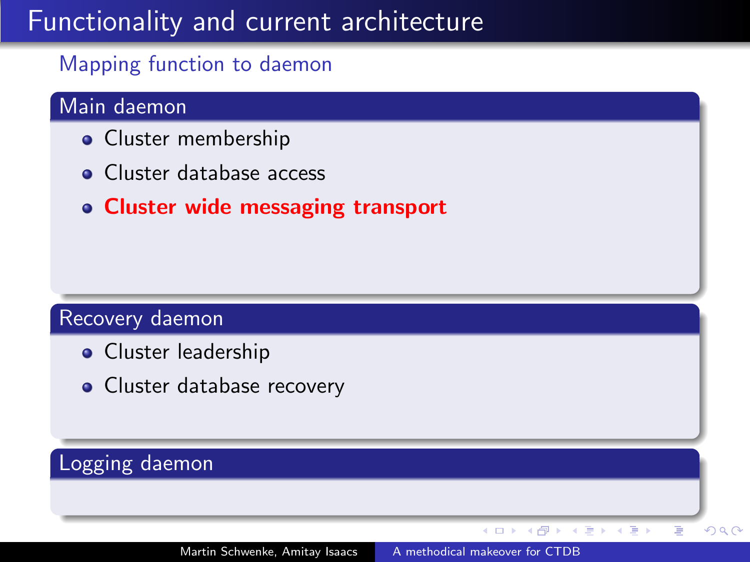# Functionality and current architecture

## Mapping function to daemon

### Main daemon

- Cluster membership
- Cluster database access
- **Cluster wide messaging transport**

### Recovery daemon

- Cluster leadership
- Cluster database recovery

### Logging daemon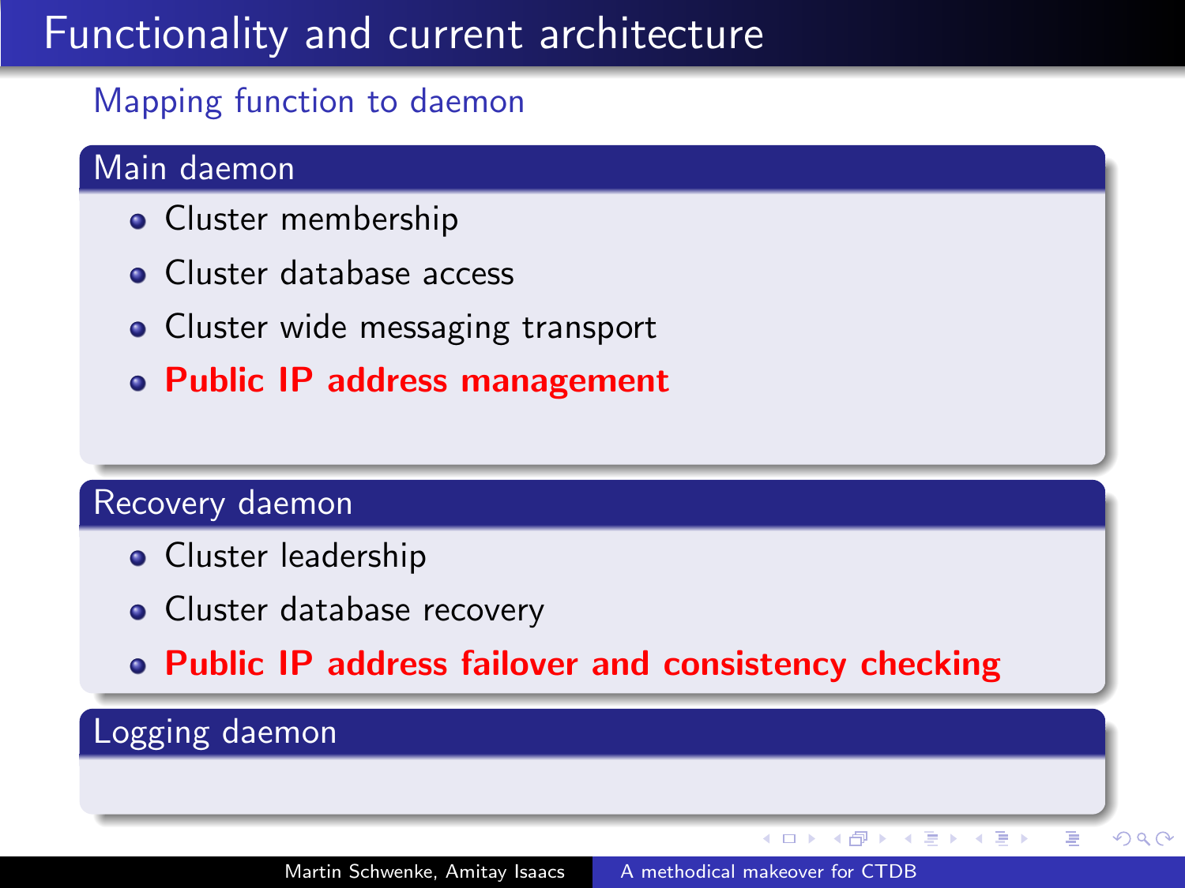# Functionality and current architecture

## Mapping function to daemon

### Main daemon

- Cluster membership
- Cluster database access
- Cluster wide messaging transport
- **Public IP address management**

### Recovery daemon

- Cluster leadership
- Cluster database recovery
- **Public IP address failover and consistency checking**

### Logging daemon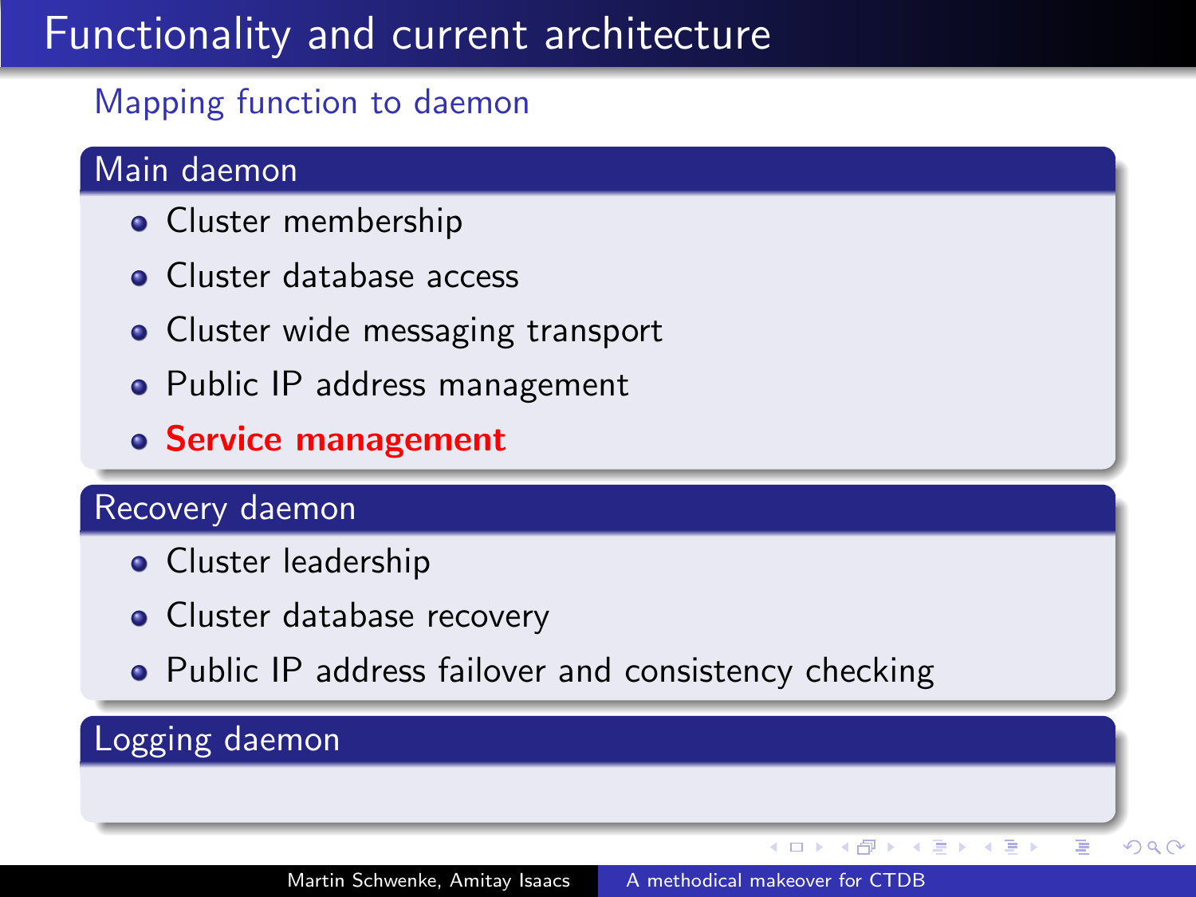# Functionality and current architecture

## Mapping function to daemon

### Main daemon

- Cluster membership
- Cluster database access
- Cluster wide messaging transport
- Public IP address management
- **Service management**

### Recovery daemon

- Cluster leadership
- Cluster database recovery
- Public IP address failover and consistency checking

### Logging daemon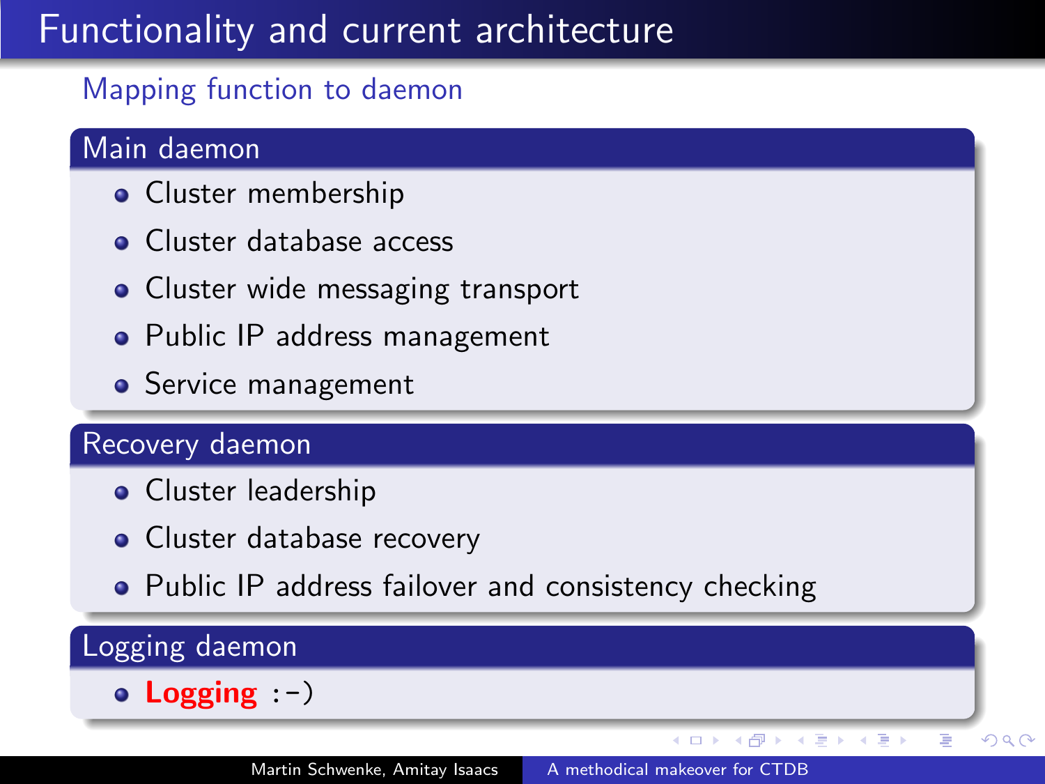# Functionality and current architecture

## Mapping function to daemon

### Main daemon

- Cluster membership
- Cluster database access
- Cluster wide messaging transport
- Public IP address management
- Service management

### Recovery daemon

- Cluster leadership
- Cluster database recovery
- Public IP address failover and consistency checking

### Logging daemon

- **Logging** :-)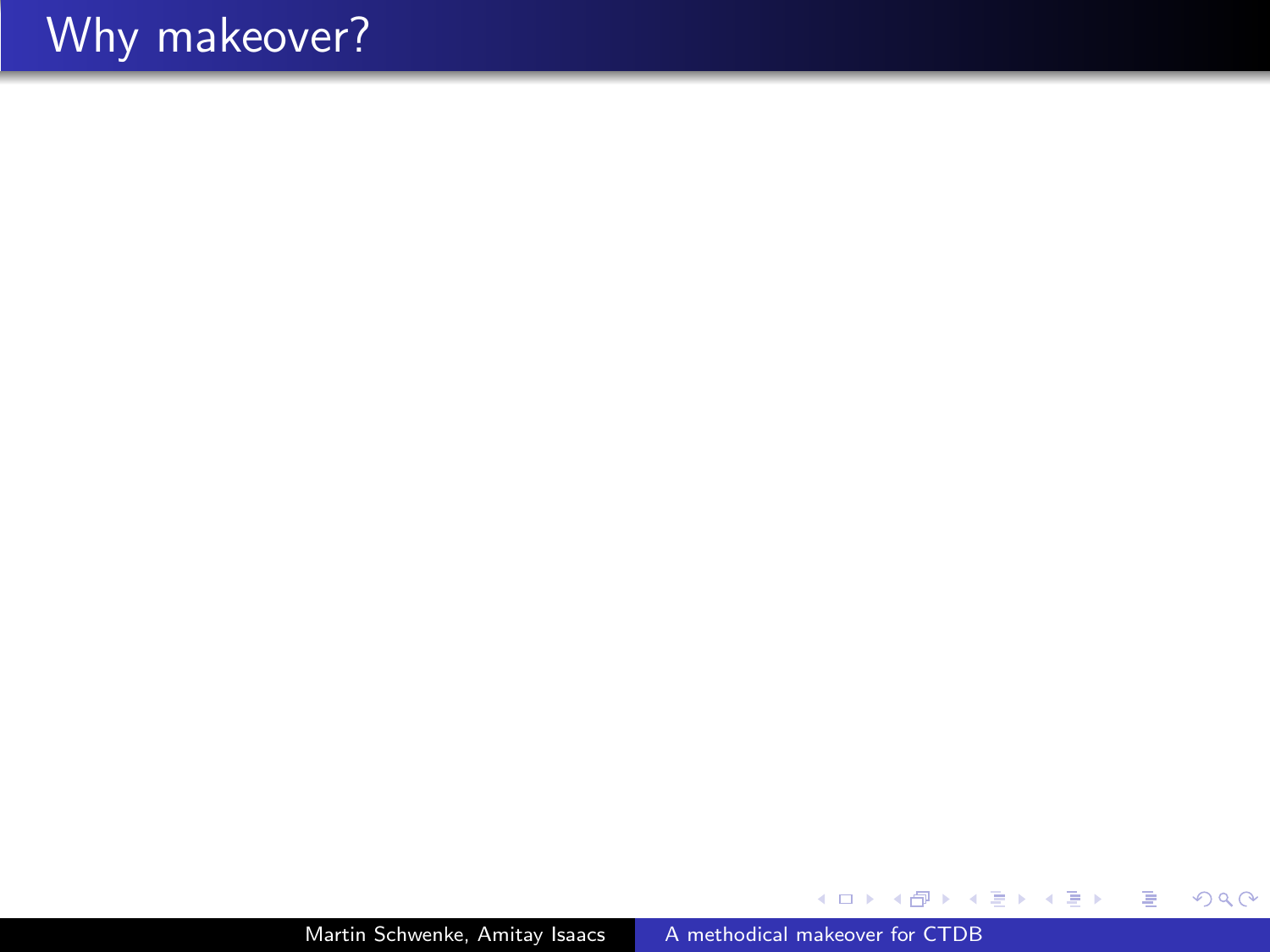# Why makeover?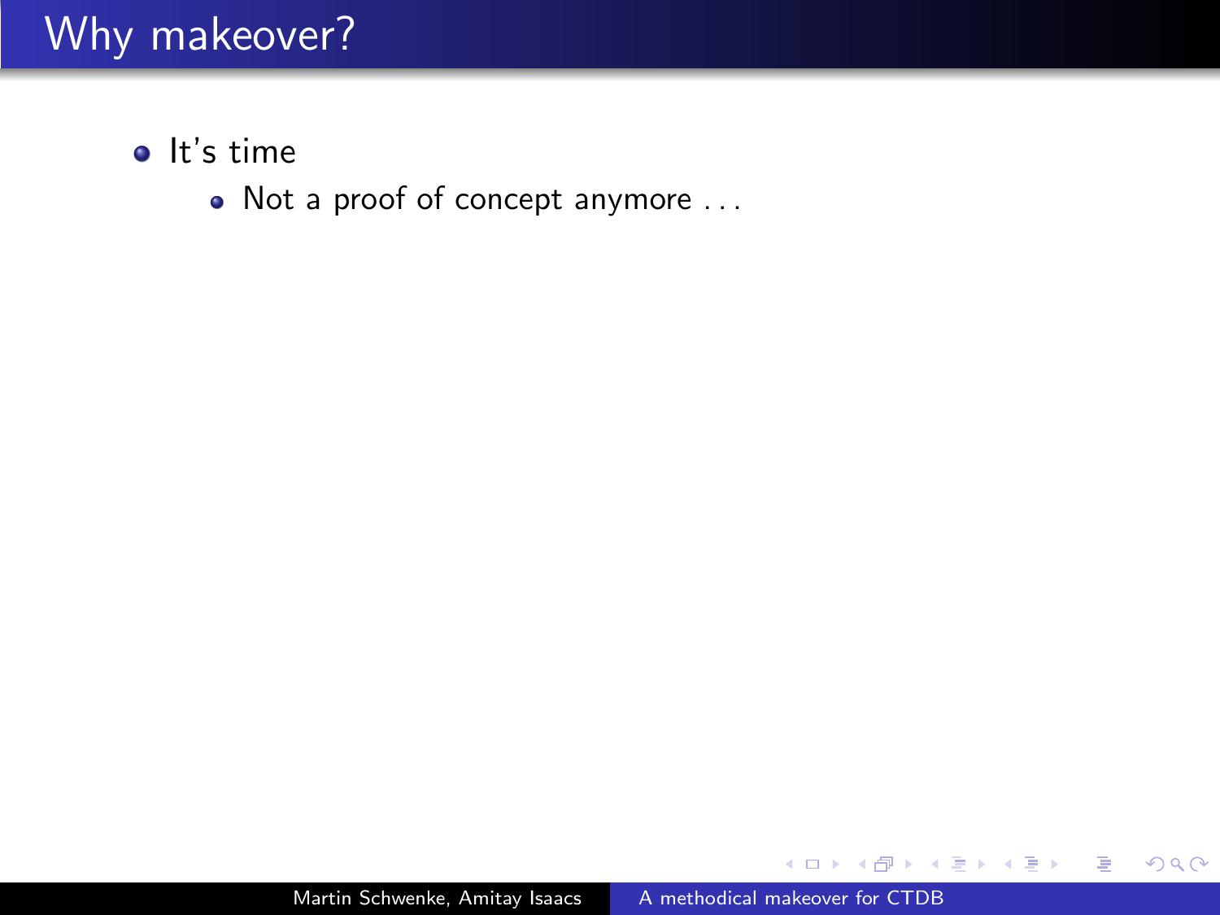# Why makeover?

- It's time
  - Not a proof of concept anymore . . .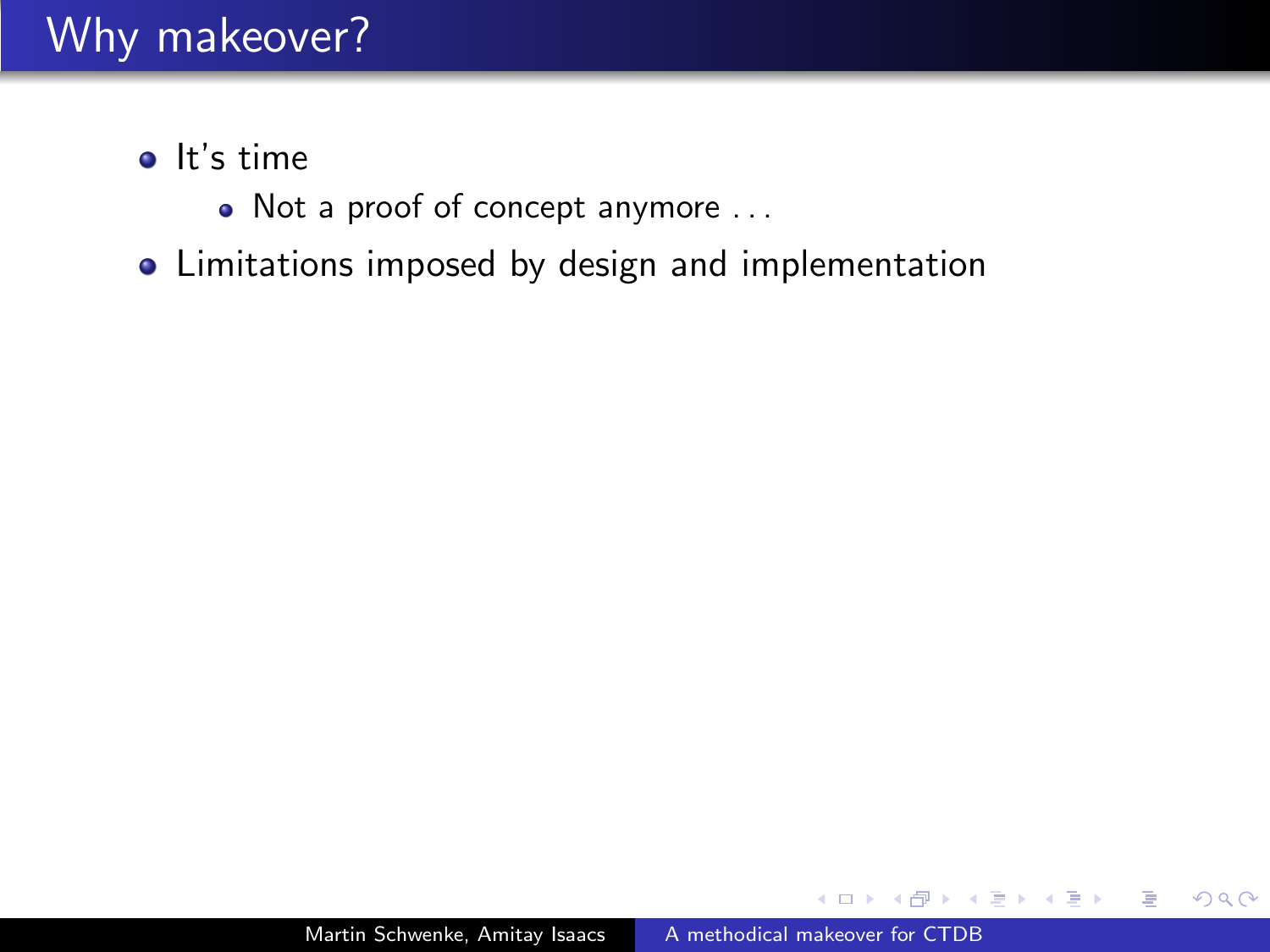# Why makeover?

- It's time
  - Not a proof of concept anymore ...
- Limitations imposed by design and implementation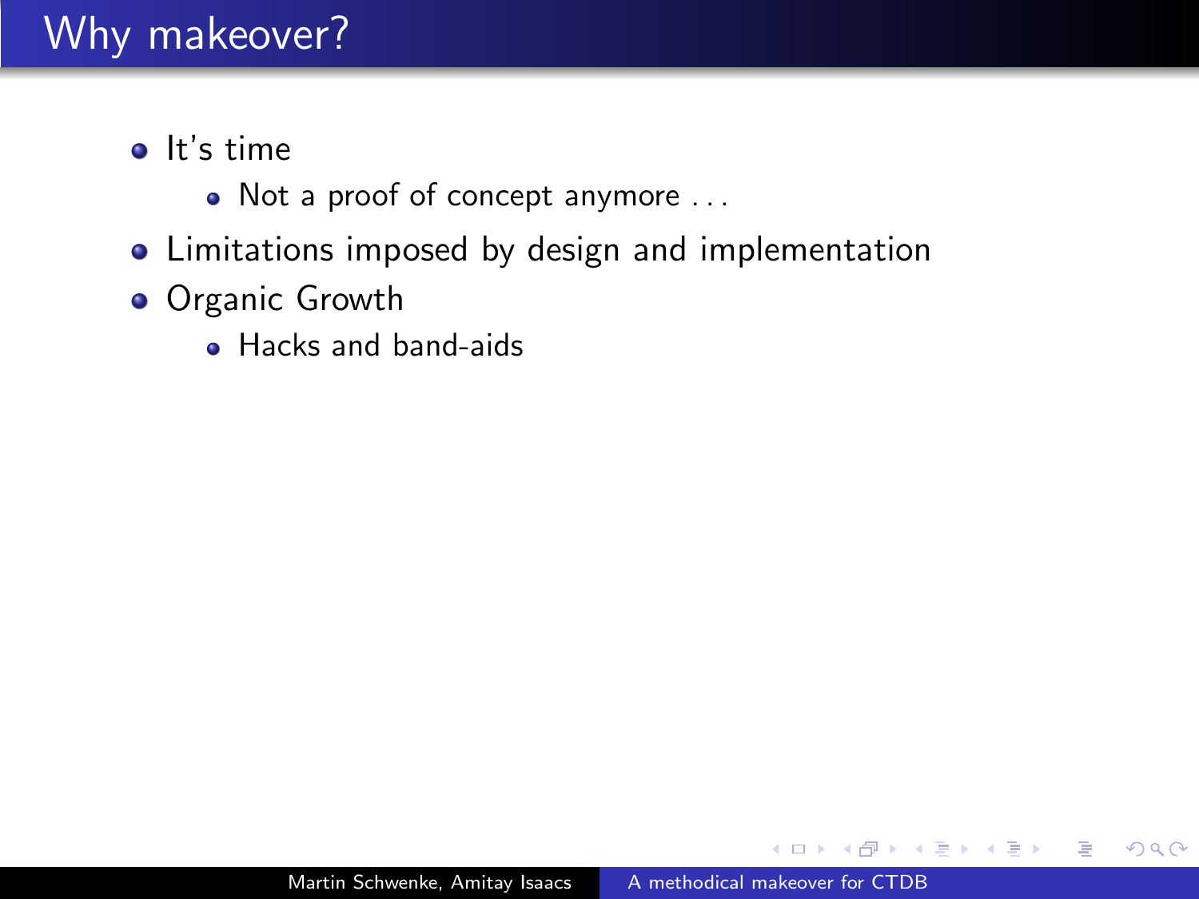# Why makeover?

- It's time
  - Not a proof of concept anymore . . .
- Limitations imposed by design and implementation
- Organic Growth
  - Hacks and band-aids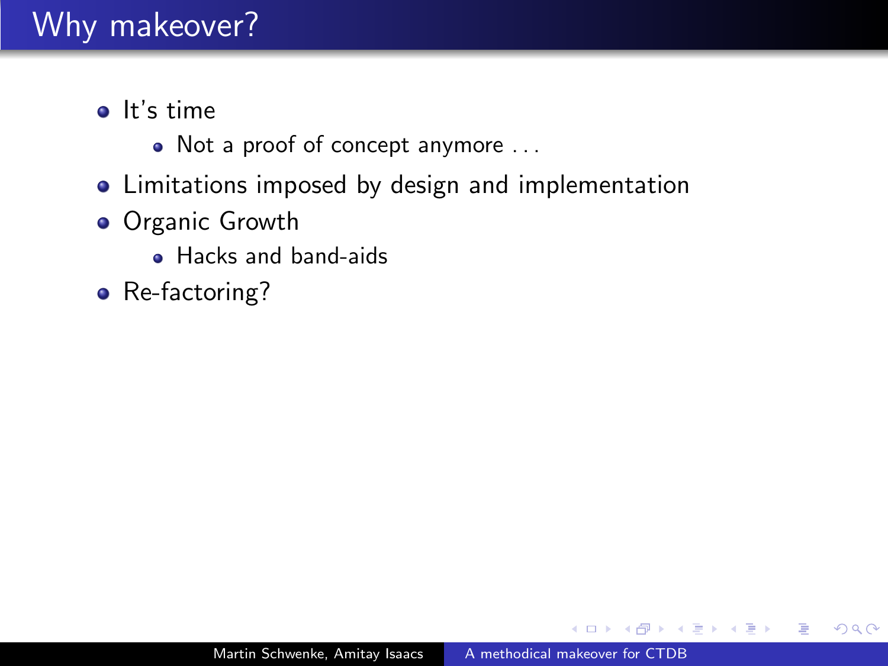# Why makeover?

- It's time
  - Not a proof of concept anymore ...
- Limitations imposed by design and implementation
- Organic Growth
  - Hacks and band-aids
- Re-factoring?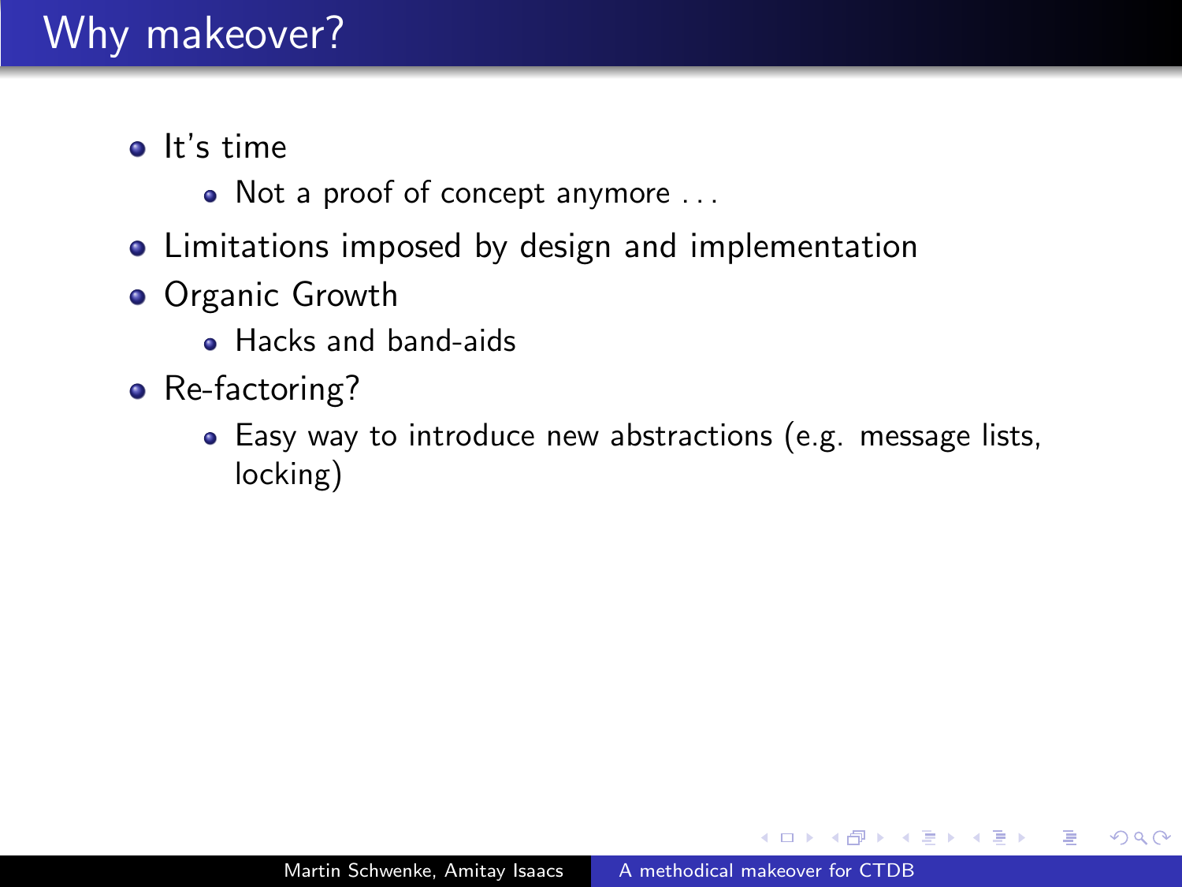# Why makeover?

- It's time
  - Not a proof of concept anymore ...
- Limitations imposed by design and implementation
- Organic Growth
  - Hacks and band-aids
- Re-factoring?
  - Easy way to introduce new abstractions (e.g. message lists, locking)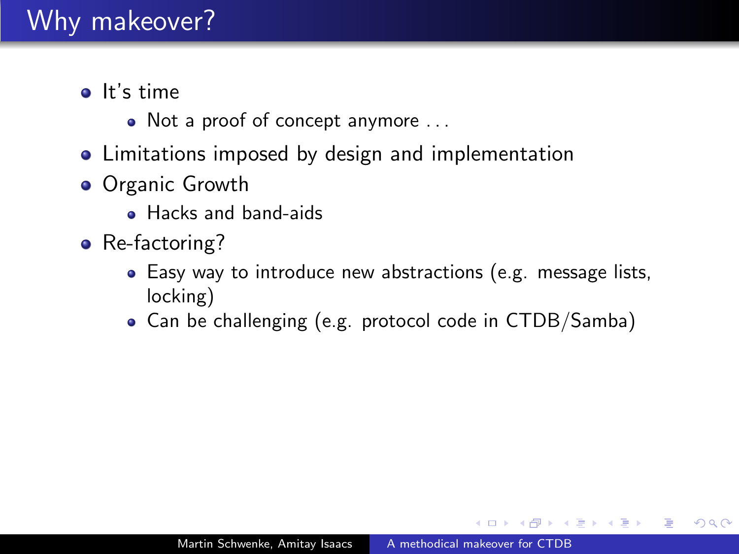# Why makeover?

- It's time
  - Not a proof of concept anymore ...
- Limitations imposed by design and implementation
- Organic Growth
  - Hacks and band-aids
- Re-factoring?
  - Easy way to introduce new abstractions (e.g. message lists, locking)
  - Can be challenging (e.g. protocol code in CTDB/Samba)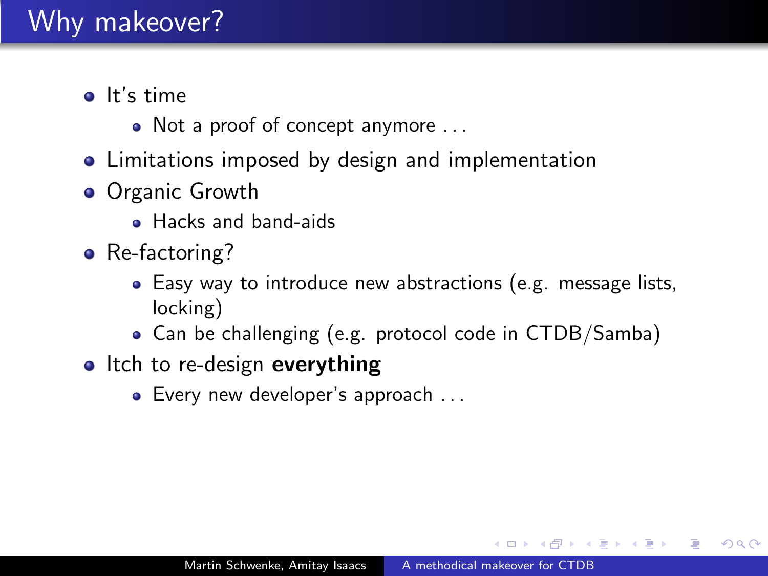# Why makeover?

- It's time
  - Not a proof of concept anymore ...
- Limitations imposed by design and implementation
- Organic Growth
  - Hacks and band-aids
- Re-factoring?
  - Easy way to introduce new abstractions (e.g. message lists, locking)
  - Can be challenging (e.g. protocol code in CTDB/Samba)
- Itch to re-design **everything**
  - Every new developer's approach ...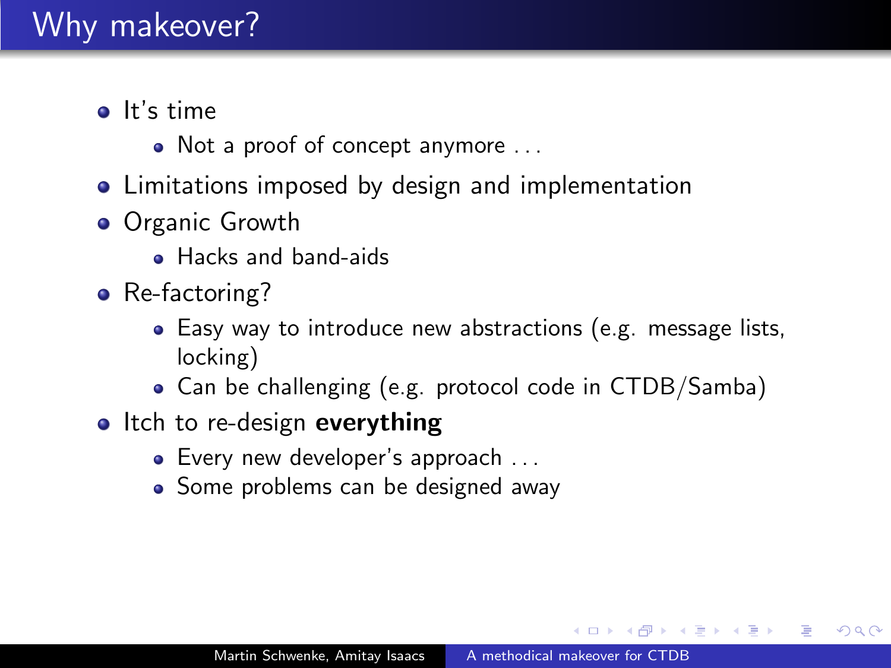# Why makeover?

- It's time
  - Not a proof of concept anymore ...
- Limitations imposed by design and implementation
- Organic Growth
  - Hacks and band-aids
- Re-factoring?
  - Easy way to introduce new abstractions (e.g. message lists, locking)
  - Can be challenging (e.g. protocol code in CTDB/Samba)
- Itch to re-design **everything**
  - Every new developer's approach ...
  - Some problems can be designed away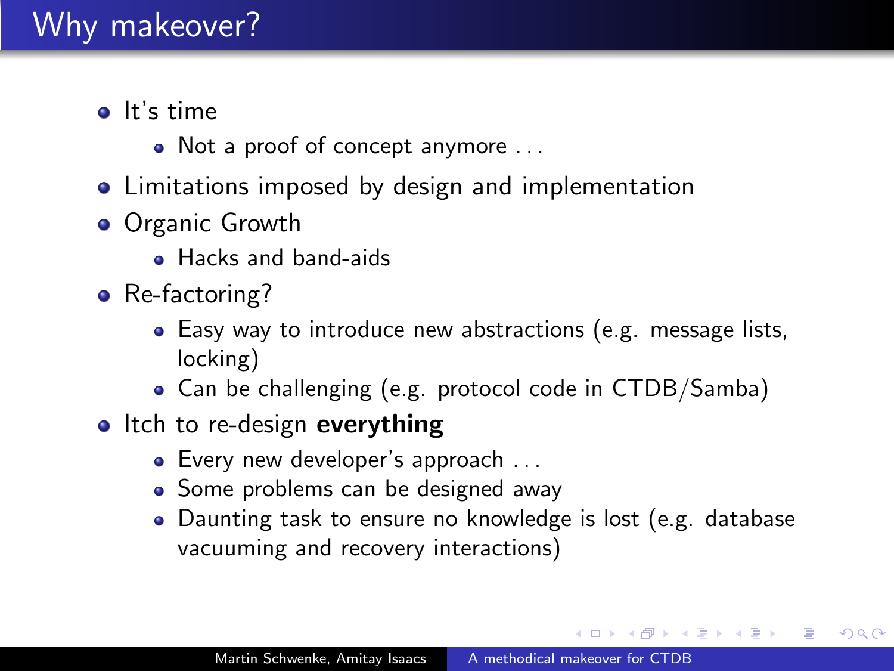# Why makeover?

- It's time
  - Not a proof of concept anymore ...
- Limitations imposed by design and implementation
- Organic Growth
  - Hacks and band-aids
- Re-factoring?
  - Easy way to introduce new abstractions (e.g. message lists, locking)
  - Can be challenging (e.g. protocol code in CTDB/Samba)
- Itch to re-design **everything**
  - Every new developer's approach ...
  - Some problems can be designed away
  - Daunting task to ensure no knowledge is lost (e.g. database vacuuming and recovery interactions)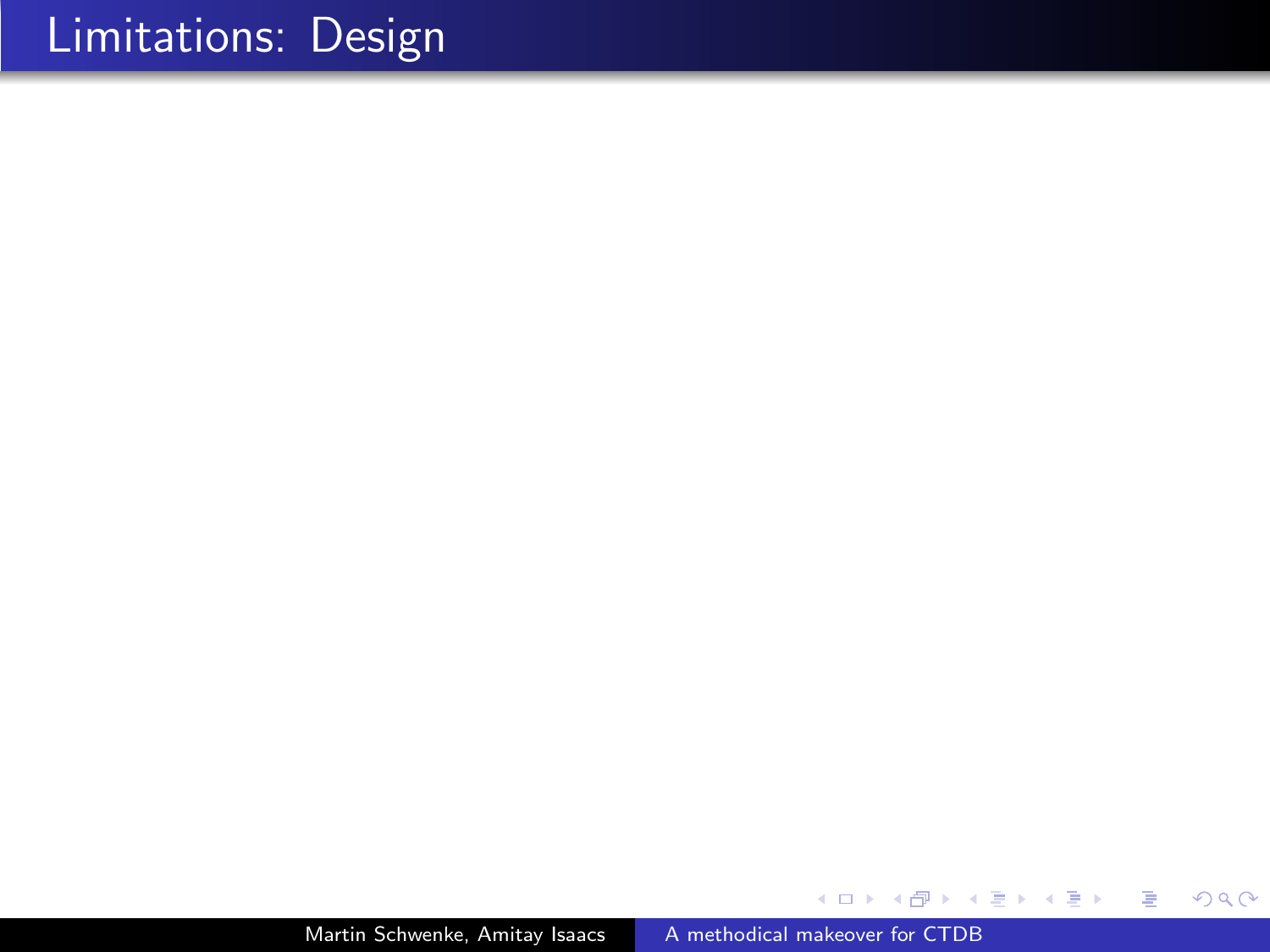# Limitations: Design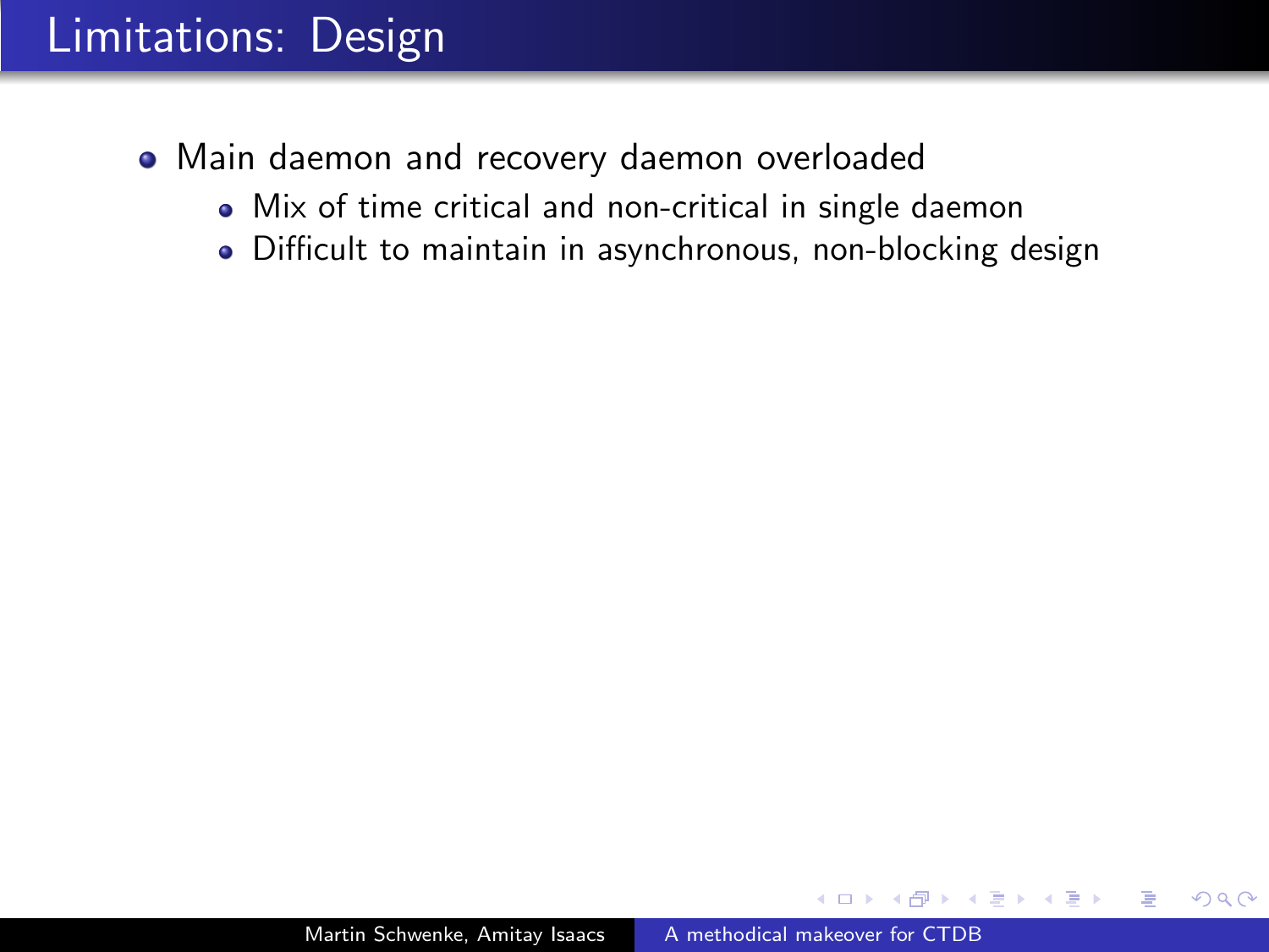# Limitations: Design

- Main daemon and recovery daemon overloaded
  - Mix of time critical and non-critical in single daemon
  - Difficult to maintain in asynchronous, non-blocking design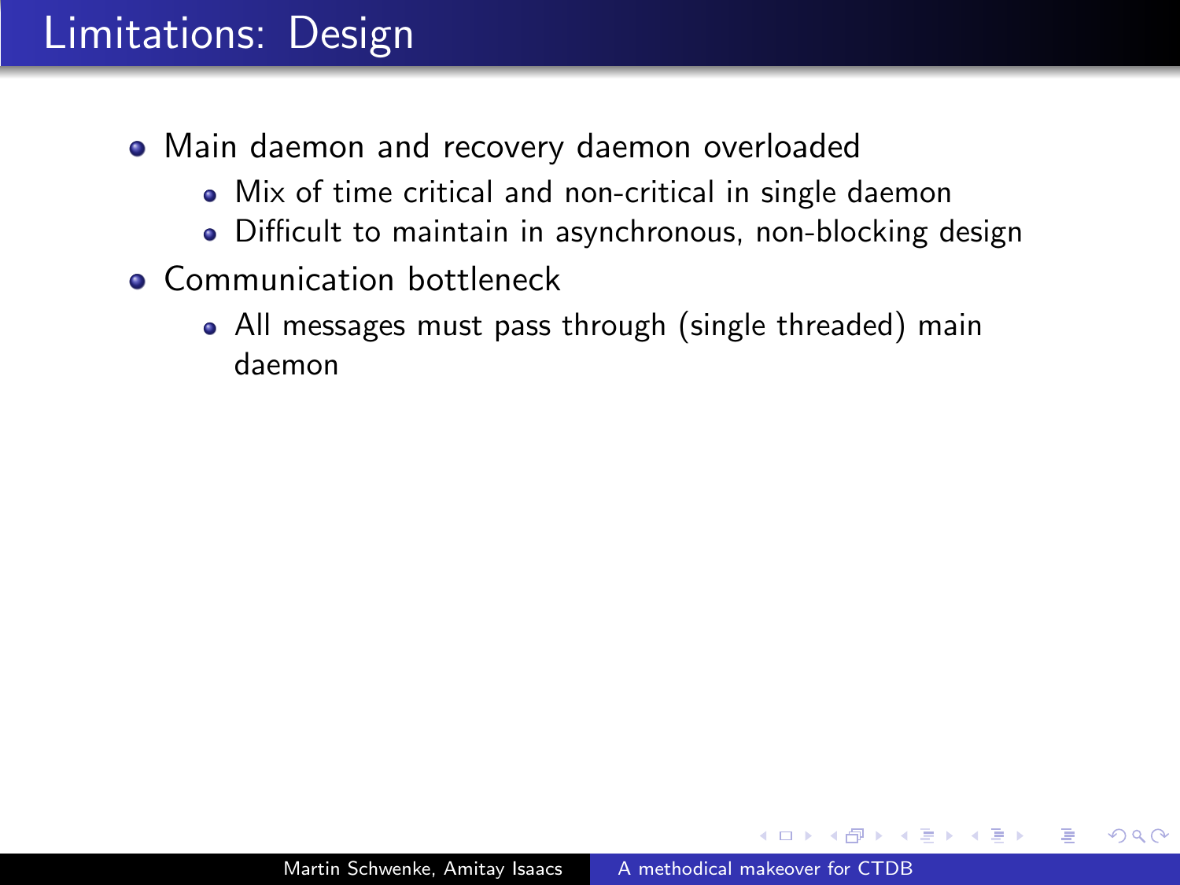# Limitations: Design

- Main daemon and recovery daemon overloaded
  - Mix of time critical and non-critical in single daemon
  - Difficult to maintain in asynchronous, non-blocking design
- Communication bottleneck
  - All messages must pass through (single threaded) main daemon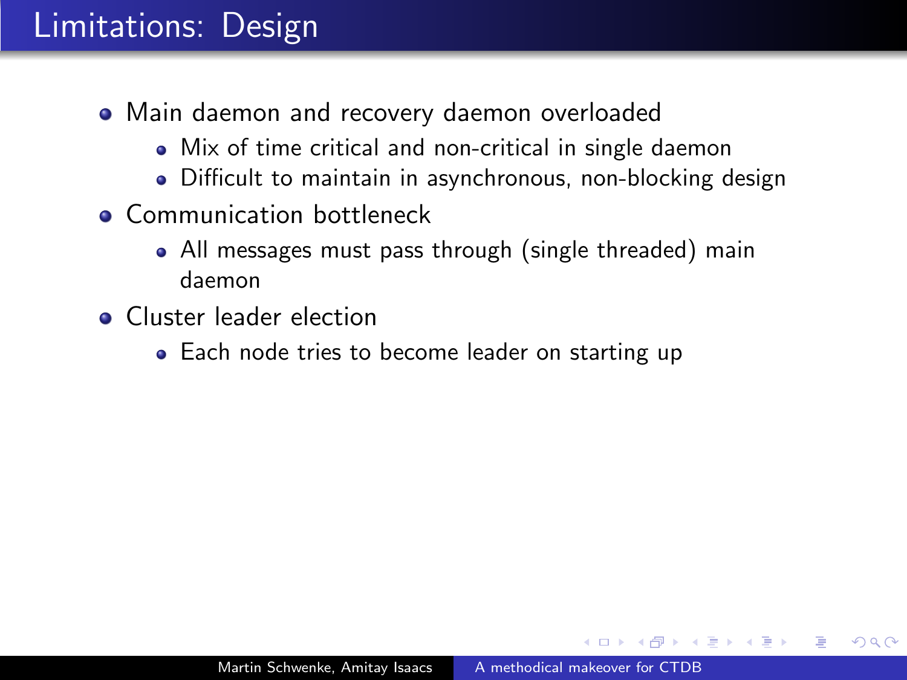# Limitations: Design

- Main daemon and recovery daemon overloaded
  - Mix of time critical and non-critical in single daemon
  - Difficult to maintain in asynchronous, non-blocking design
- Communication bottleneck
  - All messages must pass through (single threaded) main daemon
- Cluster leader election
  - Each node tries to become leader on starting up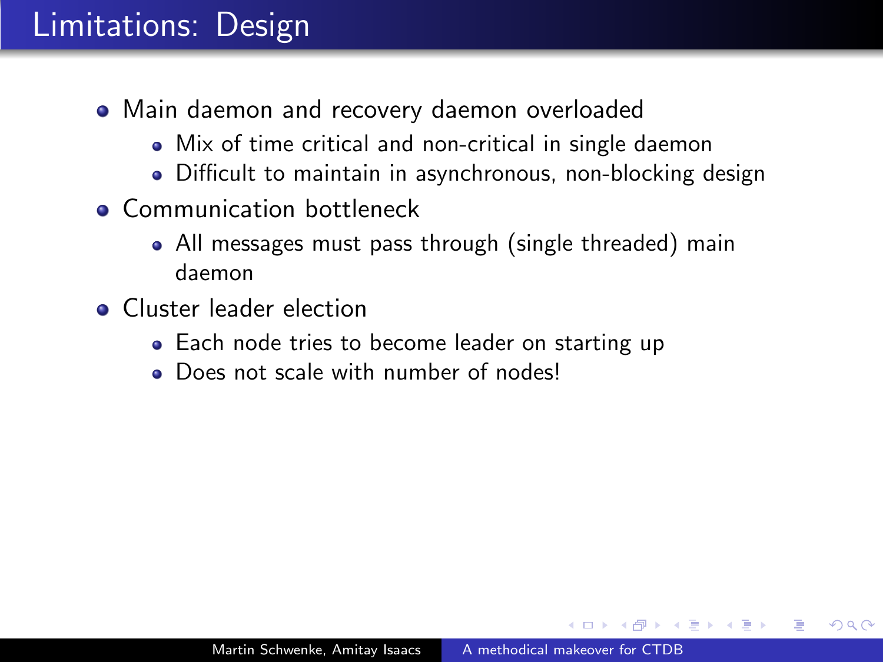# Limitations: Design

- Main daemon and recovery daemon overloaded
  - Mix of time critical and non-critical in single daemon
  - Difficult to maintain in asynchronous, non-blocking design
- Communication bottleneck
  - All messages must pass through (single threaded) main daemon
- Cluster leader election
  - Each node tries to become leader on starting up
  - Does not scale with number of nodes!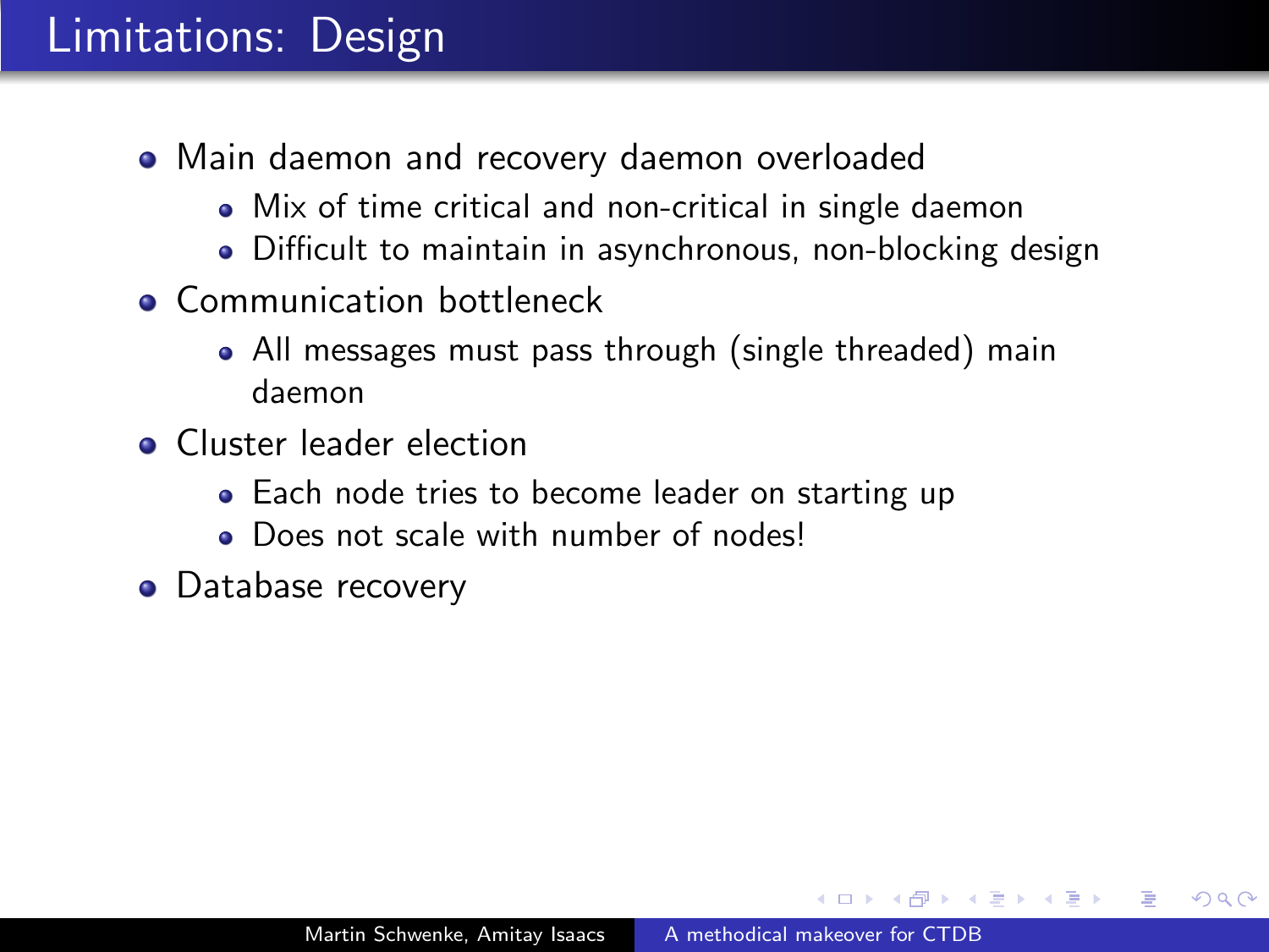# Limitations: Design

- Main daemon and recovery daemon overloaded
  - Mix of time critical and non-critical in single daemon
  - Difficult to maintain in asynchronous, non-blocking design
- Communication bottleneck
  - All messages must pass through (single threaded) main daemon
- Cluster leader election
  - Each node tries to become leader on starting up
  - Does not scale with number of nodes!
- Database recovery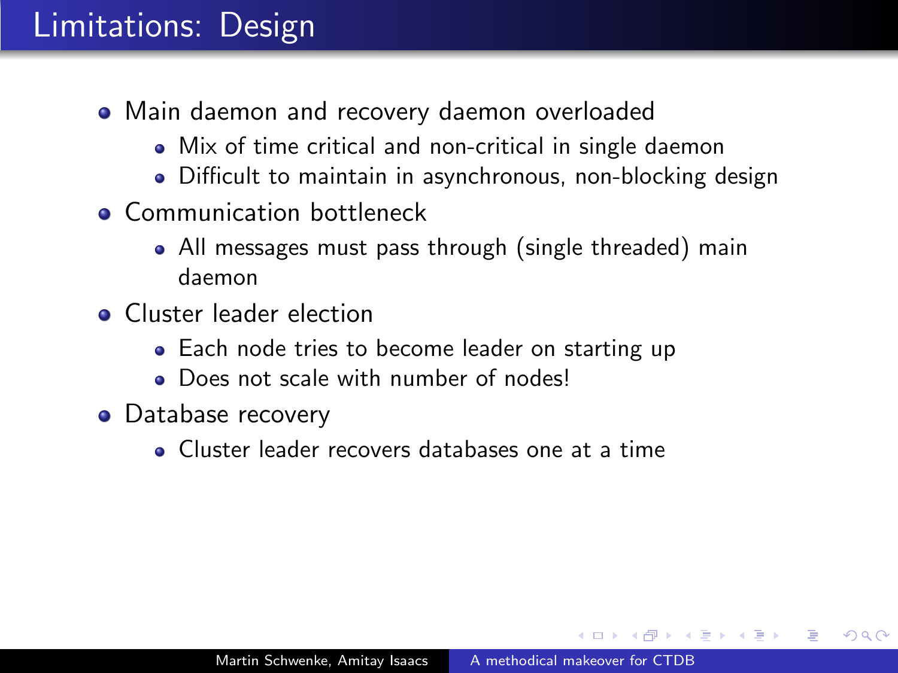# Limitations: Design

- Main daemon and recovery daemon overloaded
  - Mix of time critical and non-critical in single daemon
  - Difficult to maintain in asynchronous, non-blocking design
- Communication bottleneck
  - All messages must pass through (single threaded) main daemon
- Cluster leader election
  - Each node tries to become leader on starting up
  - Does not scale with number of nodes!
- Database recovery
  - Cluster leader recovers databases one at a time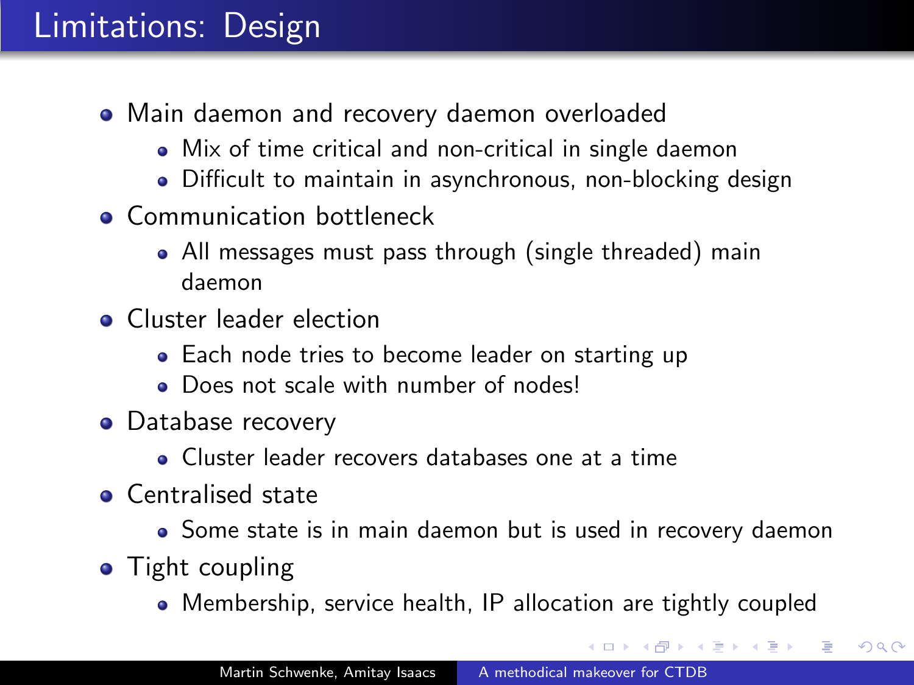# Limitations: Design

- Main daemon and recovery daemon overloaded
  - Mix of time critical and non-critical in single daemon
  - Difficult to maintain in asynchronous, non-blocking design
- Communication bottleneck
  - All messages must pass through (single threaded) main daemon
- Cluster leader election
  - Each node tries to become leader on starting up
  - Does not scale with number of nodes!
- Database recovery
  - Cluster leader recovers databases one at a time
- Centralised state
  - Some state is in main daemon but is used in recovery daemon
- Tight coupling
  - Membership, service health, IP allocation are tightly coupled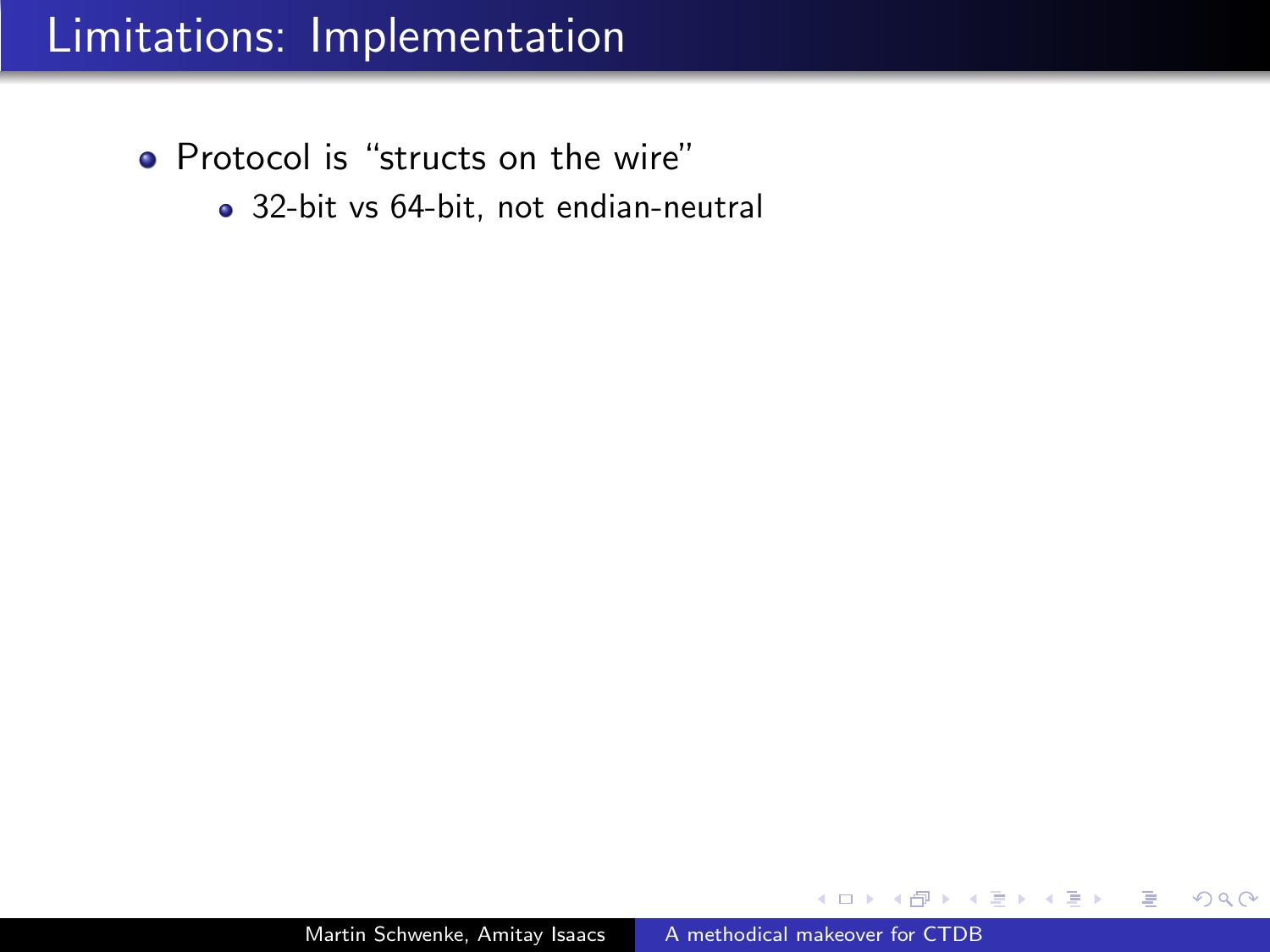# Limitations: Implementation

- Protocol is "structs on the wire"
  - 32-bit vs 64-bit, not endian-neutral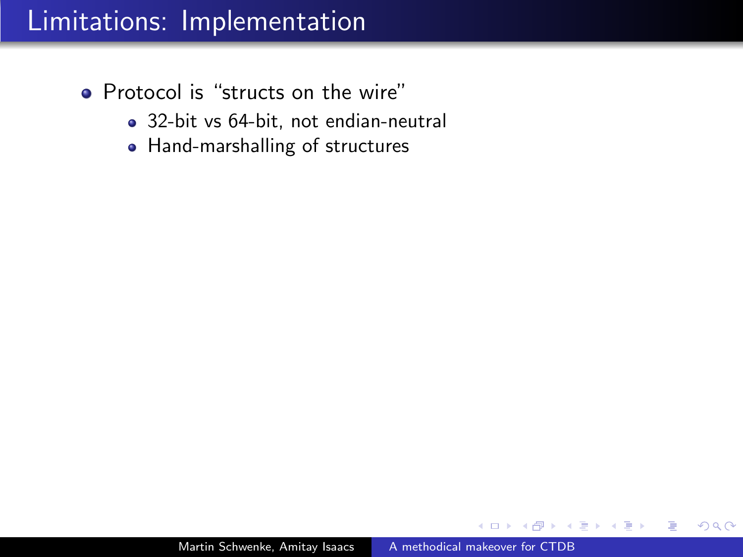# Limitations: Implementation

- Protocol is "structs on the wire"
  - 32-bit vs 64-bit, not endian-neutral
  - Hand-marshalling of structures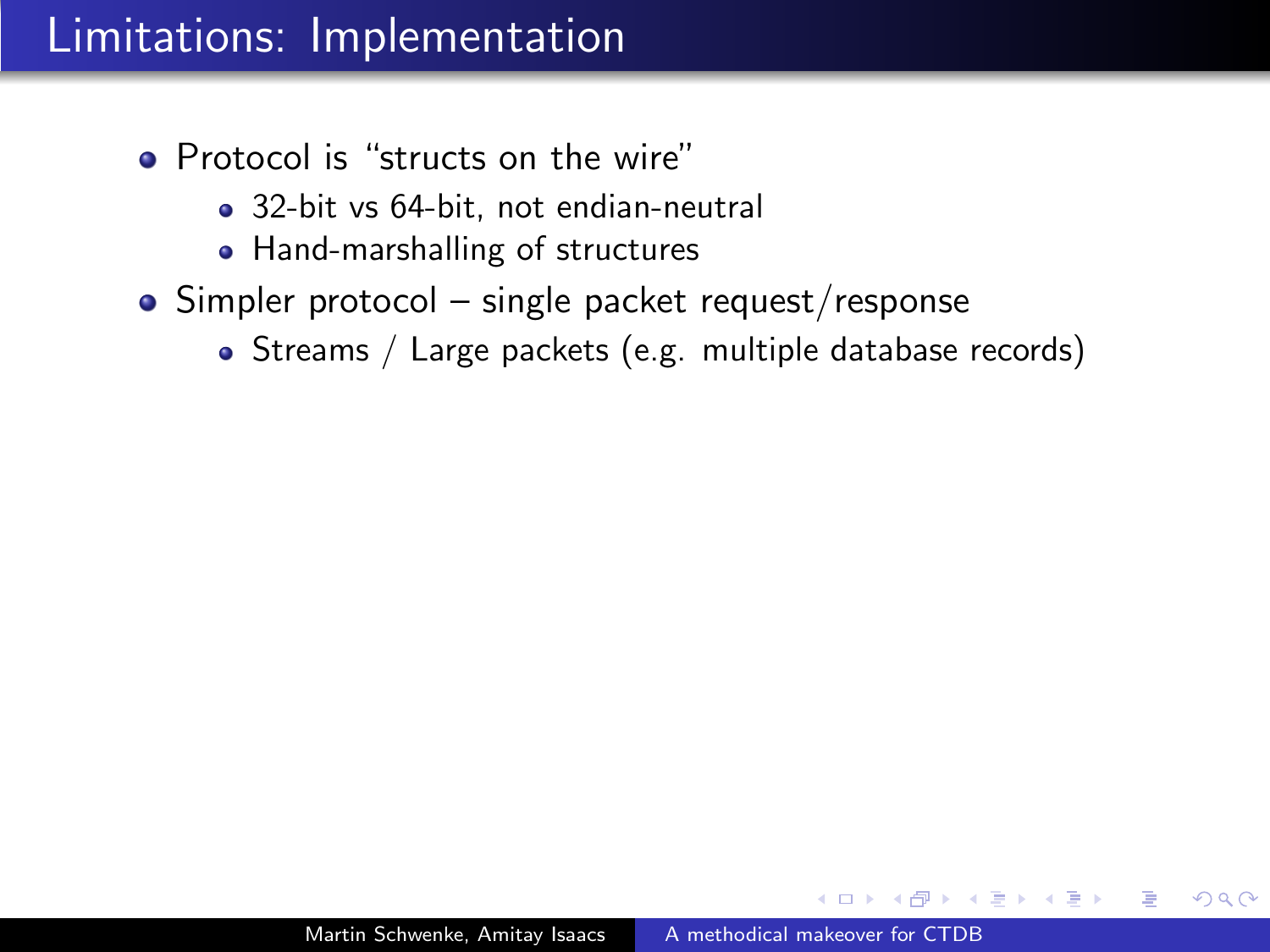# Limitations: Implementation

- Protocol is "structs on the wire"
  - 32-bit vs 64-bit, not endian-neutral
  - Hand-marshalling of structures
- Simpler protocol – single packet request/response
  - Streams / Large packets (e.g. multiple database records)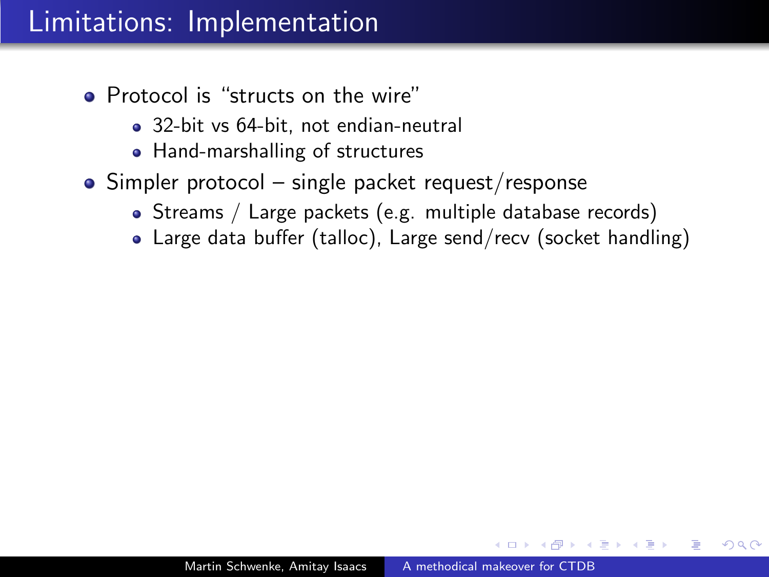# Limitations: Implementation

- Protocol is “structs on the wire”
  - 32-bit vs 64-bit, not endian-neutral
  - Hand-marshalling of structures
- Simpler protocol – single packet request/response
  - Streams / Large packets (e.g. multiple database records)
  - Large data buffer (talloc), Large send/recv (socket handling)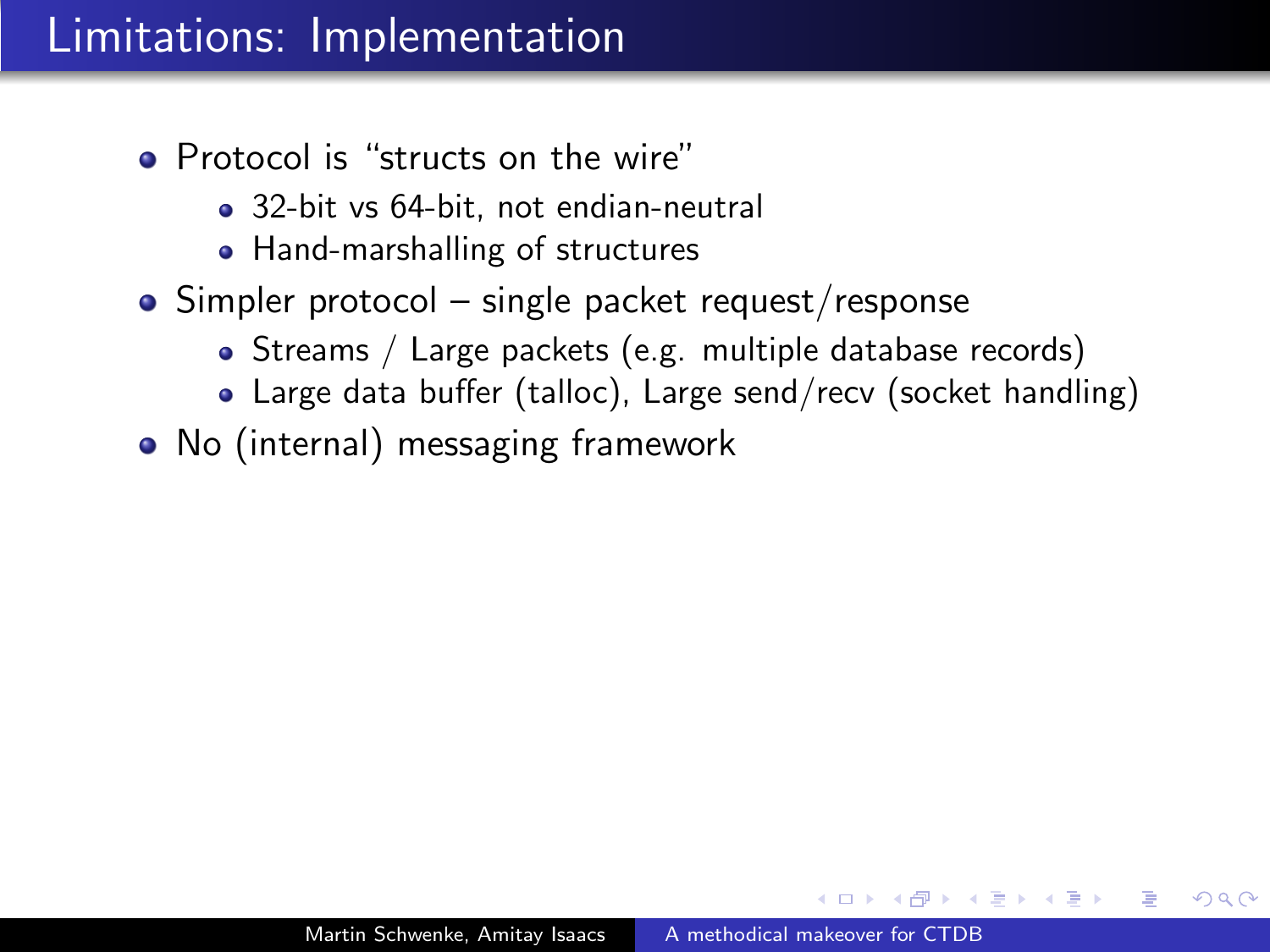# Limitations: Implementation

- Protocol is “structs on the wire”
  - 32-bit vs 64-bit, not endian-neutral
  - Hand-marshalling of structures
- Simpler protocol – single packet request/response
  - Streams / Large packets (e.g. multiple database records)
  - Large data buffer (talloc), Large send/recv (socket handling)
- No (internal) messaging framework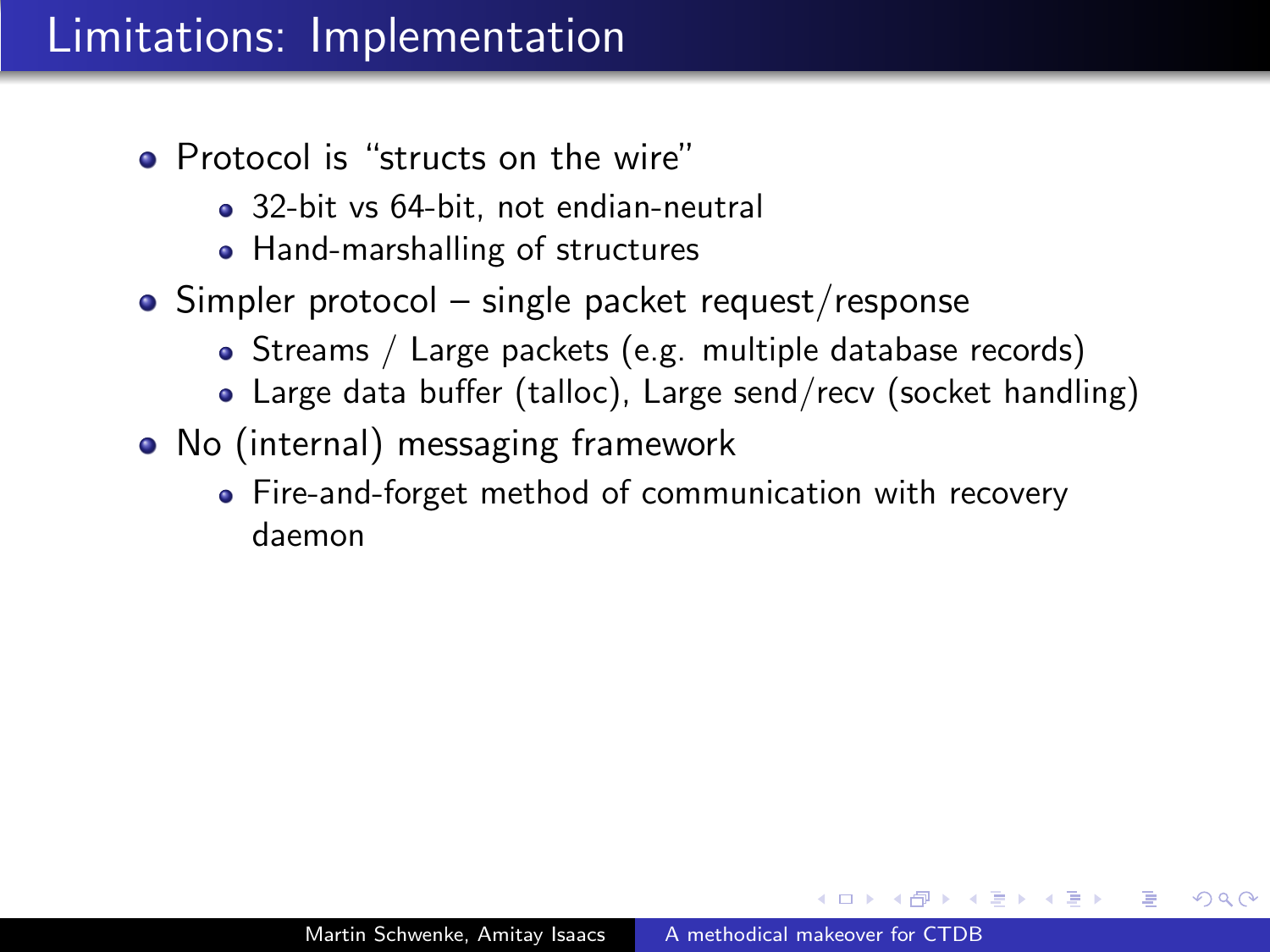# Limitations: Implementation

- Protocol is "structs on the wire"
  - 32-bit vs 64-bit, not endian-neutral
  - Hand-marshalling of structures
- Simpler protocol – single packet request/response
  - Streams / Large packets (e.g. multiple database records)
  - Large data buffer (talloc), Large send/recv (socket handling)
- No (internal) messaging framework
  - Fire-and-forget method of communication with recovery daemon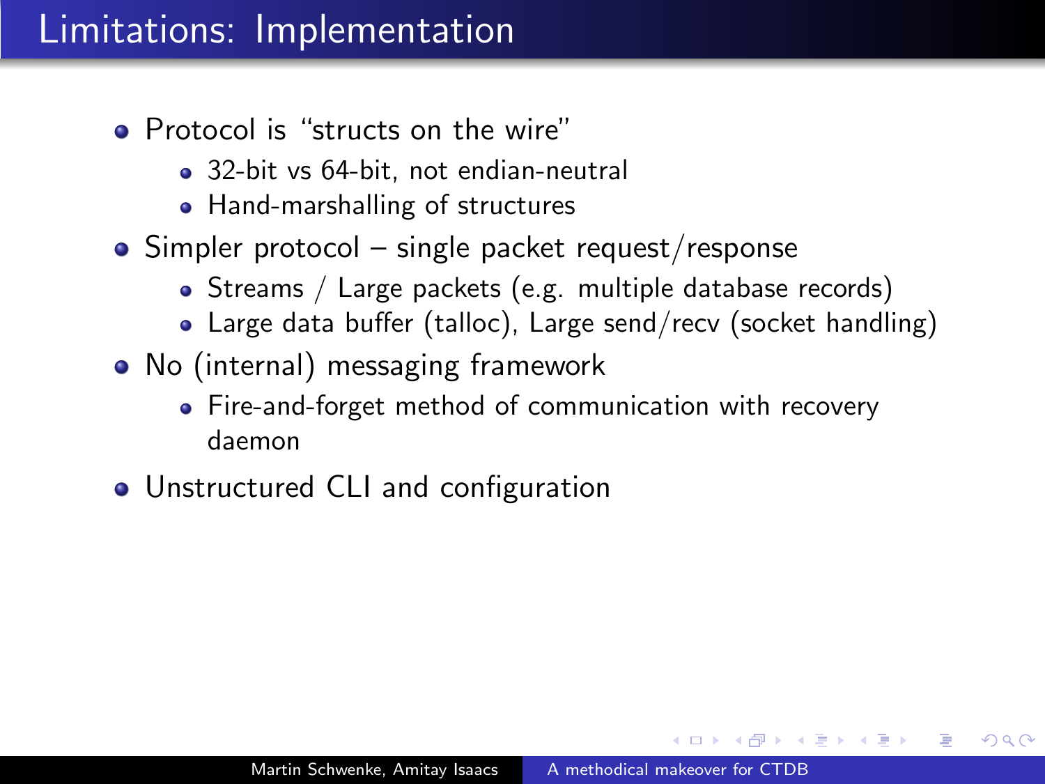# Limitations: Implementation

- Protocol is "structs on the wire"
  - 32-bit vs 64-bit, not endian-neutral
  - Hand-marshalling of structures
- Simpler protocol – single packet request/response
  - Streams / Large packets (e.g. multiple database records)
  - Large data buffer (talloc), Large send/recv (socket handling)
- No (internal) messaging framework
  - Fire-and-forget method of communication with recovery daemon
- Unstructured CLI and configuration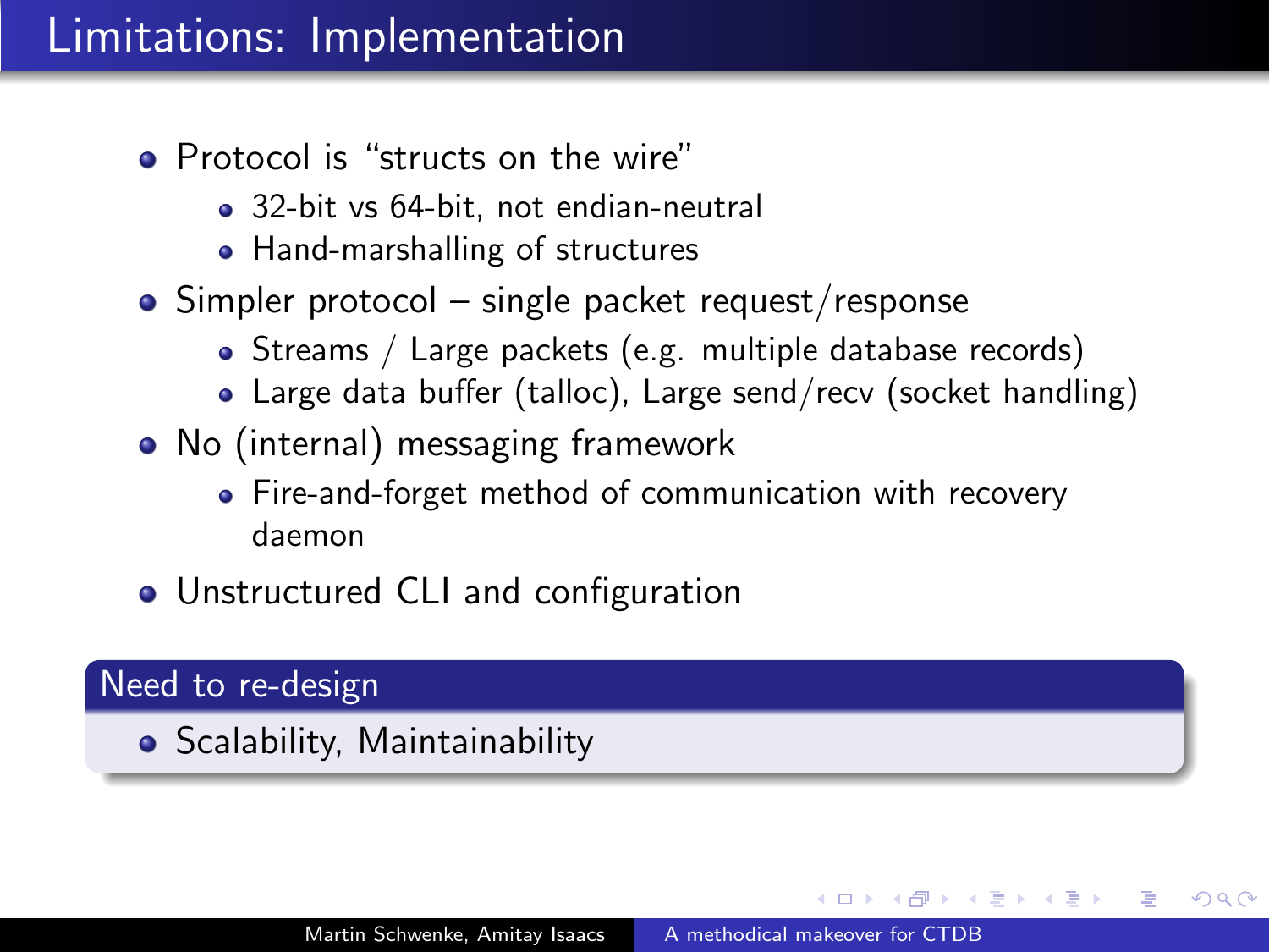# Limitations: Implementation

- Protocol is "structs on the wire"
  - 32-bit vs 64-bit, not endian-neutral
  - Hand-marshalling of structures
- Simpler protocol – single packet request/response
  - Streams / Large packets (e.g. multiple database records)
  - Large data buffer (talloc), Large send/recv (socket handling)
- No (internal) messaging framework
  - Fire-and-forget method of communication with recovery daemon
- Unstructured CLI and configuration

**Need to re-design**

- Scalability, Maintainability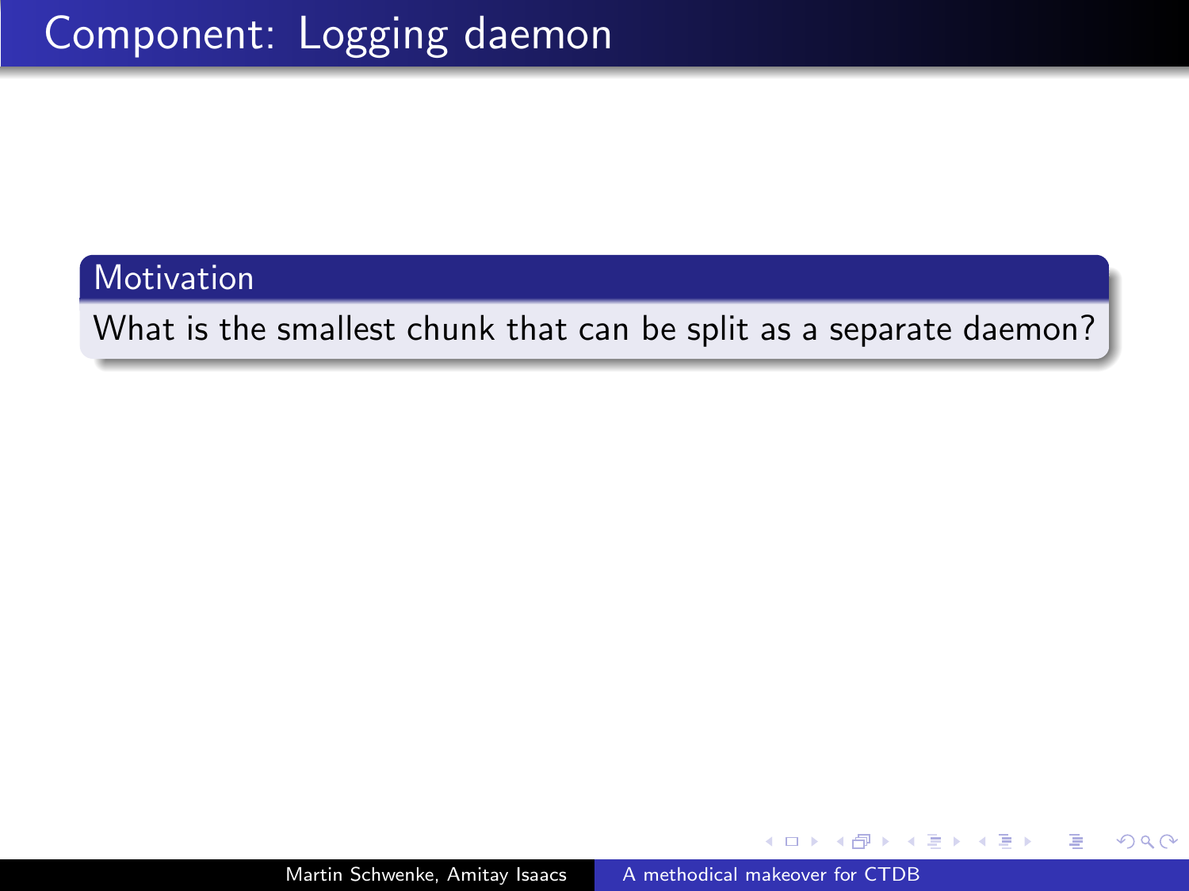# Component: Logging daemon

**Motivation**

What is the smallest chunk that can be split as a separate daemon?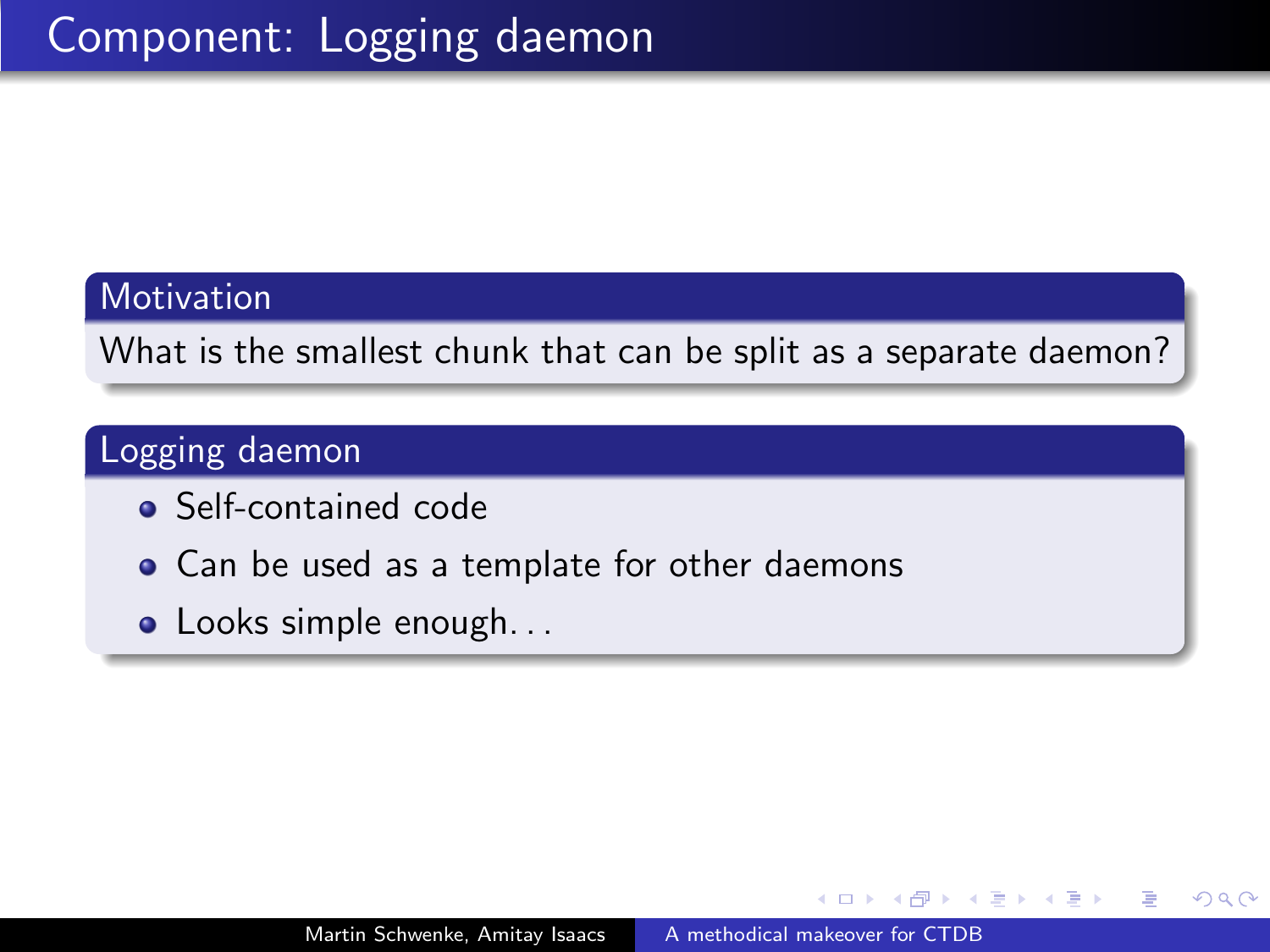# Component: Logging daemon

## Motivation

What is the smallest chunk that can be split as a separate daemon?

## Logging daemon

- Self-contained code
- Can be used as a template for other daemons
- Looks simple enough. . .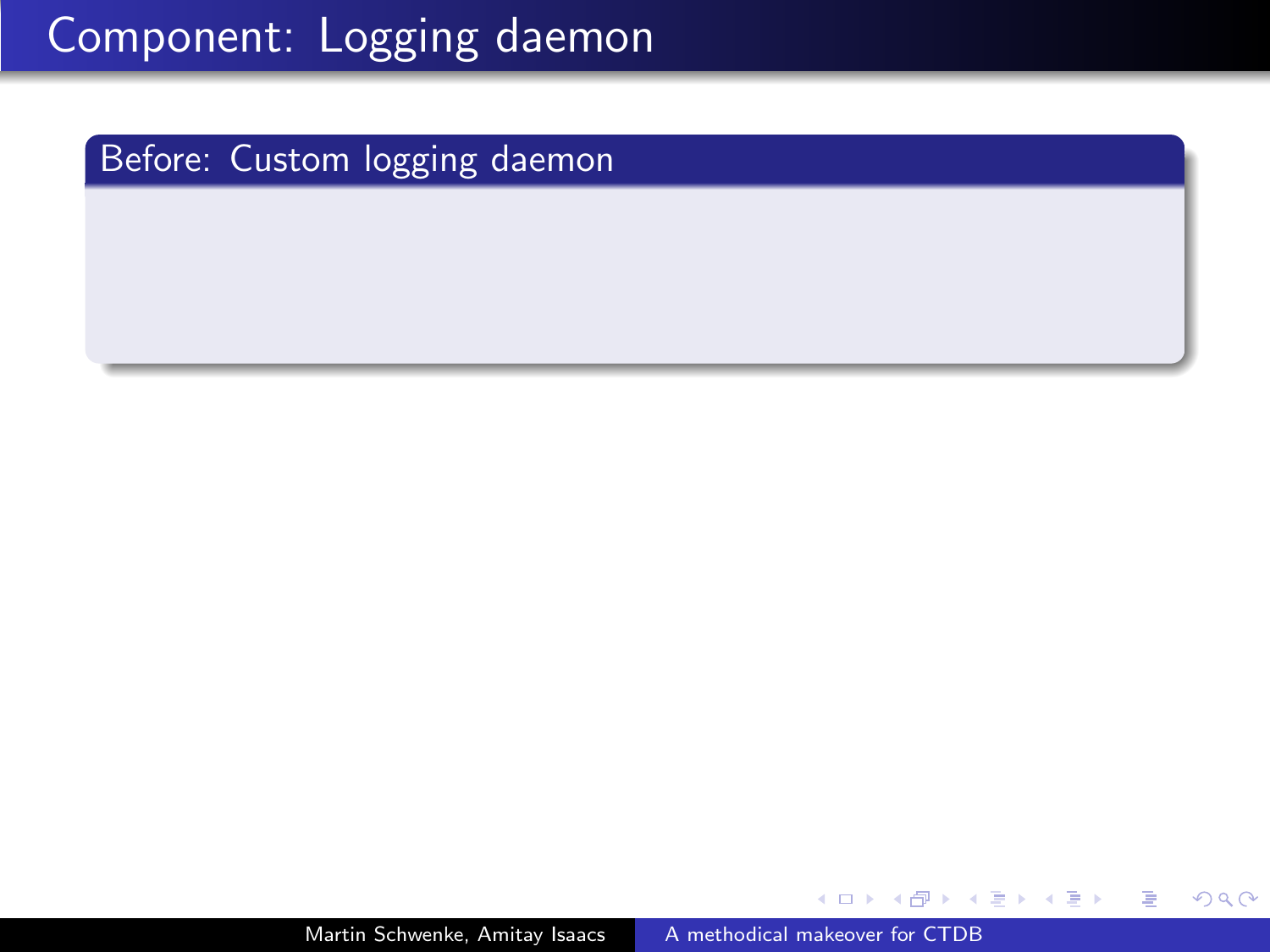# Component: Logging daemon

## Before: Custom logging daemon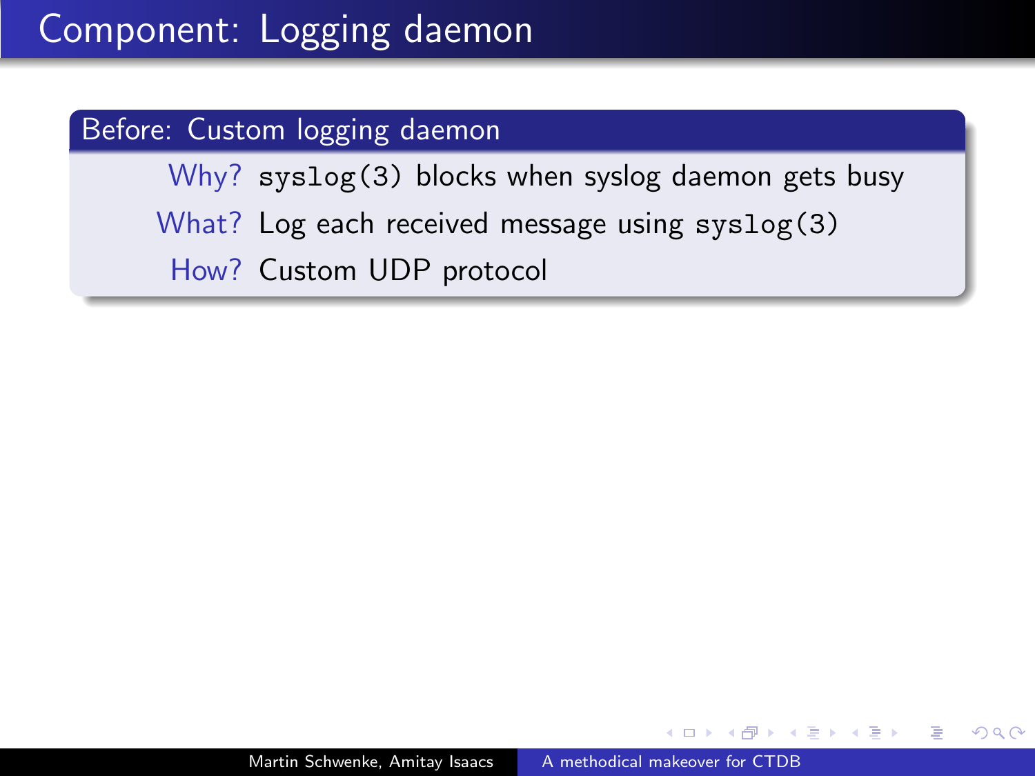# Component: Logging daemon

## Before: Custom logging daemon

**Why?** `syslog(3)` blocks when syslog daemon gets busy

**What?** Log each received message using `syslog(3)`

**How?** Custom UDP protocol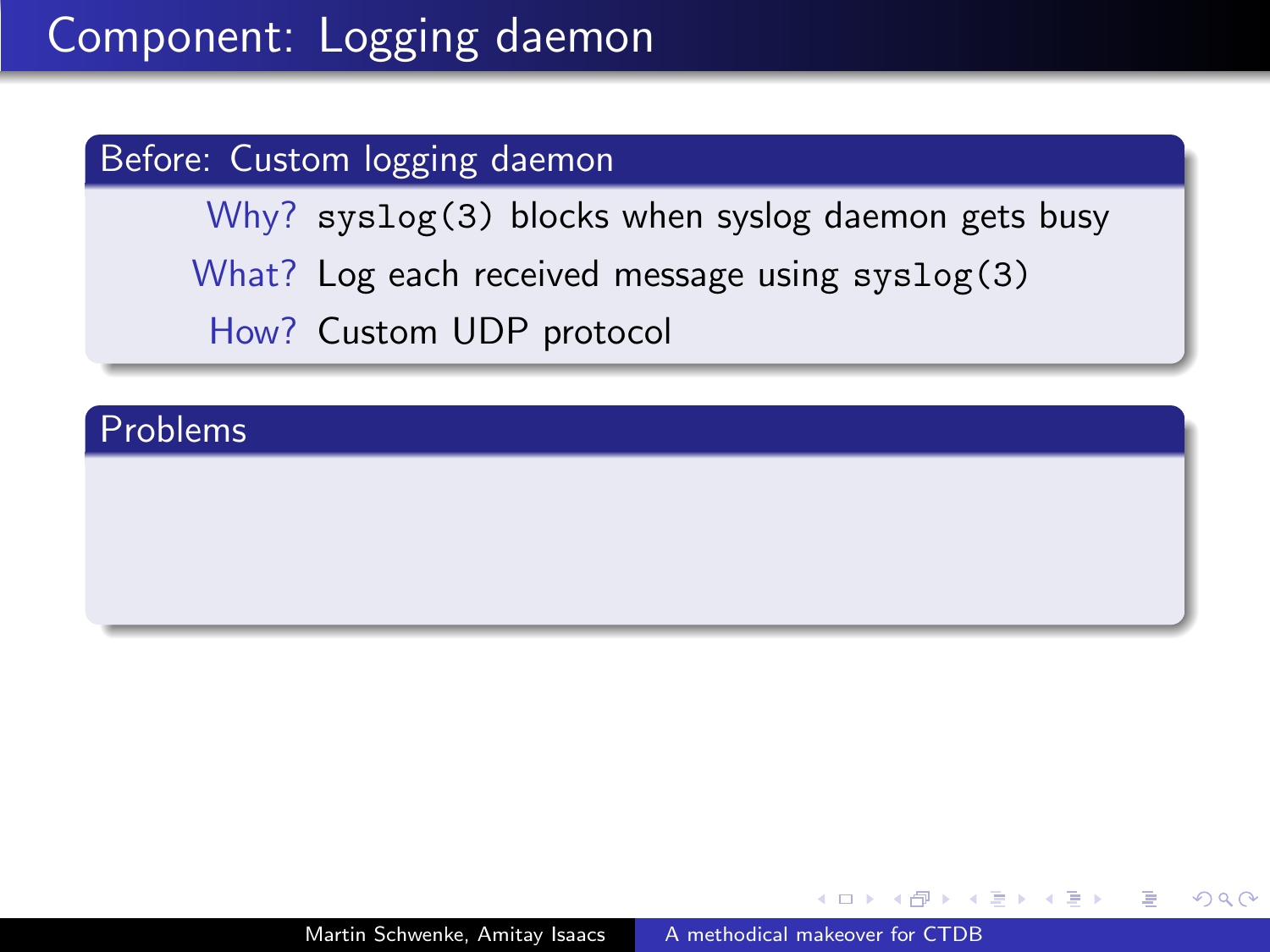# Component: Logging daemon

## Before: Custom logging daemon

**Why?** `syslog(3)` blocks when syslog daemon gets busy

**What?** Log each received message using `syslog(3)`

**How?** Custom UDP protocol

## Problems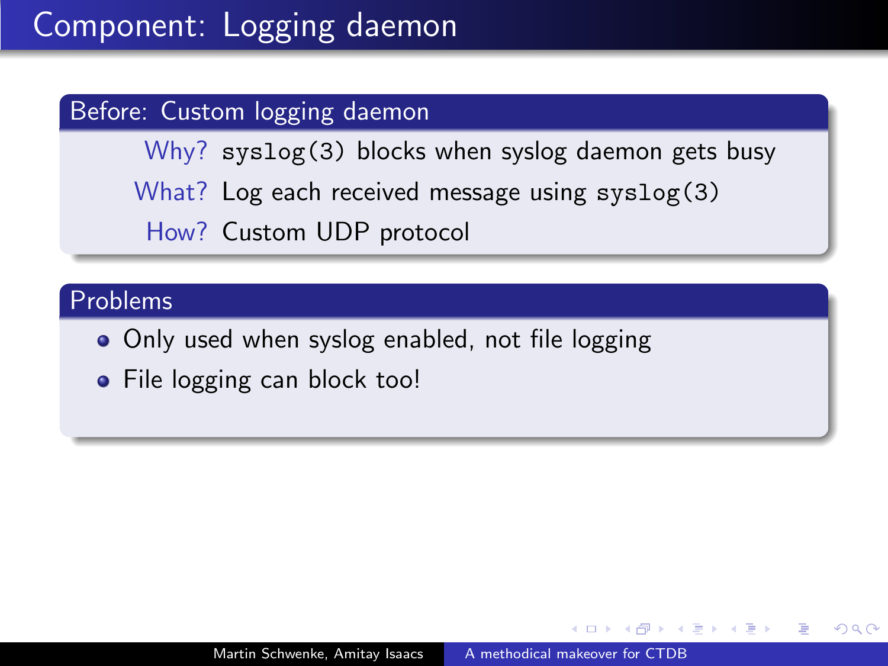# Component: Logging daemon

## Before: Custom logging daemon

**Why?** `syslog(3)` blocks when syslog daemon gets busy

**What?** Log each received message using `syslog(3)`

**How?** Custom UDP protocol

## Problems

- Only used when syslog enabled, not file logging
- File logging can block too!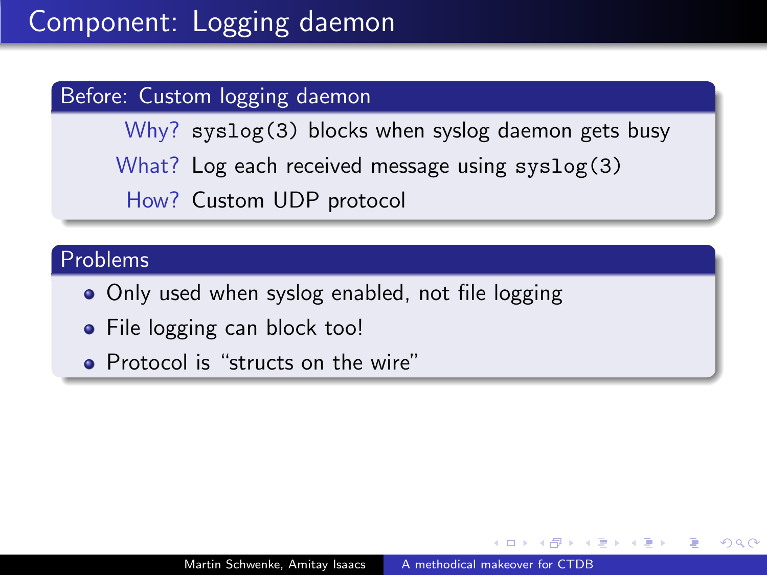# Component: Logging daemon

## Before: Custom logging daemon

**Why?** `syslog(3)` blocks when syslog daemon gets busy

**What?** Log each received message using `syslog(3)`

**How?** Custom UDP protocol

## Problems

- Only used when syslog enabled, not file logging
- File logging can block too!
- Protocol is "structs on the wire"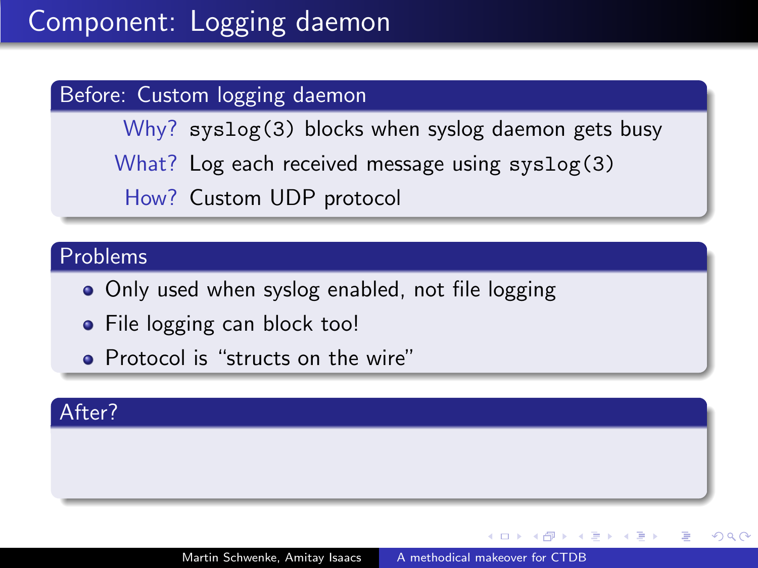# Component: Logging daemon

### Before: Custom logging daemon

**Why?** `syslog(3)` blocks when syslog daemon gets busy

**What?** Log each received message using `syslog(3)`

**How?** Custom UDP protocol

### Problems

- Only used when syslog enabled, not file logging
- File logging can block too!
- Protocol is "structs on the wire"

### After?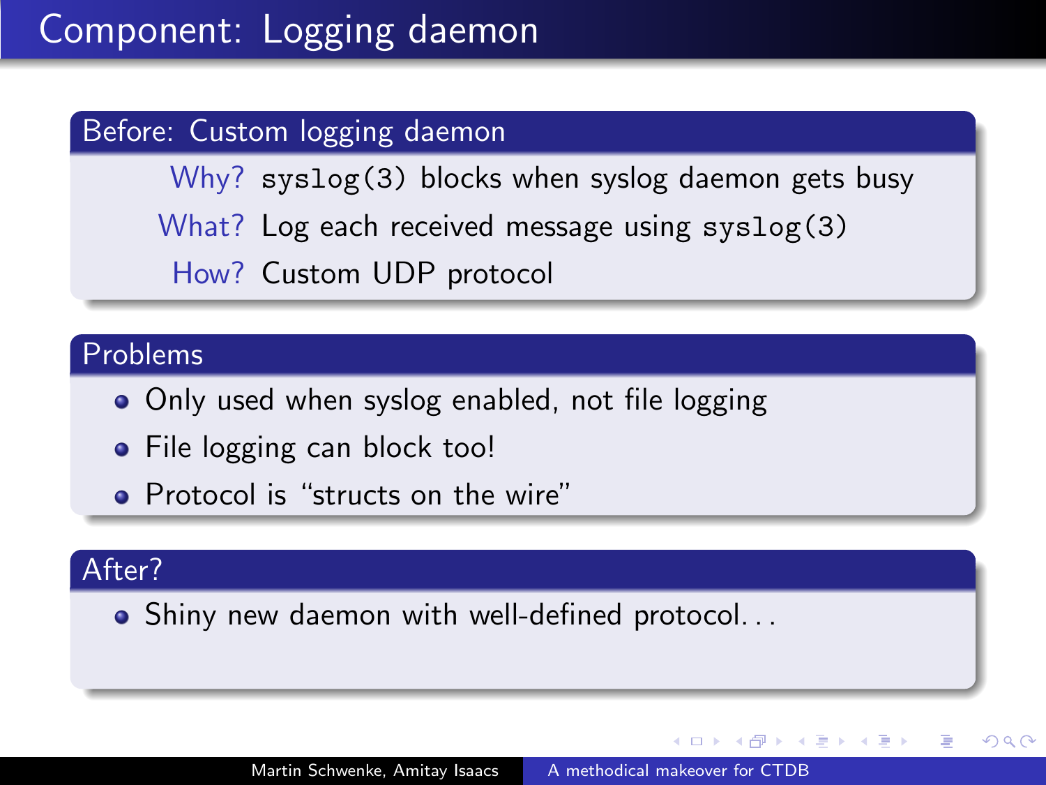# Component: Logging daemon

## Before: Custom logging daemon

**Why?** `syslog(3)` blocks when syslog daemon gets busy

**What?** Log each received message using `syslog(3)`

**How?** Custom UDP protocol

## Problems

- Only used when syslog enabled, not file logging
- File logging can block too!
- Protocol is "structs on the wire"

## After?

- Shiny new daemon with well-defined protocol. . .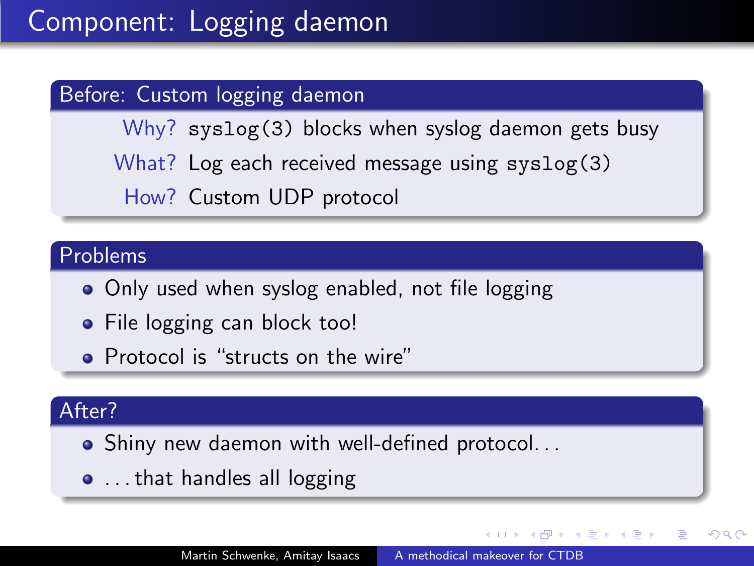# Component: Logging daemon

## Before: Custom logging daemon

**Why?** `syslog(3)` blocks when syslog daemon gets busy

**What?** Log each received message using `syslog(3)`

**How?** Custom UDP protocol

## Problems

- Only used when syslog enabled, not file logging
- File logging can block too!
- Protocol is "structs on the wire"

## After?

- Shiny new daemon with well-defined protocol...
- ...that handles all logging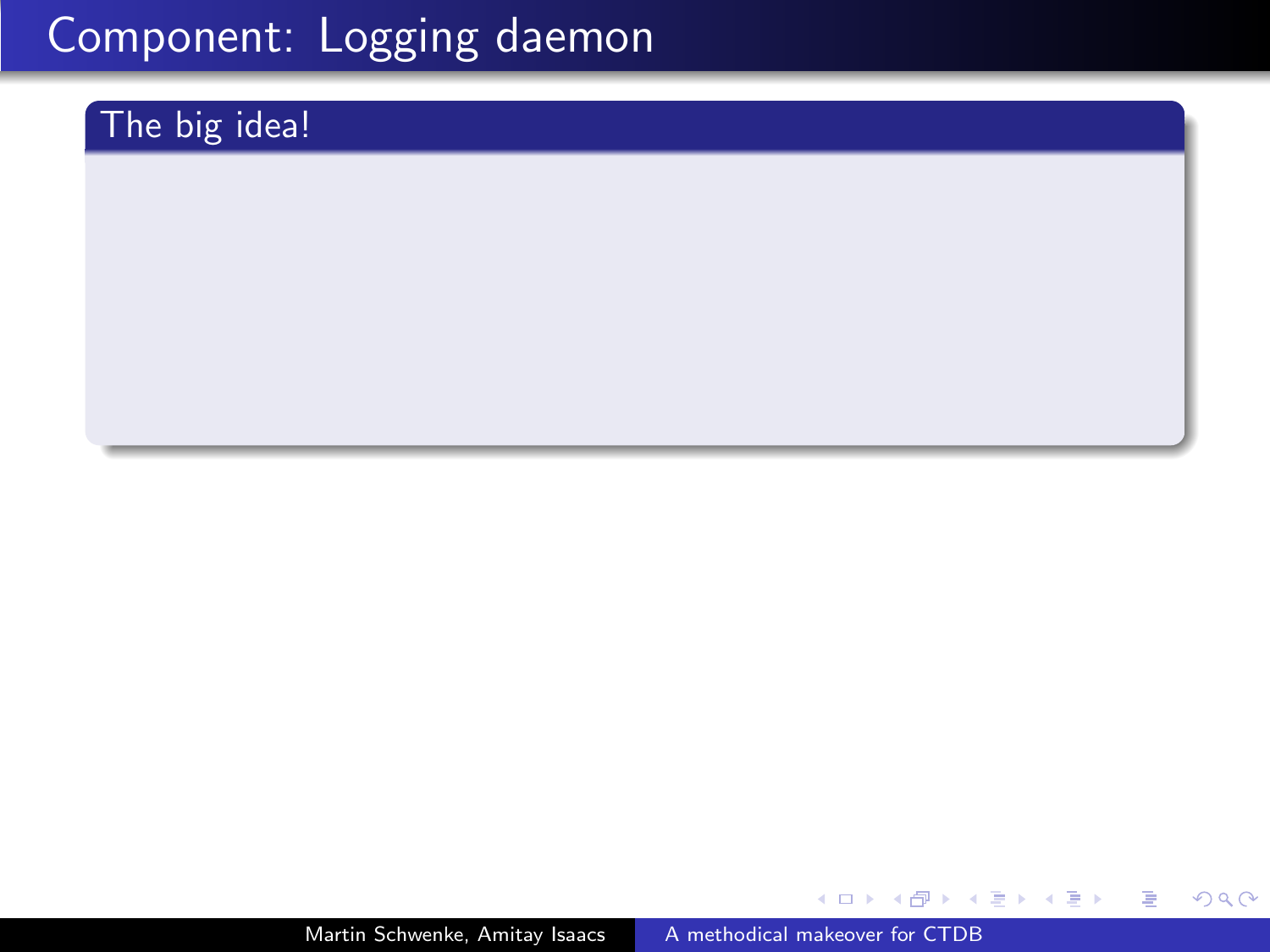# Component: Logging daemon

## The big idea!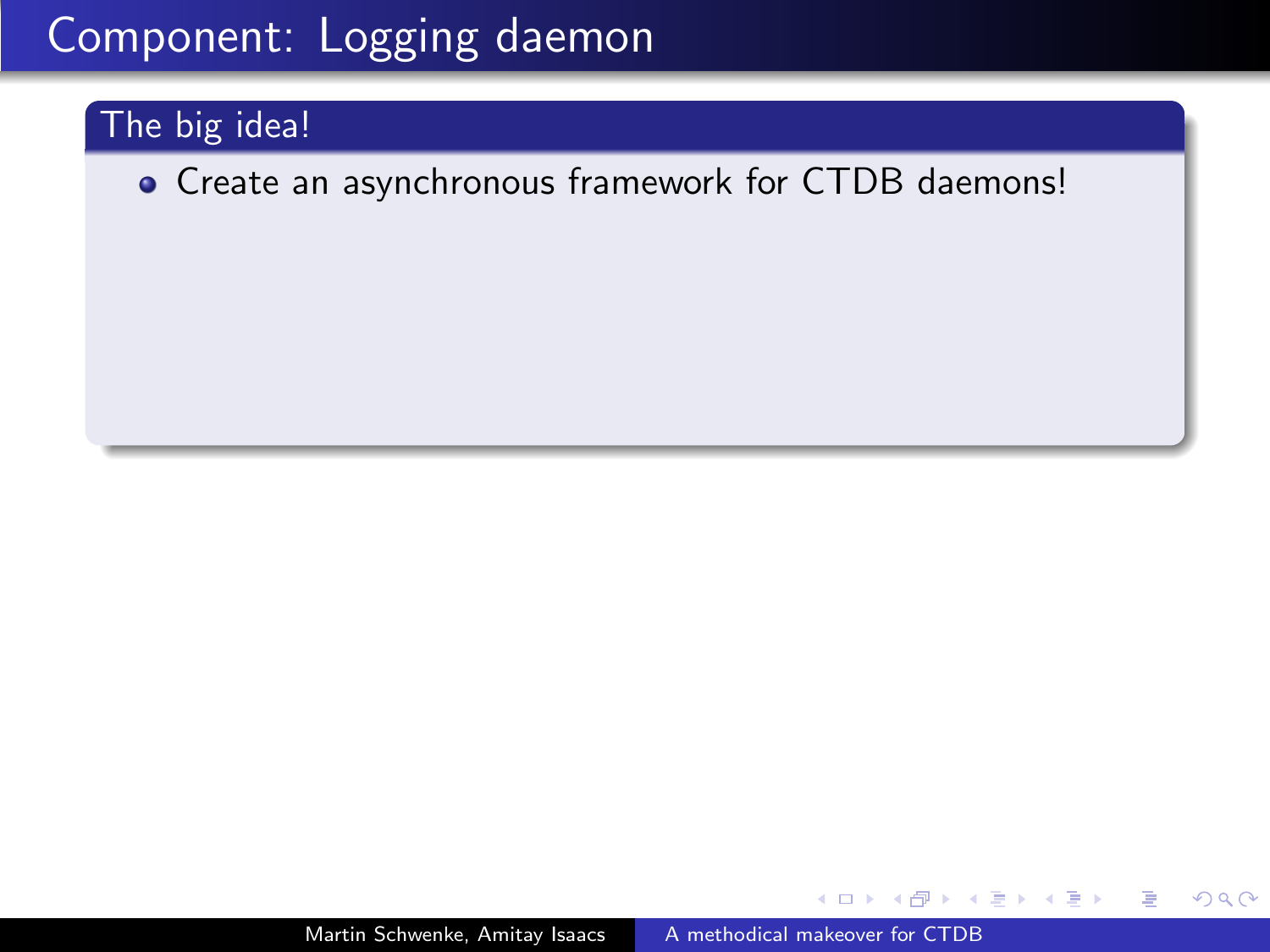# Component: Logging daemon

## The big idea!

- Create an asynchronous framework for CTDB daemons!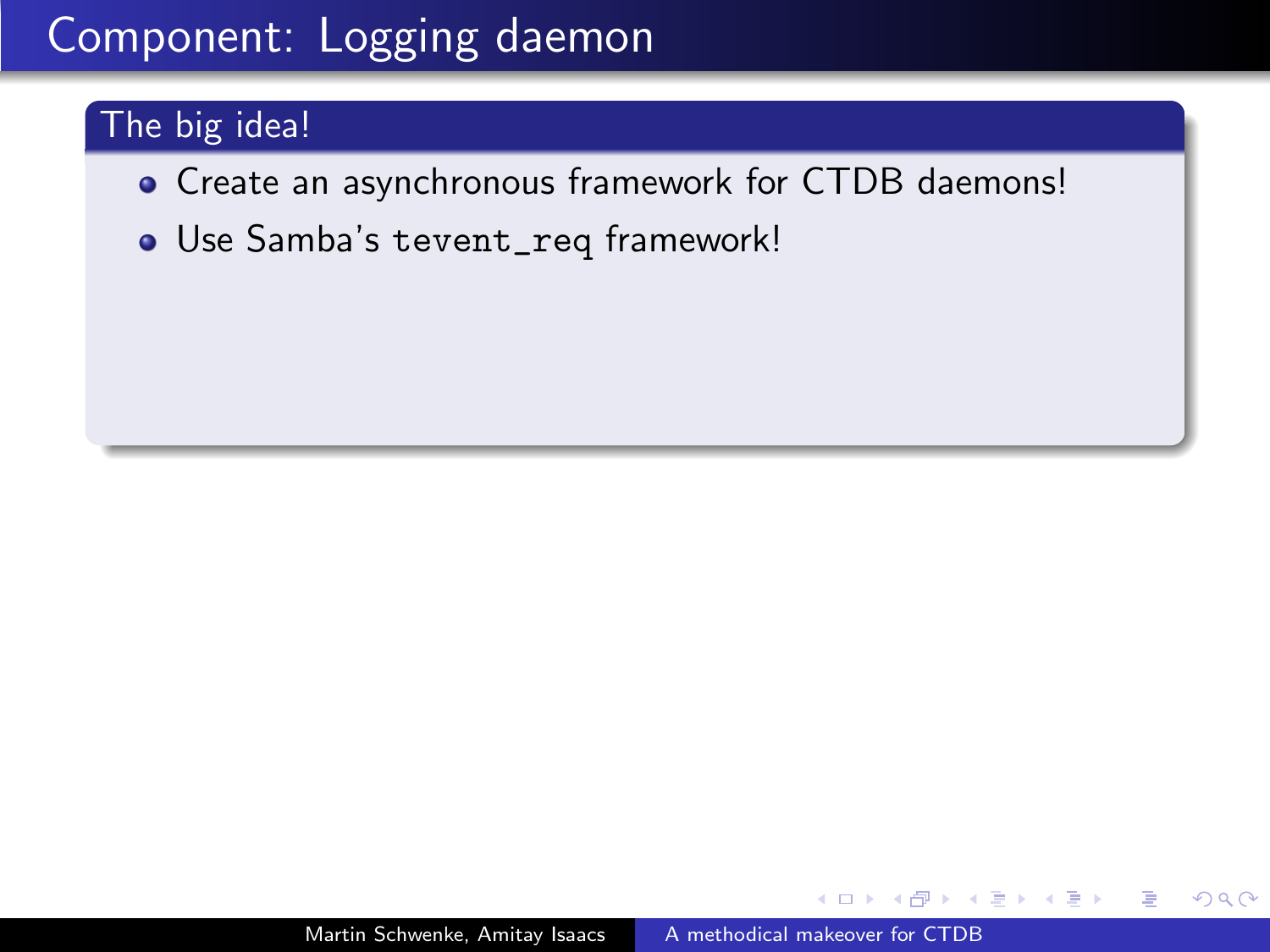# Component: Logging daemon

## The big idea!

- Create an asynchronous framework for CTDB daemons!
- Use Samba's `tevent_req` framework!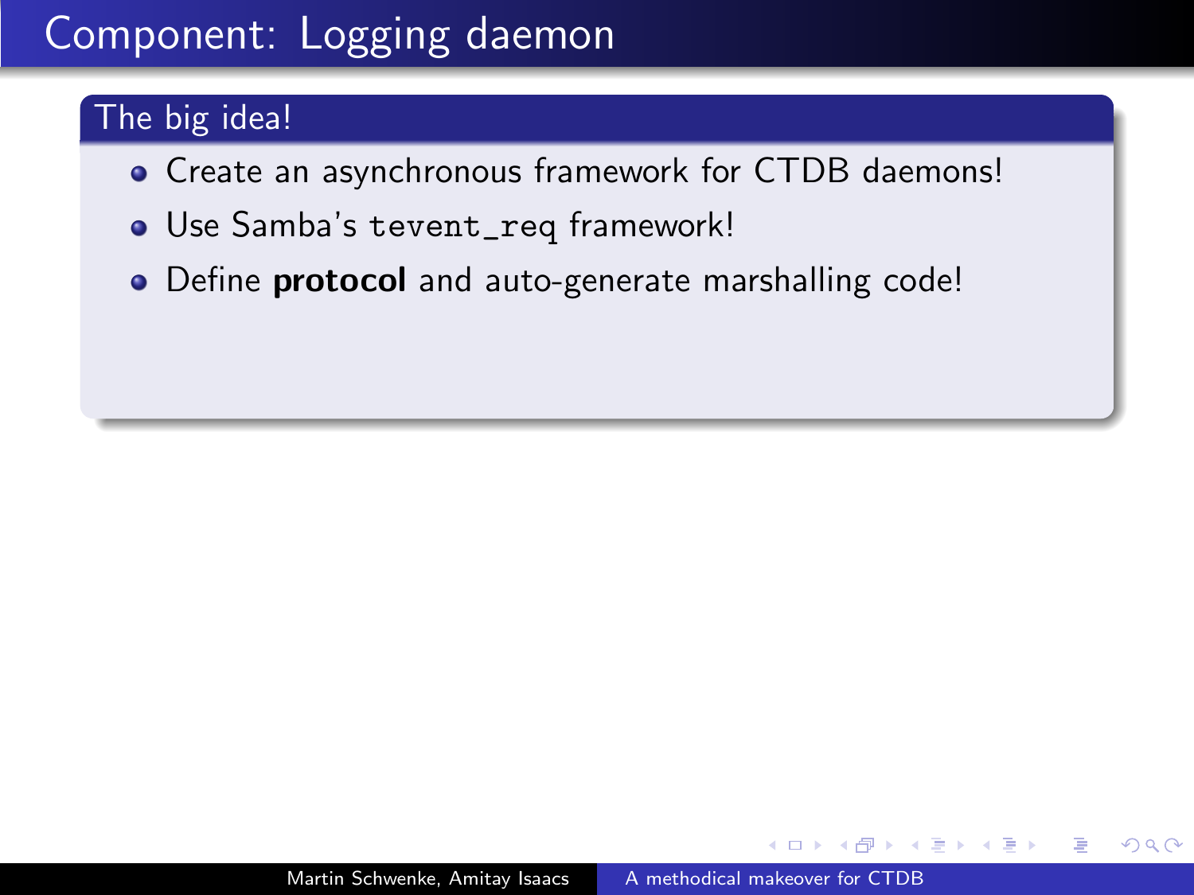# Component: Logging daemon

## The big idea!

- Create an asynchronous framework for CTDB daemons!
- Use Samba's `tevent_req` framework!
- Define **protocol** and auto-generate marshalling code!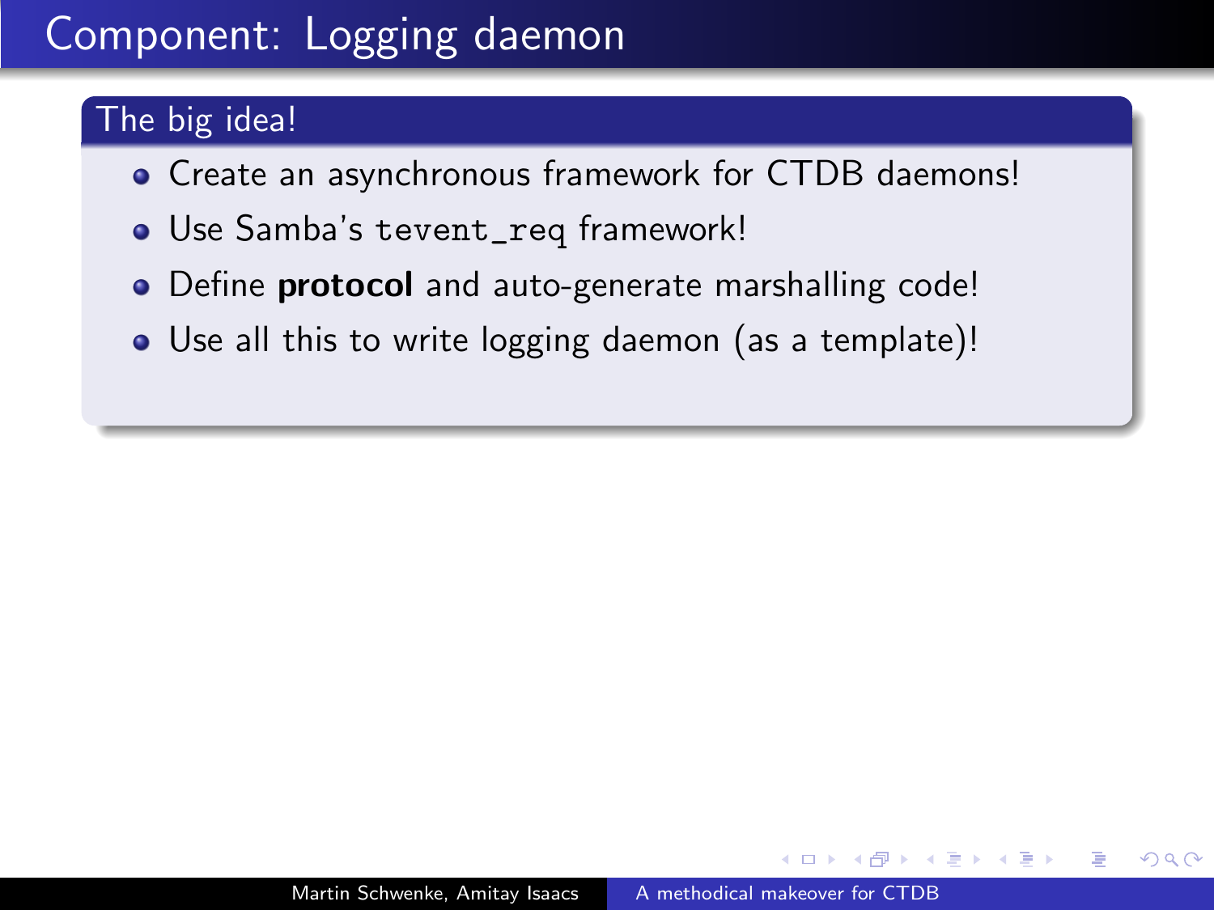# Component: Logging daemon

## The big idea!

- Create an asynchronous framework for CTDB daemons!
- Use Samba's `tevent_req` framework!
- Define **protocol** and auto-generate marshalling code!
- Use all this to write logging daemon (as a template)!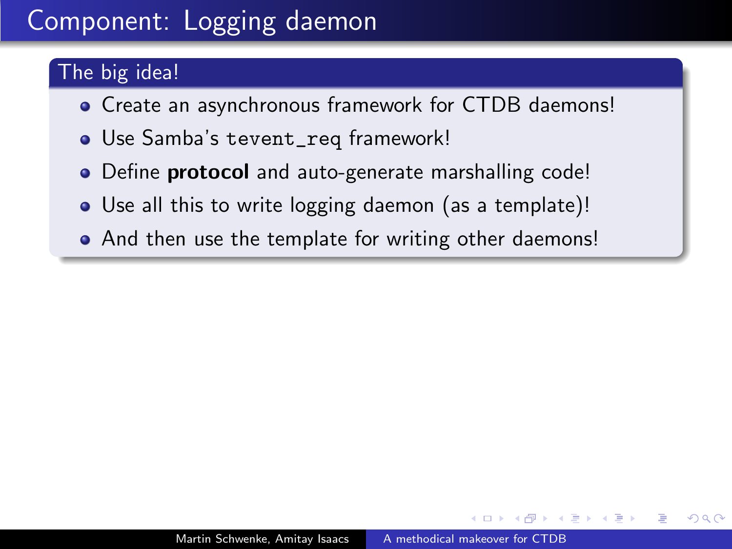# Component: Logging daemon

## The big idea!

- Create an asynchronous framework for CTDB daemons!
- Use Samba's `tevent_req` framework!
- Define **protocol** and auto-generate marshalling code!
- Use all this to write logging daemon (as a template)!
- And then use the template for writing other daemons!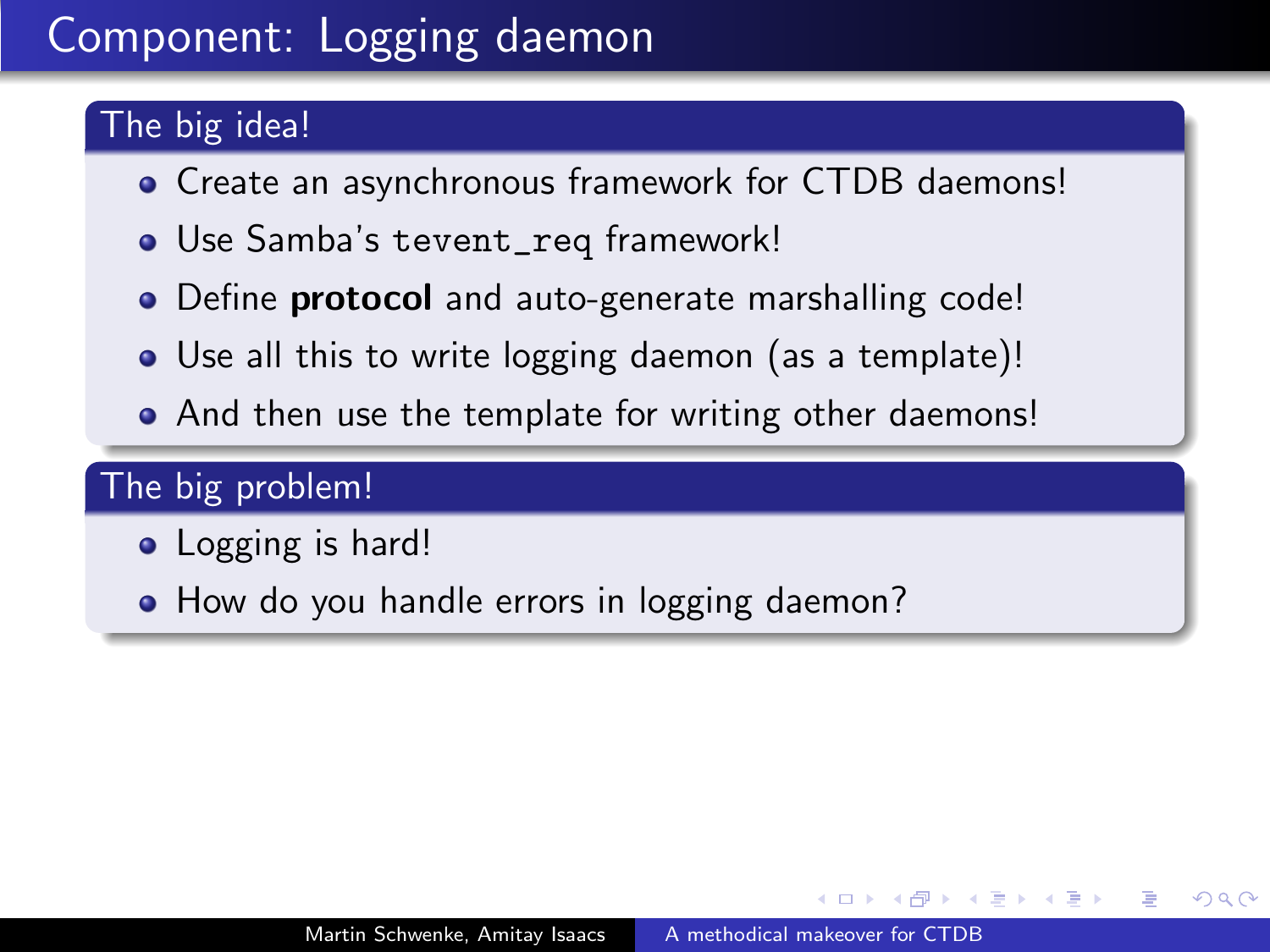# Component: Logging daemon

## The big idea!

- Create an asynchronous framework for CTDB daemons!
- Use Samba's `tevent_req` framework!
- Define **protocol** and auto-generate marshalling code!
- Use all this to write logging daemon (as a template)!
- And then use the template for writing other daemons!

## The big problem!

- Logging is hard!
- How do you handle errors in logging daemon?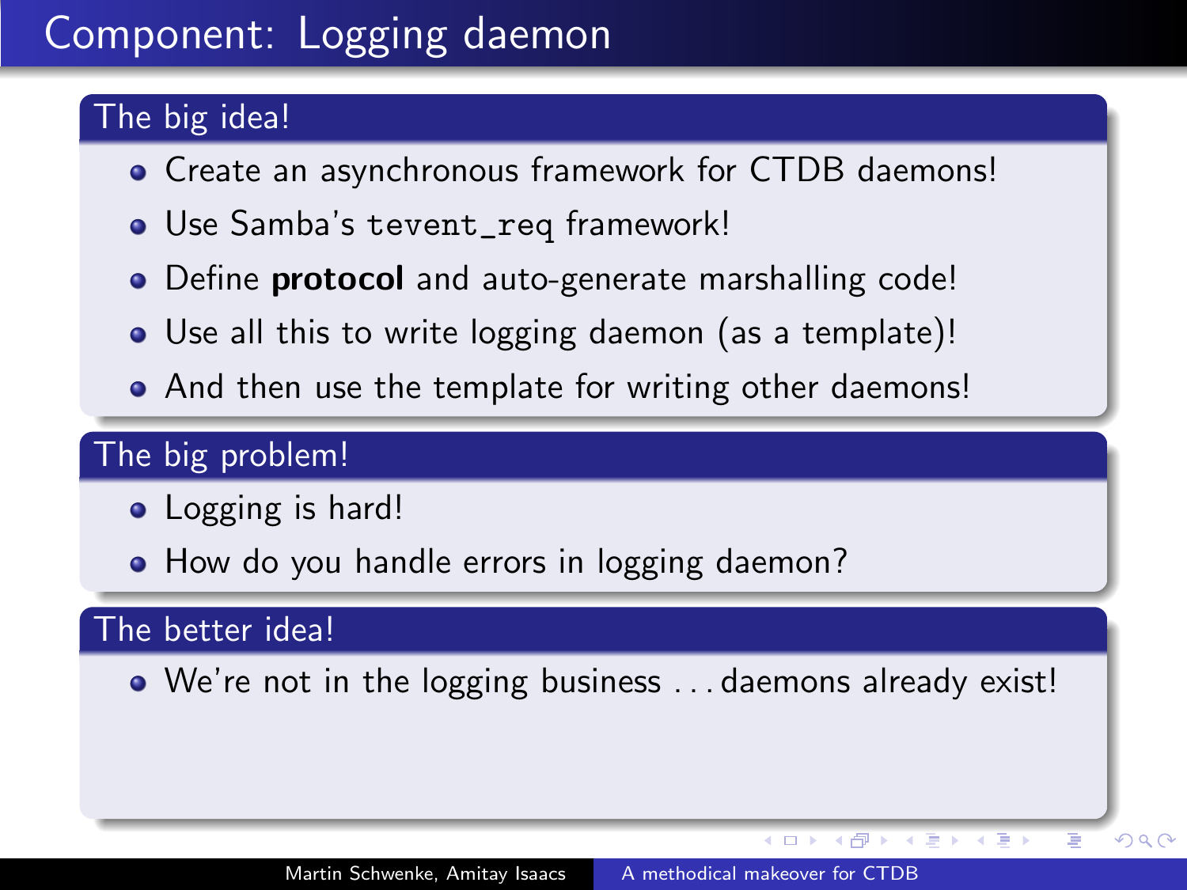# Component: Logging daemon

## The big idea!

- Create an asynchronous framework for CTDB daemons!
- Use Samba's `tevent_req` framework!
- Define **protocol** and auto-generate marshalling code!
- Use all this to write logging daemon (as a template)!
- And then use the template for writing other daemons!

## The big problem!

- Logging is hard!
- How do you handle errors in logging daemon?

## The better idea!

- We're not in the logging business . . . daemons already exist!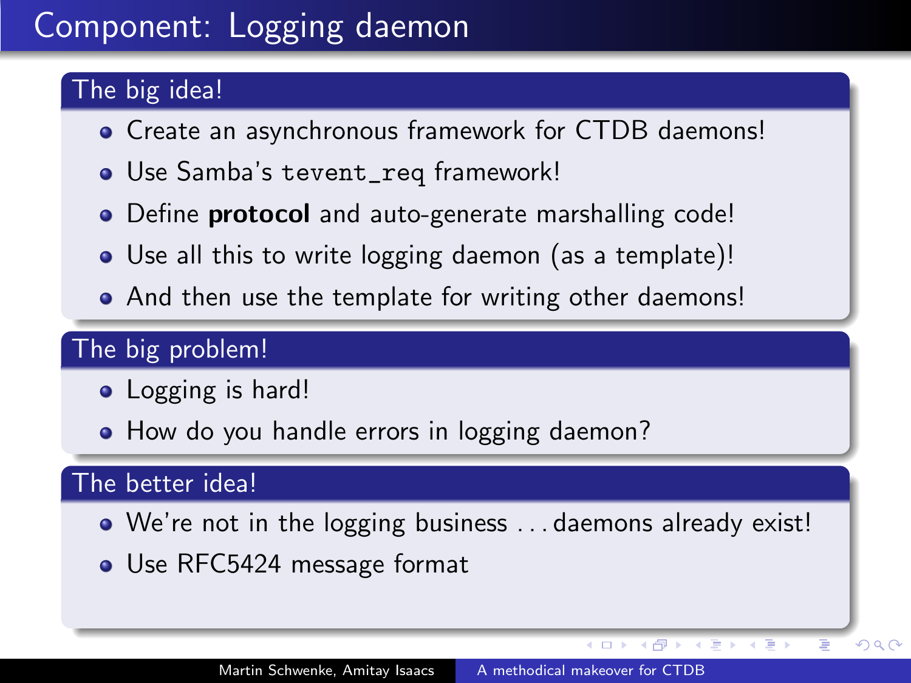# Component: Logging daemon

## The big idea!

- Create an asynchronous framework for CTDB daemons!
- Use Samba's `tevent_req` framework!
- Define **protocol** and auto-generate marshalling code!
- Use all this to write logging daemon (as a template)!
- And then use the template for writing other daemons!

## The big problem!

- Logging is hard!
- How do you handle errors in logging daemon?

## The better idea!

- We're not in the logging business . . . daemons already exist!
- Use RFC5424 message format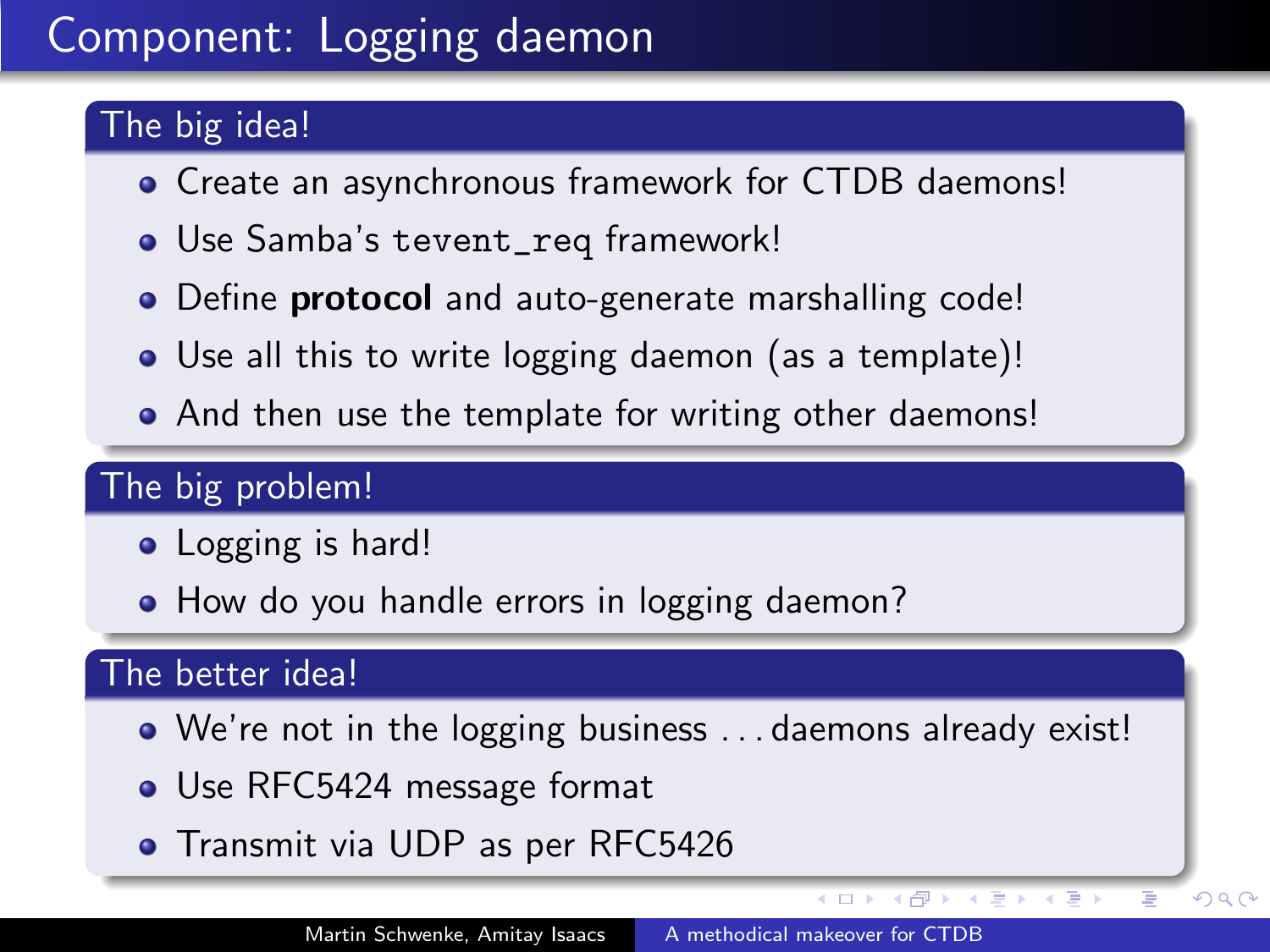# Component: Logging daemon

## The big idea!

- Create an asynchronous framework for CTDB daemons!
- Use Samba's `tevent_req` framework!
- Define **protocol** and auto-generate marshalling code!
- Use all this to write logging daemon (as a template)!
- And then use the template for writing other daemons!

## The big problem!

- Logging is hard!
- How do you handle errors in logging daemon?

## The better idea!

- We're not in the logging business . . . daemons already exist!
- Use RFC5424 message format
- Transmit via UDP as per RFC5426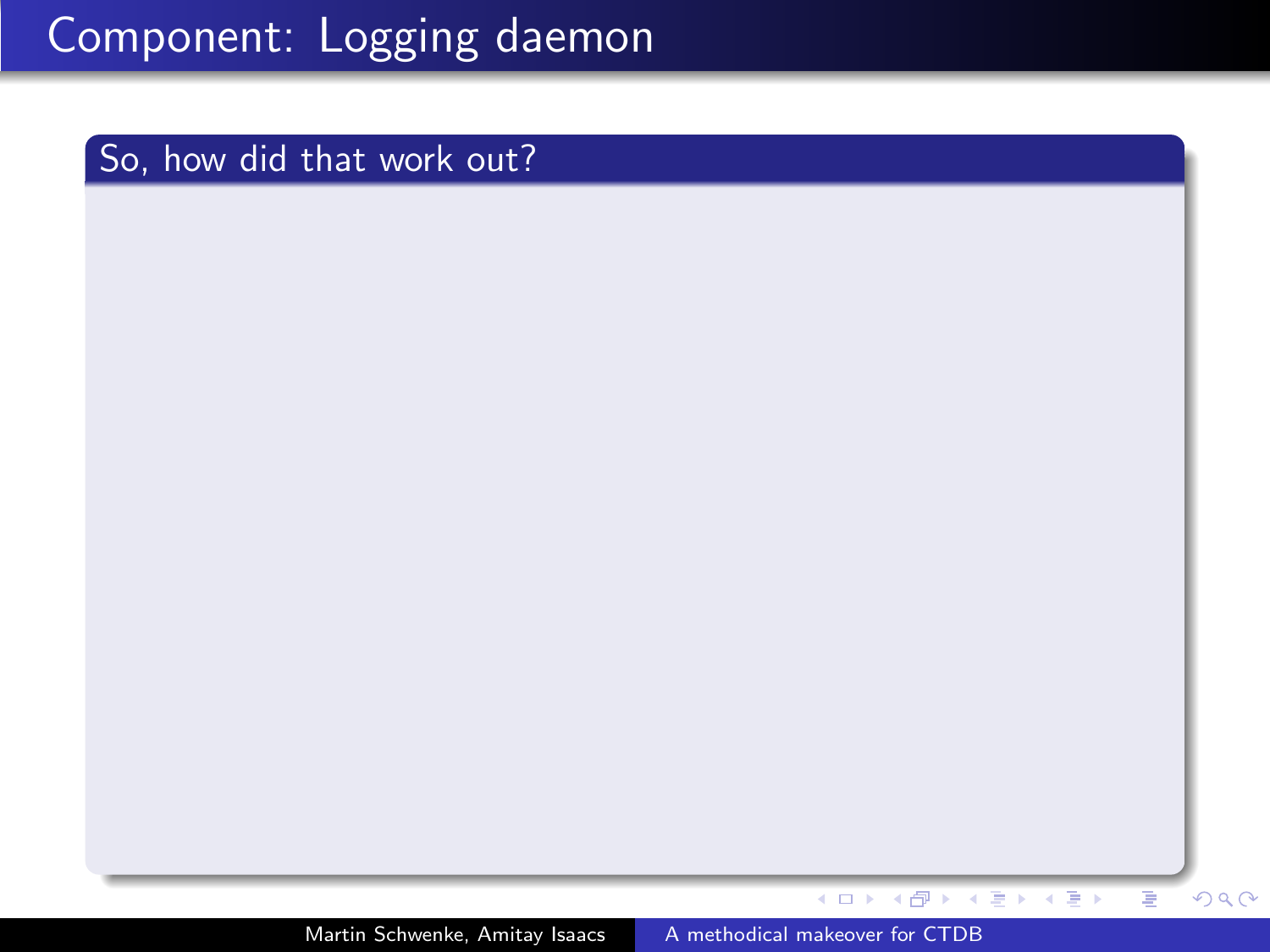# Component: Logging daemon

## So, how did that work out?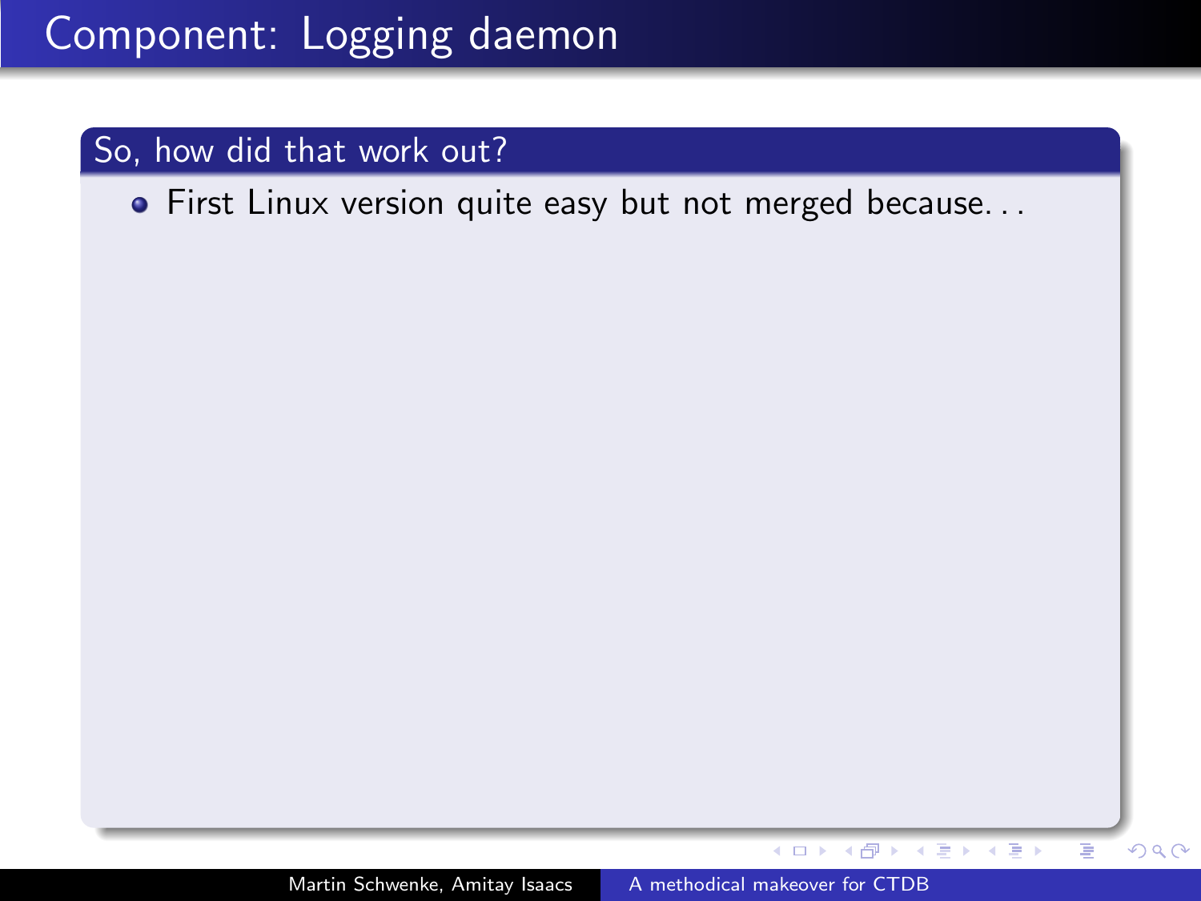# Component: Logging daemon

## So, how did that work out?

- First Linux version quite easy but not merged because. . .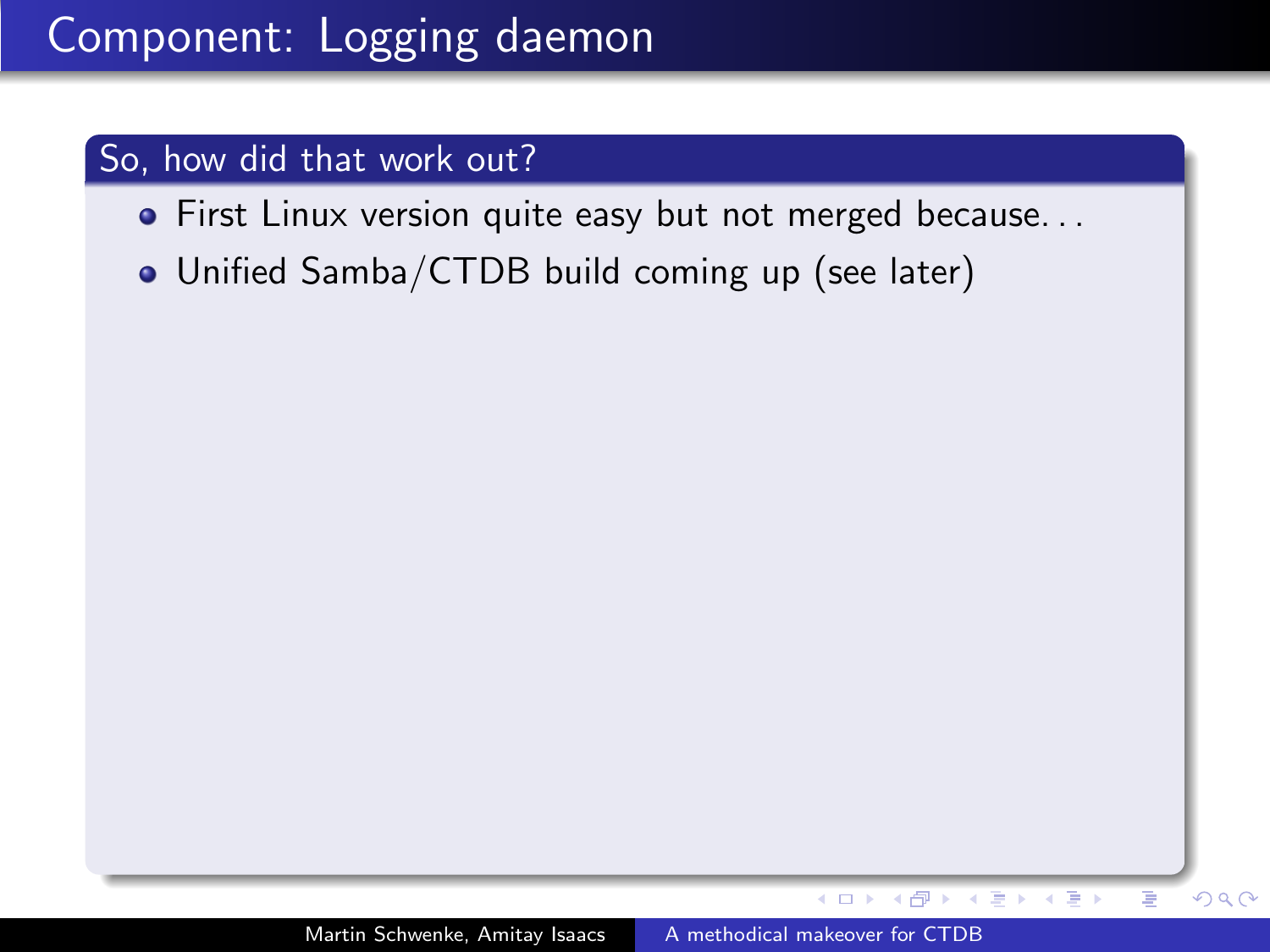# Component: Logging daemon

## So, how did that work out?

- First Linux version quite easy but not merged because...
- Unified Samba/CTDB build coming up (see later)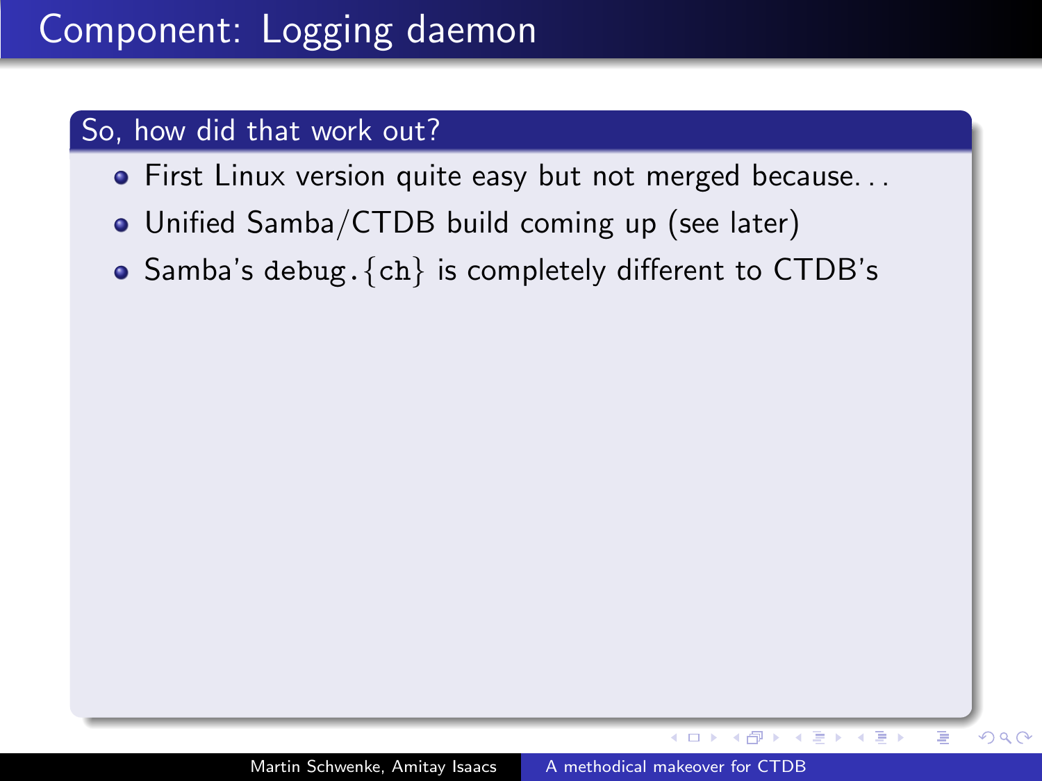# Component: Logging daemon

## So, how did that work out?

- First Linux version quite easy but not merged because...
- Unified Samba/CTDB build coming up (see later)
- Samba's `debug.{ch}` is completely different to CTDB's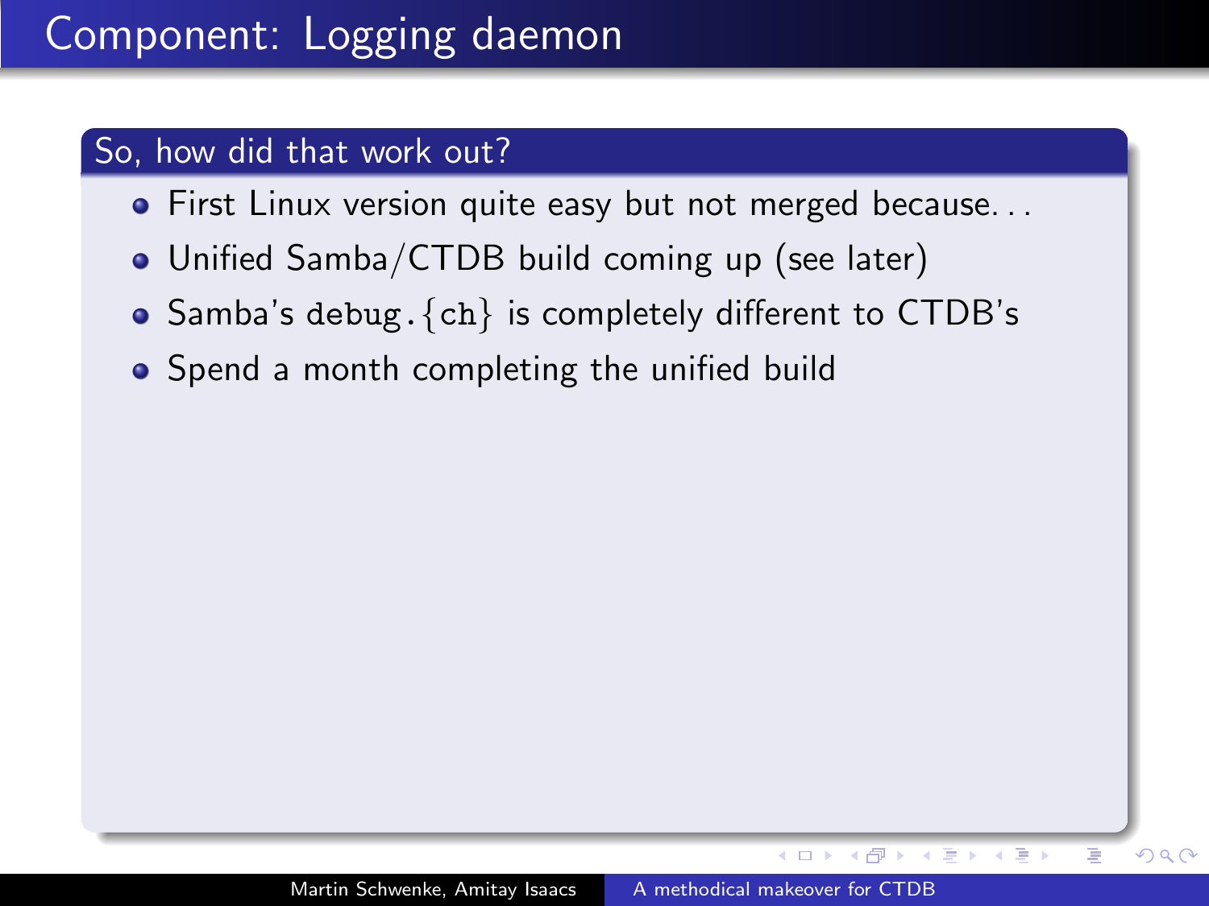# Component: Logging daemon

## So, how did that work out?

- First Linux version quite easy but not merged because...
- Unified Samba/CTDB build coming up (see later)
- Samba's `debug.{ch}` is completely different to CTDB's
- Spend a month completing the unified build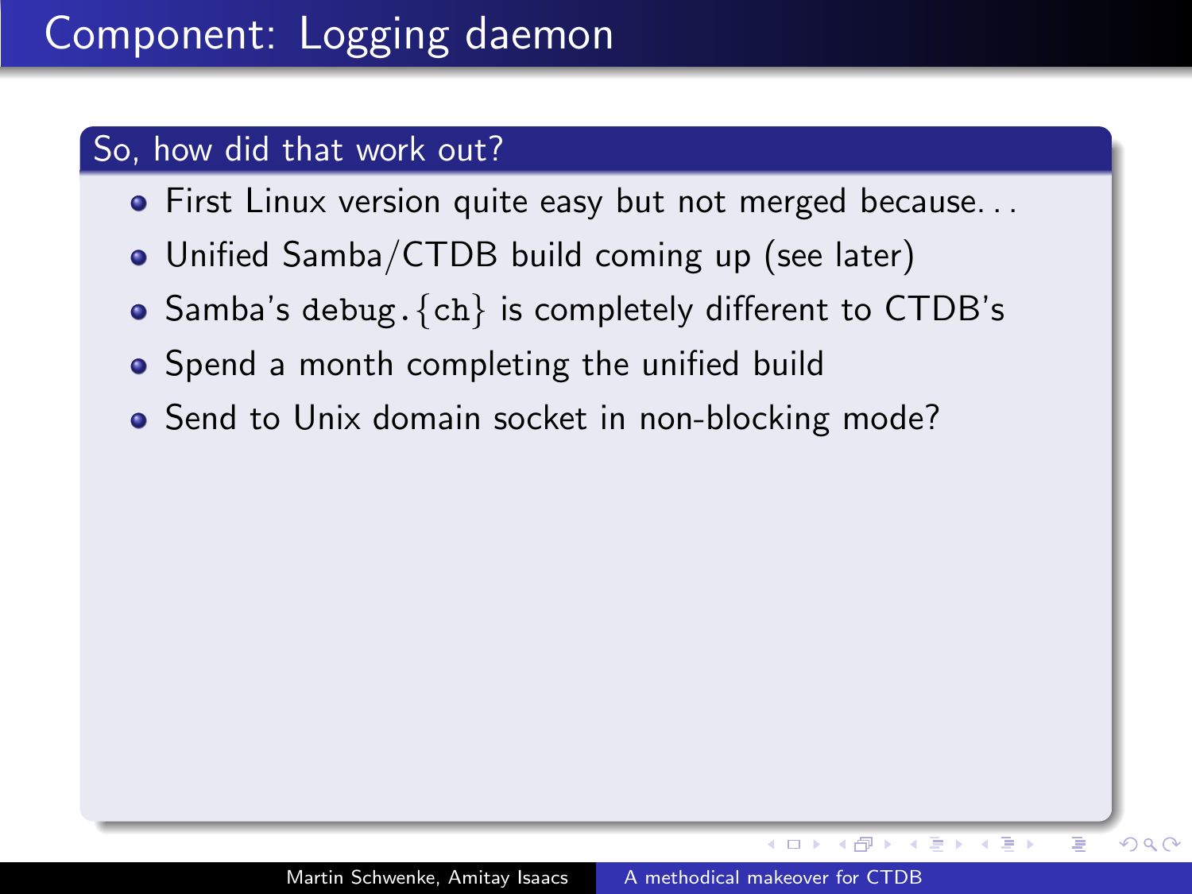# Component: Logging daemon

## So, how did that work out?

- First Linux version quite easy but not merged because. . .
- Unified Samba/CTDB build coming up (see later)
- Samba's `debug.{ch}` is completely different to CTDB's
- Spend a month completing the unified build
- Send to Unix domain socket in non-blocking mode?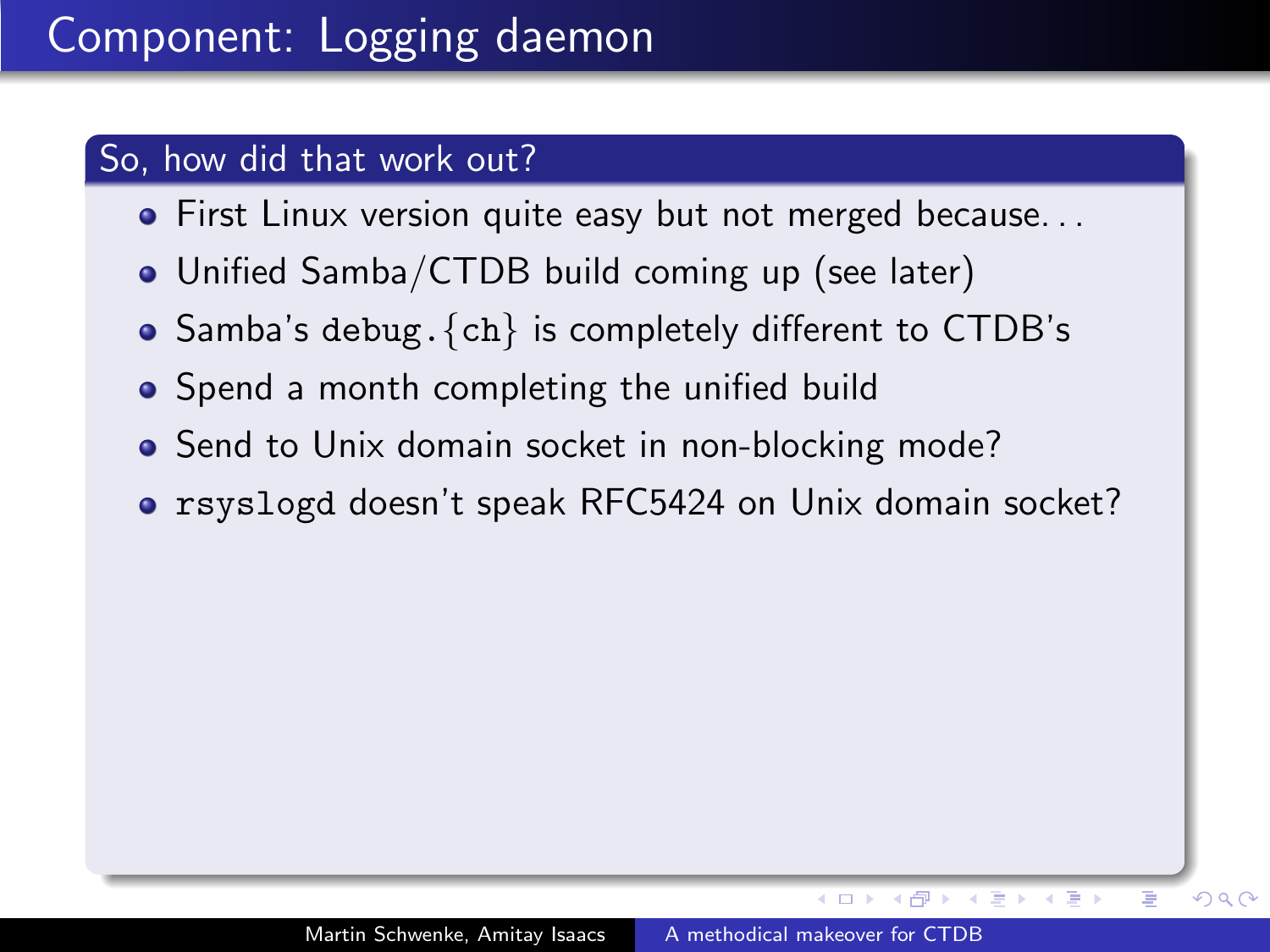# Component: Logging daemon

## So, how did that work out?

- First Linux version quite easy but not merged because...
- Unified Samba/CTDB build coming up (see later)
- Samba's `debug.{ch}` is completely different to CTDB's
- Spend a month completing the unified build
- Send to Unix domain socket in non-blocking mode?
- `rsyslogd` doesn't speak RFC5424 on Unix domain socket?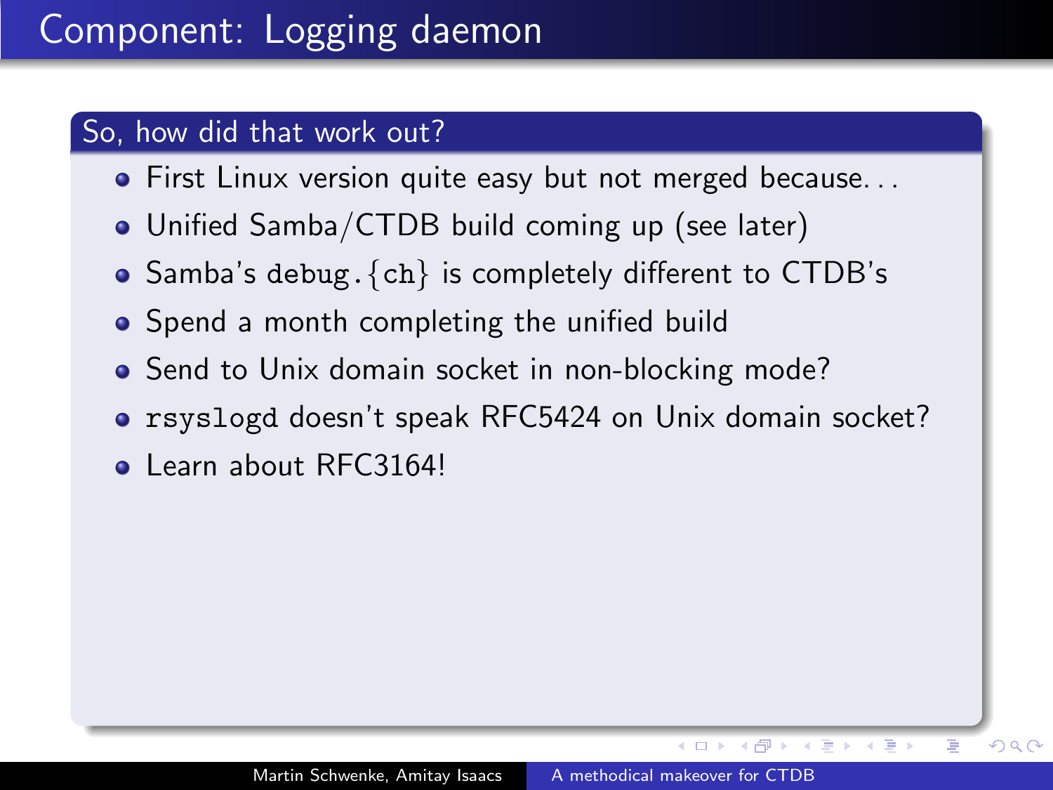# Component: Logging daemon

## So, how did that work out?

- First Linux version quite easy but not merged because...
- Unified Samba/CTDB build coming up (see later)
- Samba's `debug.{ch}` is completely different to CTDB's
- Spend a month completing the unified build
- Send to Unix domain socket in non-blocking mode?
- `rsyslogd` doesn't speak RFC5424 on Unix domain socket?
- Learn about RFC3164!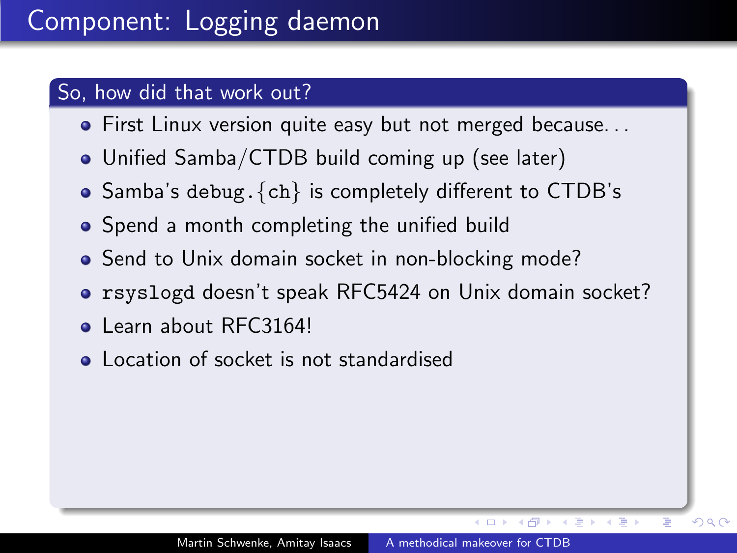# Component: Logging daemon

## So, how did that work out?

- First Linux version quite easy but not merged because...
- Unified Samba/CTDB build coming up (see later)
- Samba's `debug.{ch}` is completely different to CTDB's
- Spend a month completing the unified build
- Send to Unix domain socket in non-blocking mode?
- `rsyslogd` doesn't speak RFC5424 on Unix domain socket?
- Learn about RFC3164!
- Location of socket is not standardised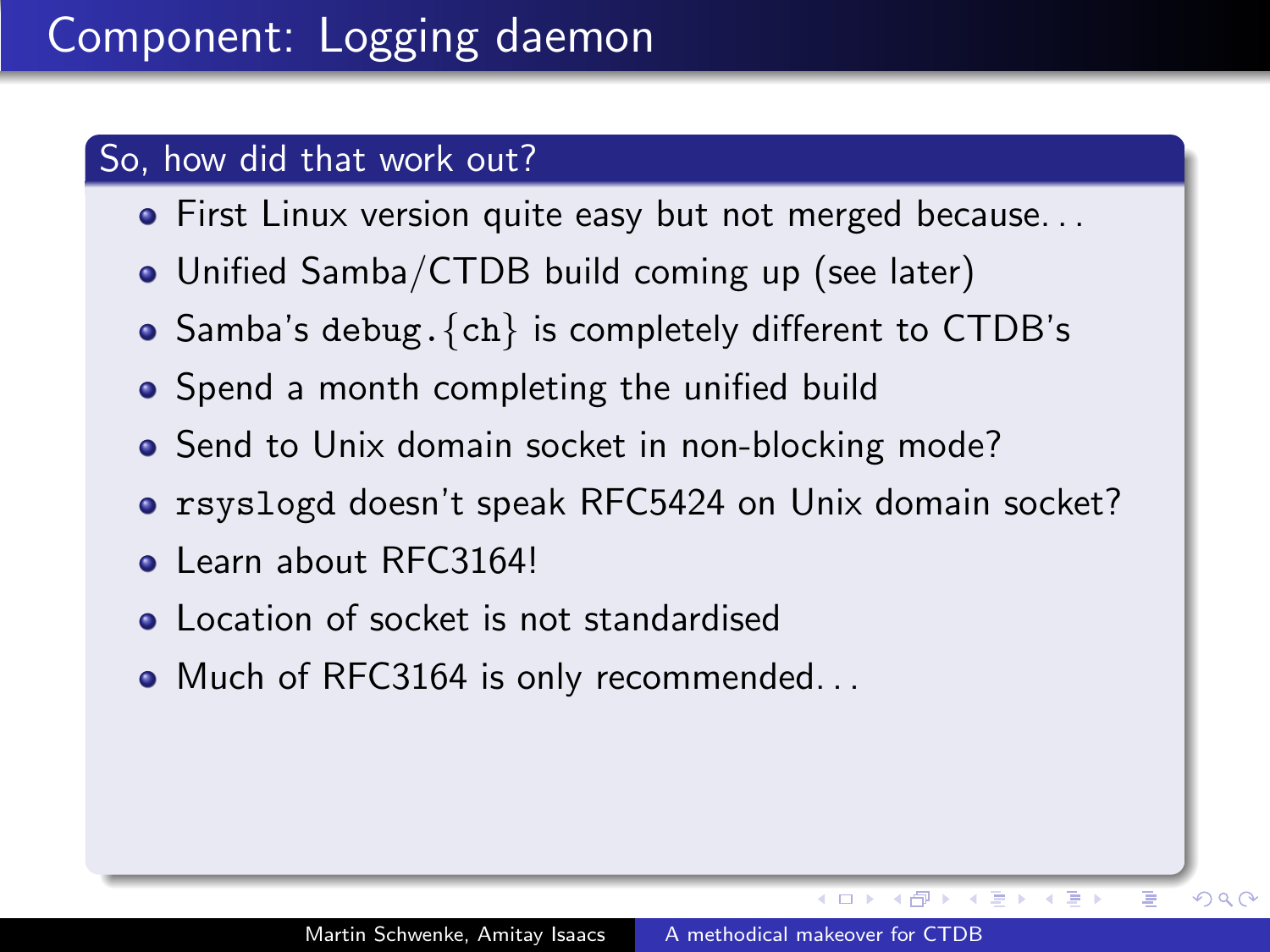# Component: Logging daemon

## So, how did that work out?

- First Linux version quite easy but not merged because...
- Unified Samba/CTDB build coming up (see later)
- Samba's `debug.{ch}` is completely different to CTDB's
- Spend a month completing the unified build
- Send to Unix domain socket in non-blocking mode?
- `rsyslogd` doesn't speak RFC5424 on Unix domain socket?
- Learn about RFC3164!
- Location of socket is not standardised
- Much of RFC3164 is only recommended...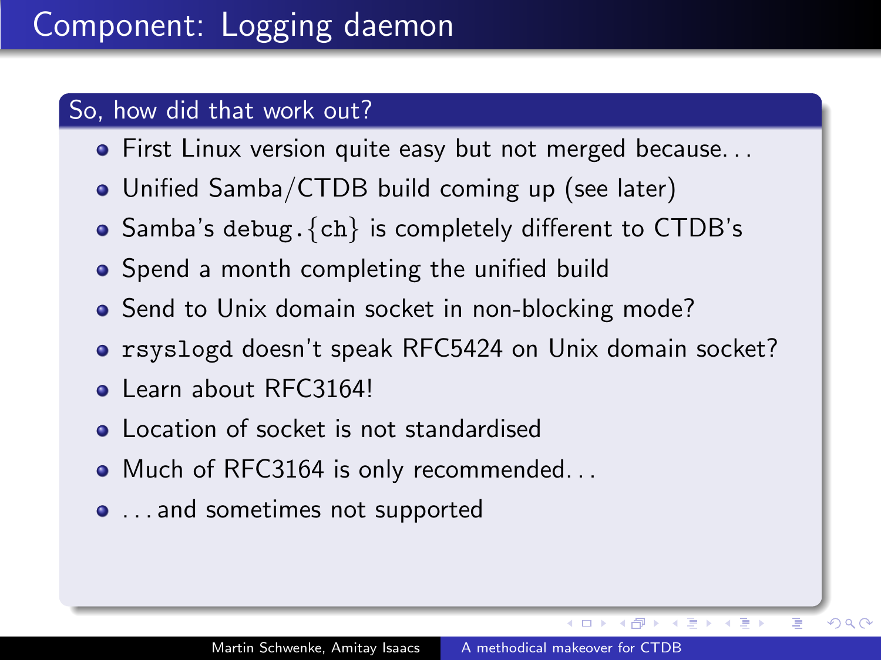# Component: Logging daemon

## So, how did that work out?

- First Linux version quite easy but not merged because...
- Unified Samba/CTDB build coming up (see later)
- Samba's `debug.{ch}` is completely different to CTDB's
- Spend a month completing the unified build
- Send to Unix domain socket in non-blocking mode?
- `rsyslogd` doesn't speak RFC5424 on Unix domain socket?
- Learn about RFC3164!
- Location of socket is not standardised
- Much of RFC3164 is only recommended...
- ...and sometimes not supported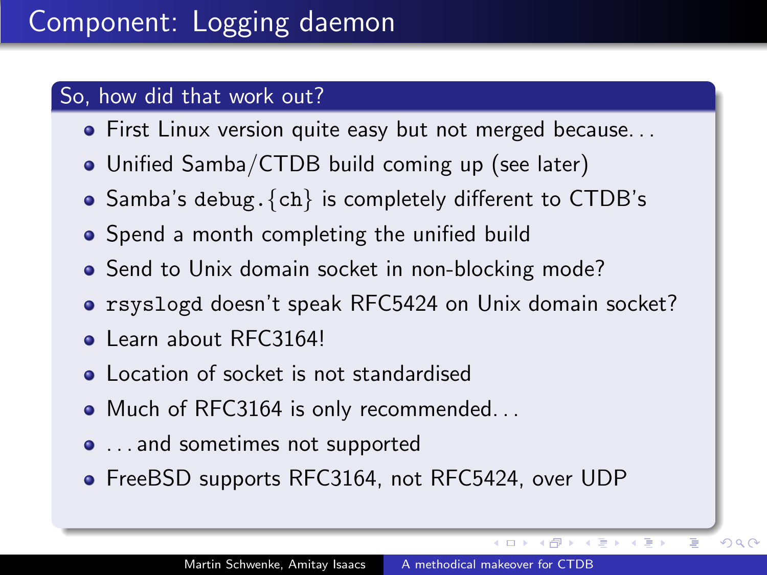# Component: Logging daemon

## So, how did that work out?

- First Linux version quite easy but not merged because...
- Unified Samba/CTDB build coming up (see later)
- Samba's `debug.{ch}` is completely different to CTDB's
- Spend a month completing the unified build
- Send to Unix domain socket in non-blocking mode?
- `rsyslogd` doesn't speak RFC5424 on Unix domain socket?
- Learn about RFC3164!
- Location of socket is not standardised
- Much of RFC3164 is only recommended...
- ...and sometimes not supported
- FreeBSD supports RFC3164, not RFC5424, over UDP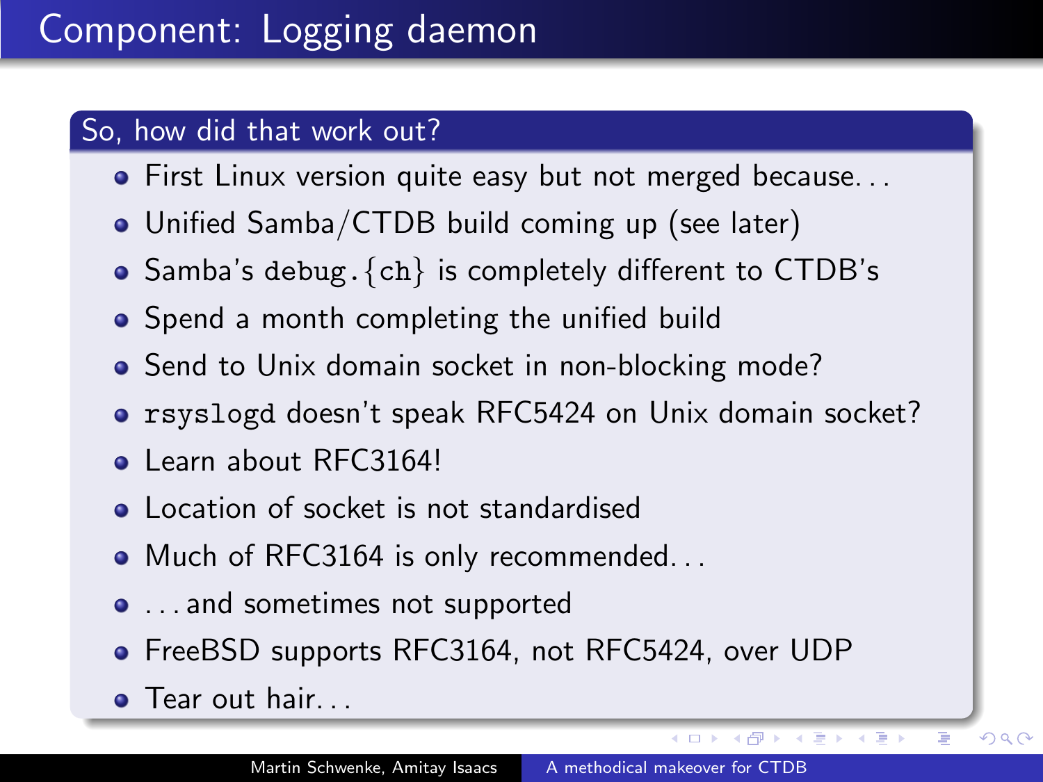# Component: Logging daemon

## So, how did that work out?

- First Linux version quite easy but not merged because...
- Unified Samba/CTDB build coming up (see later)
- Samba's `debug.{ch}` is completely different to CTDB's
- Spend a month completing the unified build
- Send to Unix domain socket in non-blocking mode?
- `rsyslogd` doesn't speak RFC5424 on Unix domain socket?
- Learn about RFC3164!
- Location of socket is not standardised
- Much of RFC3164 is only recommended...
- ...and sometimes not supported
- FreeBSD supports RFC3164, not RFC5424, over UDP
- Tear out hair...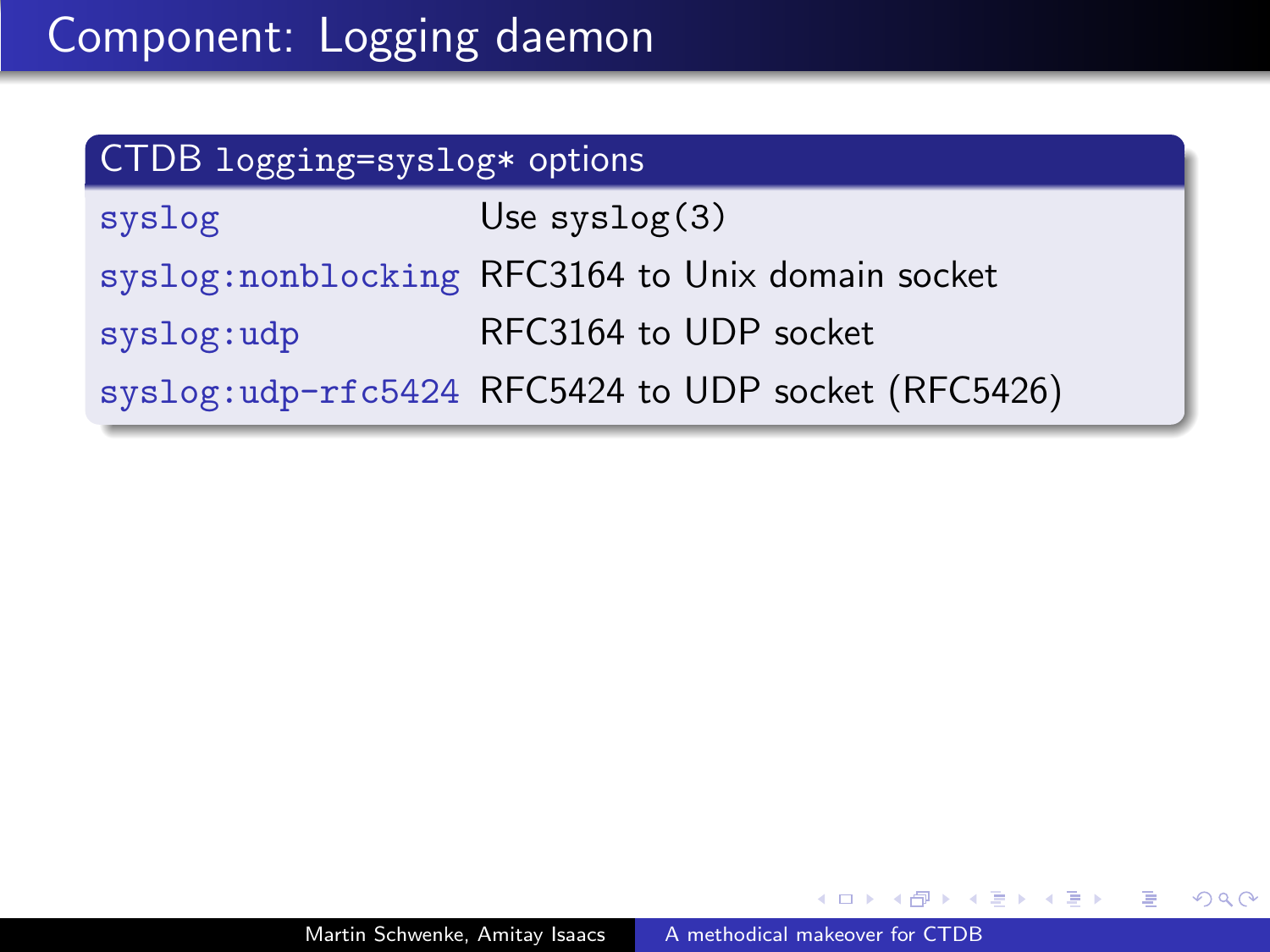# Component: Logging daemon

**CTDB `logging=syslog*` options**

| | |
|---|---|
| `syslog` | Use `syslog(3)` |
| `syslog:nonblocking` | RFC3164 to Unix domain socket |
| `syslog:udp` | RFC3164 to UDP socket |
| `syslog:udp-rfc5424` | RFC5424 to UDP socket (RFC5426) |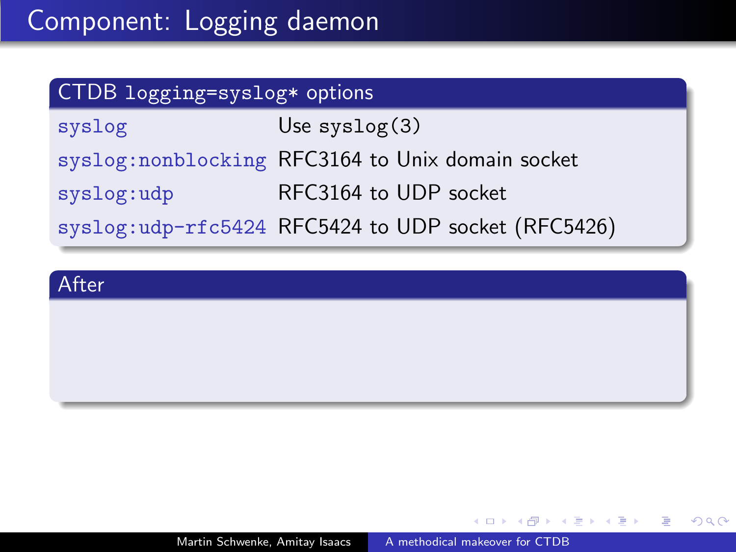# Component: Logging daemon

## CTDB `logging=syslog*` options

| Option | Description |
|---|---|
| `syslog` | Use `syslog(3)` |
| `syslog:nonblocking` | RFC3164 to Unix domain socket |
| `syslog:udp` | RFC3164 to UDP socket |
| `syslog:udp-rfc5424` | RFC5424 to UDP socket (RFC5426) |

## After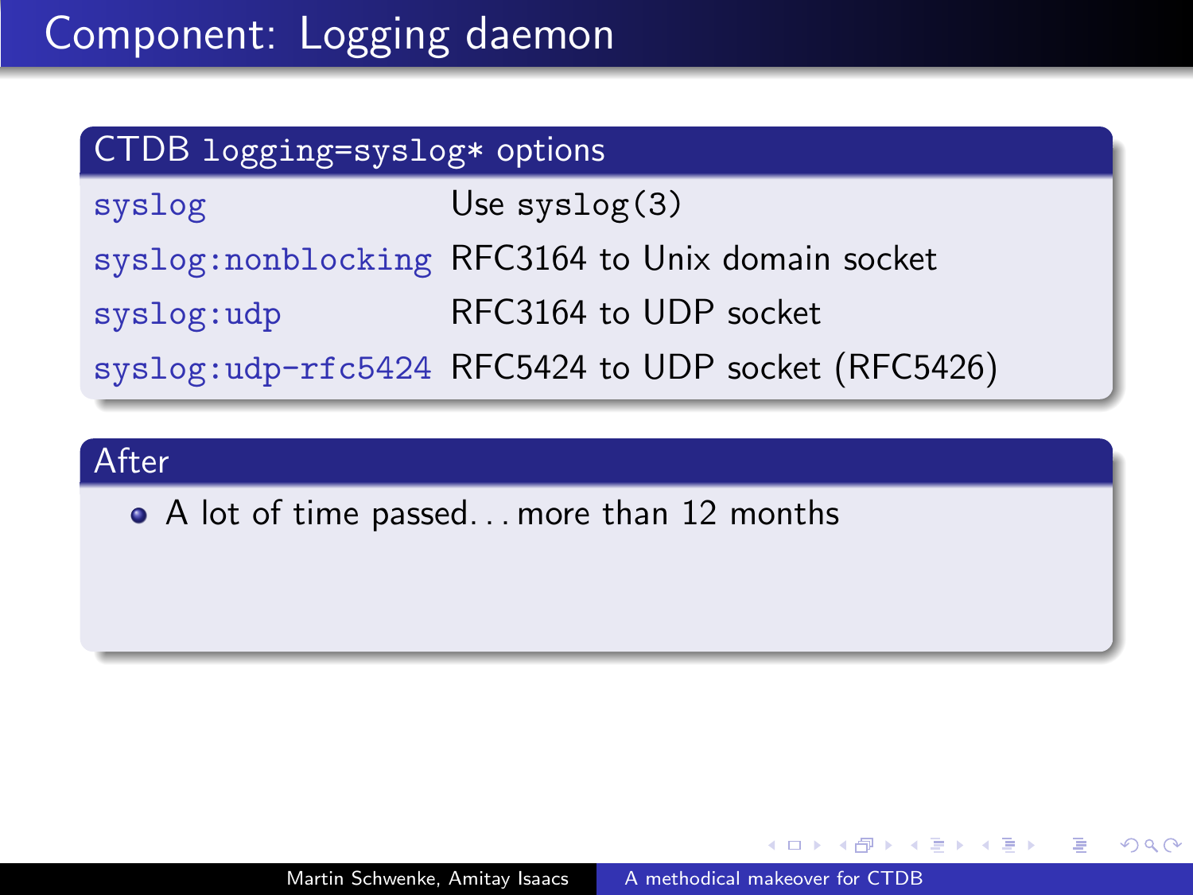# Component: Logging daemon

## CTDB `logging=syslog*` options

| | |
|---|---|
| `syslog` | Use `syslog(3)` |
| `syslog:nonblocking` | RFC3164 to Unix domain socket |
| `syslog:udp` | RFC3164 to UDP socket |
| `syslog:udp-rfc5424` | RFC5424 to UDP socket (RFC5426) |

## After

- A lot of time passed… more than 12 months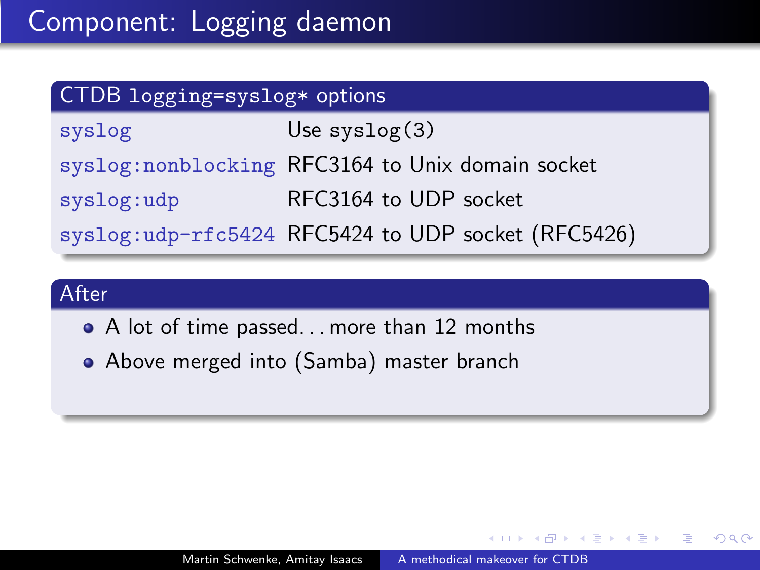# Component: Logging daemon

## CTDB `logging=syslog*` options

| | |
|---|---|
| `syslog` | Use `syslog(3)` |
| `syslog:nonblocking` | RFC3164 to Unix domain socket |
| `syslog:udp` | RFC3164 to UDP socket |
| `syslog:udp-rfc5424` | RFC5424 to UDP socket (RFC5426) |

## After

- A lot of time passed. . . more than 12 months
- Above merged into (Samba) master branch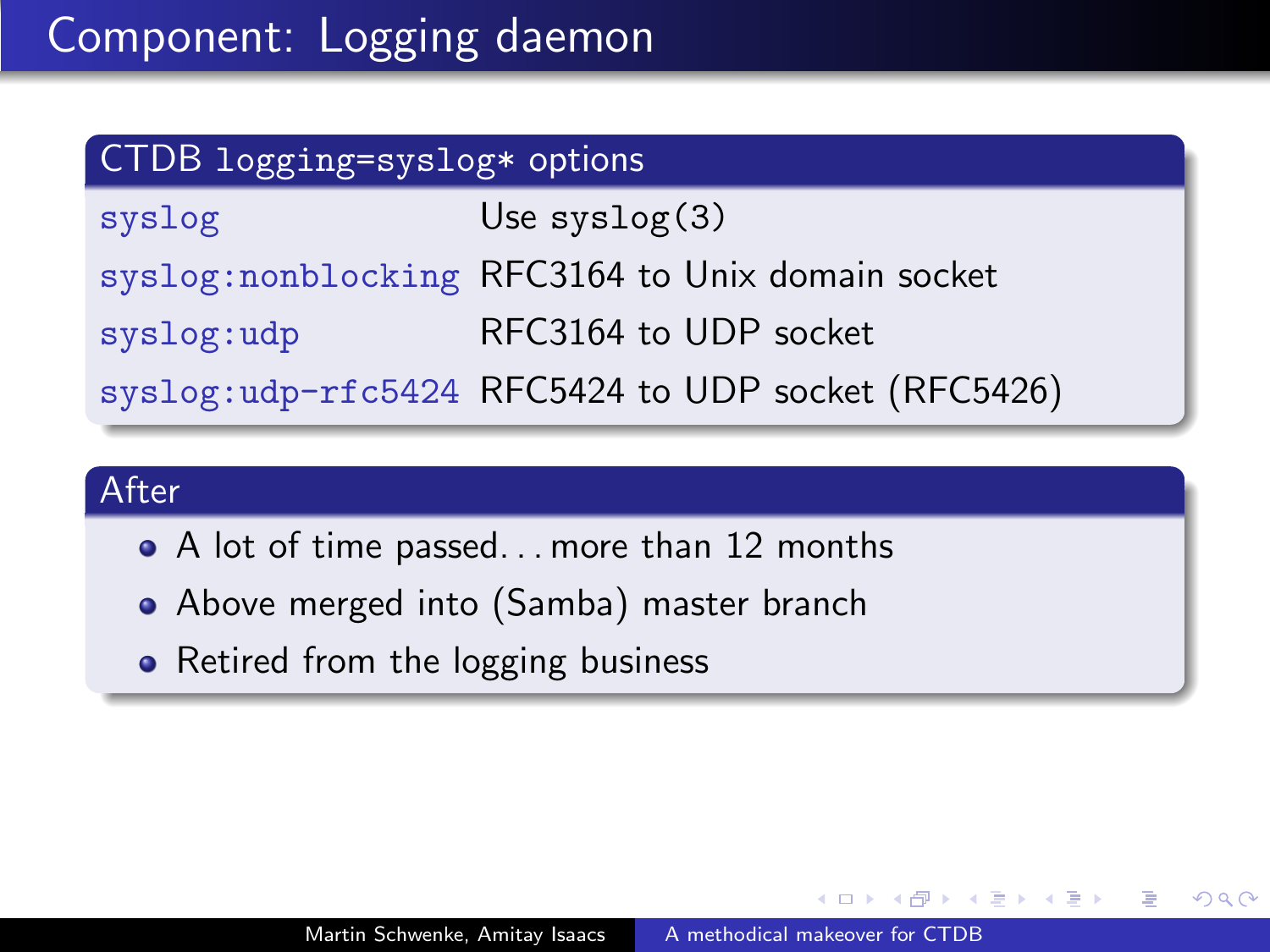# Component: Logging daemon

## CTDB `logging=syslog*` options

| Option | Description |
|---|---|
| `syslog` | Use `syslog(3)` |
| `syslog:nonblocking` | RFC3164 to Unix domain socket |
| `syslog:udp` | RFC3164 to UDP socket |
| `syslog:udp-rfc5424` | RFC5424 to UDP socket (RFC5426) |

## After

- A lot of time passed... more than 12 months
- Above merged into (Samba) master branch
- Retired from the logging business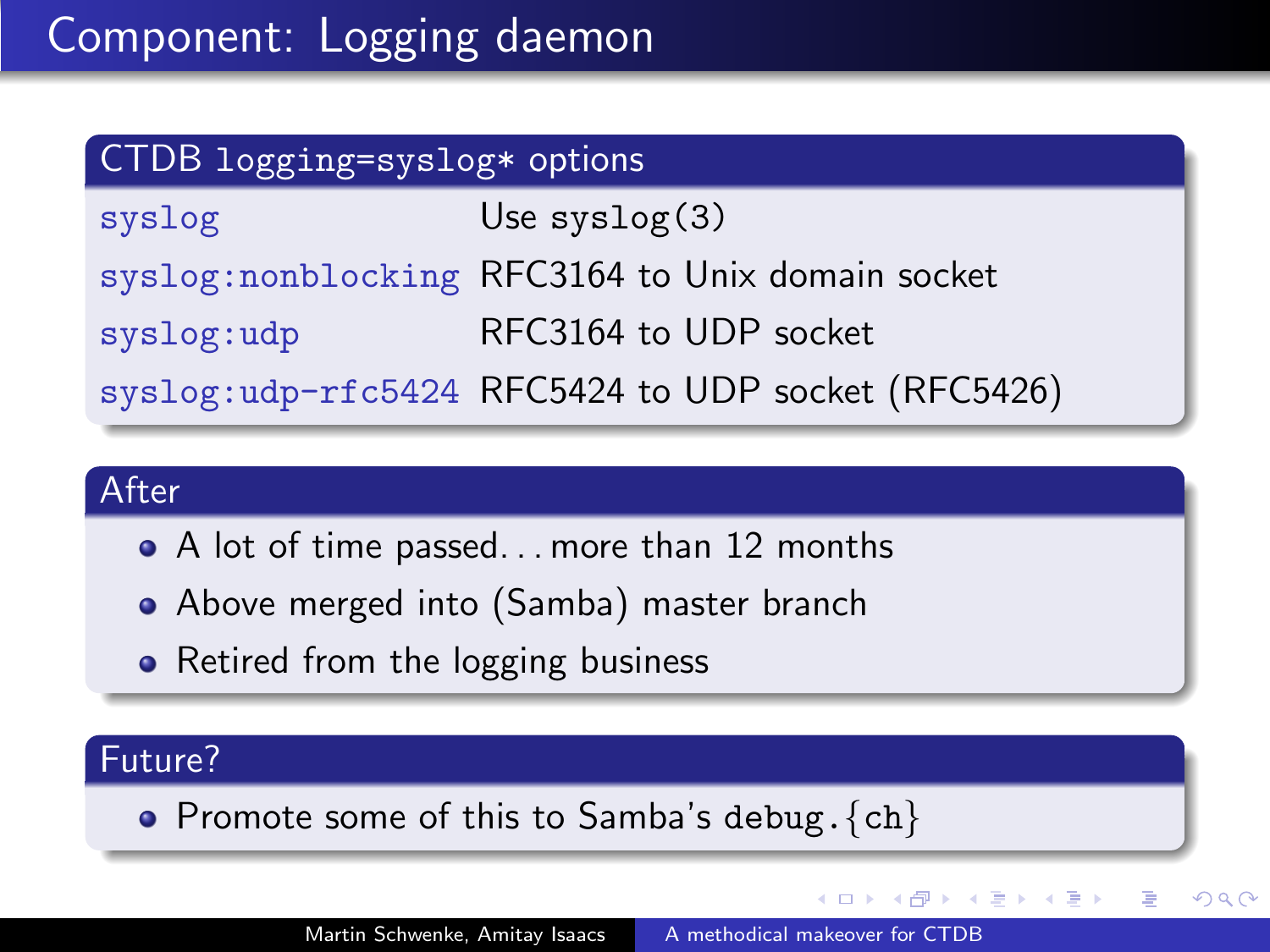# Component: Logging daemon

## CTDB `logging=syslog*` options

| | |
|---|---|
| `syslog` | Use `syslog(3)` |
| `syslog:nonblocking` | RFC3164 to Unix domain socket |
| `syslog:udp` | RFC3164 to UDP socket |
| `syslog:udp-rfc5424` | RFC5424 to UDP socket (RFC5426) |

## After

- A lot of time passed... more than 12 months
- Above merged into (Samba) master branch
- Retired from the logging business

## Future?

- Promote some of this to Samba's `debug.{ch}`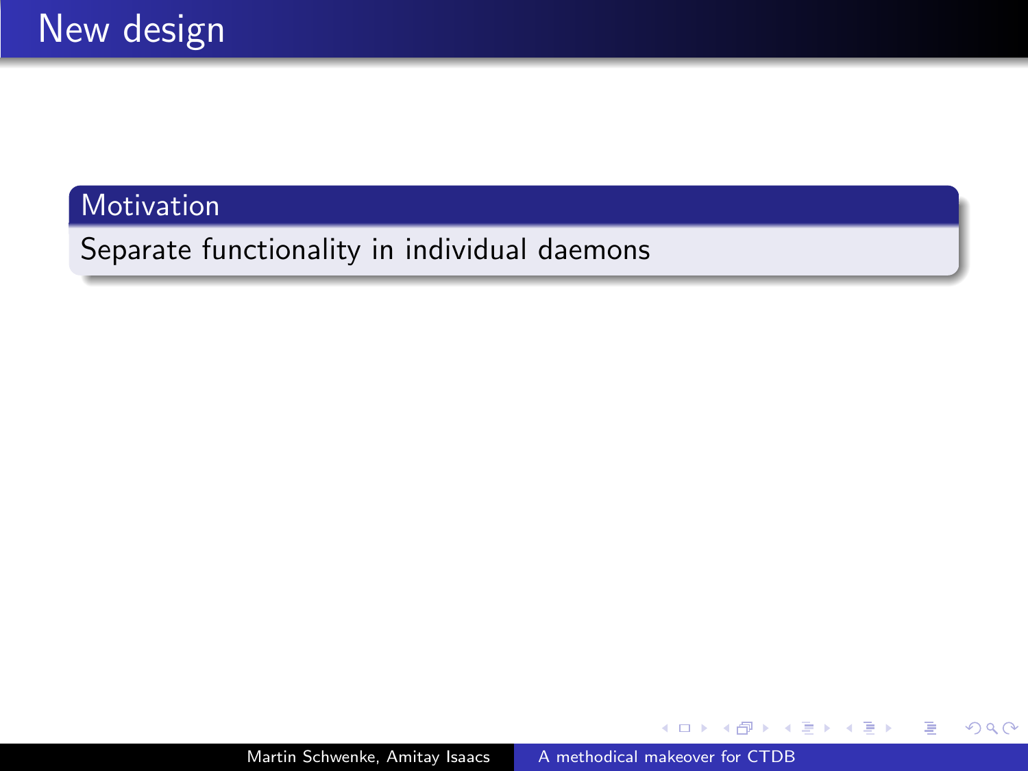# New design

**Motivation**

Separate functionality in individual daemons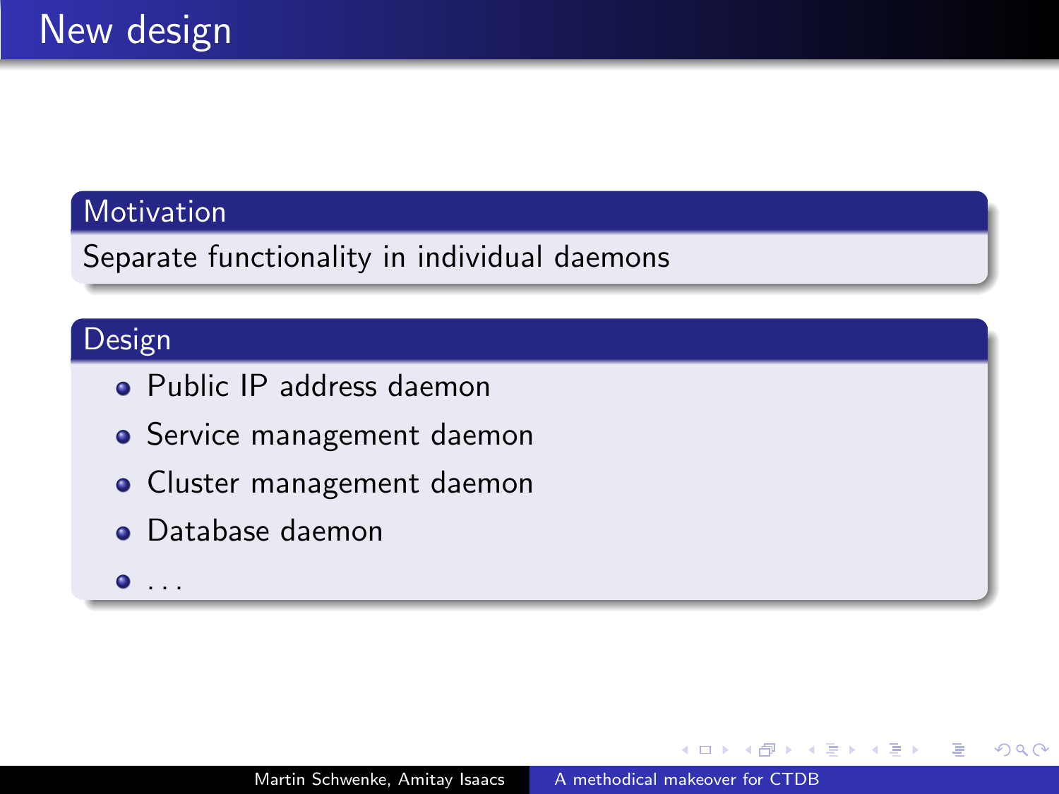# New design

## Motivation

Separate functionality in individual daemons

## Design

- Public IP address daemon
- Service management daemon
- Cluster management daemon
- Database daemon
- ...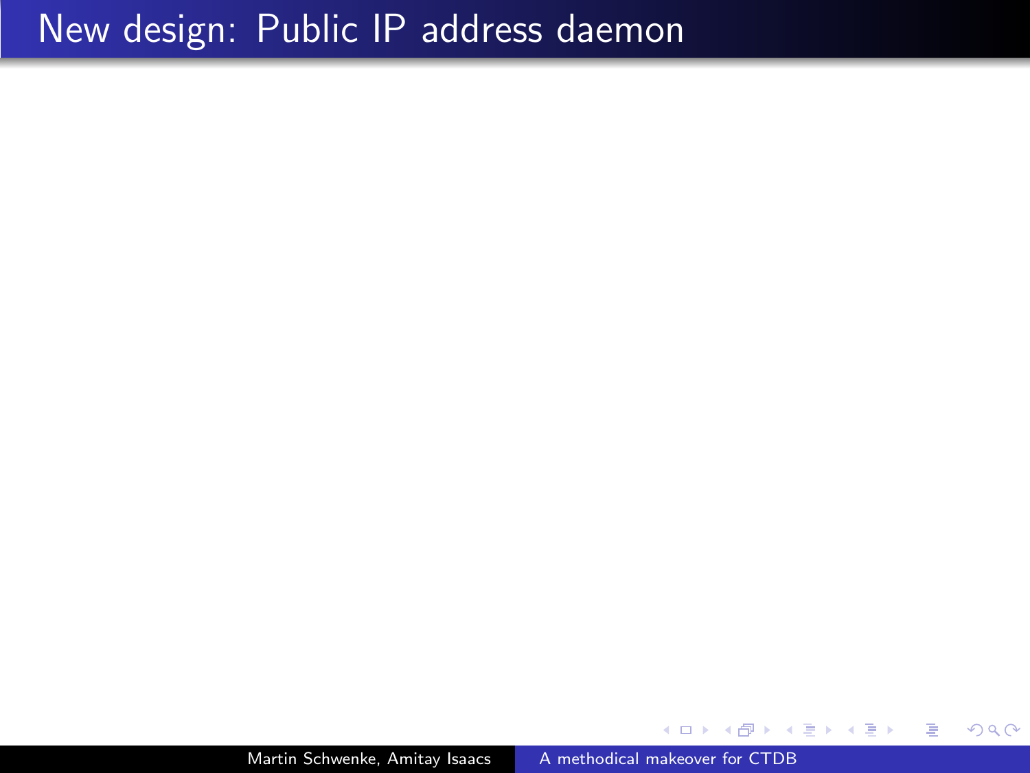# New design: Public IP address daemon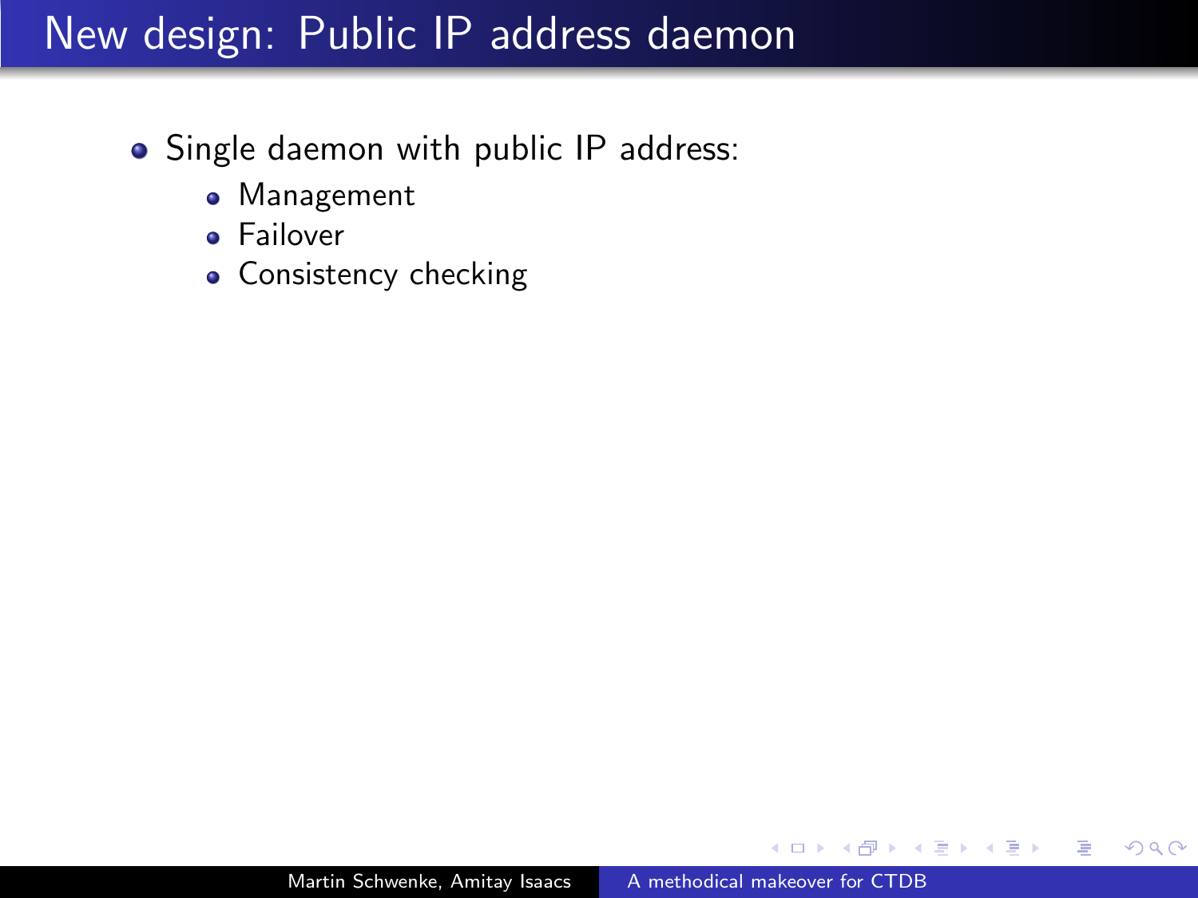# New design: Public IP address daemon

- Single daemon with public IP address:
  - Management
  - Failover
  - Consistency checking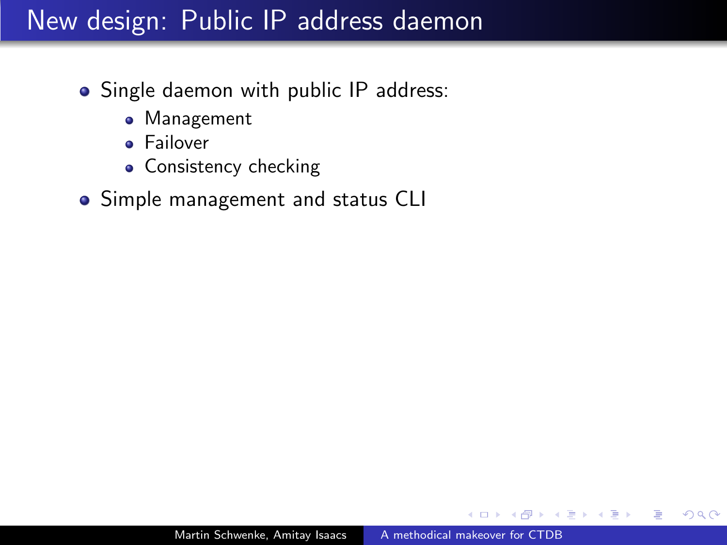# New design: Public IP address daemon

- Single daemon with public IP address:
  - Management
  - Failover
  - Consistency checking
- Simple management and status CLI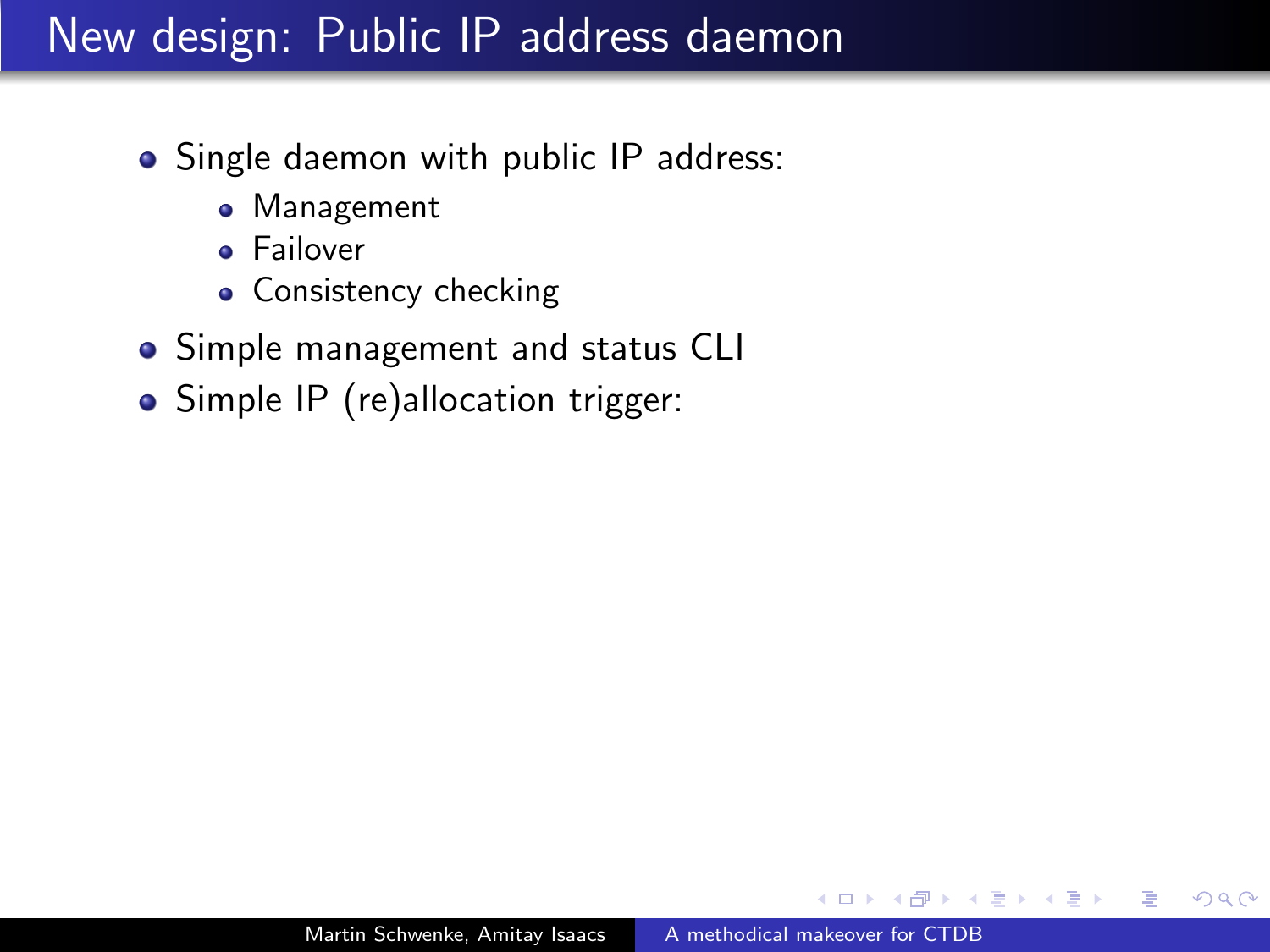# New design: Public IP address daemon

- Single daemon with public IP address:
  - Management
  - Failover
  - Consistency checking
- Simple management and status CLI
- Simple IP (re)allocation trigger: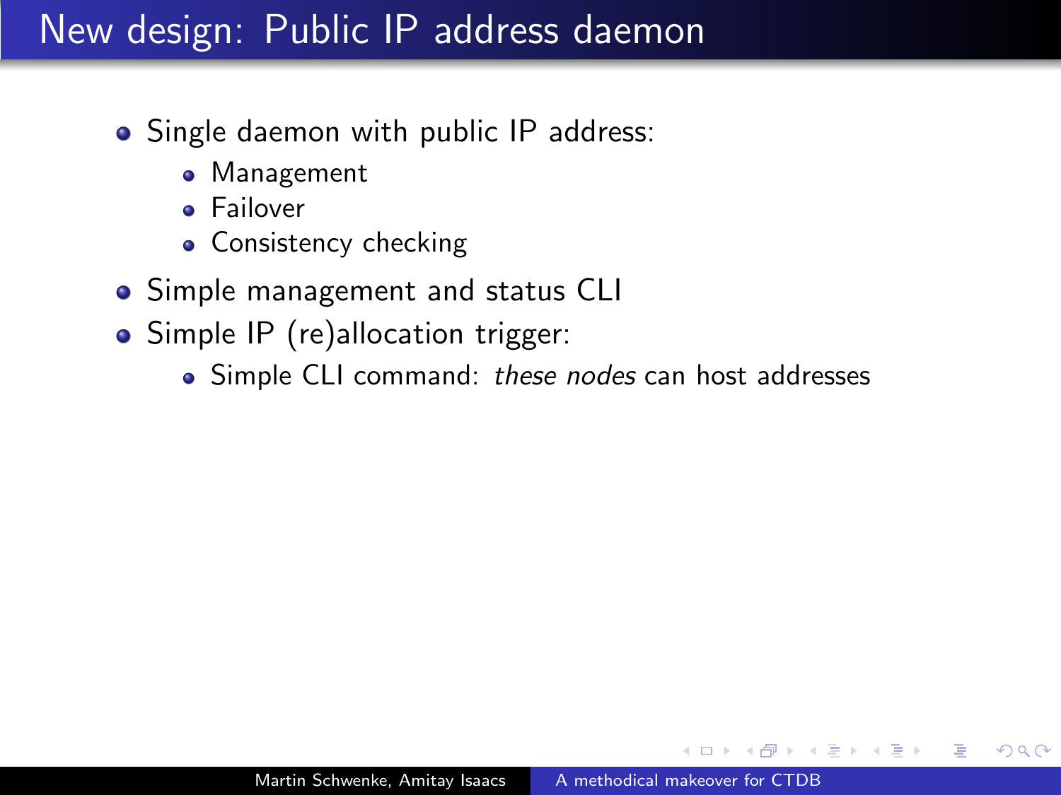# New design: Public IP address daemon

- Single daemon with public IP address:
  - Management
  - Failover
  - Consistency checking
- Simple management and status CLI
- Simple IP (re)allocation trigger:
  - Simple CLI command: *these nodes* can host addresses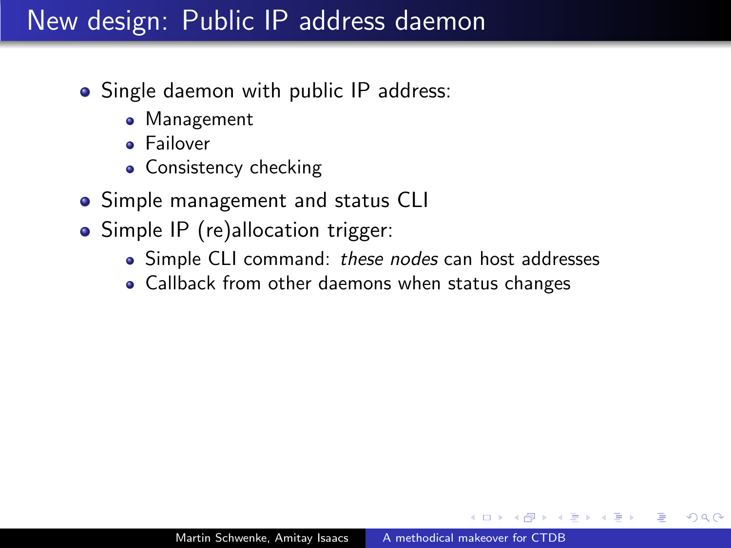# New design: Public IP address daemon

- Single daemon with public IP address:
  - Management
  - Failover
  - Consistency checking
- Simple management and status CLI
- Simple IP (re)allocation trigger:
  - Simple CLI command: *these nodes* can host addresses
  - Callback from other daemons when status changes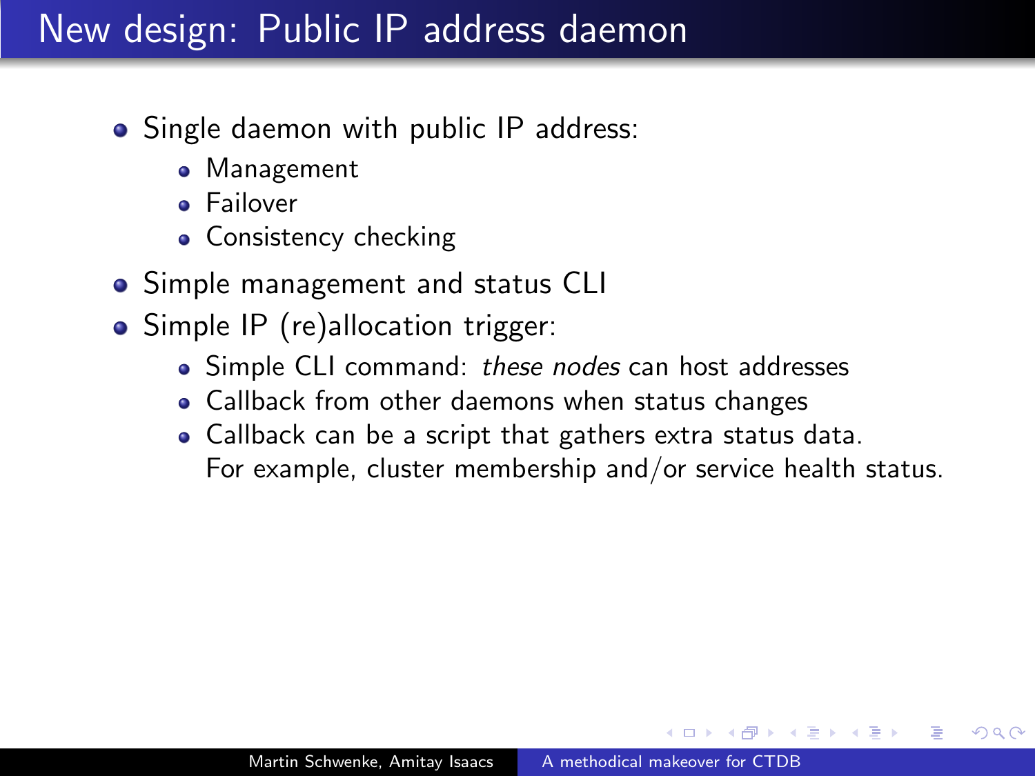# New design: Public IP address daemon

- Single daemon with public IP address:
  - Management
  - Failover
  - Consistency checking
- Simple management and status CLI
- Simple IP (re)allocation trigger:
  - Simple CLI command: *these nodes* can host addresses
  - Callback from other daemons when status changes
  - Callback can be a script that gathers extra status data. For example, cluster membership and/or service health status.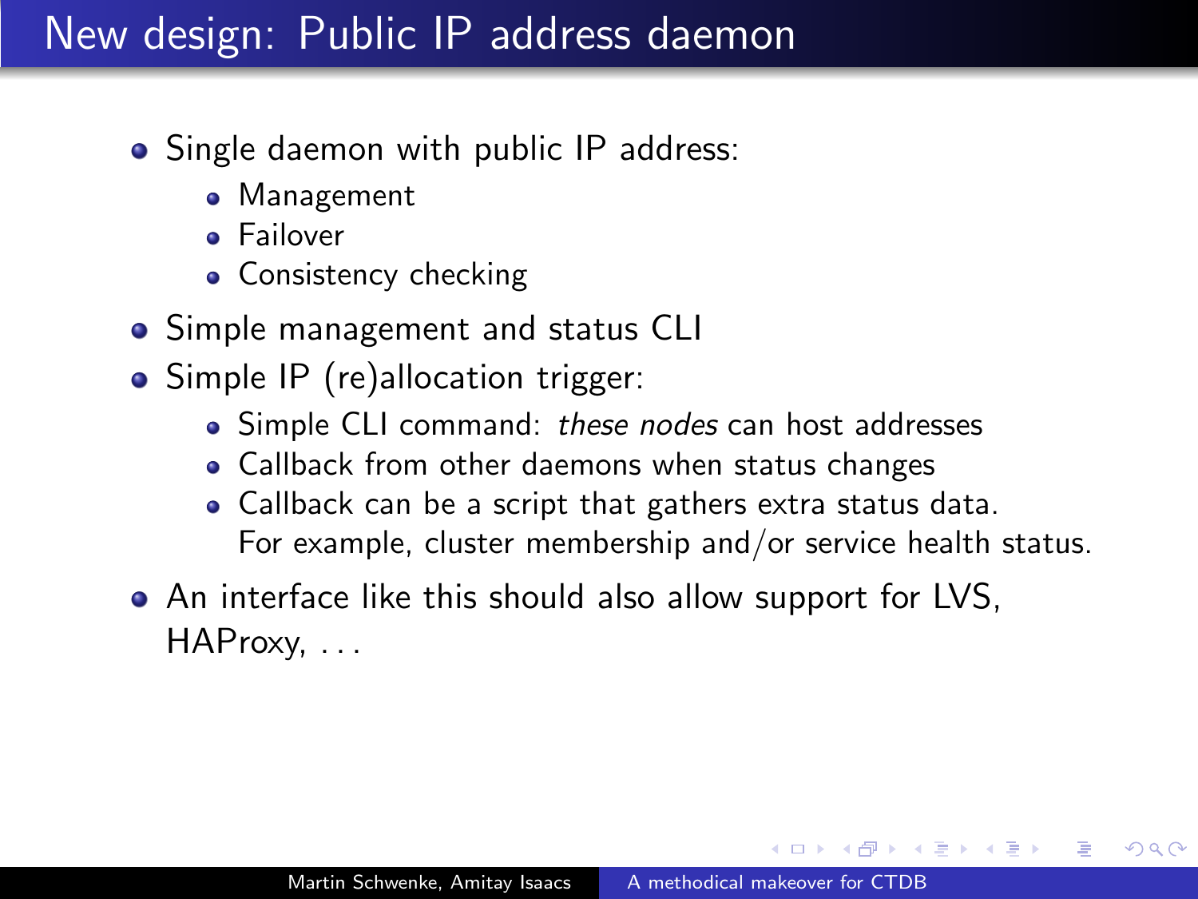# New design: Public IP address daemon

- Single daemon with public IP address:
  - Management
  - Failover
  - Consistency checking
- Simple management and status CLI
- Simple IP (re)allocation trigger:
  - Simple CLI command: *these nodes* can host addresses
  - Callback from other daemons when status changes
  - Callback can be a script that gathers extra status data. For example, cluster membership and/or service health status.
- An interface like this should also allow support for LVS, HAProxy, . . .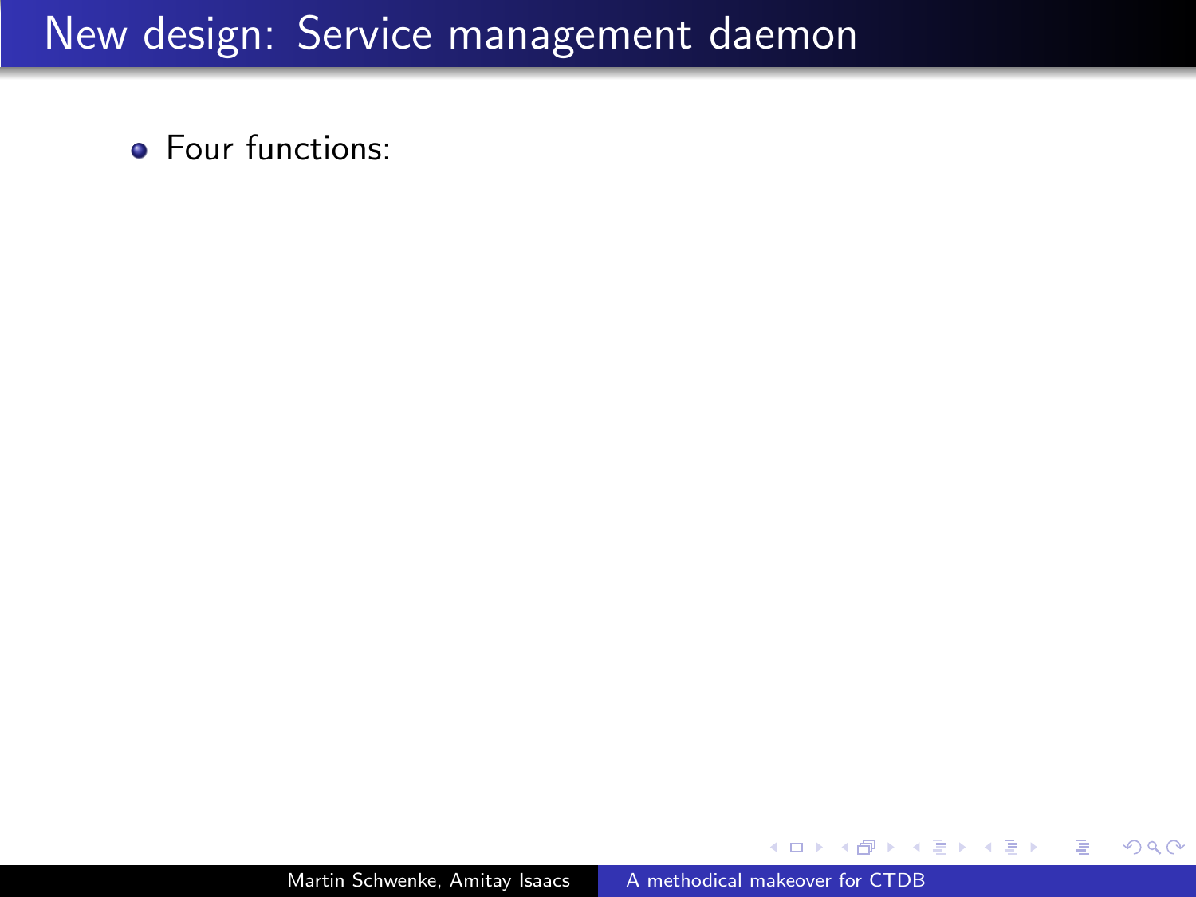# New design: Service management daemon

- Four functions: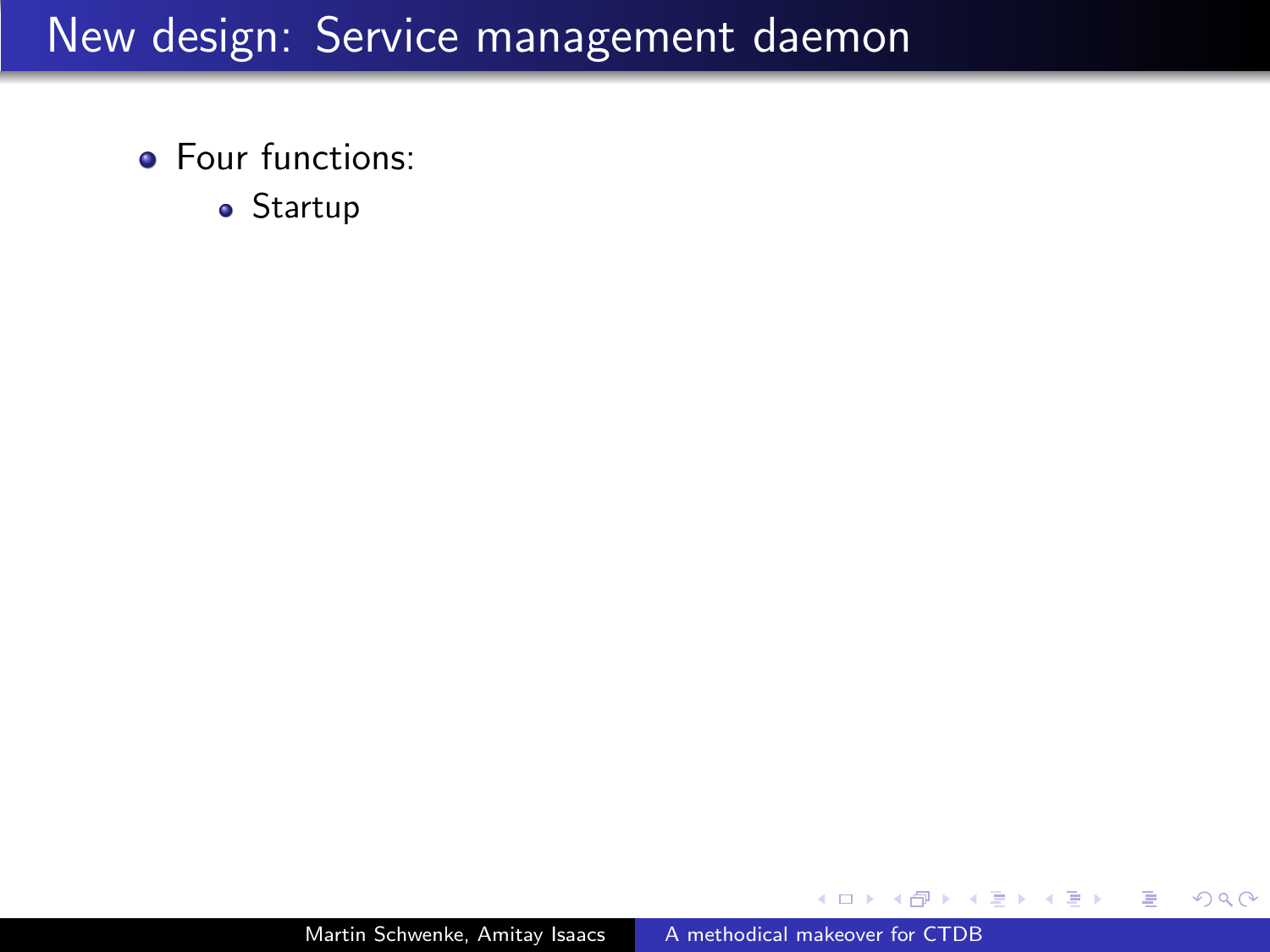# New design: Service management daemon

- Four functions:
  - Startup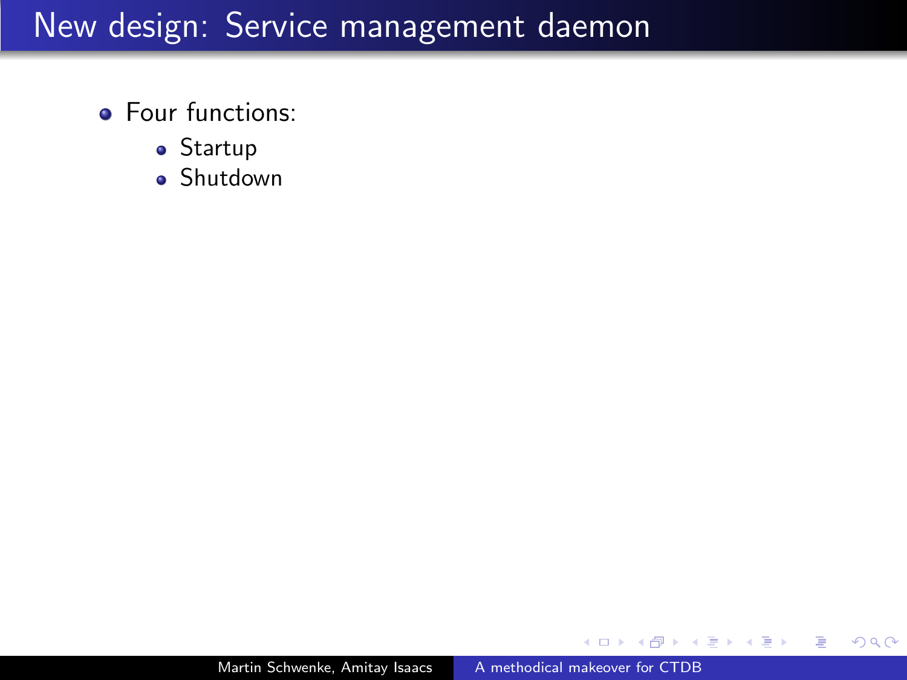# New design: Service management daemon

- Four functions:
  - Startup
  - Shutdown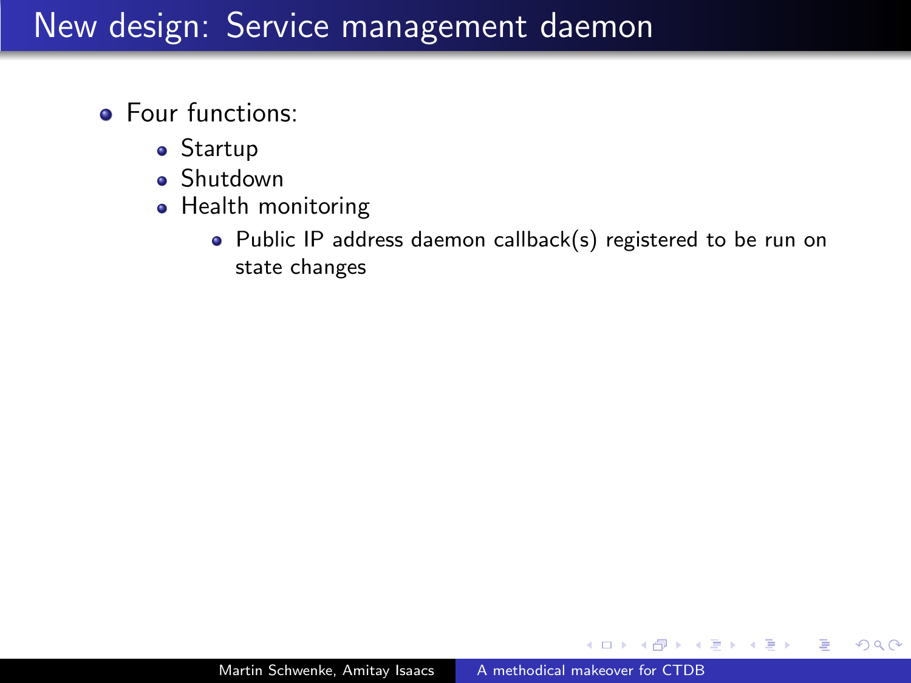# New design: Service management daemon

- Four functions:
  - Startup
  - Shutdown
  - Health monitoring
    - Public IP address daemon callback(s) registered to be run on state changes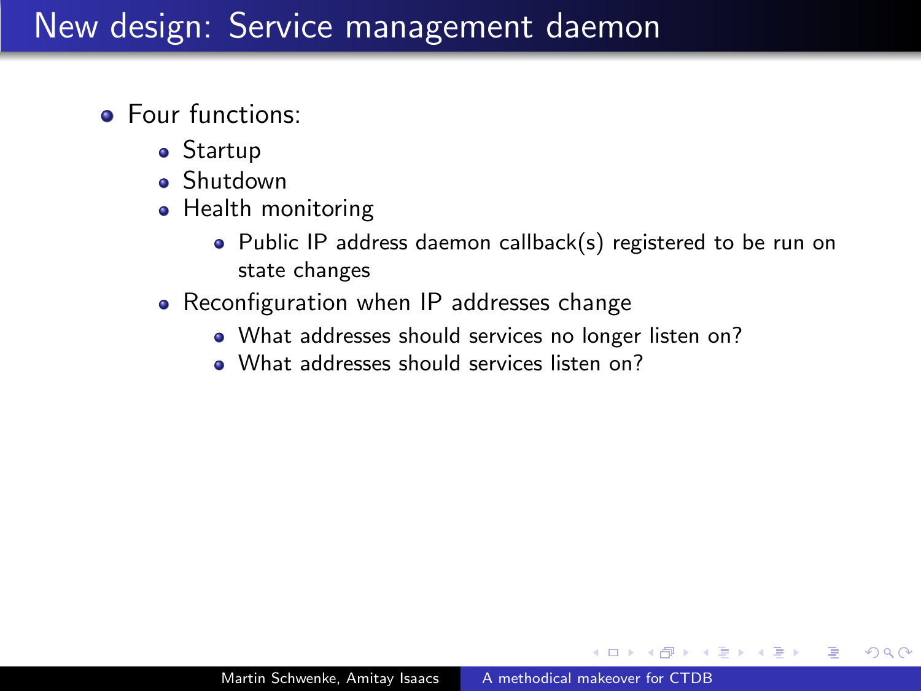# New design: Service management daemon

- Four functions:
  - Startup
  - Shutdown
  - Health monitoring
    - Public IP address daemon callback(s) registered to be run on state changes
  - Reconfiguration when IP addresses change
    - What addresses should services no longer listen on?
    - What addresses should services listen on?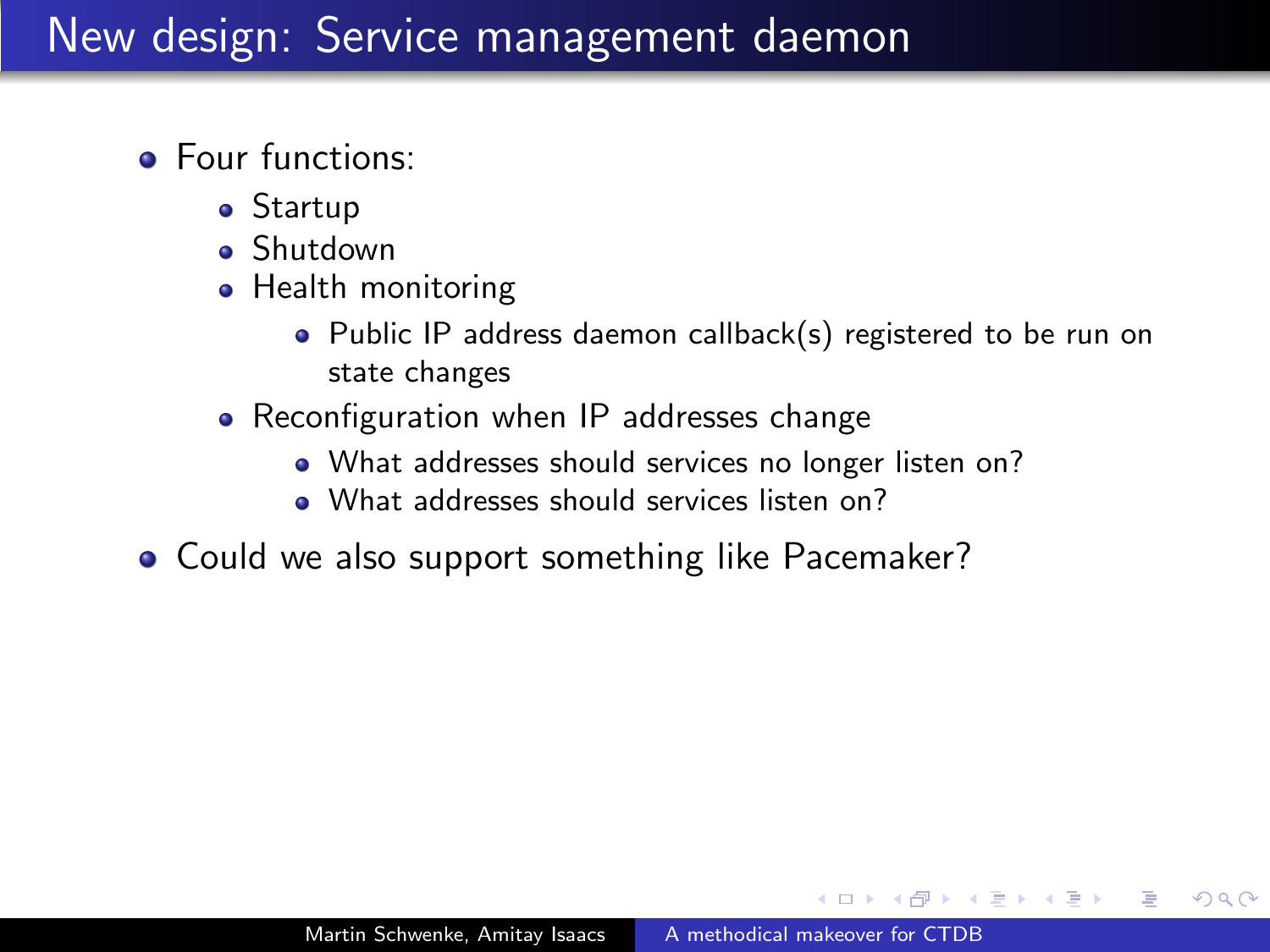# New design: Service management daemon

- Four functions:
  - Startup
  - Shutdown
  - Health monitoring
    - Public IP address daemon callback(s) registered to be run on state changes
  - Reconfiguration when IP addresses change
    - What addresses should services no longer listen on?
    - What addresses should services listen on?
- Could we also support something like Pacemaker?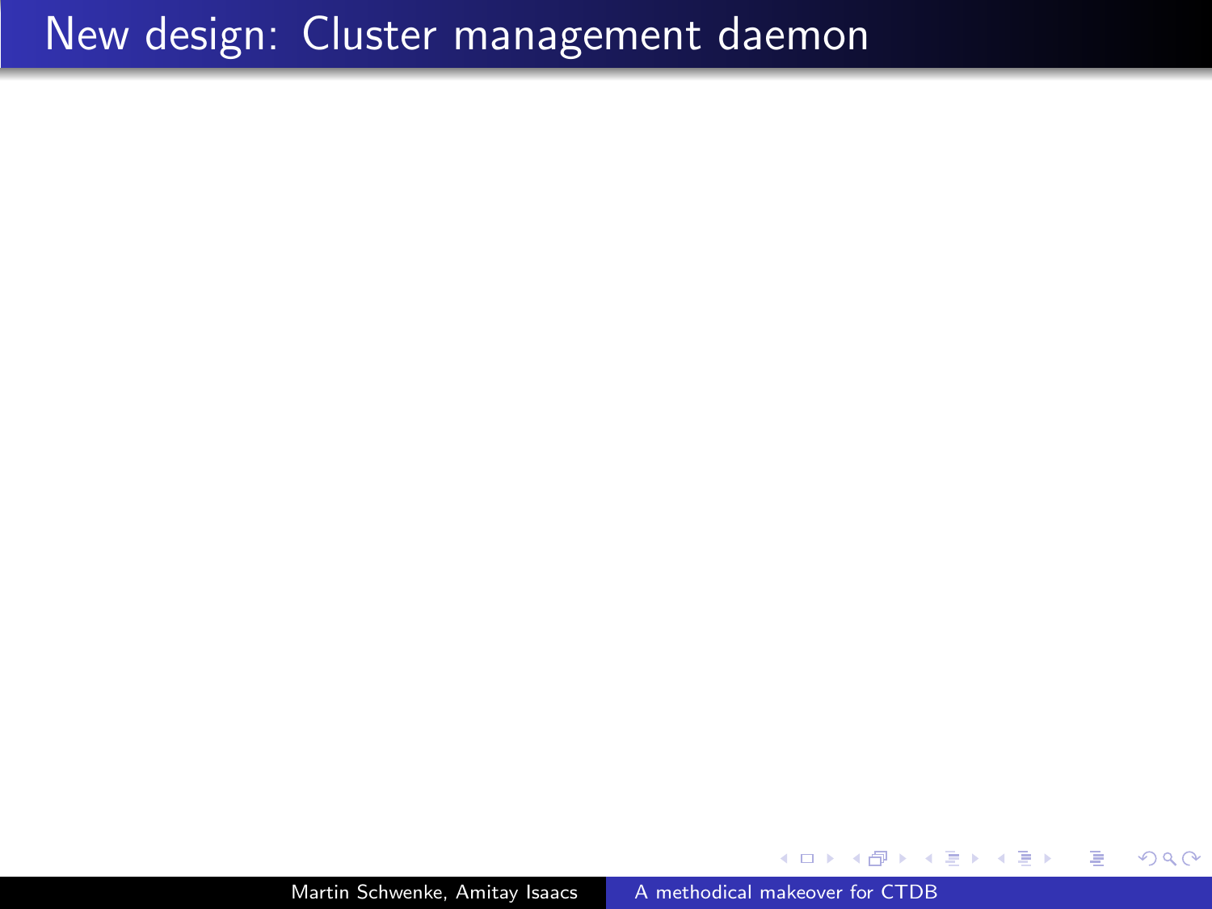# New design: Cluster management daemon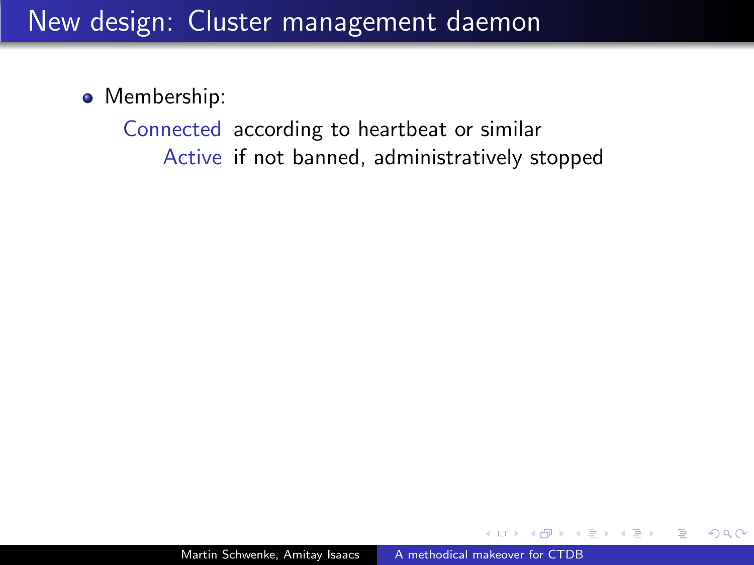# New design: Cluster management daemon

- Membership:

  **Connected** according to heartbeat or similar

  **Active** if not banned, administratively stopped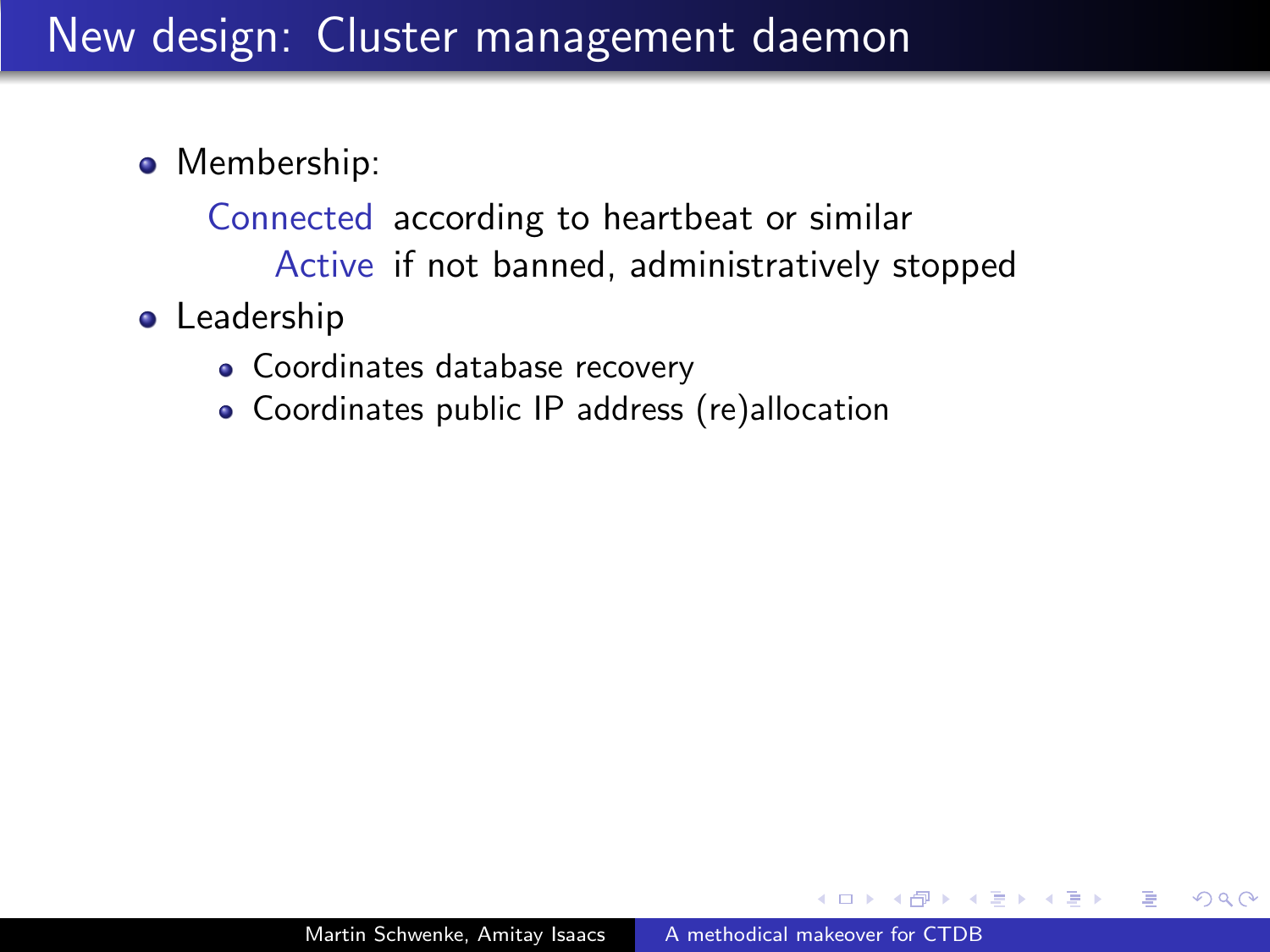# New design: Cluster management daemon

- Membership:

  **Connected** according to heartbeat or similar

  **Active** if not banned, administratively stopped

- Leadership
  - Coordinates database recovery
  - Coordinates public IP address (re)allocation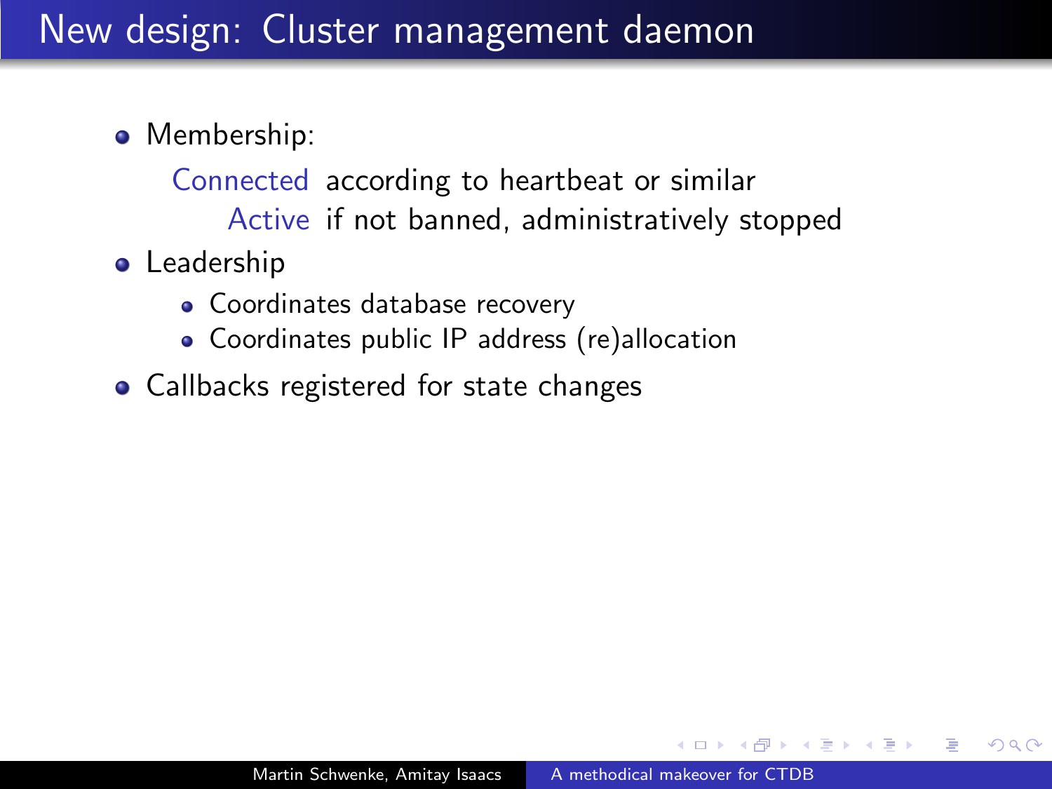# New design: Cluster management daemon

- Membership:

  **Connected** according to heartbeat or similar

  **Active** if not banned, administratively stopped

- Leadership
  - Coordinates database recovery
  - Coordinates public IP address (re)allocation
- Callbacks registered for state changes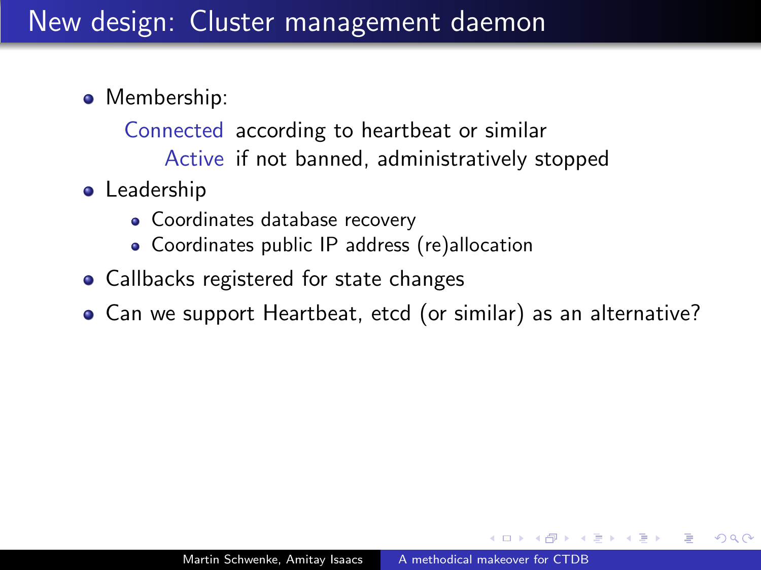# New design: Cluster management daemon

- Membership:
  - **Connected** according to heartbeat or similar
  - **Active** if not banned, administratively stopped
- Leadership
  - Coordinates database recovery
  - Coordinates public IP address (re)allocation
- Callbacks registered for state changes
- Can we support Heartbeat, etcd (or similar) as an alternative?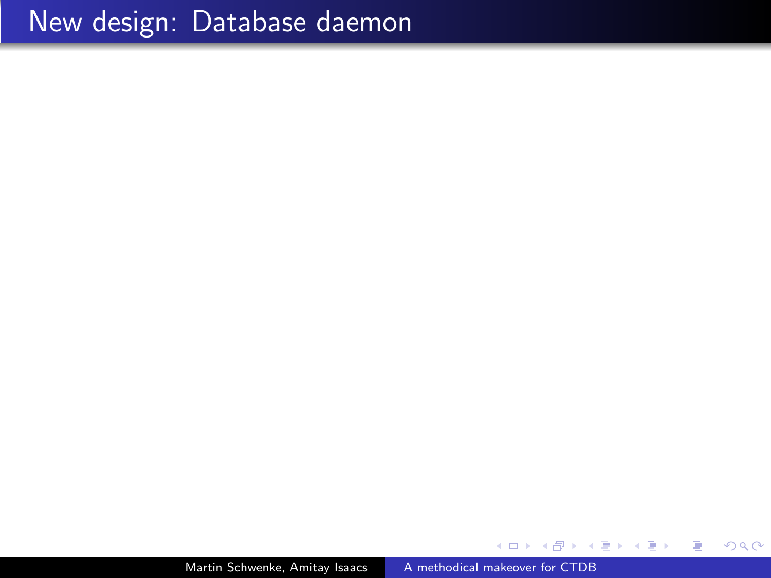# New design: Database daemon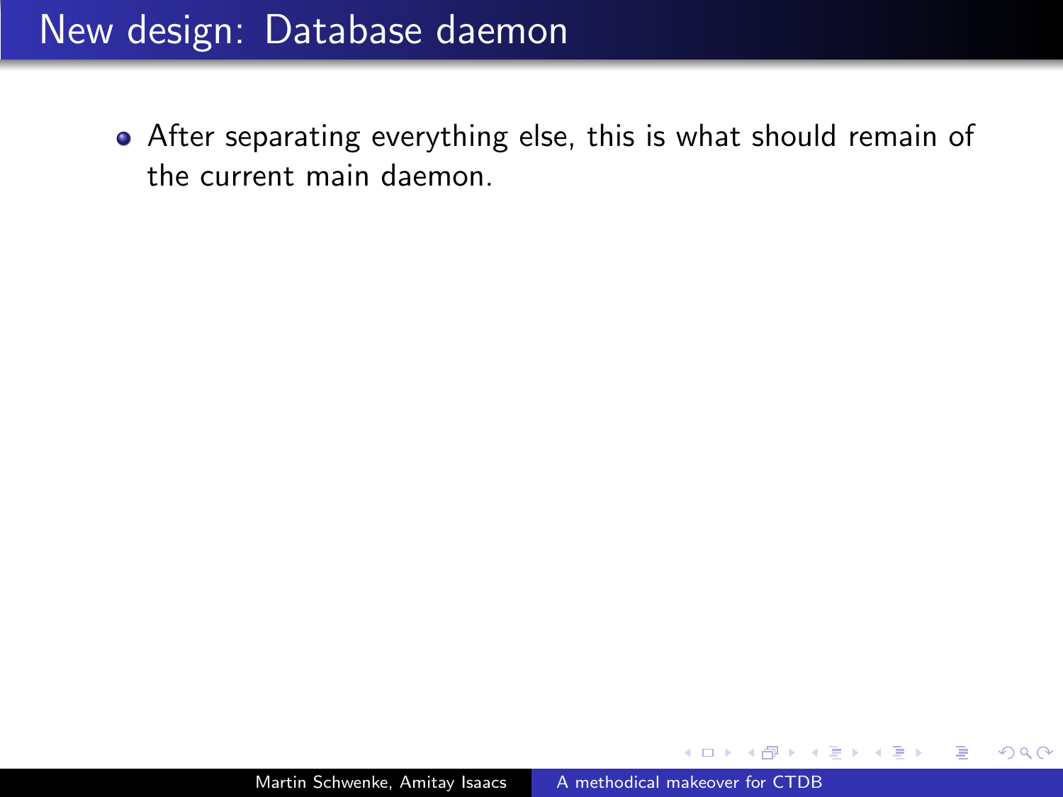# New design: Database daemon

- After separating everything else, this is what should remain of the current main daemon.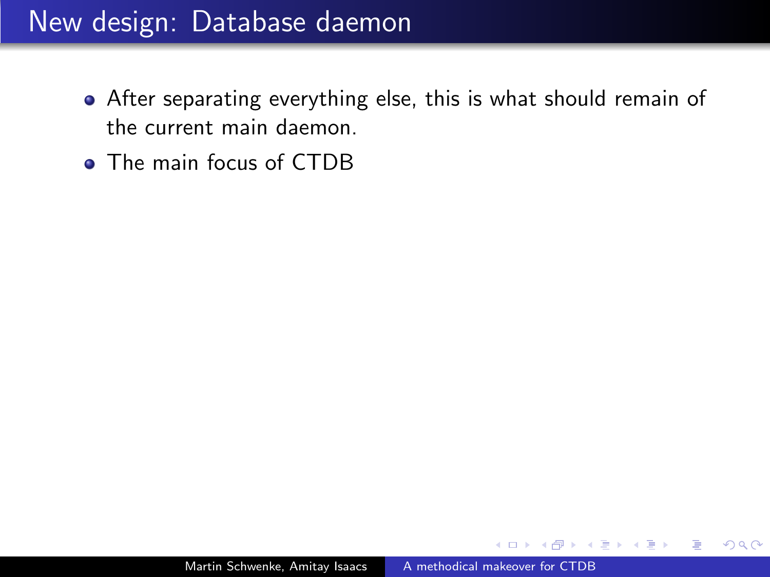# New design: Database daemon

- After separating everything else, this is what should remain of the current main daemon.
- The main focus of CTDB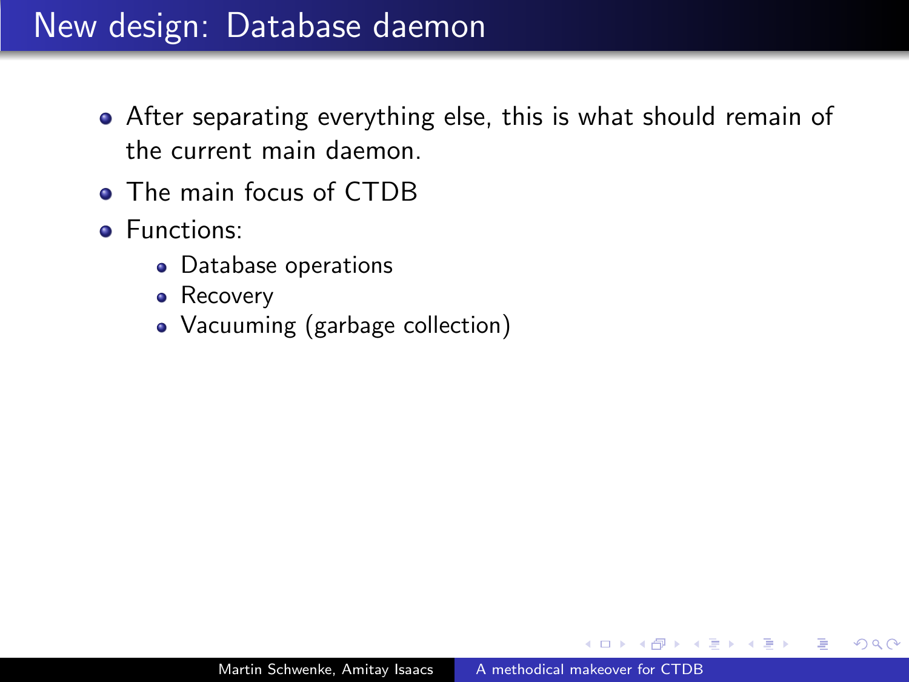# New design: Database daemon

- After separating everything else, this is what should remain of the current main daemon.
- The main focus of CTDB
- Functions:
  - Database operations
  - Recovery
  - Vacuuming (garbage collection)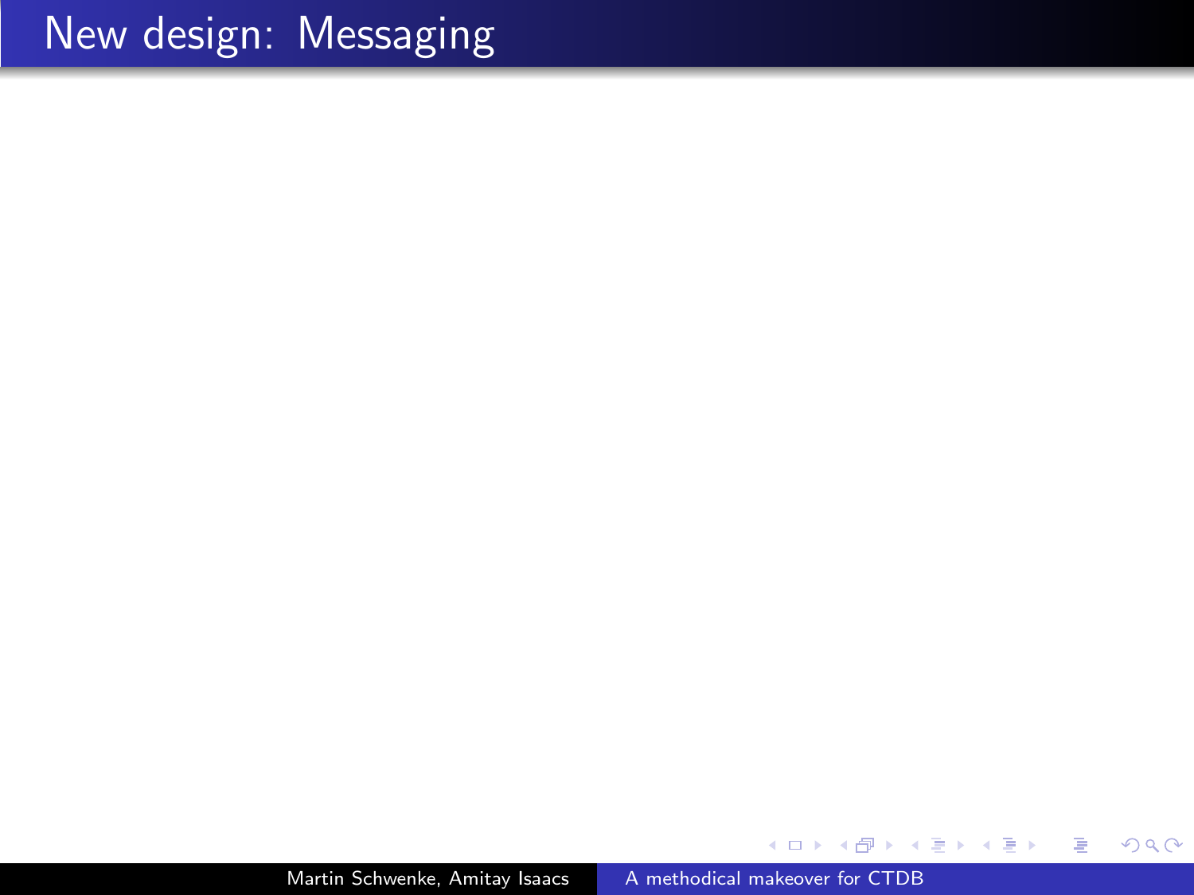# New design: Messaging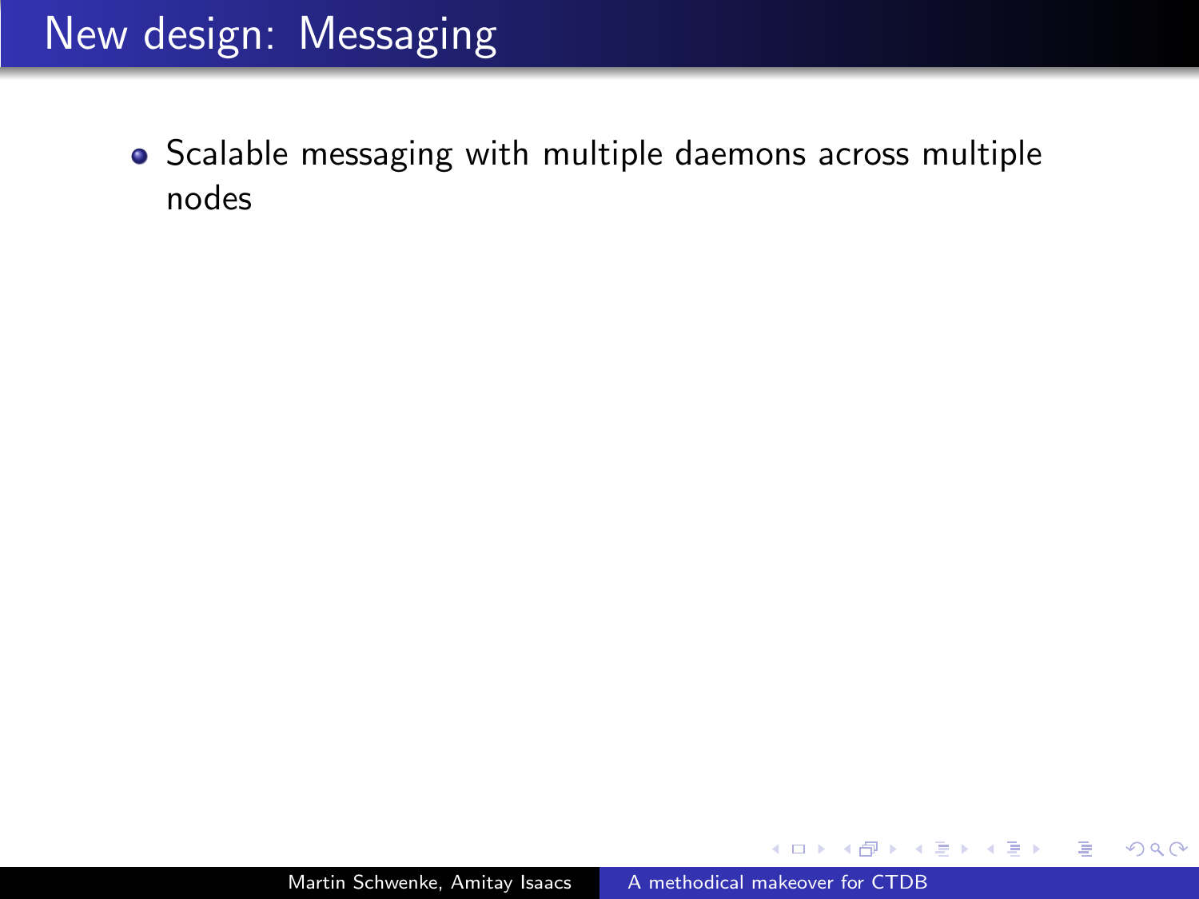# New design: Messaging

- Scalable messaging with multiple daemons across multiple nodes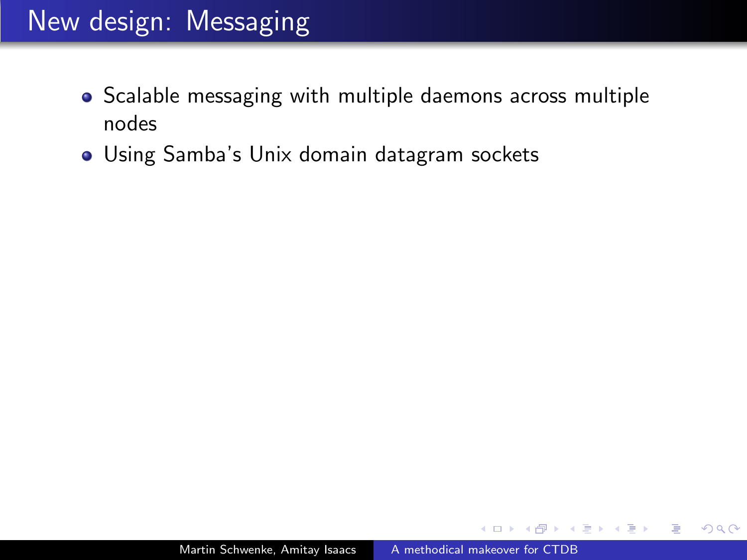# New design: Messaging

- Scalable messaging with multiple daemons across multiple nodes
- Using Samba's Unix domain datagram sockets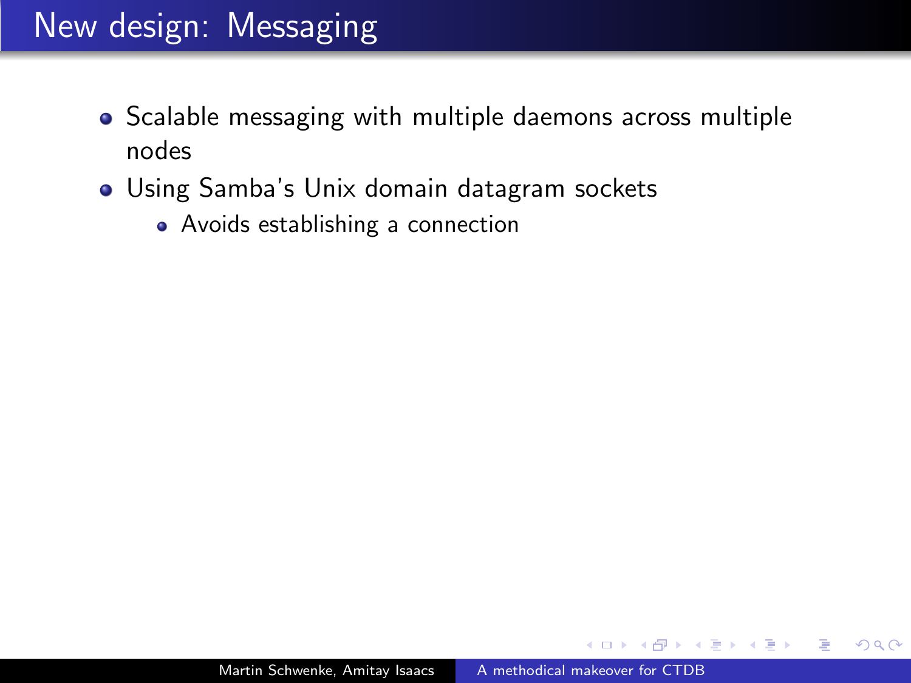# New design: Messaging

- Scalable messaging with multiple daemons across multiple nodes
- Using Samba's Unix domain datagram sockets
  - Avoids establishing a connection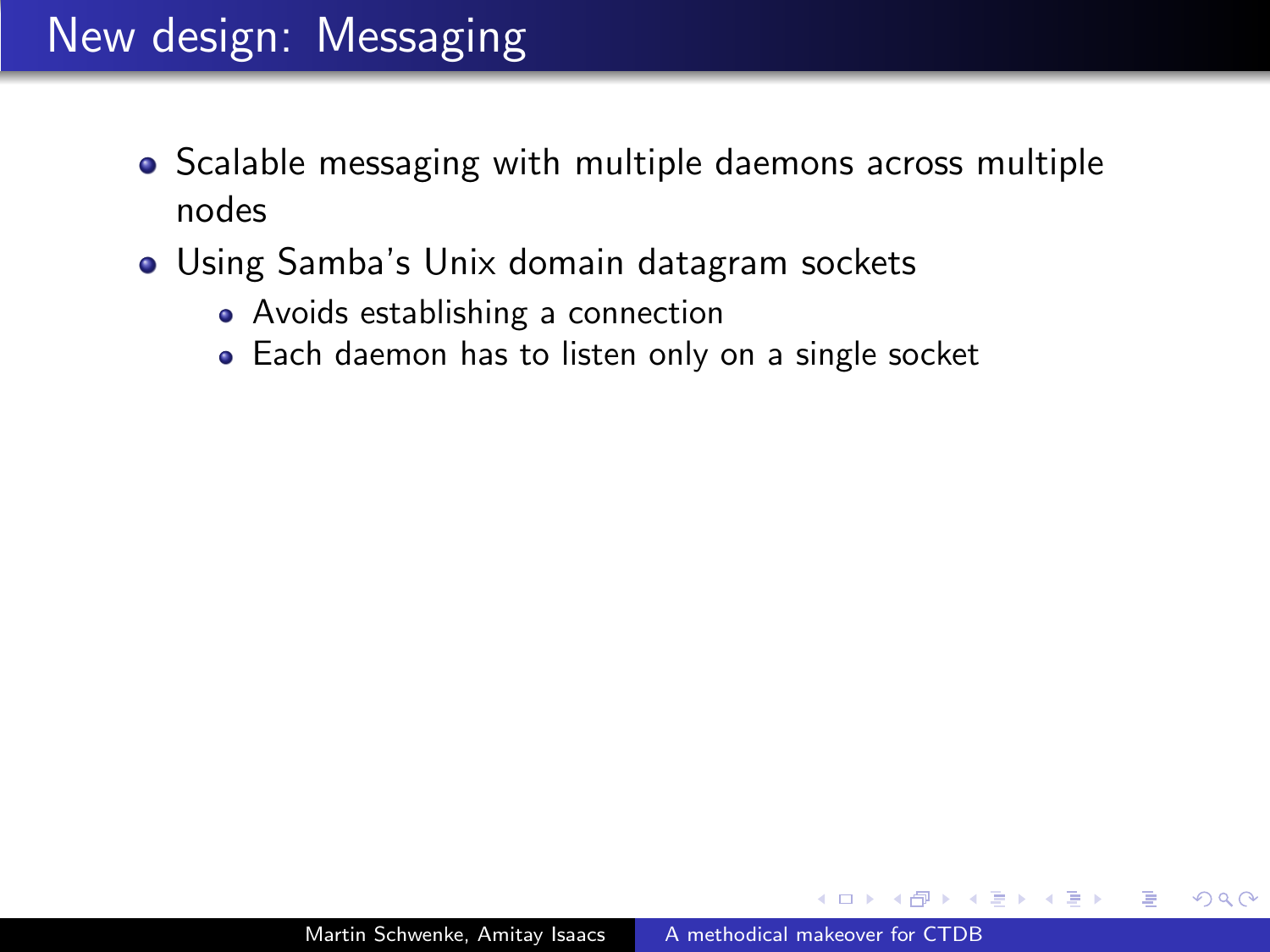# New design: Messaging

- Scalable messaging with multiple daemons across multiple nodes
- Using Samba's Unix domain datagram sockets
  - Avoids establishing a connection
  - Each daemon has to listen only on a single socket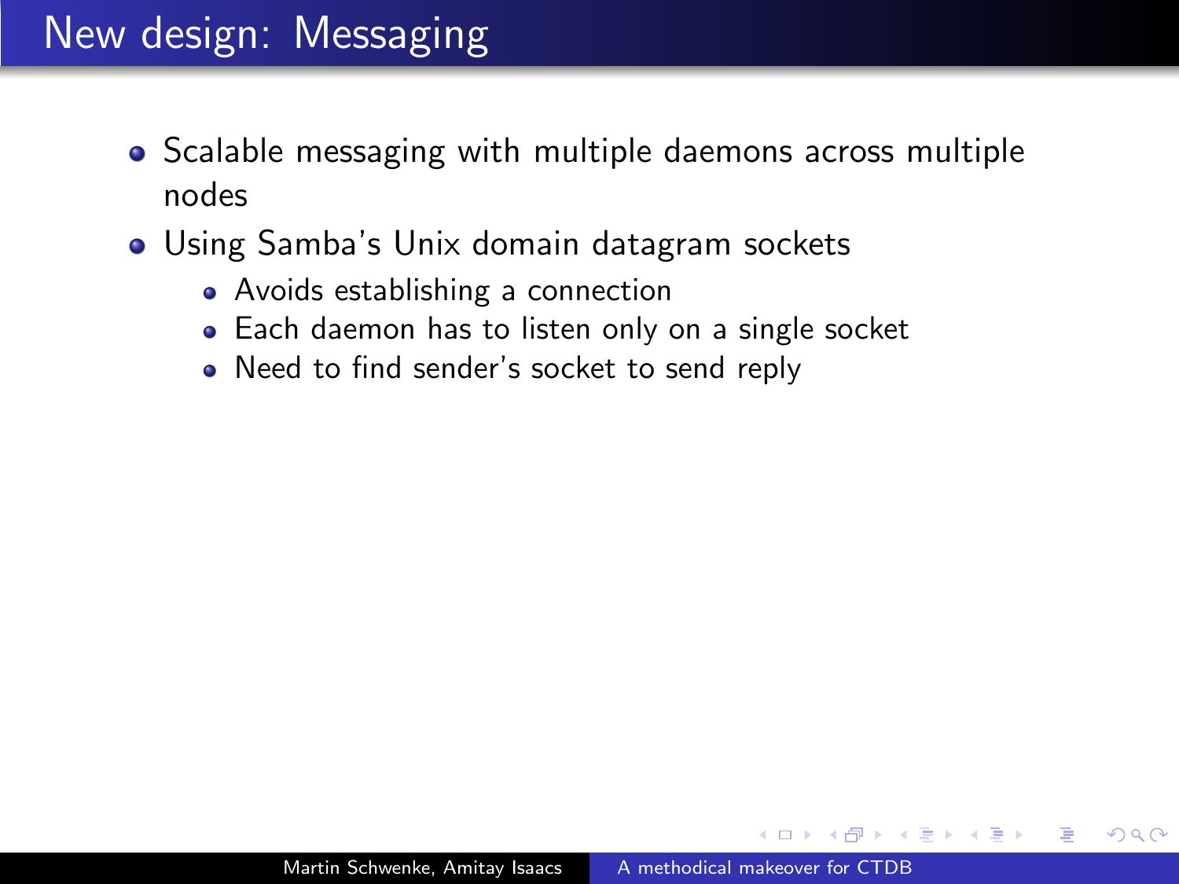# New design: Messaging

- Scalable messaging with multiple daemons across multiple nodes
- Using Samba's Unix domain datagram sockets
  - Avoids establishing a connection
  - Each daemon has to listen only on a single socket
  - Need to find sender's socket to send reply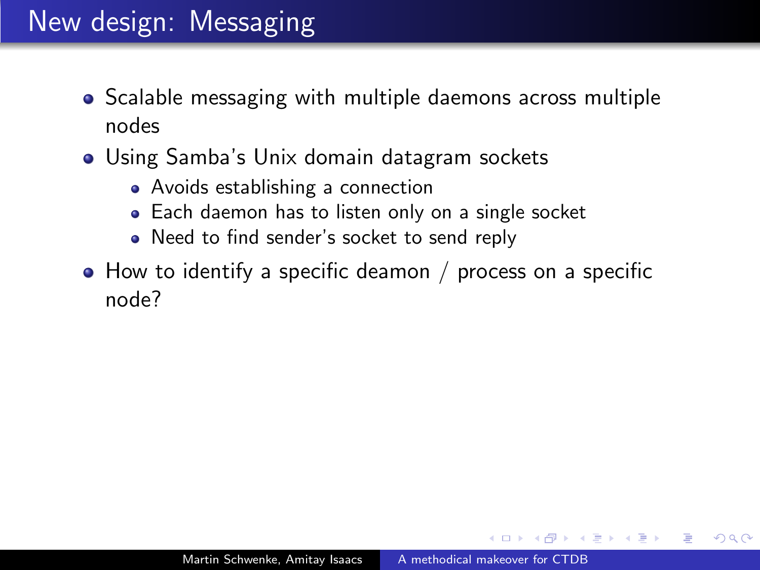# New design: Messaging

- Scalable messaging with multiple daemons across multiple nodes
- Using Samba's Unix domain datagram sockets
  - Avoids establishing a connection
  - Each daemon has to listen only on a single socket
  - Need to find sender's socket to send reply
- How to identify a specific deamon / process on a specific node?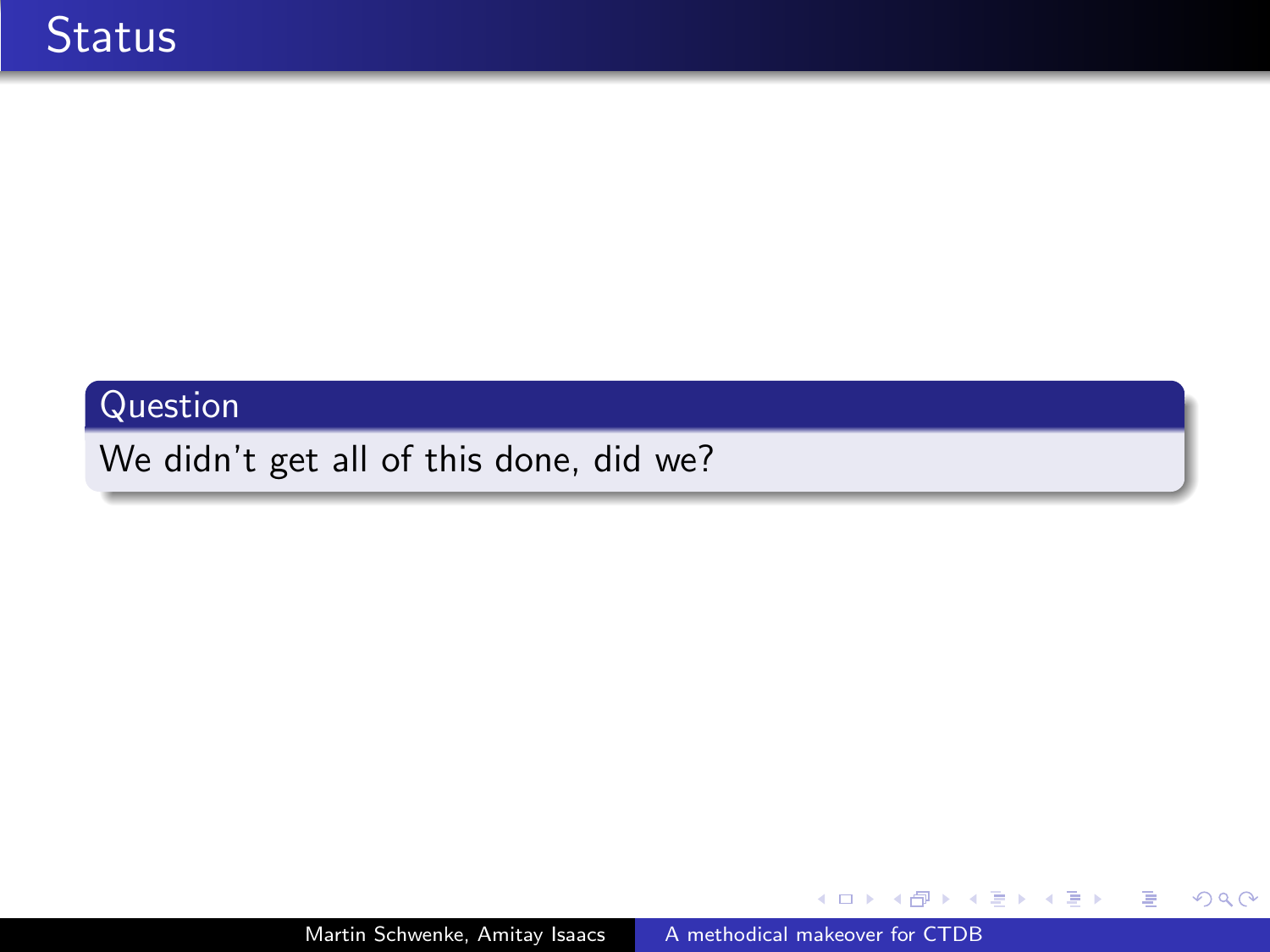# Status

**Question**

We didn't get all of this done, did we?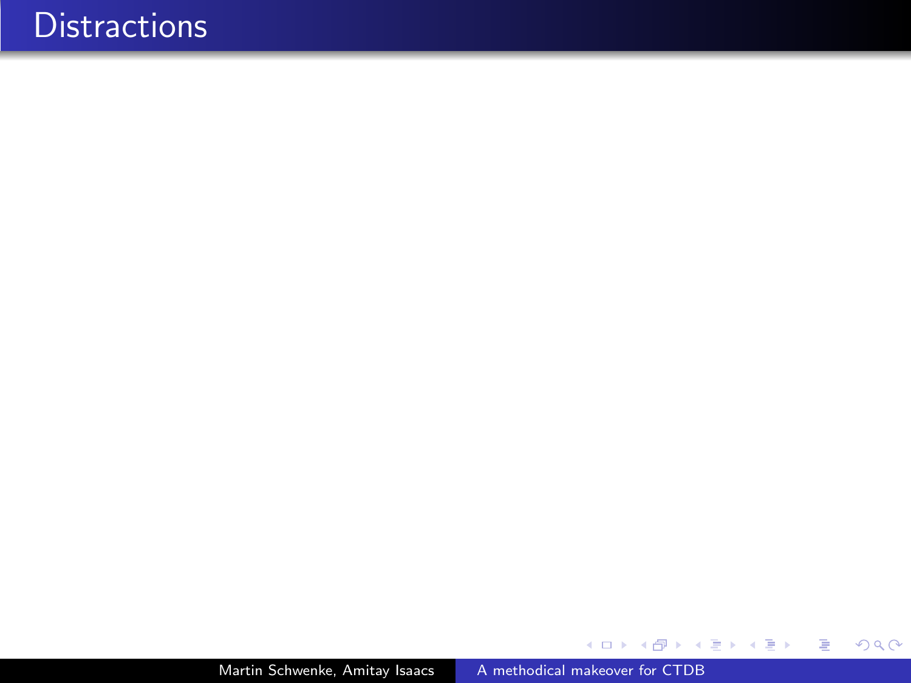# Distractions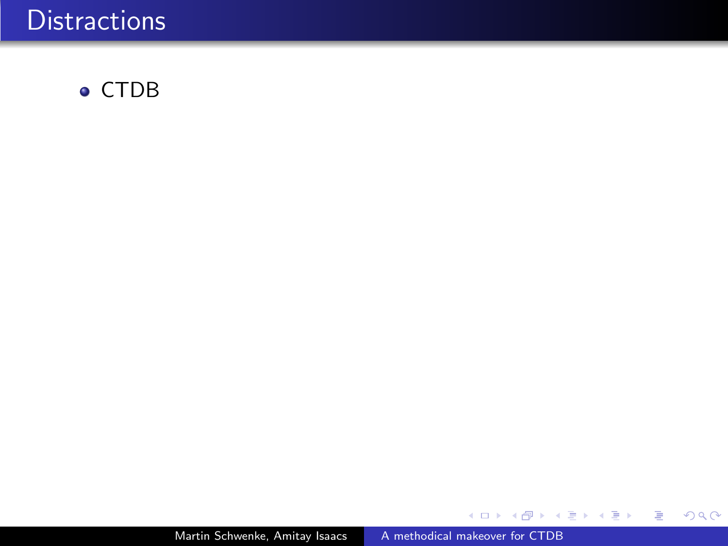# Distractions

- CTDB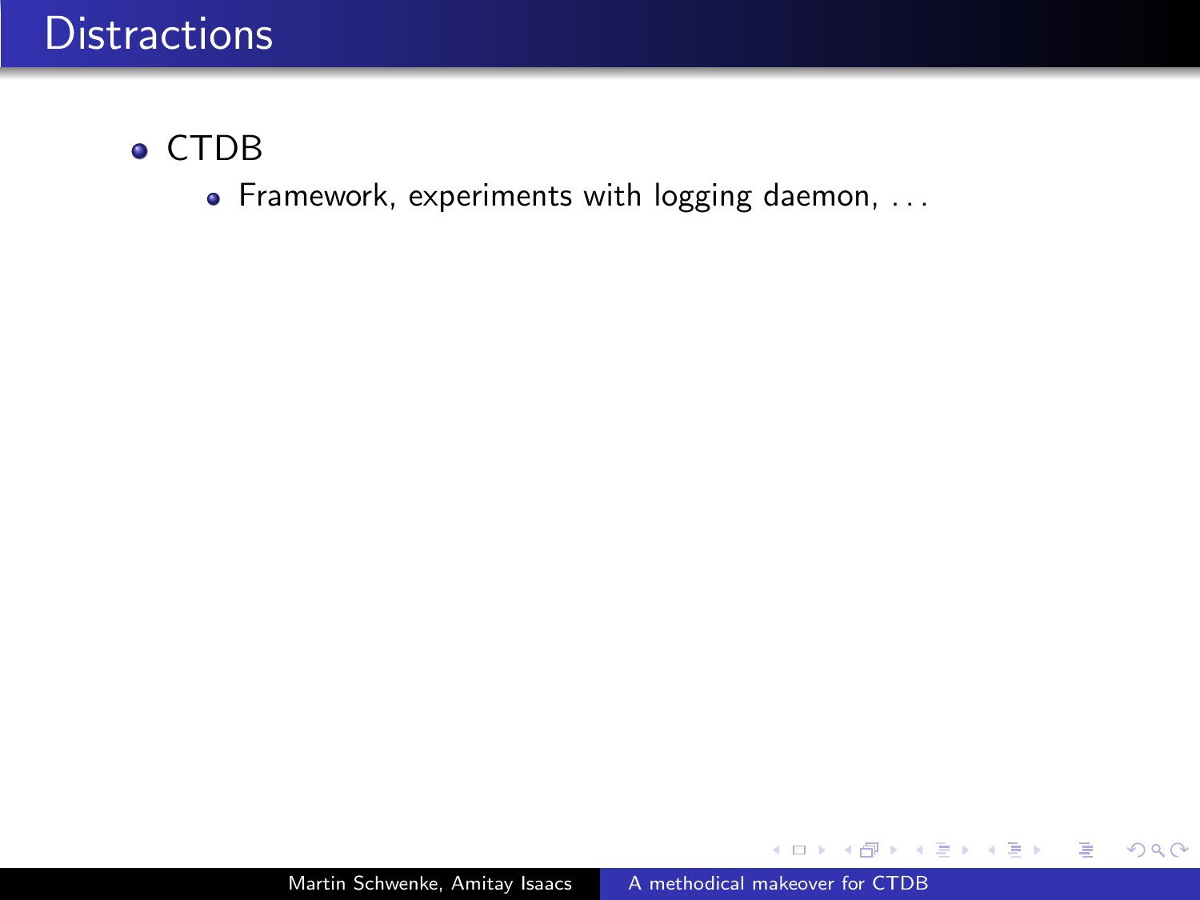# Distractions

- CTDB
  - Framework, experiments with logging daemon, . . .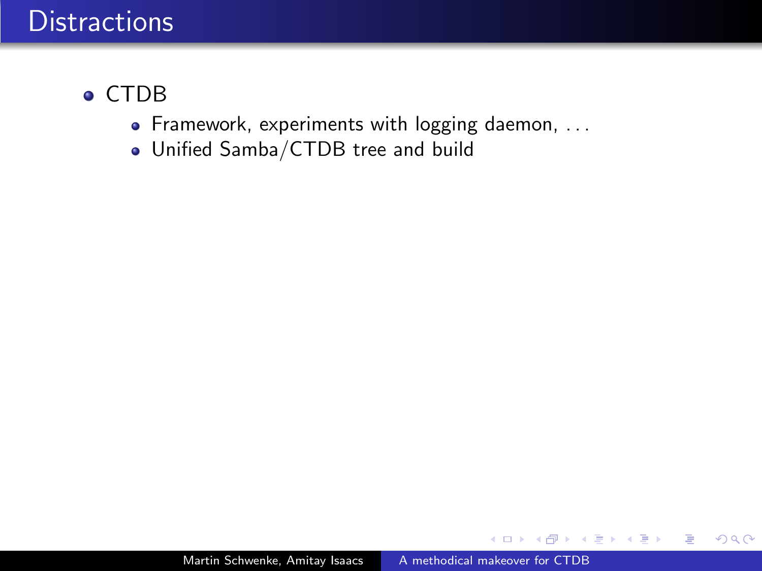# Distractions

- CTDB
  - Framework, experiments with logging daemon, ...
  - Unified Samba/CTDB tree and build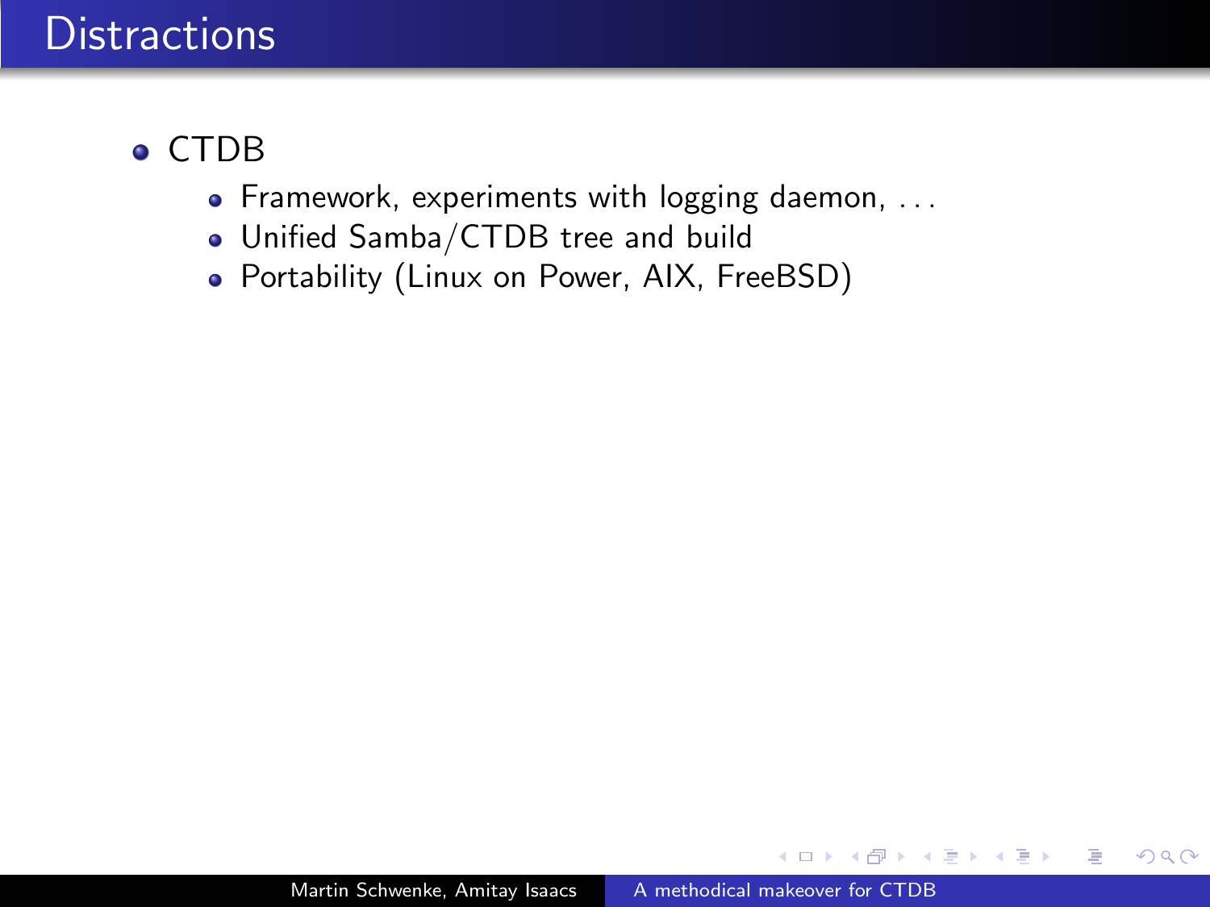# Distractions

- CTDB
  - Framework, experiments with logging daemon, ...
  - Unified Samba/CTDB tree and build
  - Portability (Linux on Power, AIX, FreeBSD)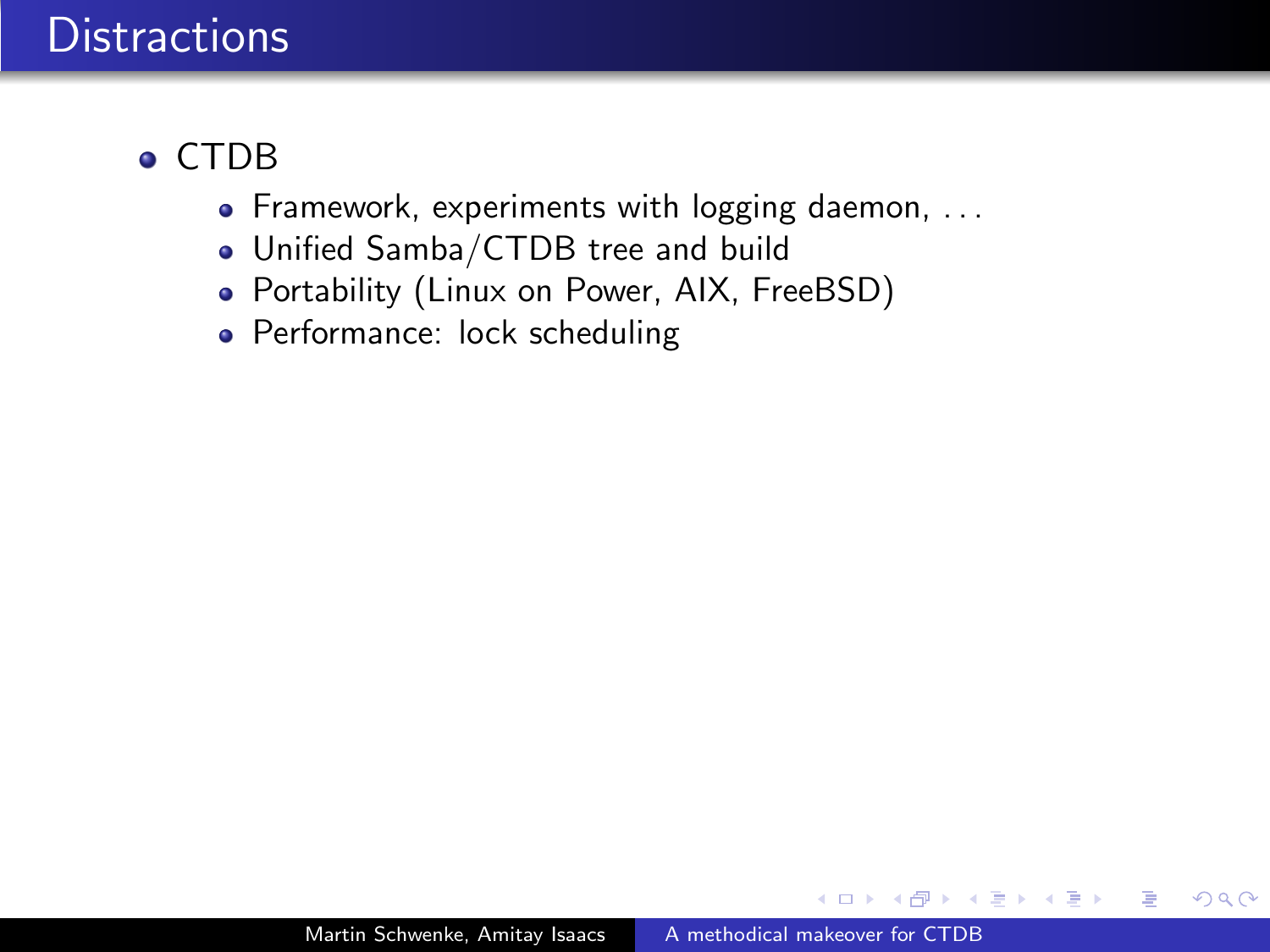# Distractions

- CTDB
  - Framework, experiments with logging daemon, . . .
  - Unified Samba/CTDB tree and build
  - Portability (Linux on Power, AIX, FreeBSD)
  - Performance: lock scheduling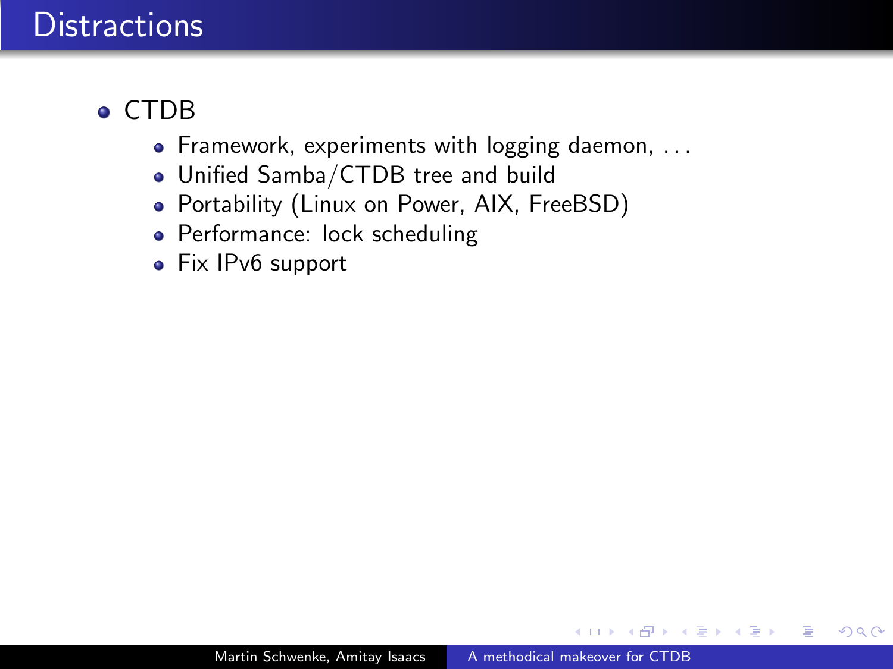# Distractions

- CTDB
  - Framework, experiments with logging daemon, ...
  - Unified Samba/CTDB tree and build
  - Portability (Linux on Power, AIX, FreeBSD)
  - Performance: lock scheduling
  - Fix IPv6 support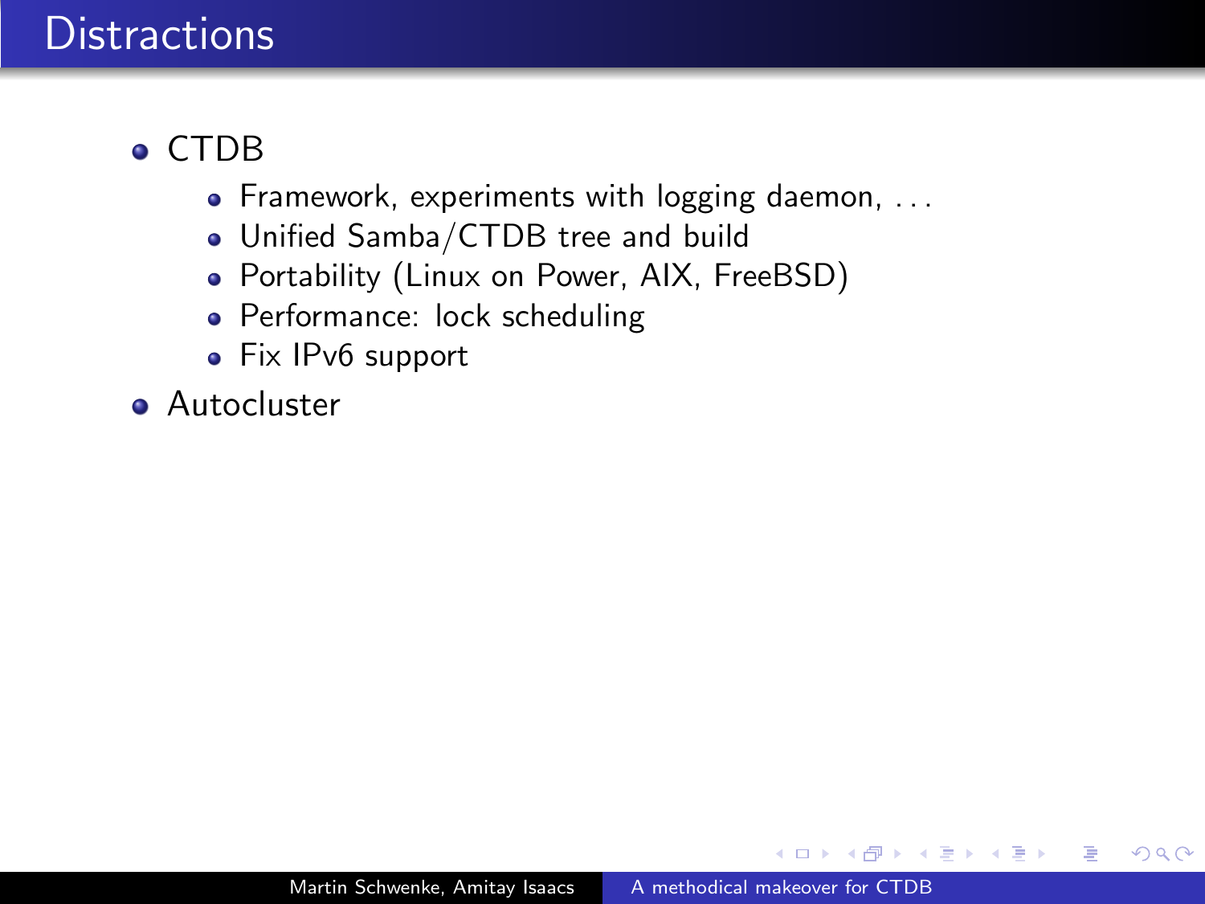# Distractions

- CTDB
  - Framework, experiments with logging daemon, ...
  - Unified Samba/CTDB tree and build
  - Portability (Linux on Power, AIX, FreeBSD)
  - Performance: lock scheduling
  - Fix IPv6 support
- Autocluster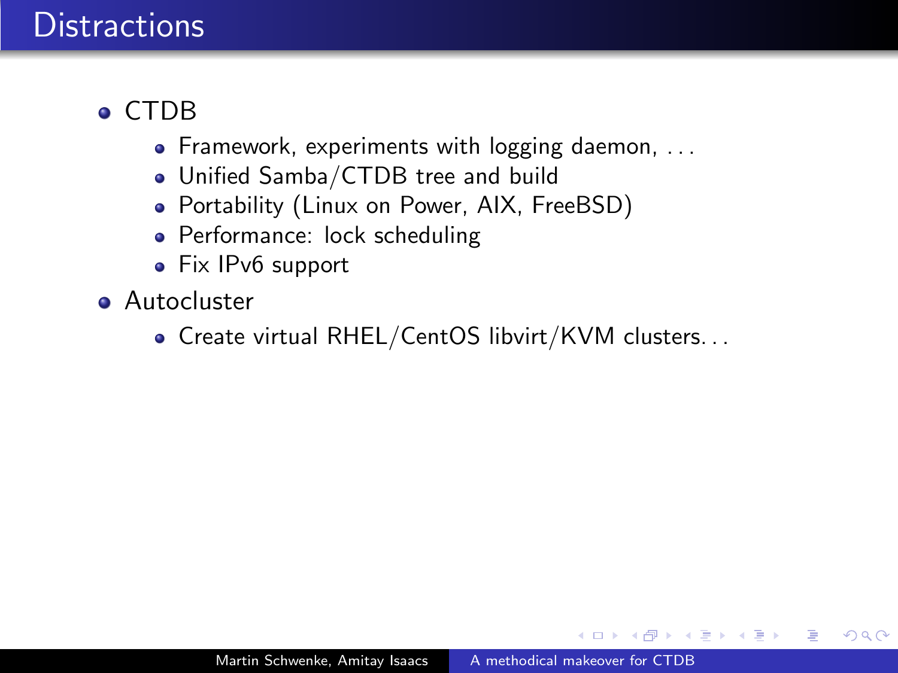# Distractions

- CTDB
  - Framework, experiments with logging daemon, ...
  - Unified Samba/CTDB tree and build
  - Portability (Linux on Power, AIX, FreeBSD)
  - Performance: lock scheduling
  - Fix IPv6 support
- Autocluster
  - Create virtual RHEL/CentOS libvirt/KVM clusters...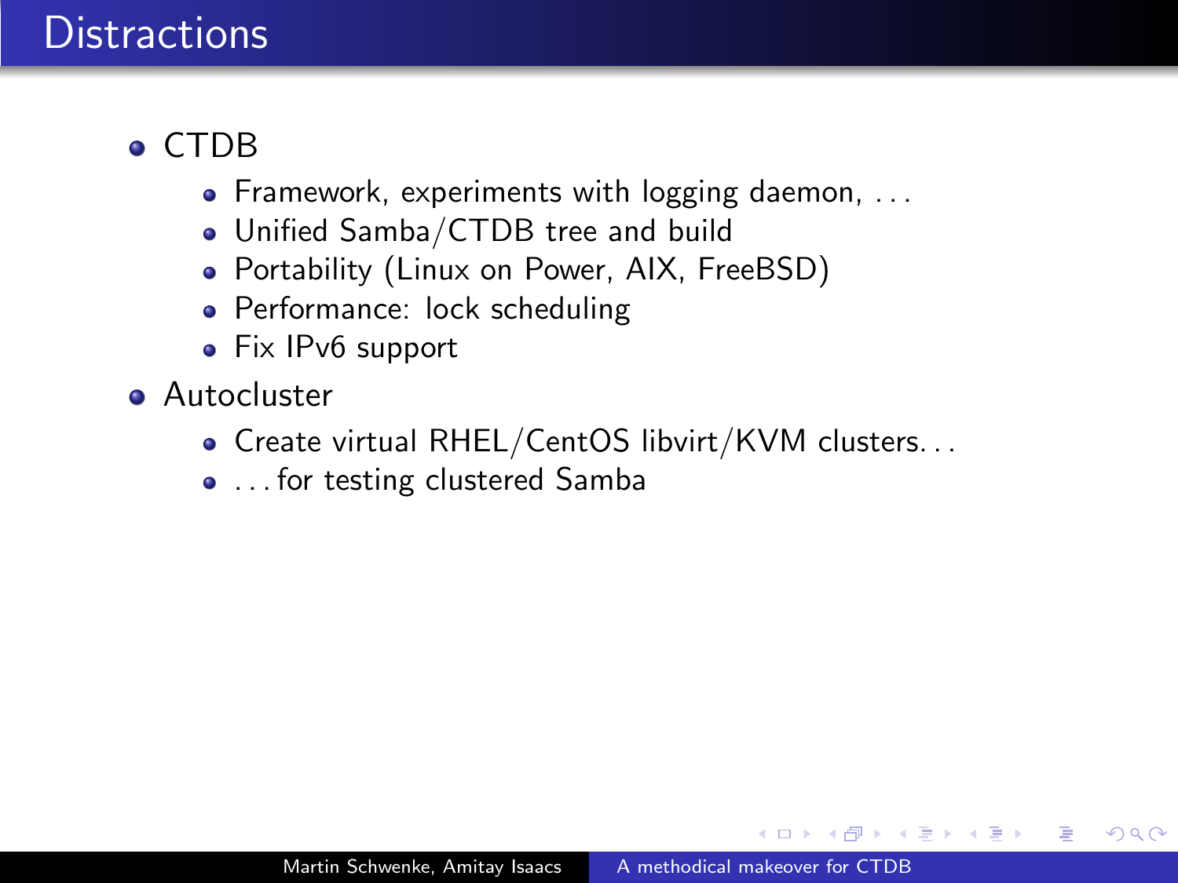# Distractions

- CTDB
  - Framework, experiments with logging daemon, ...
  - Unified Samba/CTDB tree and build
  - Portability (Linux on Power, AIX, FreeBSD)
  - Performance: lock scheduling
  - Fix IPv6 support
- Autocluster
  - Create virtual RHEL/CentOS libvirt/KVM clusters...
  - ...for testing clustered Samba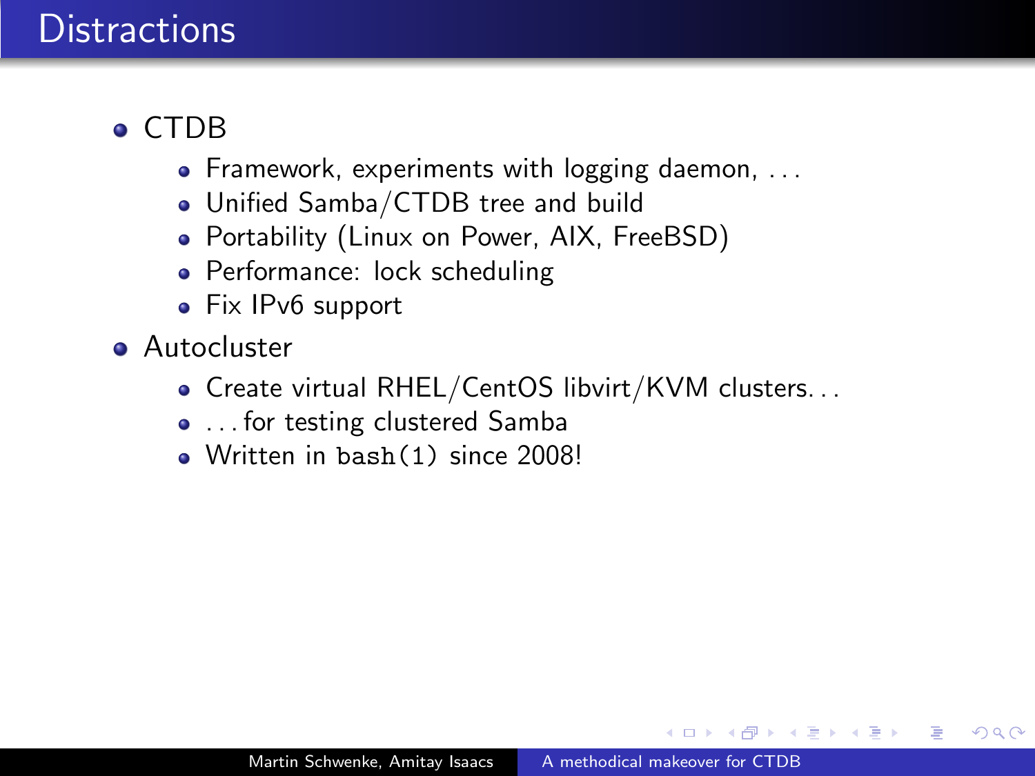# Distractions

- CTDB
  - Framework, experiments with logging daemon, ...
  - Unified Samba/CTDB tree and build
  - Portability (Linux on Power, AIX, FreeBSD)
  - Performance: lock scheduling
  - Fix IPv6 support
- Autocluster
  - Create virtual RHEL/CentOS libvirt/KVM clusters...
  - ...for testing clustered Samba
  - Written in `bash(1)` since 2008!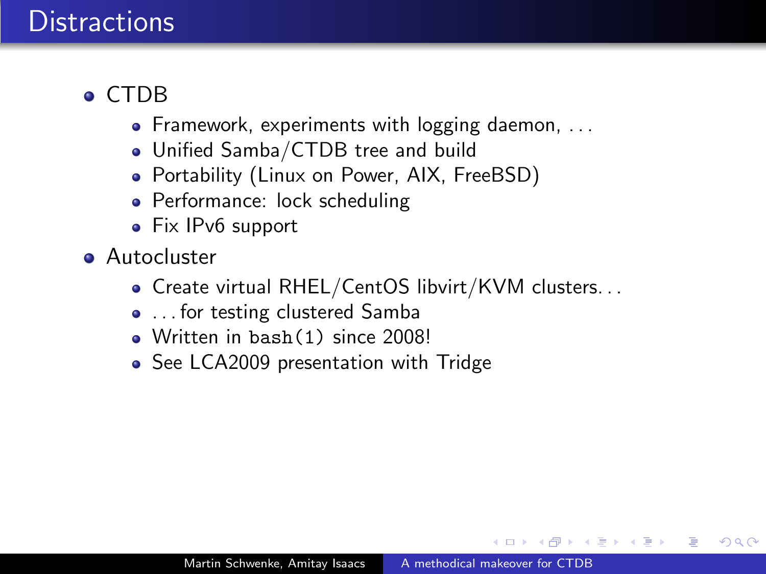# Distractions

- CTDB
  - Framework, experiments with logging daemon, ...
  - Unified Samba/CTDB tree and build
  - Portability (Linux on Power, AIX, FreeBSD)
  - Performance: lock scheduling
  - Fix IPv6 support
- Autocluster
  - Create virtual RHEL/CentOS libvirt/KVM clusters...
  - ...for testing clustered Samba
  - Written in `bash(1)` since 2008!
  - See LCA2009 presentation with Tridge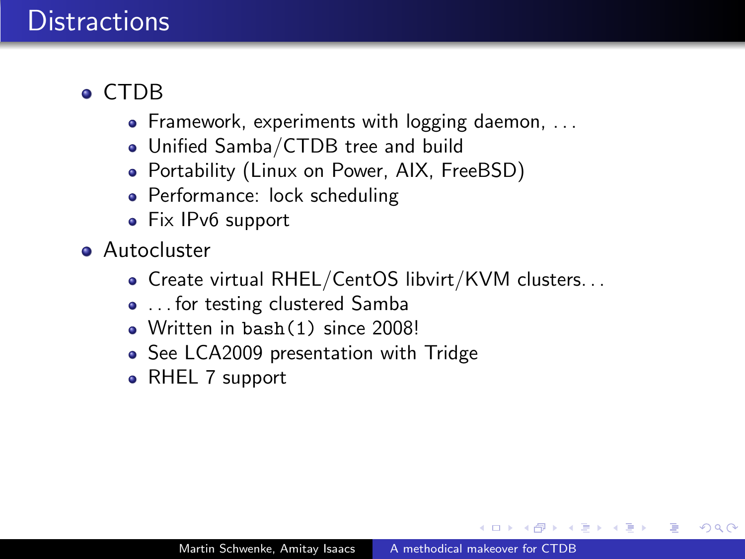# Distractions

- CTDB
  - Framework, experiments with logging daemon, ...
  - Unified Samba/CTDB tree and build
  - Portability (Linux on Power, AIX, FreeBSD)
  - Performance: lock scheduling
  - Fix IPv6 support
- Autocluster
  - Create virtual RHEL/CentOS libvirt/KVM clusters...
  - ...for testing clustered Samba
  - Written in `bash(1)` since 2008!
  - See LCA2009 presentation with Tridge
  - RHEL 7 support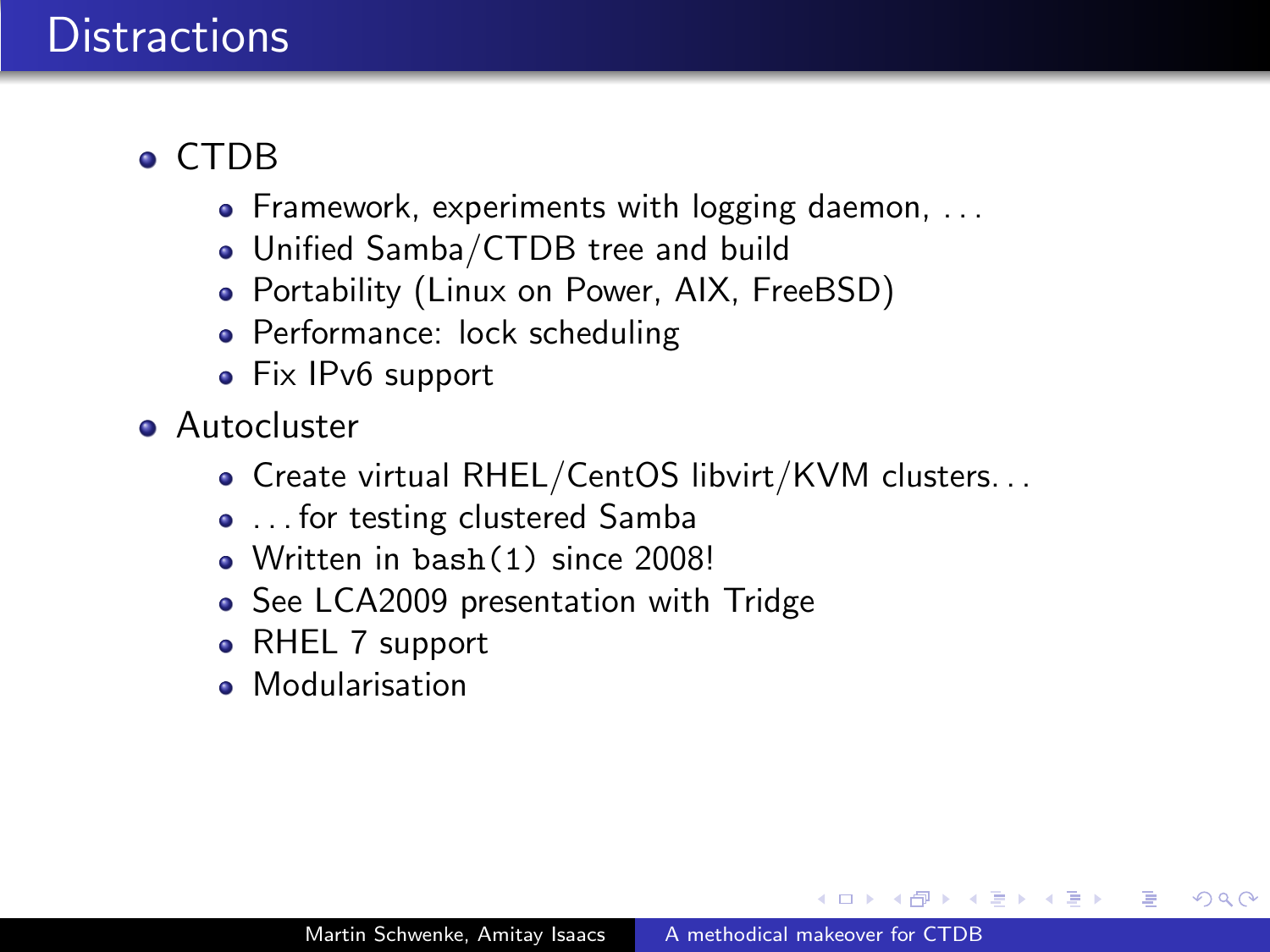# Distractions

- CTDB
  - Framework, experiments with logging daemon, ...
  - Unified Samba/CTDB tree and build
  - Portability (Linux on Power, AIX, FreeBSD)
  - Performance: lock scheduling
  - Fix IPv6 support
- Autocluster
  - Create virtual RHEL/CentOS libvirt/KVM clusters...
  - ...for testing clustered Samba
  - Written in `bash(1)` since 2008!
  - See LCA2009 presentation with Tridge
  - RHEL 7 support
  - Modularisation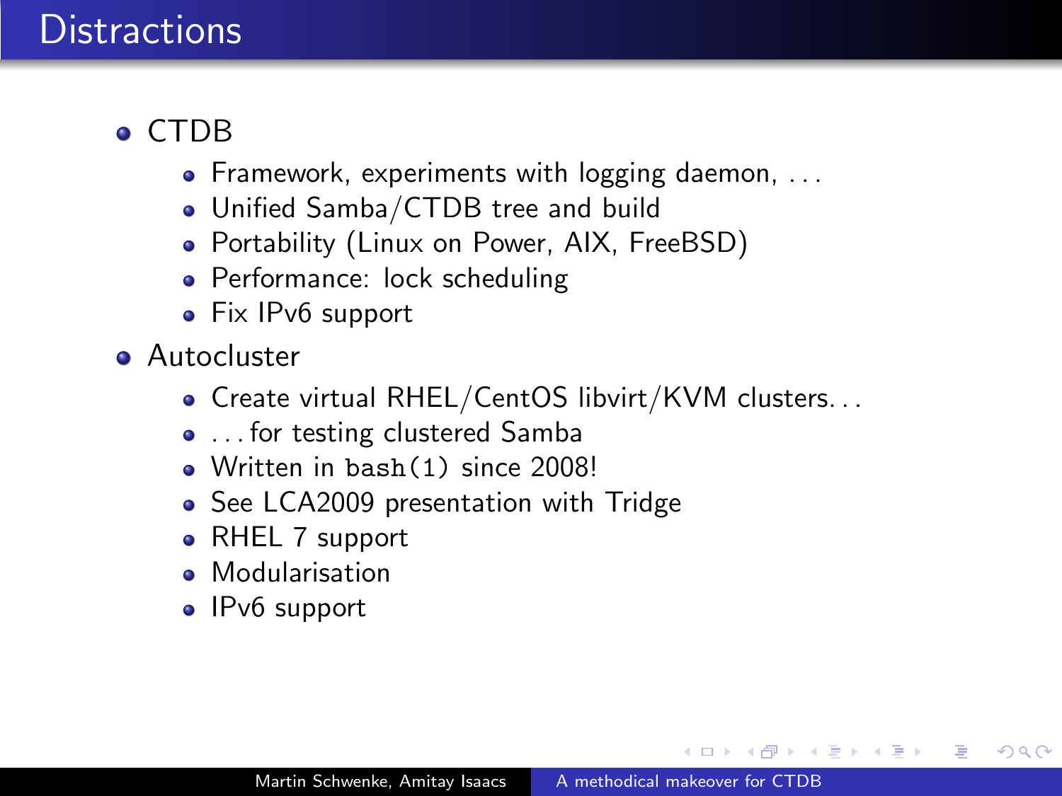# Distractions

- CTDB
  - Framework, experiments with logging daemon, ...
  - Unified Samba/CTDB tree and build
  - Portability (Linux on Power, AIX, FreeBSD)
  - Performance: lock scheduling
  - Fix IPv6 support
- Autocluster
  - Create virtual RHEL/CentOS libvirt/KVM clusters...
  - ...for testing clustered Samba
  - Written in `bash(1)` since 2008!
  - See LCA2009 presentation with Tridge
  - RHEL 7 support
  - Modularisation
  - IPv6 support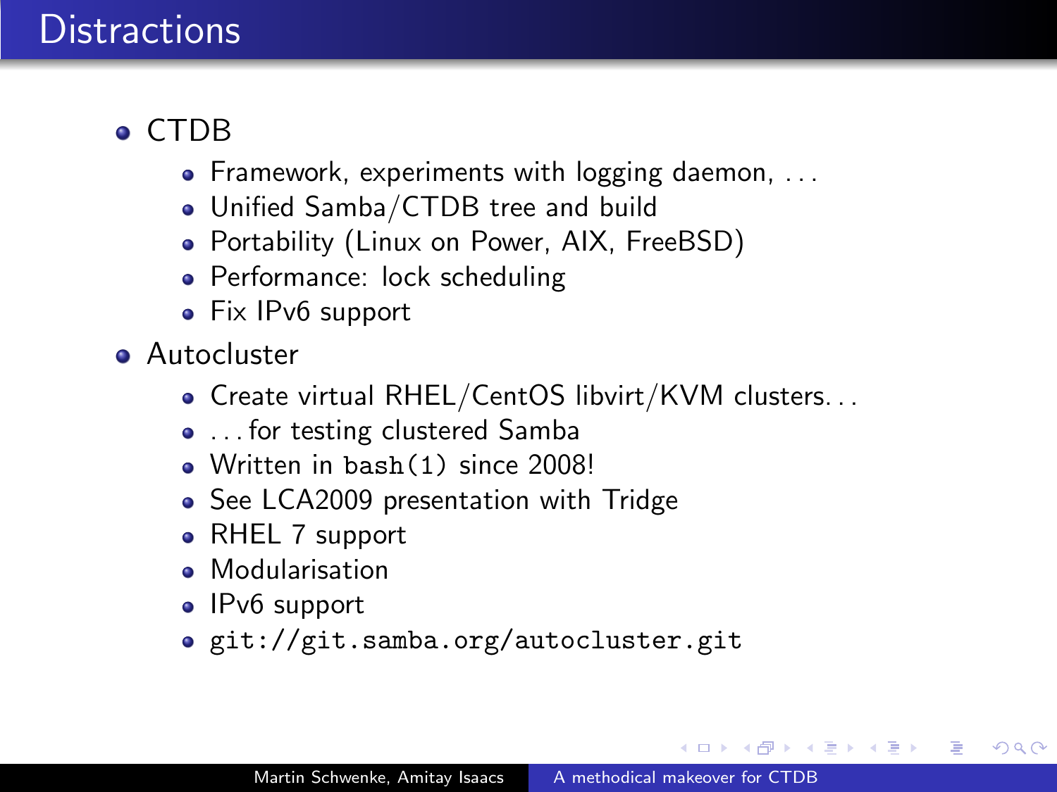# Distractions

- CTDB
  - Framework, experiments with logging daemon, ...
  - Unified Samba/CTDB tree and build
  - Portability (Linux on Power, AIX, FreeBSD)
  - Performance: lock scheduling
  - Fix IPv6 support
- Autocluster
  - Create virtual RHEL/CentOS libvirt/KVM clusters...
  - ...for testing clustered Samba
  - Written in `bash(1)` since 2008!
  - See LCA2009 presentation with Tridge
  - RHEL 7 support
  - Modularisation
  - IPv6 support
  - `git://git.samba.org/autocluster.git`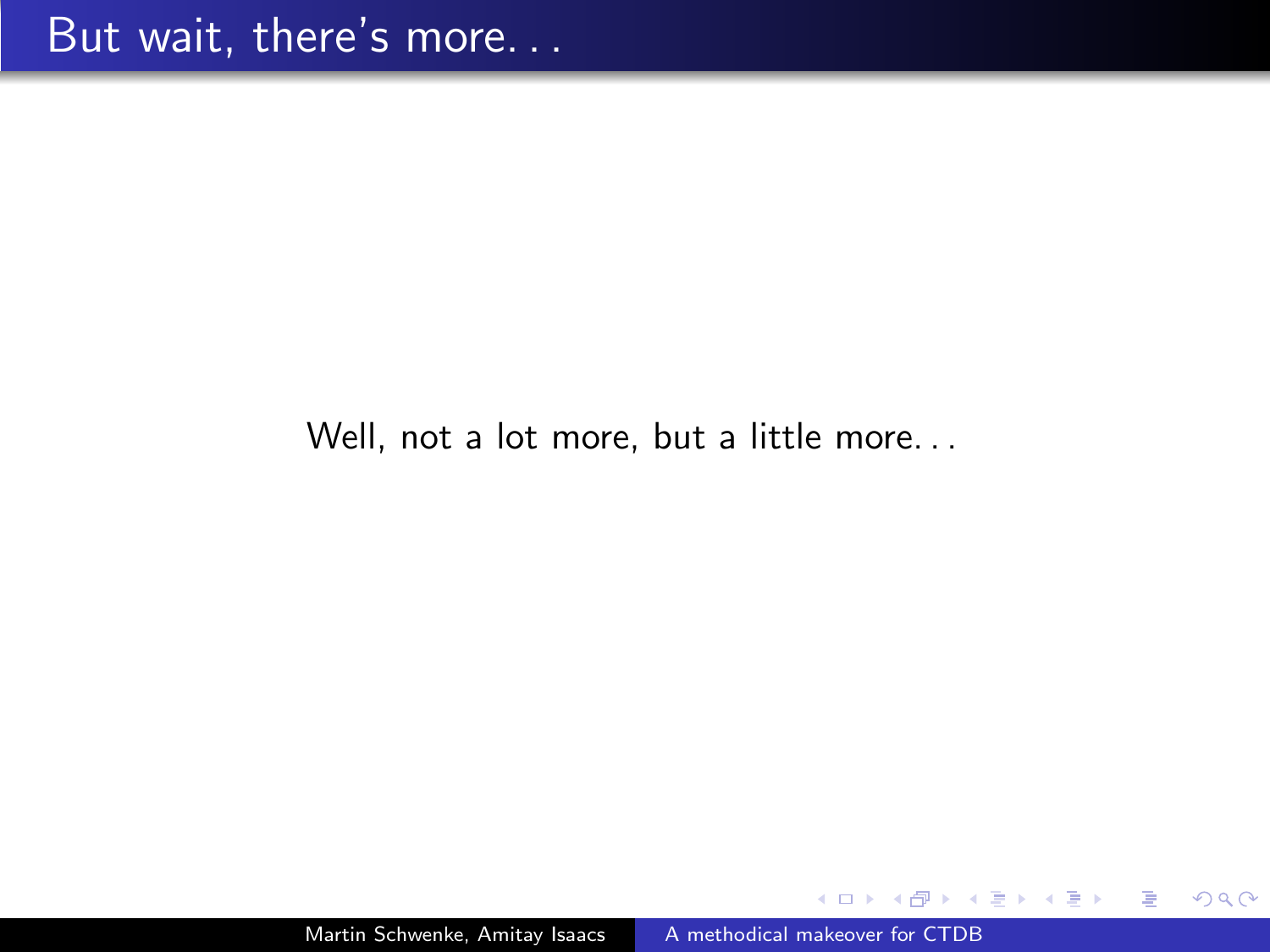# But wait, there's more. . .

Well, not a lot more, but a little more. . .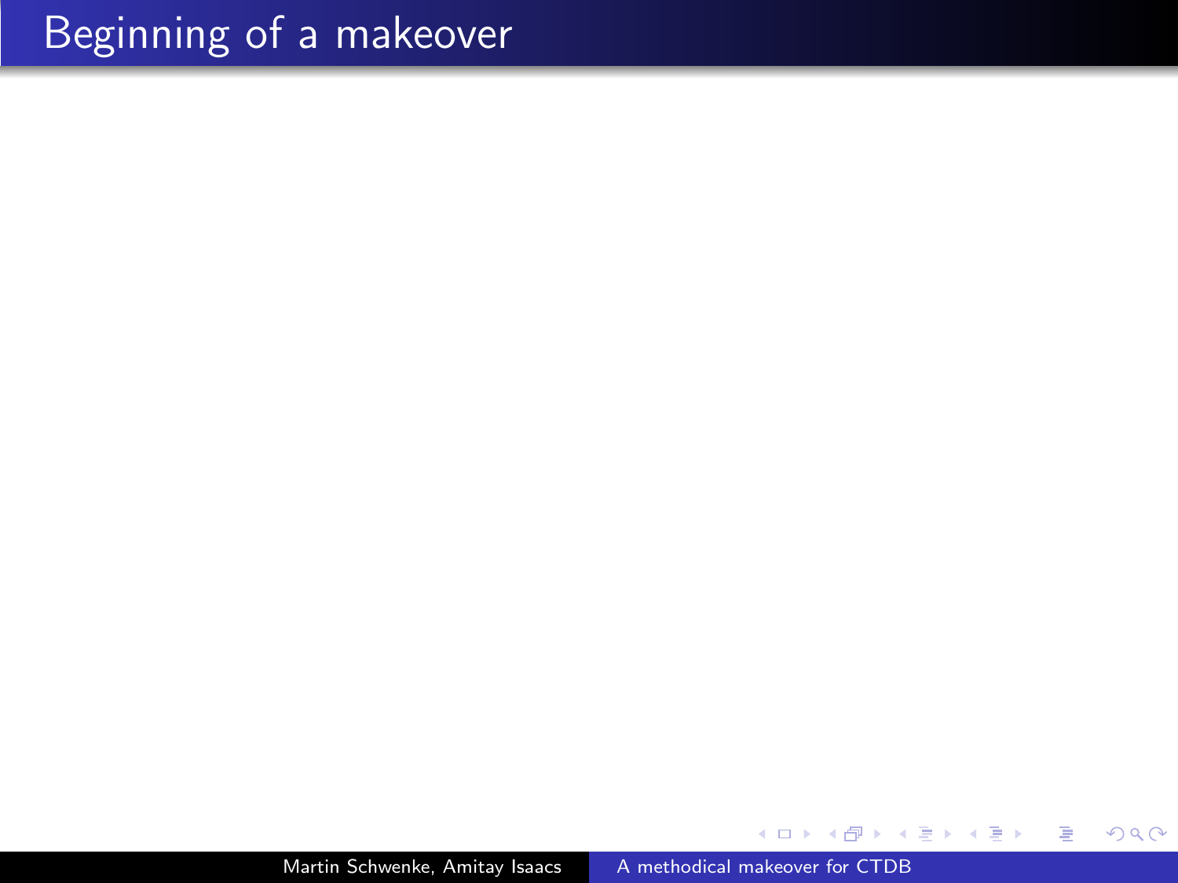# Beginning of a makeover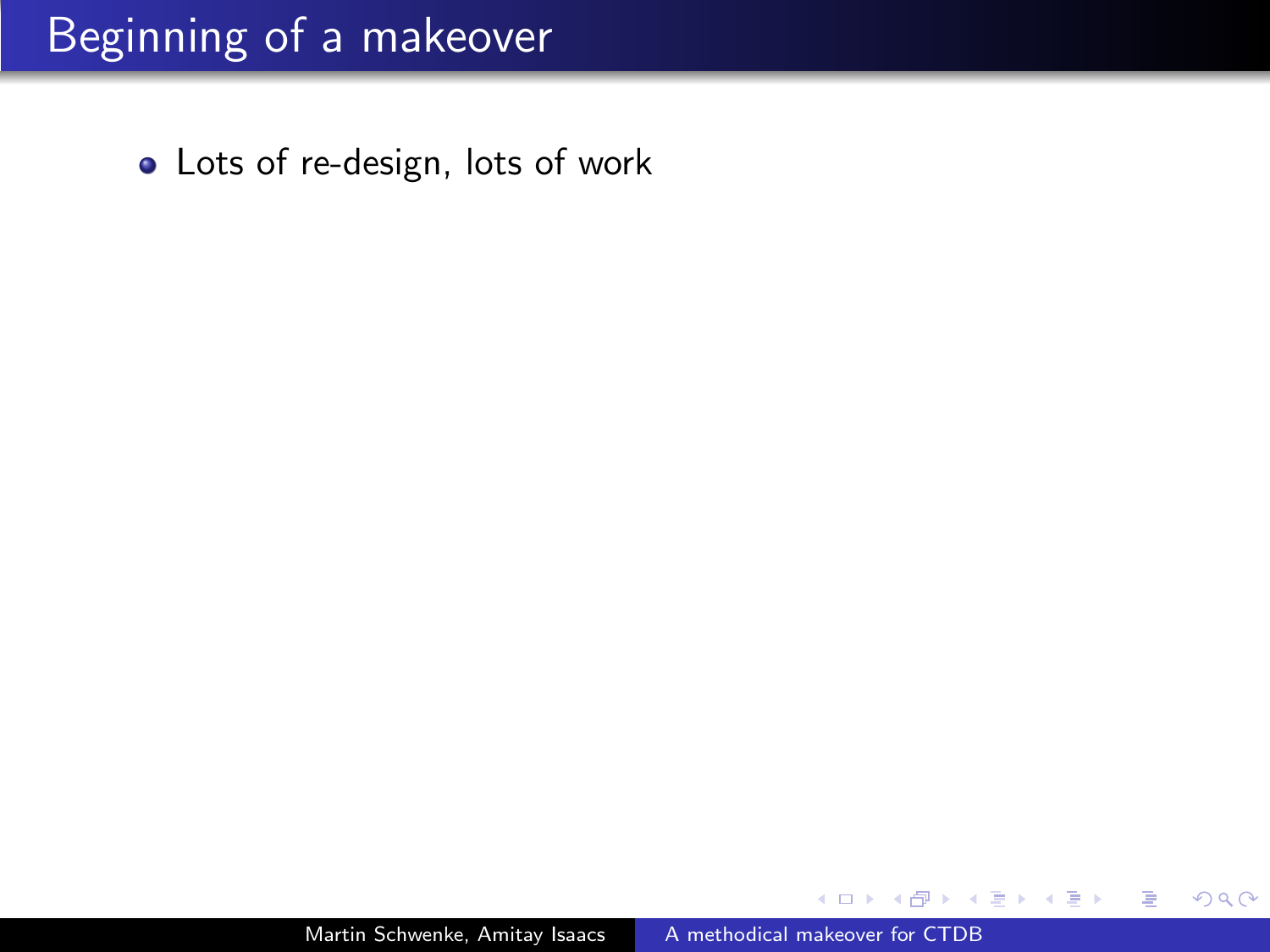# Beginning of a makeover

- Lots of re-design, lots of work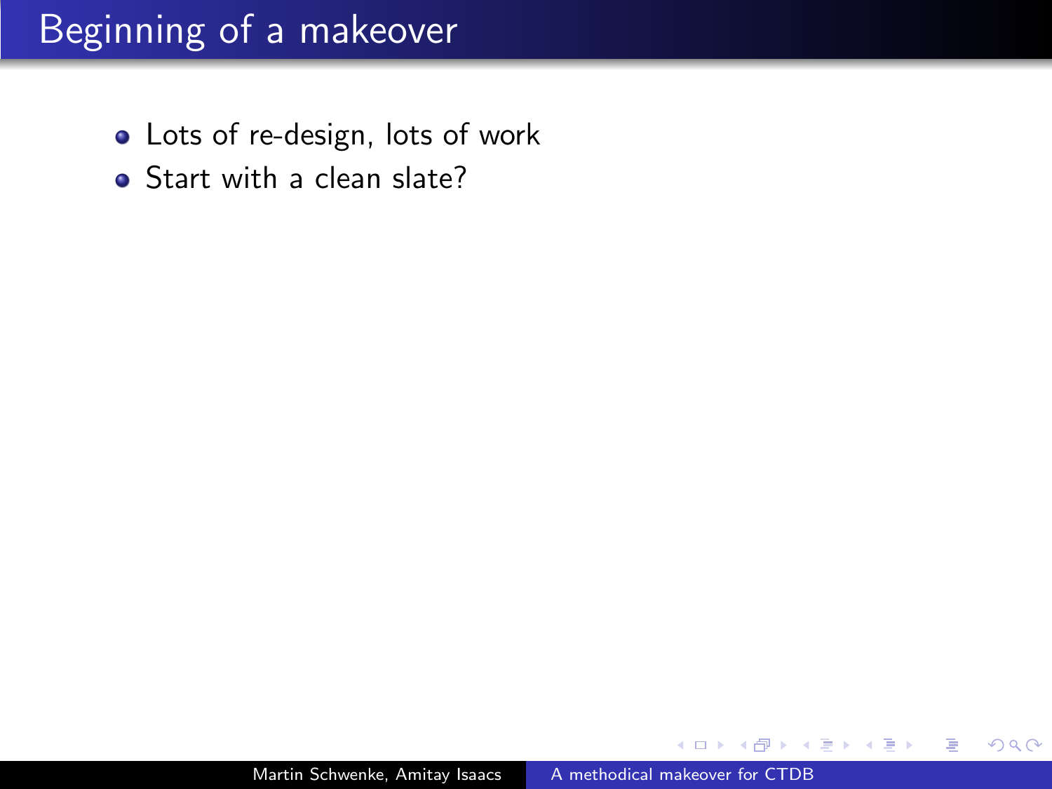# Beginning of a makeover

- Lots of re-design, lots of work
- Start with a clean slate?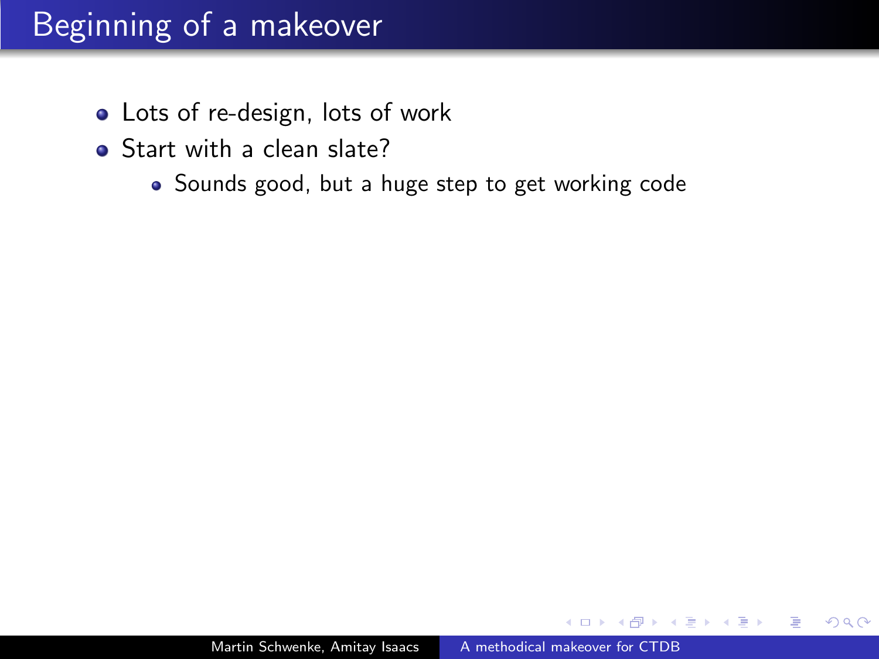# Beginning of a makeover

- Lots of re-design, lots of work
- Start with a clean slate?
  - Sounds good, but a huge step to get working code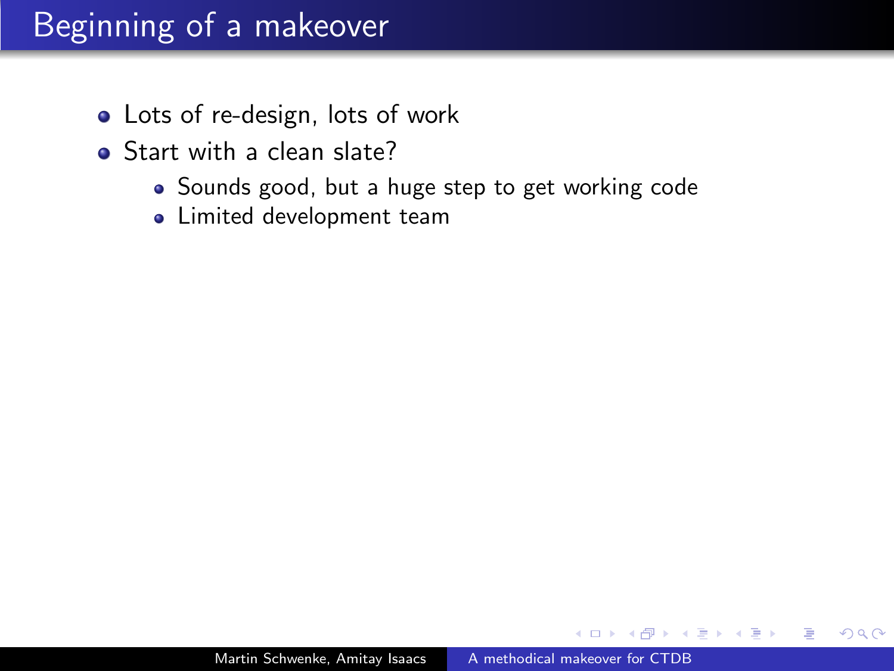# Beginning of a makeover

- Lots of re-design, lots of work
- Start with a clean slate?
  - Sounds good, but a huge step to get working code
  - Limited development team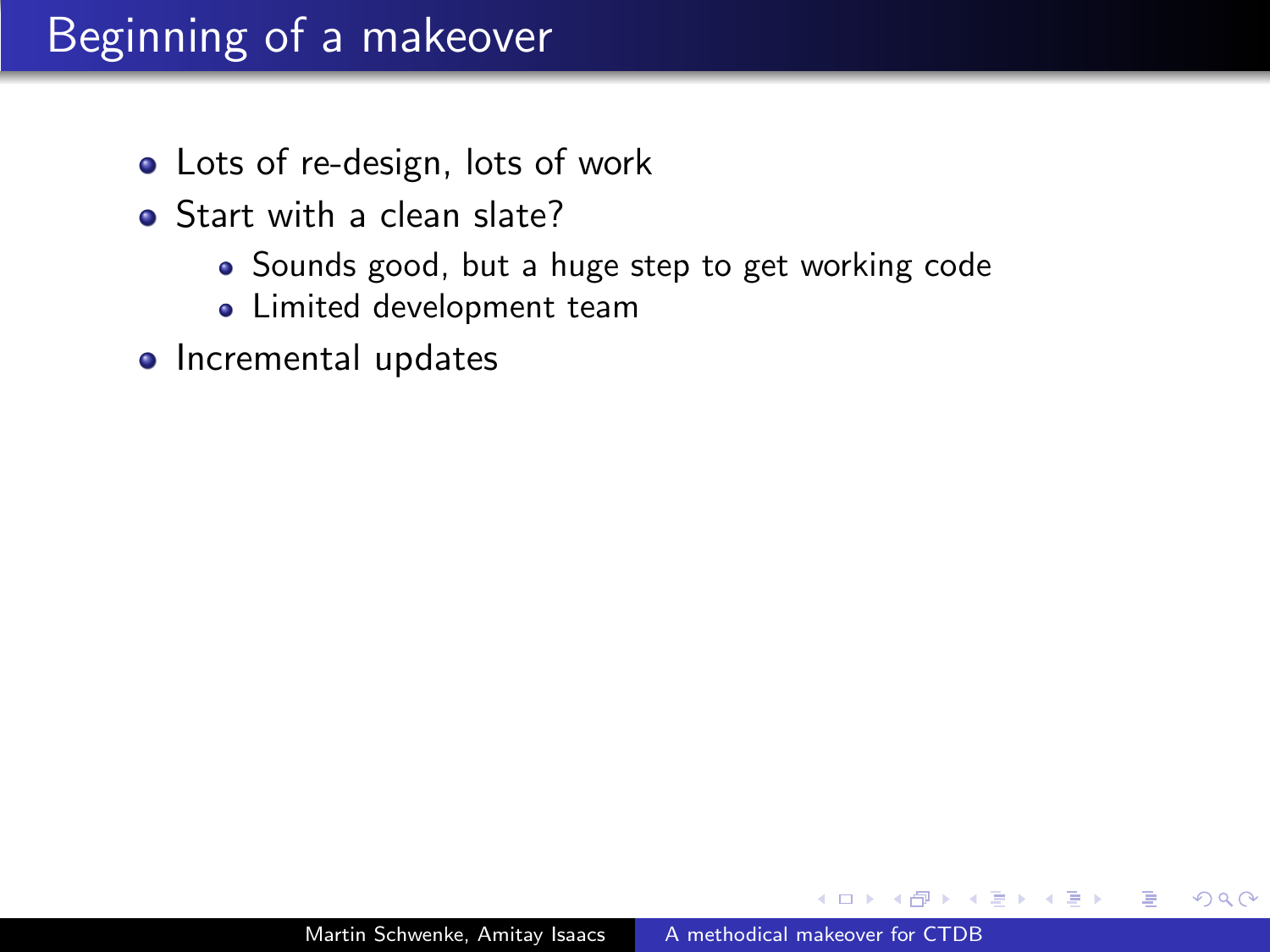# Beginning of a makeover

- Lots of re-design, lots of work
- Start with a clean slate?
  - Sounds good, but a huge step to get working code
  - Limited development team
- Incremental updates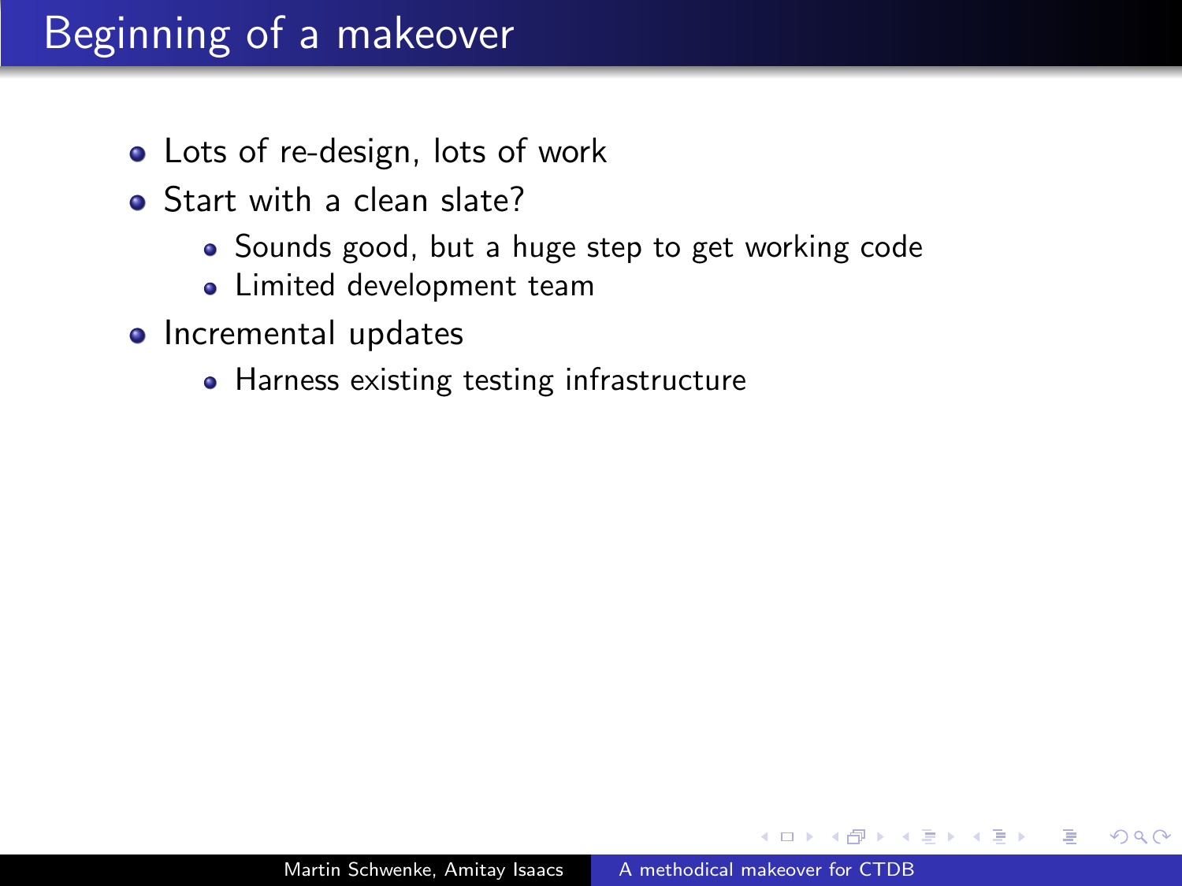# Beginning of a makeover

- Lots of re-design, lots of work
- Start with a clean slate?
  - Sounds good, but a huge step to get working code
  - Limited development team
- Incremental updates
  - Harness existing testing infrastructure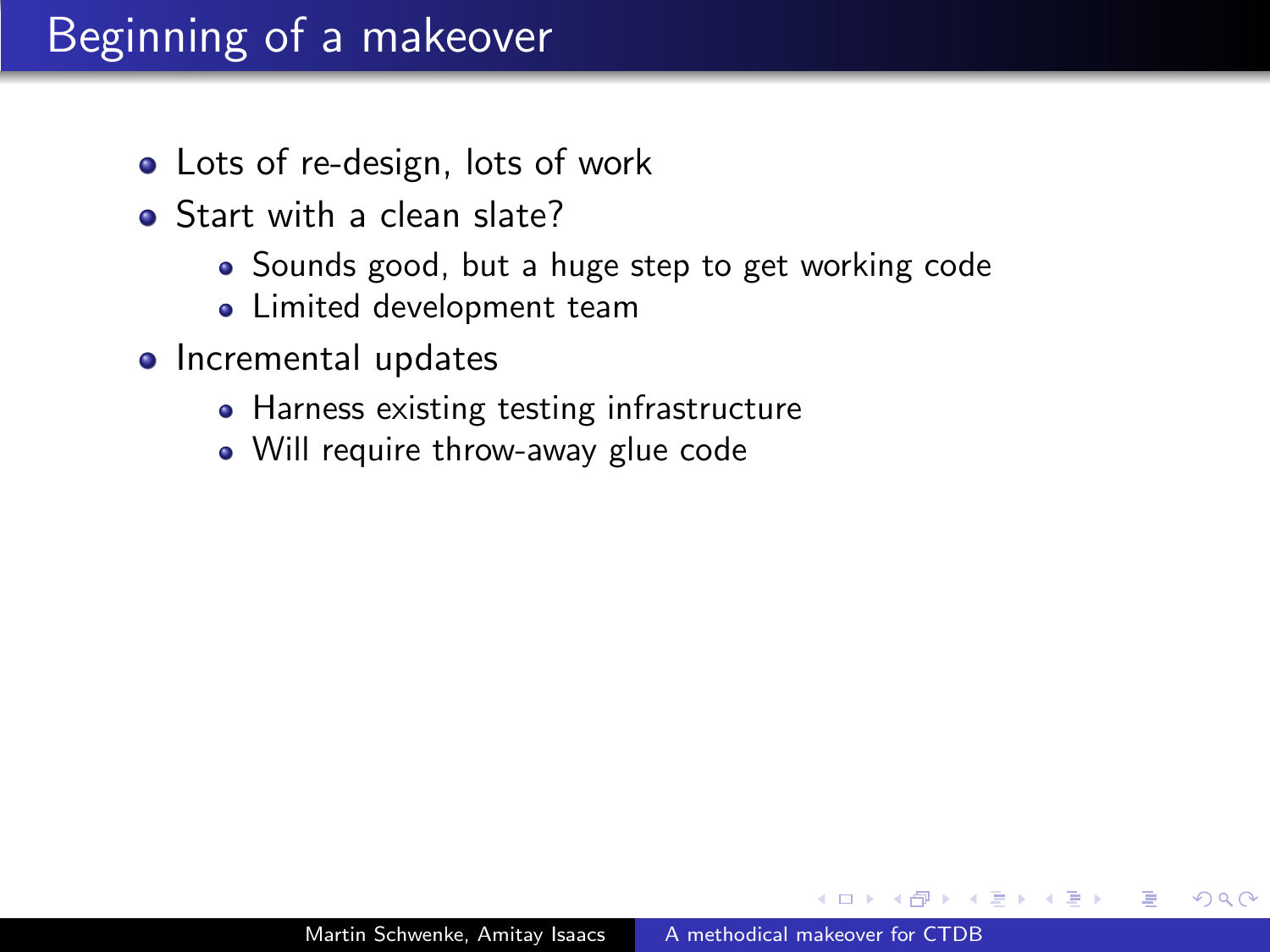# Beginning of a makeover

- Lots of re-design, lots of work
- Start with a clean slate?
  - Sounds good, but a huge step to get working code
  - Limited development team
- Incremental updates
  - Harness existing testing infrastructure
  - Will require throw-away glue code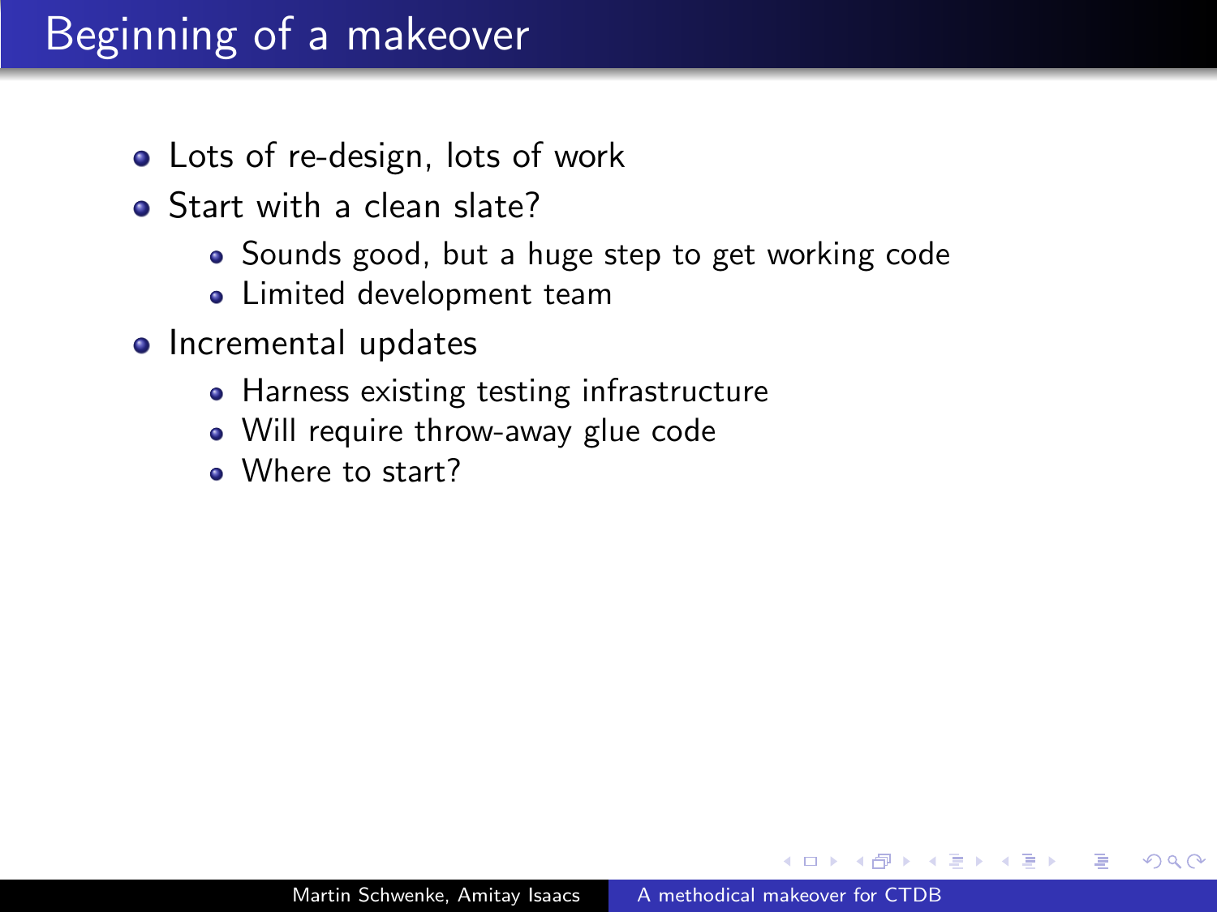# Beginning of a makeover

- Lots of re-design, lots of work
- Start with a clean slate?
  - Sounds good, but a huge step to get working code
  - Limited development team
- Incremental updates
  - Harness existing testing infrastructure
  - Will require throw-away glue code
  - Where to start?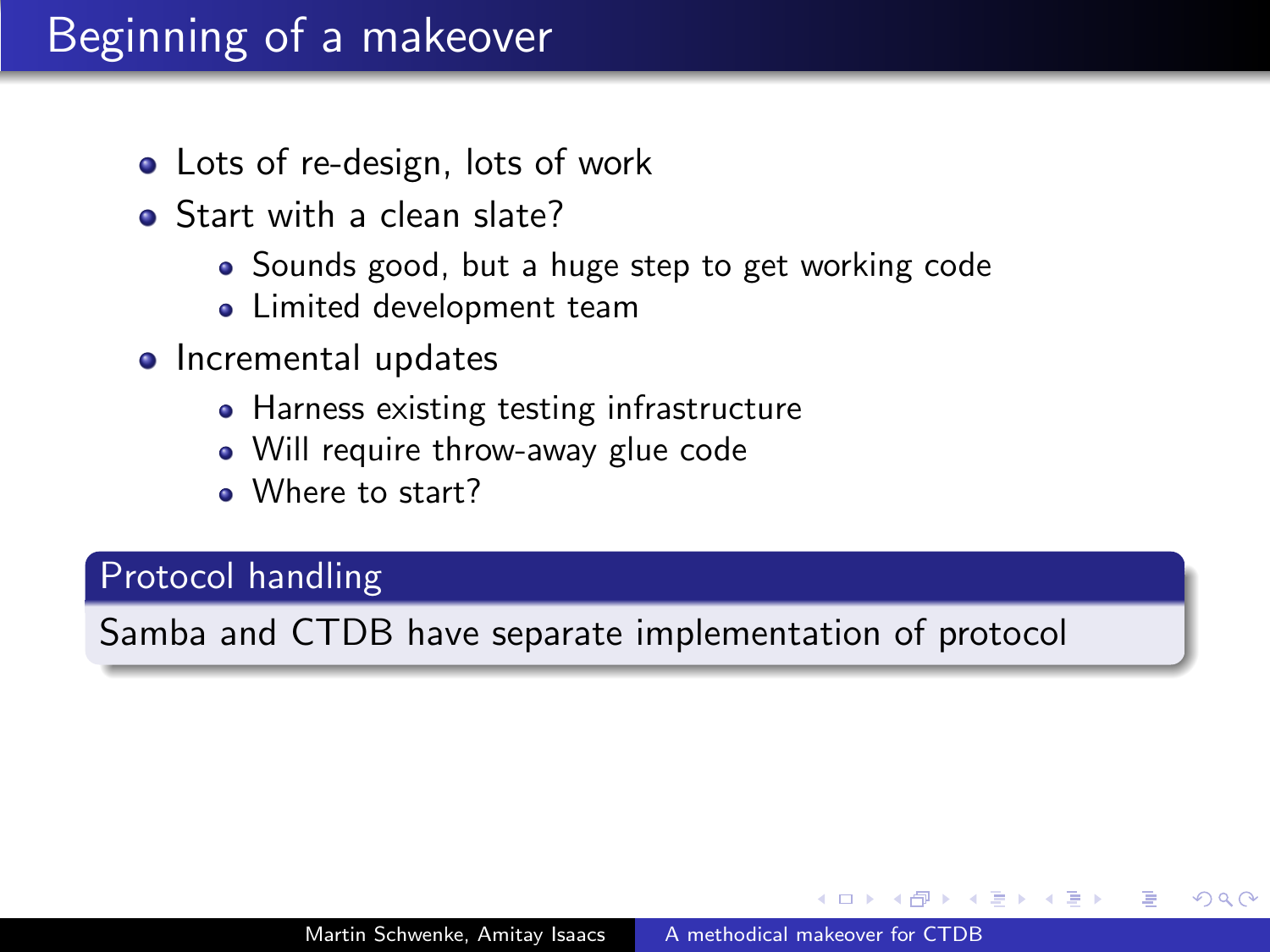# Beginning of a makeover

- Lots of re-design, lots of work
- Start with a clean slate?
  - Sounds good, but a huge step to get working code
  - Limited development team
- Incremental updates
  - Harness existing testing infrastructure
  - Will require throw-away glue code
  - Where to start?

**Protocol handling**

Samba and CTDB have separate implementation of protocol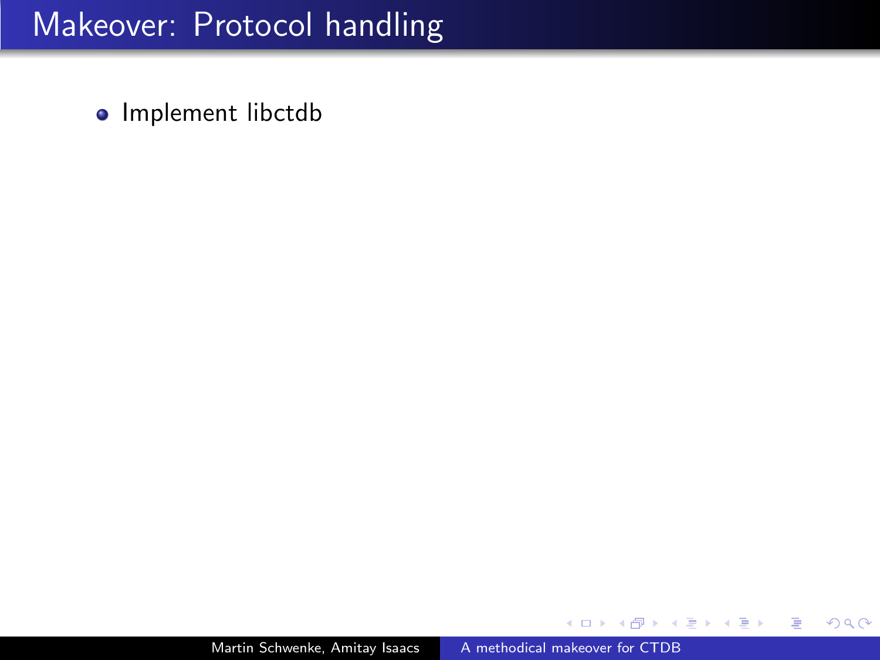# Makeover: Protocol handling

- Implement libctdb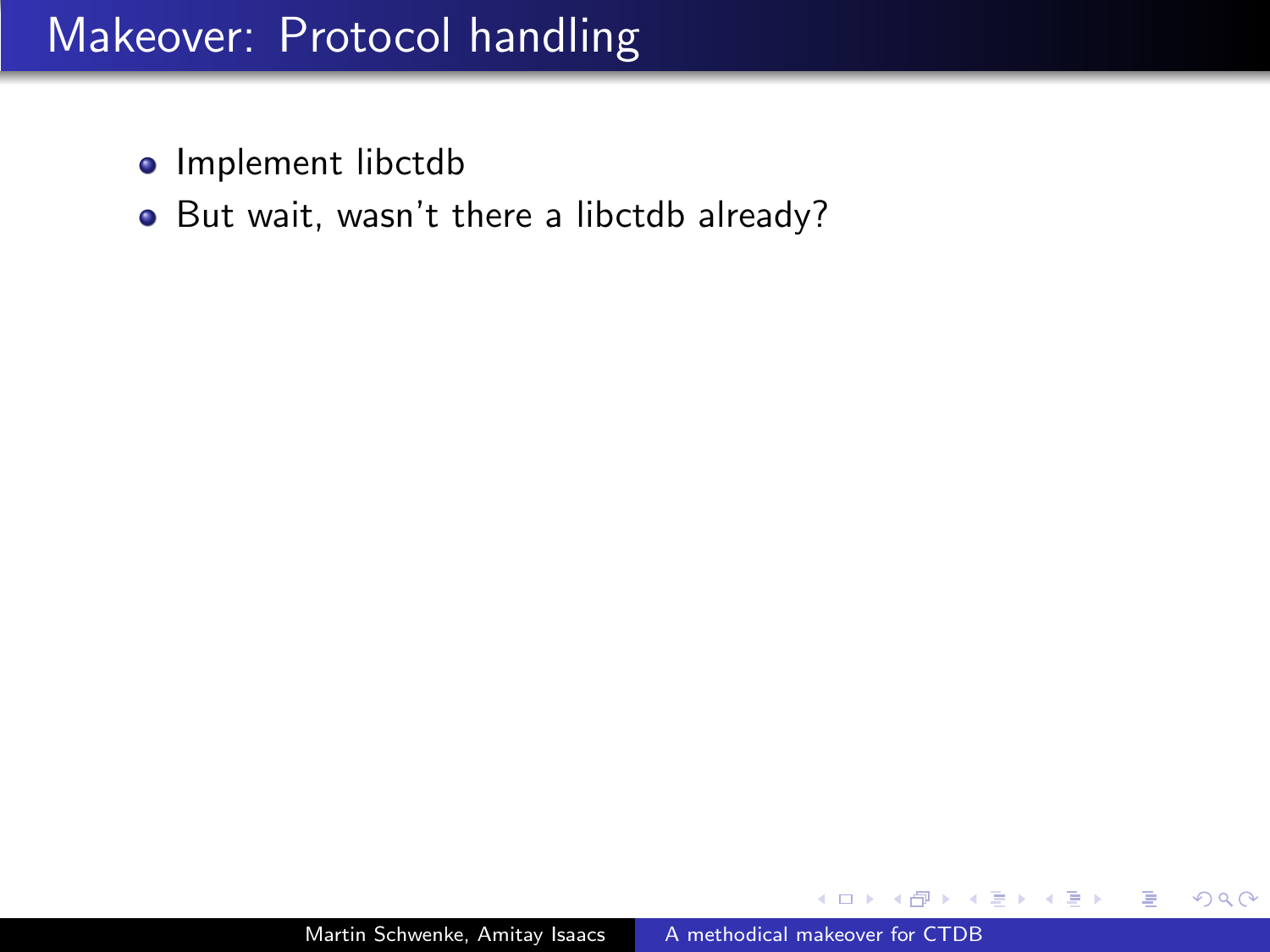# Makeover: Protocol handling

- Implement libctdb
- But wait, wasn't there a libctdb already?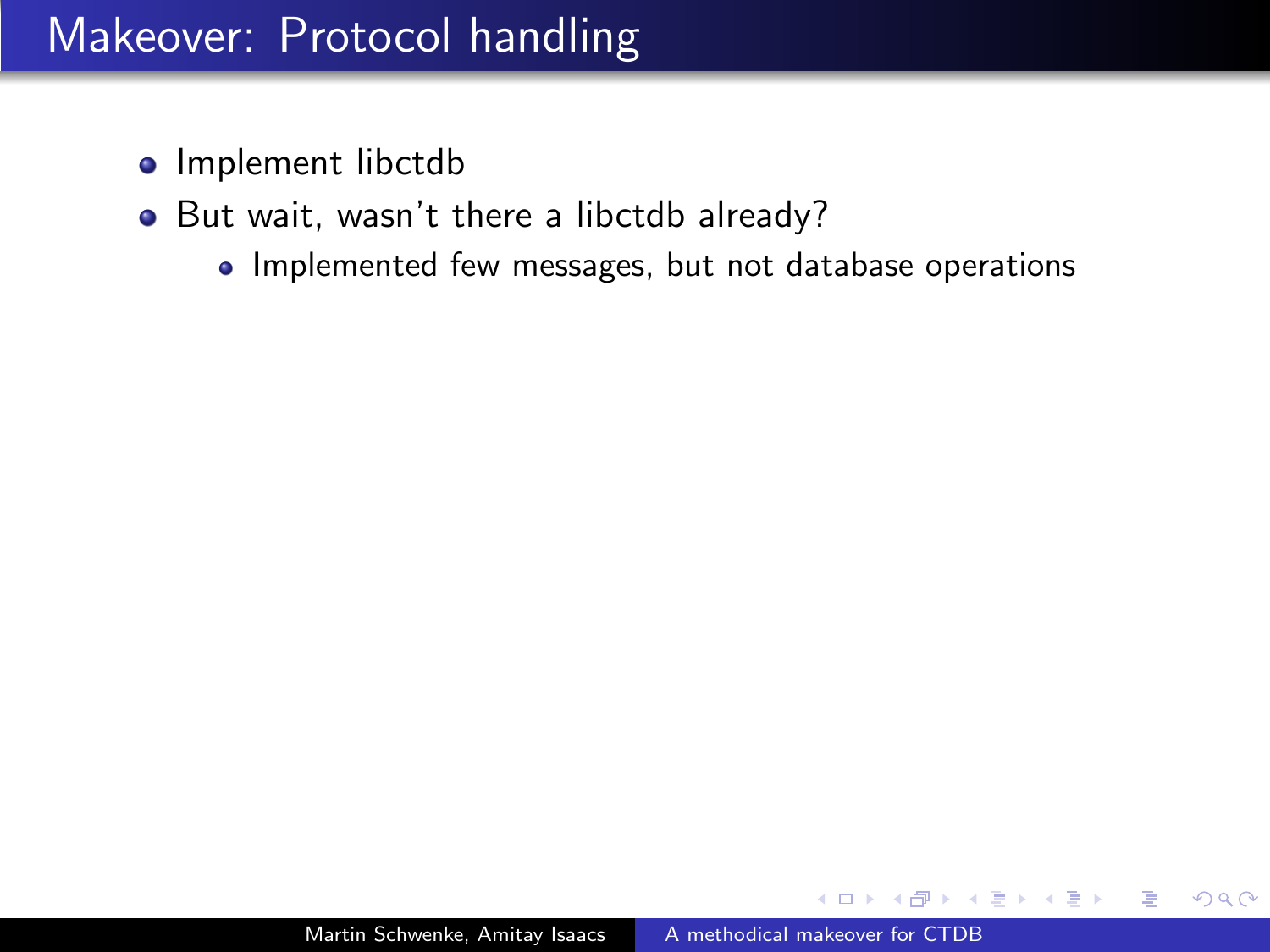# Makeover: Protocol handling

- Implement libctdb
- But wait, wasn't there a libctdb already?
  - Implemented few messages, but not database operations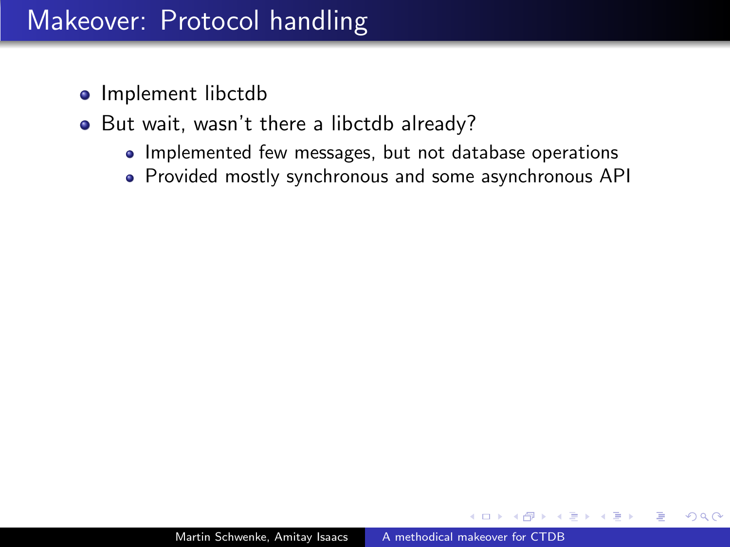# Makeover: Protocol handling

- Implement libctdb
- But wait, wasn't there a libctdb already?
  - Implemented few messages, but not database operations
  - Provided mostly synchronous and some asynchronous API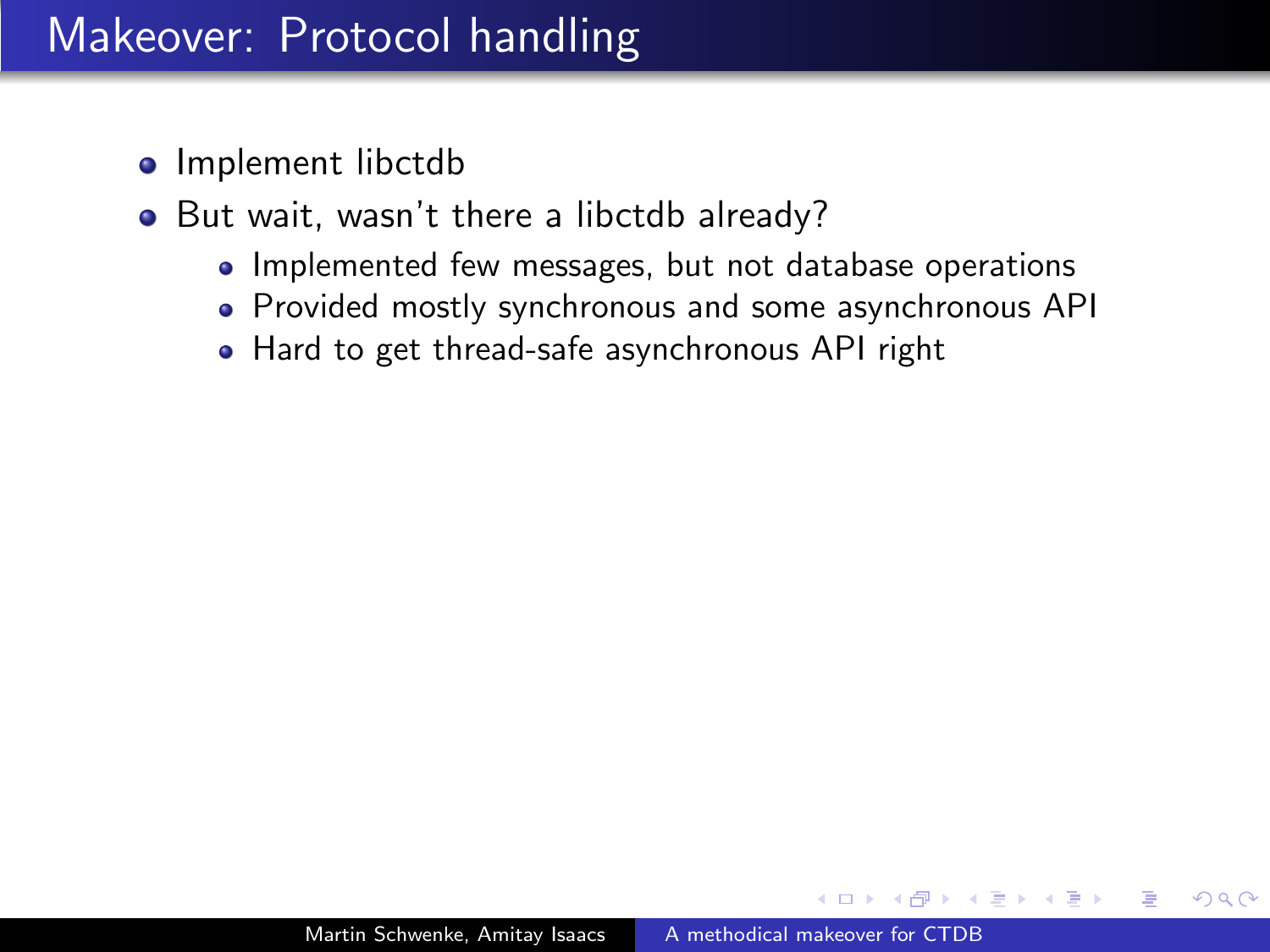# Makeover: Protocol handling

- Implement libctdb
- But wait, wasn't there a libctdb already?
  - Implemented few messages, but not database operations
  - Provided mostly synchronous and some asynchronous API
  - Hard to get thread-safe asynchronous API right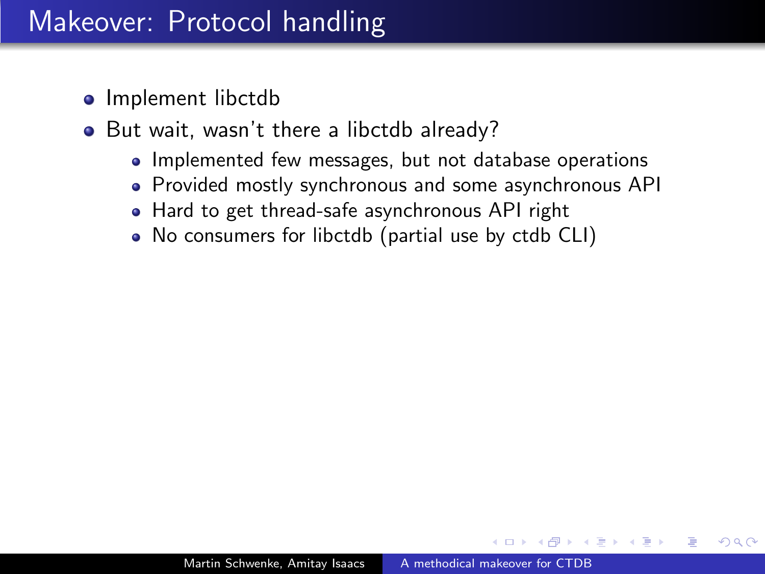# Makeover: Protocol handling

- Implement libctdb
- But wait, wasn't there a libctdb already?
  - Implemented few messages, but not database operations
  - Provided mostly synchronous and some asynchronous API
  - Hard to get thread-safe asynchronous API right
  - No consumers for libctdb (partial use by ctdb CLI)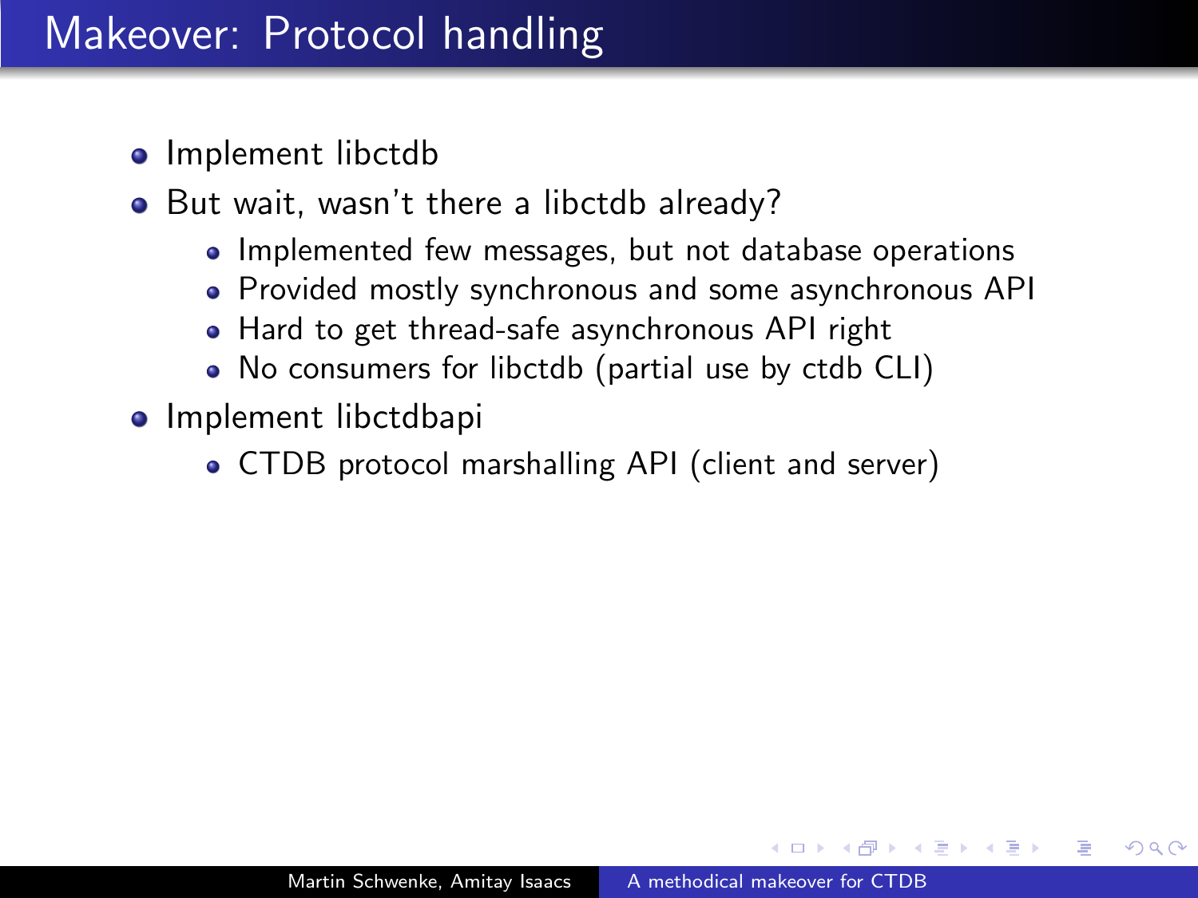# Makeover: Protocol handling

- Implement libctdb
- But wait, wasn't there a libctdb already?
  - Implemented few messages, but not database operations
  - Provided mostly synchronous and some asynchronous API
  - Hard to get thread-safe asynchronous API right
  - No consumers for libctdb (partial use by ctdb CLI)
- Implement libctdbapi
  - CTDB protocol marshalling API (client and server)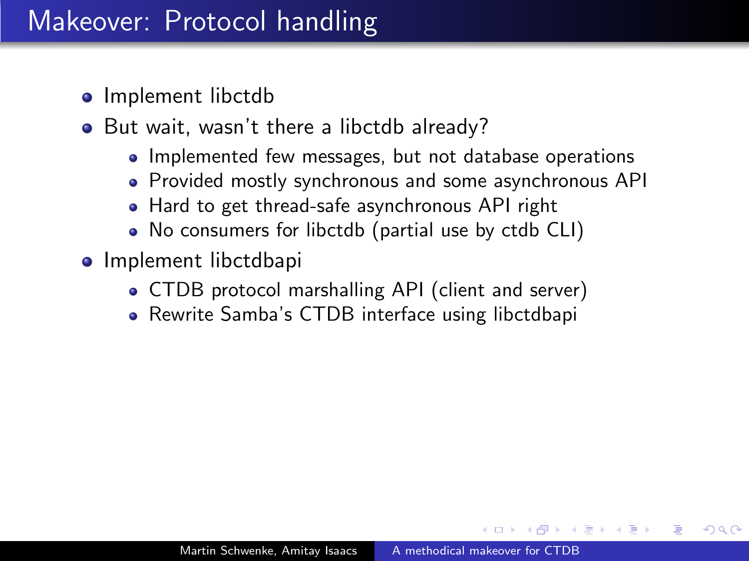# Makeover: Protocol handling

- Implement libctdb
- But wait, wasn't there a libctdb already?
  - Implemented few messages, but not database operations
  - Provided mostly synchronous and some asynchronous API
  - Hard to get thread-safe asynchronous API right
  - No consumers for libctdb (partial use by ctdb CLI)
- Implement libctdbapi
  - CTDB protocol marshalling API (client and server)
  - Rewrite Samba's CTDB interface using libctdbapi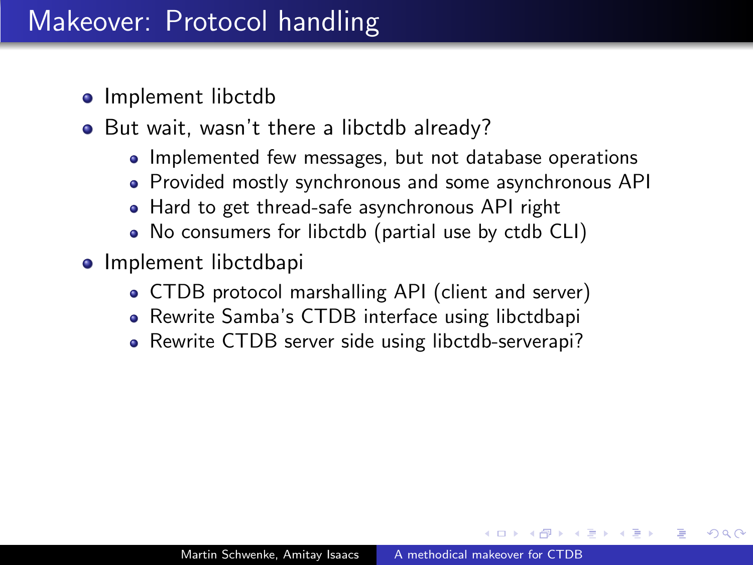# Makeover: Protocol handling

- Implement libctdb
- But wait, wasn't there a libctdb already?
  - Implemented few messages, but not database operations
  - Provided mostly synchronous and some asynchronous API
  - Hard to get thread-safe asynchronous API right
  - No consumers for libctdb (partial use by ctdb CLI)
- Implement libctdbapi
  - CTDB protocol marshalling API (client and server)
  - Rewrite Samba's CTDB interface using libctdbapi
  - Rewrite CTDB server side using libctdb-serverapi?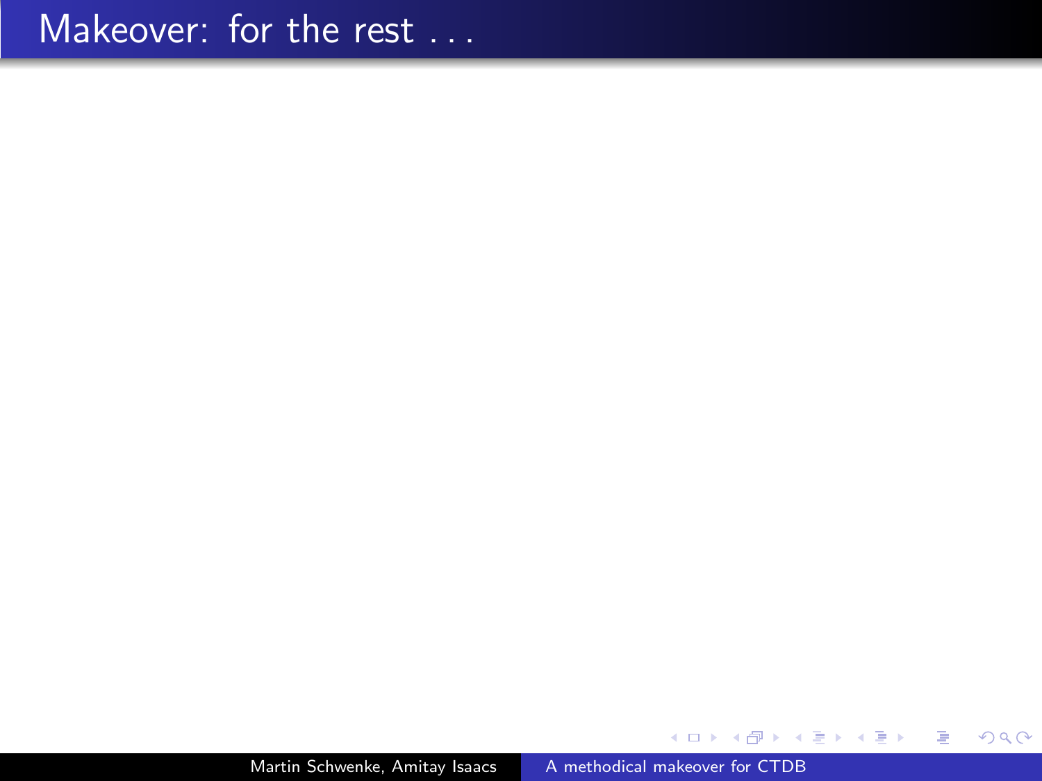# Makeover: for the rest . . .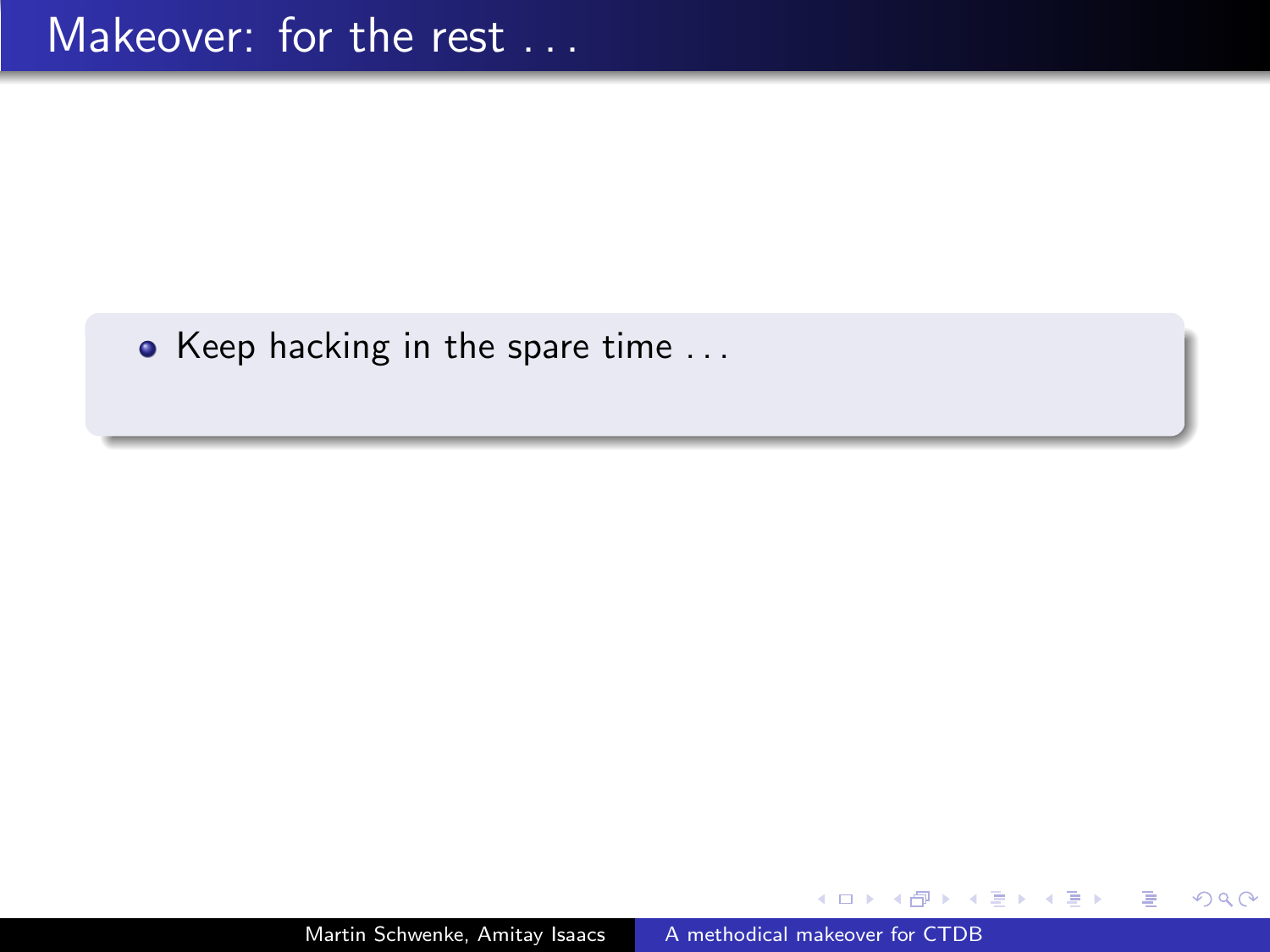# Makeover: for the rest . . .

- Keep hacking in the spare time . . .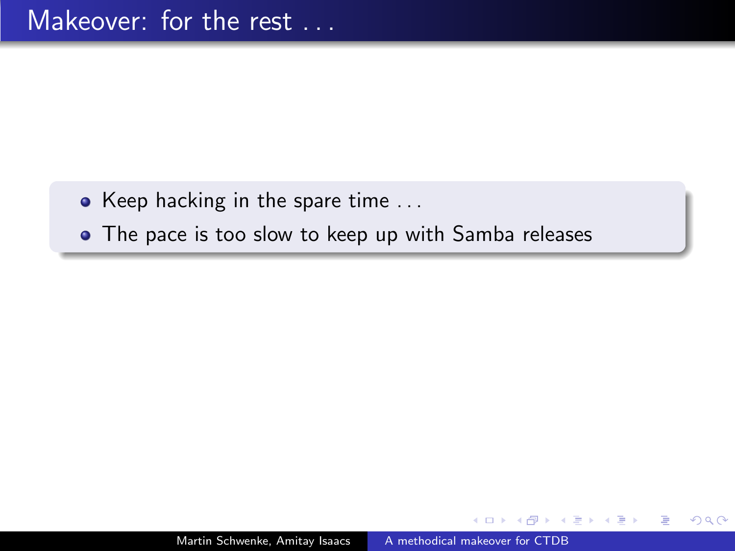## Makeover: for the rest . . .

- Keep hacking in the spare time . . .
- The pace is too slow to keep up with Samba releases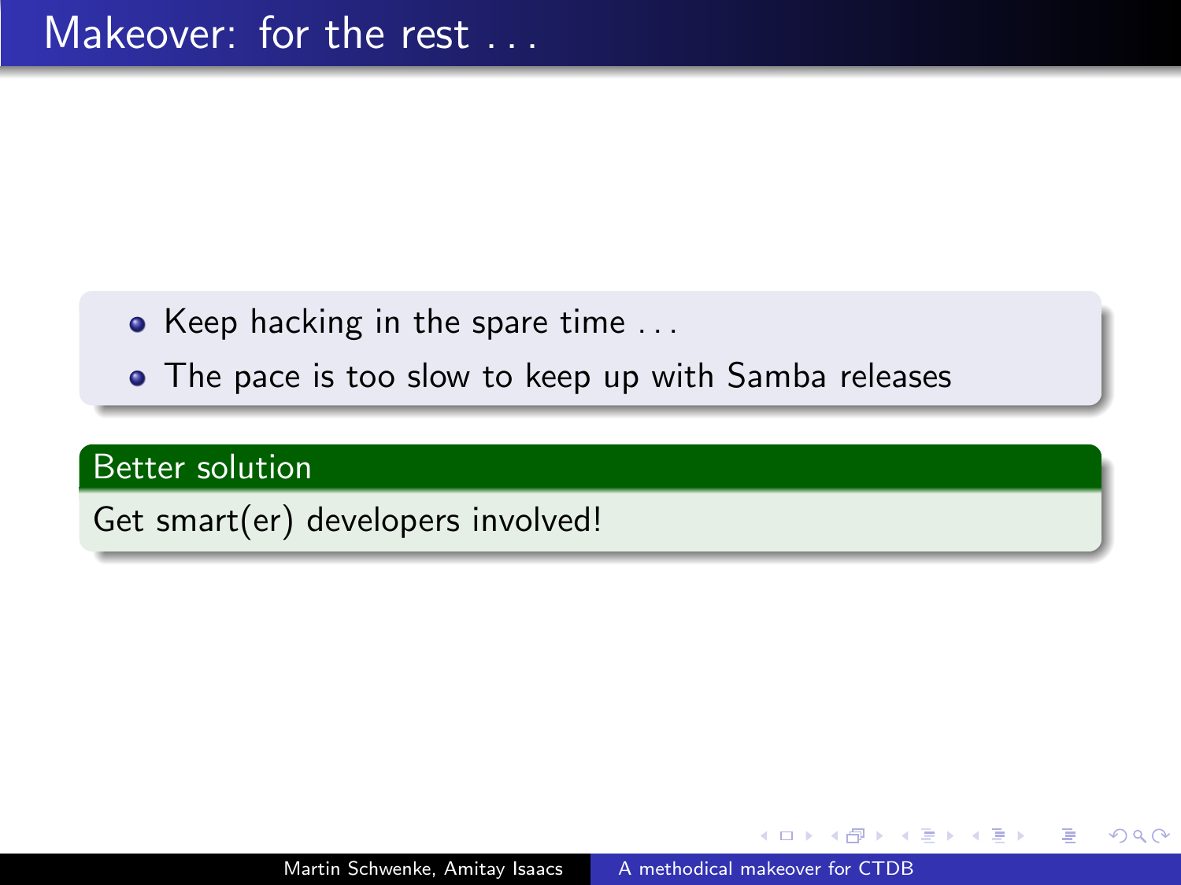# Makeover: for the rest . . .

- Keep hacking in the spare time . . .
- The pace is too slow to keep up with Samba releases

**Better solution**

Get smart(er) developers involved!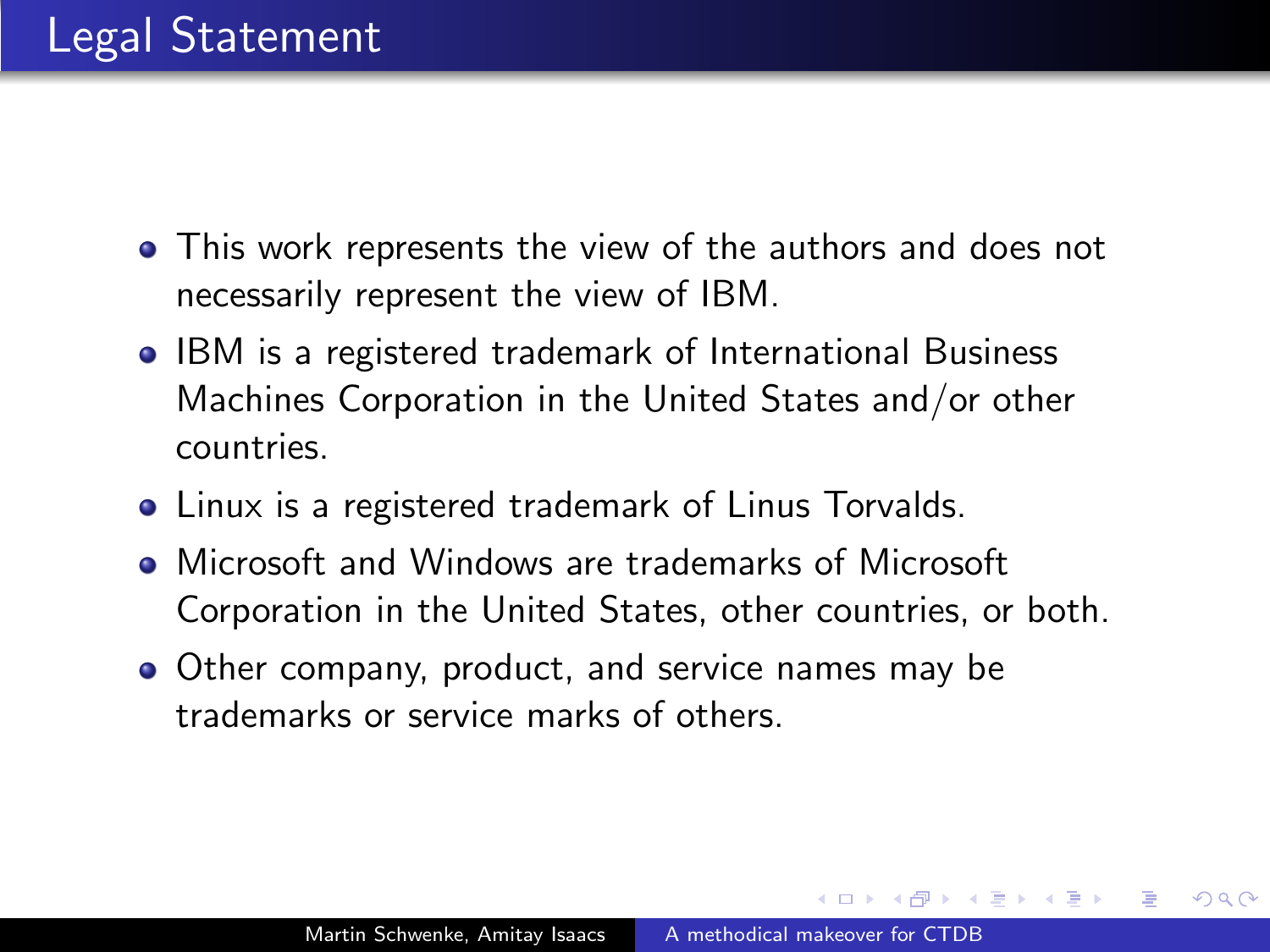# Legal Statement

- This work represents the view of the authors and does not necessarily represent the view of IBM.
- IBM is a registered trademark of International Business Machines Corporation in the United States and/or other countries.
- Linux is a registered trademark of Linus Torvalds.
- Microsoft and Windows are trademarks of Microsoft Corporation in the United States, other countries, or both.
- Other company, product, and service names may be trademarks or service marks of others.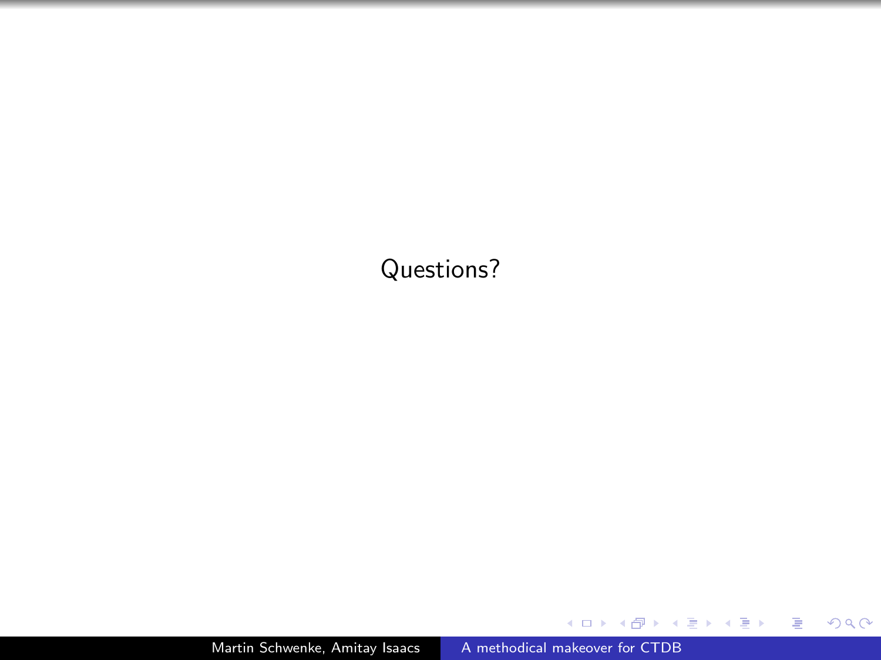Questions?